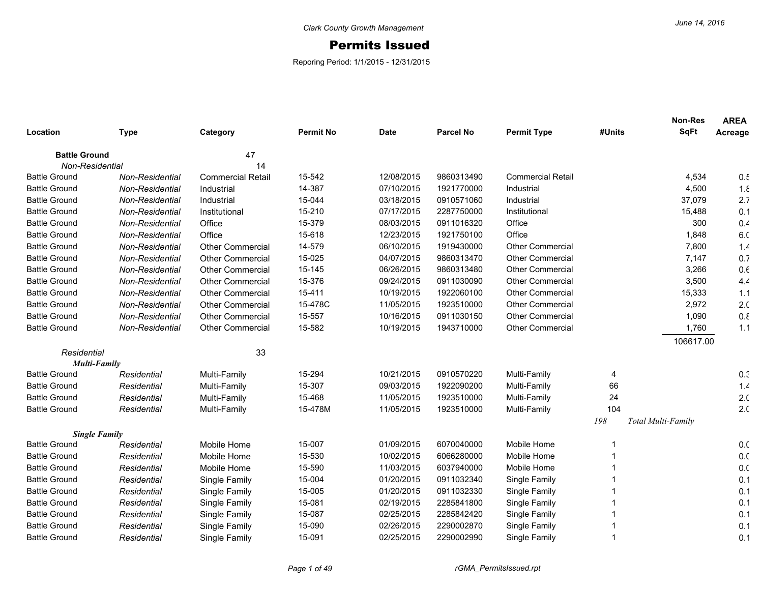Clark County Growth Management

# Permits Issued

Reporing Period: 1/1/2015 - 12/31/2015

June 14, 2016

| Location | Type | Category | Permit No | Date | Parcel No | Permit Type | #Units | Non-Res SqFt | AREA Acreage |
|---|---|---|---|---|---|---|---|---|---|
| **Battle Ground** | | 47 | | | | | | | |
| *Non-Residential* | | 14 | | | | | | | |
| Battle Ground | *Non-Residential* | Commercial Retail | 15-542 | 12/08/2015 | 9860313490 | Commercial Retail | | 4,534 | 0.5 |
| Battle Ground | *Non-Residential* | Industrial | 14-387 | 07/10/2015 | 1921770000 | Industrial | | 4,500 | 1.8 |
| Battle Ground | *Non-Residential* | Industrial | 15-044 | 03/18/2015 | 0910571060 | Industrial | | 37,079 | 2.7 |
| Battle Ground | *Non-Residential* | Institutional | 15-210 | 07/17/2015 | 2287750000 | Institutional | | 15,488 | 0.1 |
| Battle Ground | *Non-Residential* | Office | 15-379 | 08/03/2015 | 0911016320 | Office | | 300 | 0.4 |
| Battle Ground | *Non-Residential* | Office | 15-618 | 12/23/2015 | 1921750100 | Office | | 1,848 | 6.0 |
| Battle Ground | *Non-Residential* | Other Commercial | 14-579 | 06/10/2015 | 1919430000 | Other Commercial | | 7,800 | 1.4 |
| Battle Ground | *Non-Residential* | Other Commercial | 15-025 | 04/07/2015 | 9860313470 | Other Commercial | | 7,147 | 0.7 |
| Battle Ground | *Non-Residential* | Other Commercial | 15-145 | 06/26/2015 | 9860313480 | Other Commercial | | 3,266 | 0.6 |
| Battle Ground | *Non-Residential* | Other Commercial | 15-376 | 09/24/2015 | 0911030090 | Other Commercial | | 3,500 | 4.4 |
| Battle Ground | *Non-Residential* | Other Commercial | 15-411 | 10/19/2015 | 1922060100 | Other Commercial | | 15,333 | 1.1 |
| Battle Ground | *Non-Residential* | Other Commercial | 15-478C | 11/05/2015 | 1923510000 | Other Commercial | | 2,972 | 2.0 |
| Battle Ground | *Non-Residential* | Other Commercial | 15-557 | 10/16/2015 | 0911030150 | Other Commercial | | 1,090 | 0.8 |
| Battle Ground | *Non-Residential* | Other Commercial | 15-582 | 10/19/2015 | 1943710000 | Other Commercial | | 1,760 | 1.1 |
| | | | | | | | | 106617.00 | |
| *Residential* | | 33 | | | | | | | |
| ***Multi-Family*** | | | | | | | | | |
| Battle Ground | *Residential* | Multi-Family | 15-294 | 10/21/2015 | 0910570220 | Multi-Family | 4 | | 0.3 |
| Battle Ground | *Residential* | Multi-Family | 15-307 | 09/03/2015 | 1922090200 | Multi-Family | 66 | | 1.4 |
| Battle Ground | *Residential* | Multi-Family | 15-468 | 11/05/2015 | 1923510000 | Multi-Family | 24 | | 2.0 |
| Battle Ground | *Residential* | Multi-Family | 15-478M | 11/05/2015 | 1923510000 | Multi-Family | 104 | | 2.0 |
| | | | | | | | *198* | *Total Multi-Family* | |
| ***Single Family*** | | | | | | | | | |
| Battle Ground | *Residential* | Mobile Home | 15-007 | 01/09/2015 | 6070040000 | Mobile Home | 1 | | 0.0 |
| Battle Ground | *Residential* | Mobile Home | 15-530 | 10/02/2015 | 6066280000 | Mobile Home | 1 | | 0.0 |
| Battle Ground | *Residential* | Mobile Home | 15-590 | 11/03/2015 | 6037940000 | Mobile Home | 1 | | 0.0 |
| Battle Ground | *Residential* | Single Family | 15-004 | 01/20/2015 | 0911032340 | Single Family | 1 | | 0.1 |
| Battle Ground | *Residential* | Single Family | 15-005 | 01/20/2015 | 0911032330 | Single Family | 1 | | 0.1 |
| Battle Ground | *Residential* | Single Family | 15-081 | 02/19/2015 | 2285841800 | Single Family | 1 | | 0.1 |
| Battle Ground | *Residential* | Single Family | 15-087 | 02/25/2015 | 2285842420 | Single Family | 1 | | 0.1 |
| Battle Ground | *Residential* | Single Family | 15-090 | 02/26/2015 | 2290002870 | Single Family | 1 | | 0.1 |
| Battle Ground | *Residential* | Single Family | 15-091 | 02/25/2015 | 2290002990 | Single Family | 1 | | 0.1 |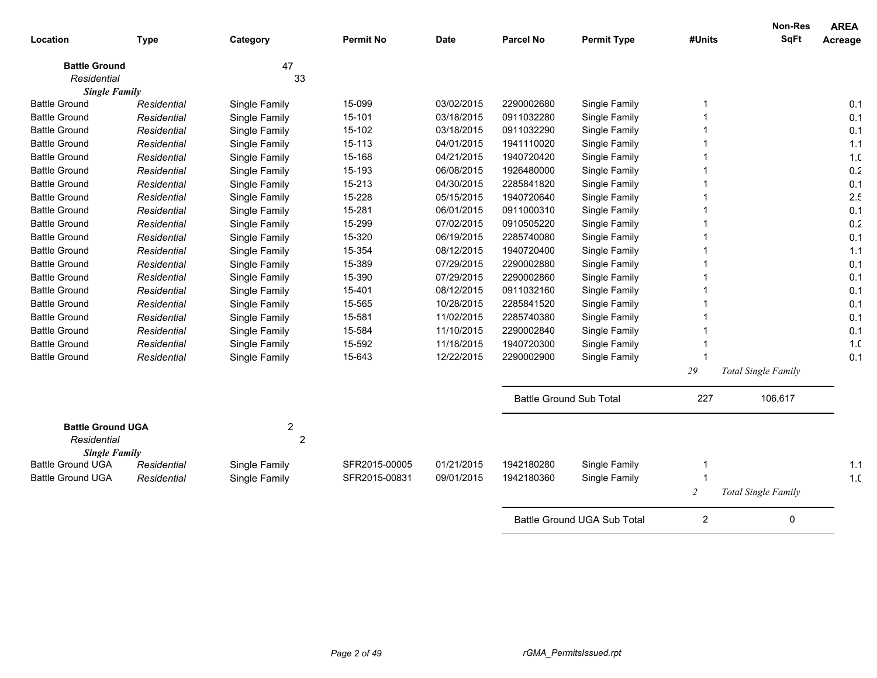| Location | Type | Category | Permit No | Date | Parcel No | Permit Type | #Units | Non-Res SqFt | AREA Acreage |
|---|---|---|---|---|---|---|---|---|---|
| **Battle Ground** | | 47 | | | | | | | |
| *Residential* | | 33 | | | | | | | |
| ***Single Family*** | | | | | | | | | |
| Battle Ground | *Residential* | Single Family | 15-099 | 03/02/2015 | 2290002680 | Single Family | 1 | | 0.1 |
| Battle Ground | *Residential* | Single Family | 15-101 | 03/18/2015 | 0911032280 | Single Family | 1 | | 0.1 |
| Battle Ground | *Residential* | Single Family | 15-102 | 03/18/2015 | 0911032290 | Single Family | 1 | | 0.1 |
| Battle Ground | *Residential* | Single Family | 15-113 | 04/01/2015 | 1941110020 | Single Family | 1 | | 1.1 |
| Battle Ground | *Residential* | Single Family | 15-168 | 04/21/2015 | 1940720420 | Single Family | 1 | | 1.0 |
| Battle Ground | *Residential* | Single Family | 15-193 | 06/08/2015 | 1926480000 | Single Family | 1 | | 0.2 |
| Battle Ground | *Residential* | Single Family | 15-213 | 04/30/2015 | 2285841820 | Single Family | 1 | | 0.1 |
| Battle Ground | *Residential* | Single Family | 15-228 | 05/15/2015 | 1940720640 | Single Family | 1 | | 2.5 |
| Battle Ground | *Residential* | Single Family | 15-281 | 06/01/2015 | 0911000310 | Single Family | 1 | | 0.1 |
| Battle Ground | *Residential* | Single Family | 15-299 | 07/02/2015 | 0910505220 | Single Family | 1 | | 0.2 |
| Battle Ground | *Residential* | Single Family | 15-320 | 06/19/2015 | 2285740080 | Single Family | 1 | | 0.1 |
| Battle Ground | *Residential* | Single Family | 15-354 | 08/12/2015 | 1940720400 | Single Family | 1 | | 1.1 |
| Battle Ground | *Residential* | Single Family | 15-389 | 07/29/2015 | 2290002880 | Single Family | 1 | | 0.1 |
| Battle Ground | *Residential* | Single Family | 15-390 | 07/29/2015 | 2290002860 | Single Family | 1 | | 0.1 |
| Battle Ground | *Residential* | Single Family | 15-401 | 08/12/2015 | 0911032160 | Single Family | 1 | | 0.1 |
| Battle Ground | *Residential* | Single Family | 15-565 | 10/28/2015 | 2285841520 | Single Family | 1 | | 0.1 |
| Battle Ground | *Residential* | Single Family | 15-581 | 11/02/2015 | 2285740380 | Single Family | 1 | | 0.1 |
| Battle Ground | *Residential* | Single Family | 15-584 | 11/10/2015 | 2290002840 | Single Family | 1 | | 0.1 |
| Battle Ground | *Residential* | Single Family | 15-592 | 11/18/2015 | 1940720300 | Single Family | 1 | | 1.0 |
| Battle Ground | *Residential* | Single Family | 15-643 | 12/22/2015 | 2290002900 | Single Family | 1 | | 0.1 |
| | | | | | | | *29* | *Total Single Family* | |
| | | | | | Battle Ground Sub Total | | 227 | 106,617 | |
| **Battle Ground UGA** | | 2 | | | | | | | |
| *Residential* | | 2 | | | | | | | |
| ***Single Family*** | | | | | | | | | |
| Battle Ground UGA | *Residential* | Single Family | SFR2015-00005 | 01/21/2015 | 1942180280 | Single Family | 1 | | 1.1 |
| Battle Ground UGA | *Residential* | Single Family | SFR2015-00831 | 09/01/2015 | 1942180360 | Single Family | 1 | | 1.0 |
| | | | | | | | *2* | *Total Single Family* | |
| | | | | | Battle Ground UGA Sub Total | | 2 | 0 | |

rGMA_PermitsIssued.rpt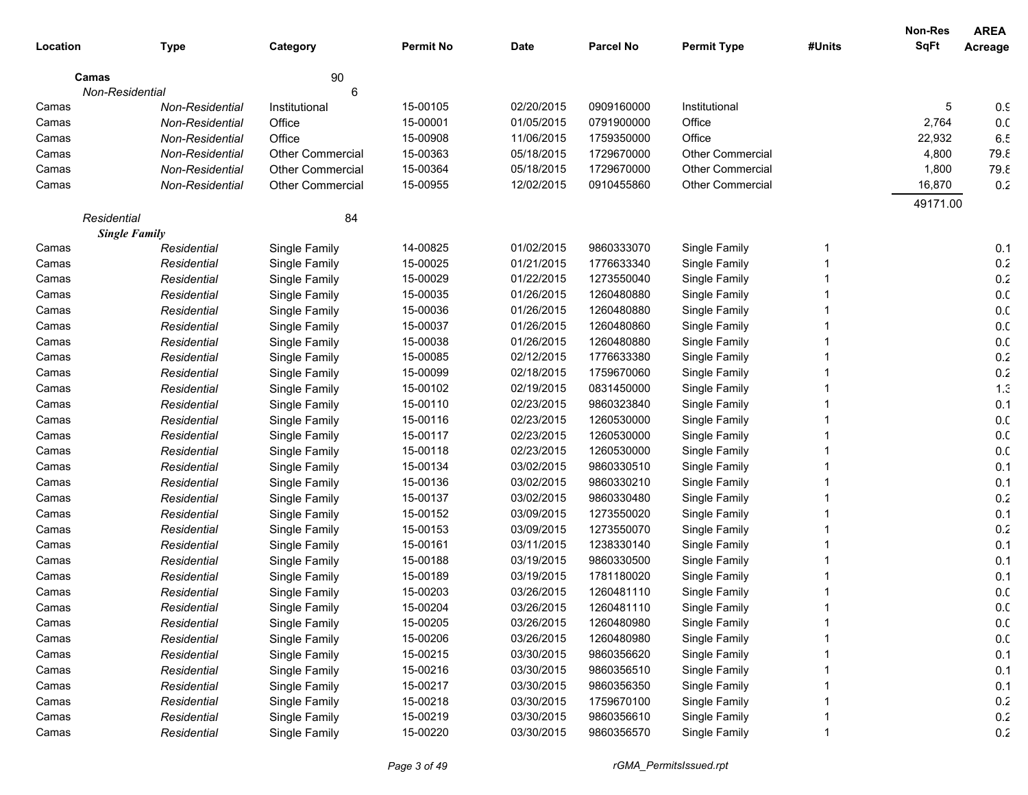| Location | Type | Category | Permit No | Date | Parcel No | Permit Type | #Units | Non-Res SqFt | AREA Acreage |
|---|---|---|---|---|---|---|---|---|---|
| **Camas** | | 90 | | | | | | | |
| *Non-Residential* | | 6 | | | | | | | |
| Camas | *Non-Residential* | Institutional | 15-00105 | 02/20/2015 | 0909160000 | Institutional | | 5 | 0.9 |
| Camas | *Non-Residential* | Office | 15-00001 | 01/05/2015 | 0791900000 | Office | | 2,764 | 0.0 |
| Camas | *Non-Residential* | Office | 15-00908 | 11/06/2015 | 1759350000 | Office | | 22,932 | 6.5 |
| Camas | *Non-Residential* | Other Commercial | 15-00363 | 05/18/2015 | 1729670000 | Other Commercial | | 4,800 | 79.8 |
| Camas | *Non-Residential* | Other Commercial | 15-00364 | 05/18/2015 | 1729670000 | Other Commercial | | 1,800 | 79.8 |
| Camas | *Non-Residential* | Other Commercial | 15-00955 | 12/02/2015 | 0910455860 | Other Commercial | | 16,870 | 0.2 |
| | | | | | | | | 49171.00 | |
| *Residential* | | 84 | | | | | | | |
| ***Single Family*** | | | | | | | | | |
| Camas | *Residential* | Single Family | 14-00825 | 01/02/2015 | 9860333070 | Single Family | 1 | | 0.1 |
| Camas | *Residential* | Single Family | 15-00025 | 01/21/2015 | 1776633340 | Single Family | 1 | | 0.2 |
| Camas | *Residential* | Single Family | 15-00029 | 01/22/2015 | 1273550040 | Single Family | 1 | | 0.2 |
| Camas | *Residential* | Single Family | 15-00035 | 01/26/2015 | 1260480880 | Single Family | 1 | | 0.0 |
| Camas | *Residential* | Single Family | 15-00036 | 01/26/2015 | 1260480880 | Single Family | 1 | | 0.0 |
| Camas | *Residential* | Single Family | 15-00037 | 01/26/2015 | 1260480860 | Single Family | 1 | | 0.0 |
| Camas | *Residential* | Single Family | 15-00038 | 01/26/2015 | 1260480880 | Single Family | 1 | | 0.0 |
| Camas | *Residential* | Single Family | 15-00085 | 02/12/2015 | 1776633380 | Single Family | 1 | | 0.2 |
| Camas | *Residential* | Single Family | 15-00099 | 02/18/2015 | 1759670060 | Single Family | 1 | | 0.2 |
| Camas | *Residential* | Single Family | 15-00102 | 02/19/2015 | 0831450000 | Single Family | 1 | | 1.3 |
| Camas | *Residential* | Single Family | 15-00110 | 02/23/2015 | 9860323840 | Single Family | 1 | | 0.1 |
| Camas | *Residential* | Single Family | 15-00116 | 02/23/2015 | 1260530000 | Single Family | 1 | | 0.0 |
| Camas | *Residential* | Single Family | 15-00117 | 02/23/2015 | 1260530000 | Single Family | 1 | | 0.0 |
| Camas | *Residential* | Single Family | 15-00118 | 02/23/2015 | 1260530000 | Single Family | 1 | | 0.0 |
| Camas | *Residential* | Single Family | 15-00134 | 03/02/2015 | 9860330510 | Single Family | 1 | | 0.1 |
| Camas | *Residential* | Single Family | 15-00136 | 03/02/2015 | 9860330210 | Single Family | 1 | | 0.1 |
| Camas | *Residential* | Single Family | 15-00137 | 03/02/2015 | 9860330480 | Single Family | 1 | | 0.2 |
| Camas | *Residential* | Single Family | 15-00152 | 03/09/2015 | 1273550020 | Single Family | 1 | | 0.1 |
| Camas | *Residential* | Single Family | 15-00153 | 03/09/2015 | 1273550070 | Single Family | 1 | | 0.2 |
| Camas | *Residential* | Single Family | 15-00161 | 03/11/2015 | 1238330140 | Single Family | 1 | | 0.1 |
| Camas | *Residential* | Single Family | 15-00188 | 03/19/2015 | 9860330500 | Single Family | 1 | | 0.1 |
| Camas | *Residential* | Single Family | 15-00189 | 03/19/2015 | 1781180020 | Single Family | 1 | | 0.1 |
| Camas | *Residential* | Single Family | 15-00203 | 03/26/2015 | 1260481110 | Single Family | 1 | | 0.0 |
| Camas | *Residential* | Single Family | 15-00204 | 03/26/2015 | 1260481110 | Single Family | 1 | | 0.0 |
| Camas | *Residential* | Single Family | 15-00205 | 03/26/2015 | 1260480980 | Single Family | 1 | | 0.0 |
| Camas | *Residential* | Single Family | 15-00206 | 03/26/2015 | 1260480980 | Single Family | 1 | | 0.0 |
| Camas | *Residential* | Single Family | 15-00215 | 03/30/2015 | 9860356620 | Single Family | 1 | | 0.1 |
| Camas | *Residential* | Single Family | 15-00216 | 03/30/2015 | 9860356510 | Single Family | 1 | | 0.1 |
| Camas | *Residential* | Single Family | 15-00217 | 03/30/2015 | 9860356350 | Single Family | 1 | | 0.1 |
| Camas | *Residential* | Single Family | 15-00218 | 03/30/2015 | 1759670100 | Single Family | 1 | | 0.2 |
| Camas | *Residential* | Single Family | 15-00219 | 03/30/2015 | 9860356610 | Single Family | 1 | | 0.2 |
| Camas | *Residential* | Single Family | 15-00220 | 03/30/2015 | 9860356570 | Single Family | 1 | | 0.2 |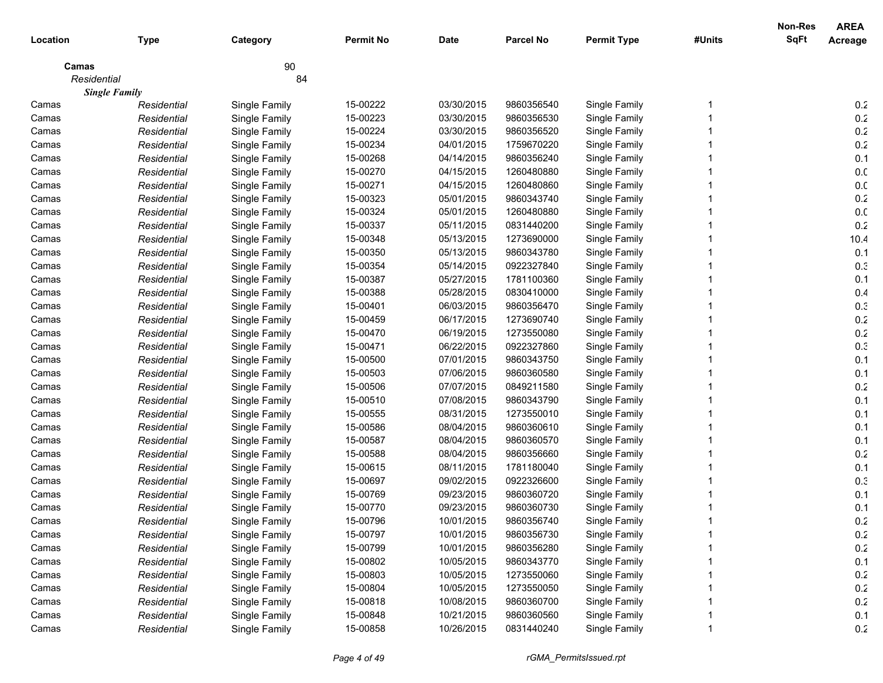| Location | Type | Category | Permit No | Date | Parcel No | Permit Type | #Units | Non-Res SqFt | AREA Acreage |
|---|---|---|---|---|---|---|---|---|---|
| **Camas** | | 90 | | | | | | | |
| *Residential* | | 84 | | | | | | | |
| ***Single Family*** | | | | | | | | | |
| Camas | *Residential* | Single Family | 15-00222 | 03/30/2015 | 9860356540 | Single Family | 1 | | 0.2 |
| Camas | *Residential* | Single Family | 15-00223 | 03/30/2015 | 9860356530 | Single Family | 1 | | 0.2 |
| Camas | *Residential* | Single Family | 15-00224 | 03/30/2015 | 9860356520 | Single Family | 1 | | 0.2 |
| Camas | *Residential* | Single Family | 15-00234 | 04/01/2015 | 1759670220 | Single Family | 1 | | 0.2 |
| Camas | *Residential* | Single Family | 15-00268 | 04/14/2015 | 9860356240 | Single Family | 1 | | 0.1 |
| Camas | *Residential* | Single Family | 15-00270 | 04/15/2015 | 1260480880 | Single Family | 1 | | 0.0 |
| Camas | *Residential* | Single Family | 15-00271 | 04/15/2015 | 1260480860 | Single Family | 1 | | 0.0 |
| Camas | *Residential* | Single Family | 15-00323 | 05/01/2015 | 9860343740 | Single Family | 1 | | 0.2 |
| Camas | *Residential* | Single Family | 15-00324 | 05/01/2015 | 1260480880 | Single Family | 1 | | 0.0 |
| Camas | *Residential* | Single Family | 15-00337 | 05/11/2015 | 0831440200 | Single Family | 1 | | 0.2 |
| Camas | *Residential* | Single Family | 15-00348 | 05/13/2015 | 1273690000 | Single Family | 1 | | 10.4 |
| Camas | *Residential* | Single Family | 15-00350 | 05/13/2015 | 9860343780 | Single Family | 1 | | 0.1 |
| Camas | *Residential* | Single Family | 15-00354 | 05/14/2015 | 0922327840 | Single Family | 1 | | 0.3 |
| Camas | *Residential* | Single Family | 15-00387 | 05/27/2015 | 1781100360 | Single Family | 1 | | 0.1 |
| Camas | *Residential* | Single Family | 15-00388 | 05/28/2015 | 0830410000 | Single Family | 1 | | 0.4 |
| Camas | *Residential* | Single Family | 15-00401 | 06/03/2015 | 9860356470 | Single Family | 1 | | 0.3 |
| Camas | *Residential* | Single Family | 15-00459 | 06/17/2015 | 1273690740 | Single Family | 1 | | 0.2 |
| Camas | *Residential* | Single Family | 15-00470 | 06/19/2015 | 1273550080 | Single Family | 1 | | 0.2 |
| Camas | *Residential* | Single Family | 15-00471 | 06/22/2015 | 0922327860 | Single Family | 1 | | 0.3 |
| Camas | *Residential* | Single Family | 15-00500 | 07/01/2015 | 9860343750 | Single Family | 1 | | 0.1 |
| Camas | *Residential* | Single Family | 15-00503 | 07/06/2015 | 9860360580 | Single Family | 1 | | 0.1 |
| Camas | *Residential* | Single Family | 15-00506 | 07/07/2015 | 0849211580 | Single Family | 1 | | 0.2 |
| Camas | *Residential* | Single Family | 15-00510 | 07/08/2015 | 9860343790 | Single Family | 1 | | 0.1 |
| Camas | *Residential* | Single Family | 15-00555 | 08/31/2015 | 1273550010 | Single Family | 1 | | 0.1 |
| Camas | *Residential* | Single Family | 15-00586 | 08/04/2015 | 9860360610 | Single Family | 1 | | 0.1 |
| Camas | *Residential* | Single Family | 15-00587 | 08/04/2015 | 9860360570 | Single Family | 1 | | 0.1 |
| Camas | *Residential* | Single Family | 15-00588 | 08/04/2015 | 9860356660 | Single Family | 1 | | 0.2 |
| Camas | *Residential* | Single Family | 15-00615 | 08/11/2015 | 1781180040 | Single Family | 1 | | 0.1 |
| Camas | *Residential* | Single Family | 15-00697 | 09/02/2015 | 0922326600 | Single Family | 1 | | 0.3 |
| Camas | *Residential* | Single Family | 15-00769 | 09/23/2015 | 9860360720 | Single Family | 1 | | 0.1 |
| Camas | *Residential* | Single Family | 15-00770 | 09/23/2015 | 9860360730 | Single Family | 1 | | 0.1 |
| Camas | *Residential* | Single Family | 15-00796 | 10/01/2015 | 9860356740 | Single Family | 1 | | 0.2 |
| Camas | *Residential* | Single Family | 15-00797 | 10/01/2015 | 9860356730 | Single Family | 1 | | 0.2 |
| Camas | *Residential* | Single Family | 15-00799 | 10/01/2015 | 9860356280 | Single Family | 1 | | 0.2 |
| Camas | *Residential* | Single Family | 15-00802 | 10/05/2015 | 9860343770 | Single Family | 1 | | 0.1 |
| Camas | *Residential* | Single Family | 15-00803 | 10/05/2015 | 1273550060 | Single Family | 1 | | 0.2 |
| Camas | *Residential* | Single Family | 15-00804 | 10/05/2015 | 1273550050 | Single Family | 1 | | 0.2 |
| Camas | *Residential* | Single Family | 15-00818 | 10/08/2015 | 9860360700 | Single Family | 1 | | 0.2 |
| Camas | *Residential* | Single Family | 15-00848 | 10/21/2015 | 9860360560 | Single Family | 1 | | 0.1 |
| Camas | *Residential* | Single Family | 15-00858 | 10/26/2015 | 0831440240 | Single Family | 1 | | 0.2 |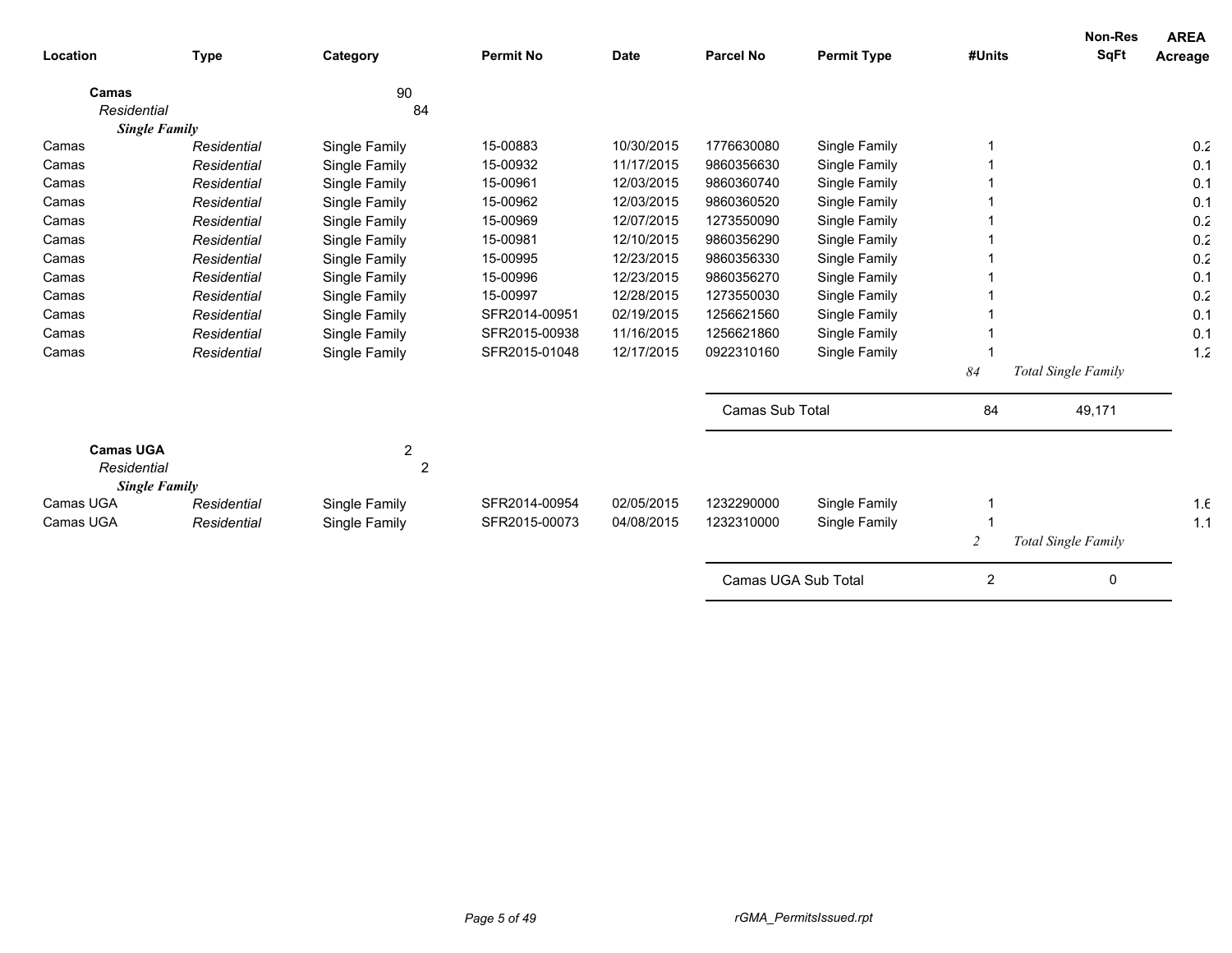| Location | Type | Category | Permit No | Date | Parcel No | Permit Type | #Units | Non-Res SqFt | AREA Acreage |
|---|---|---|---|---|---|---|---|---|---|
| **Camas** | | 90 | | | | | | | |
| *Residential* | | 84 | | | | | | | |
| ***Single Family*** | | | | | | | | | |
| Camas | *Residential* | Single Family | 15-00883 | 10/30/2015 | 1776630080 | Single Family | 1 | | 0.2 |
| Camas | *Residential* | Single Family | 15-00932 | 11/17/2015 | 9860356630 | Single Family | 1 | | 0.1 |
| Camas | *Residential* | Single Family | 15-00961 | 12/03/2015 | 9860360740 | Single Family | 1 | | 0.1 |
| Camas | *Residential* | Single Family | 15-00962 | 12/03/2015 | 9860360520 | Single Family | 1 | | 0.1 |
| Camas | *Residential* | Single Family | 15-00969 | 12/07/2015 | 1273550090 | Single Family | 1 | | 0.2 |
| Camas | *Residential* | Single Family | 15-00981 | 12/10/2015 | 9860356290 | Single Family | 1 | | 0.2 |
| Camas | *Residential* | Single Family | 15-00995 | 12/23/2015 | 9860356330 | Single Family | 1 | | 0.2 |
| Camas | *Residential* | Single Family | 15-00996 | 12/23/2015 | 9860356270 | Single Family | 1 | | 0.1 |
| Camas | *Residential* | Single Family | 15-00997 | 12/28/2015 | 1273550030 | Single Family | 1 | | 0.2 |
| Camas | *Residential* | Single Family | SFR2014-00951 | 02/19/2015 | 1256621560 | Single Family | 1 | | 0.1 |
| Camas | *Residential* | Single Family | SFR2015-00938 | 11/16/2015 | 1256621860 | Single Family | 1 | | 0.1 |
| Camas | *Residential* | Single Family | SFR2015-01048 | 12/17/2015 | 0922310160 | Single Family | 1 | | 1.2 |
| | | | | | | | *84* | *Total Single Family* | |
| | | | | | Camas Sub Total | | 84 | 49,171 | |
| **Camas UGA** | | 2 | | | | | | | |
| *Residential* | | 2 | | | | | | | |
| ***Single Family*** | | | | | | | | | |
| Camas UGA | *Residential* | Single Family | SFR2014-00954 | 02/05/2015 | 1232290000 | Single Family | 1 | | 1.6 |
| Camas UGA | *Residential* | Single Family | SFR2015-00073 | 04/08/2015 | 1232310000 | Single Family | 1 | | 1.1 |
| | | | | | | | *2* | *Total Single Family* | |
| | | | | | Camas UGA Sub Total | | 2 | 0 | |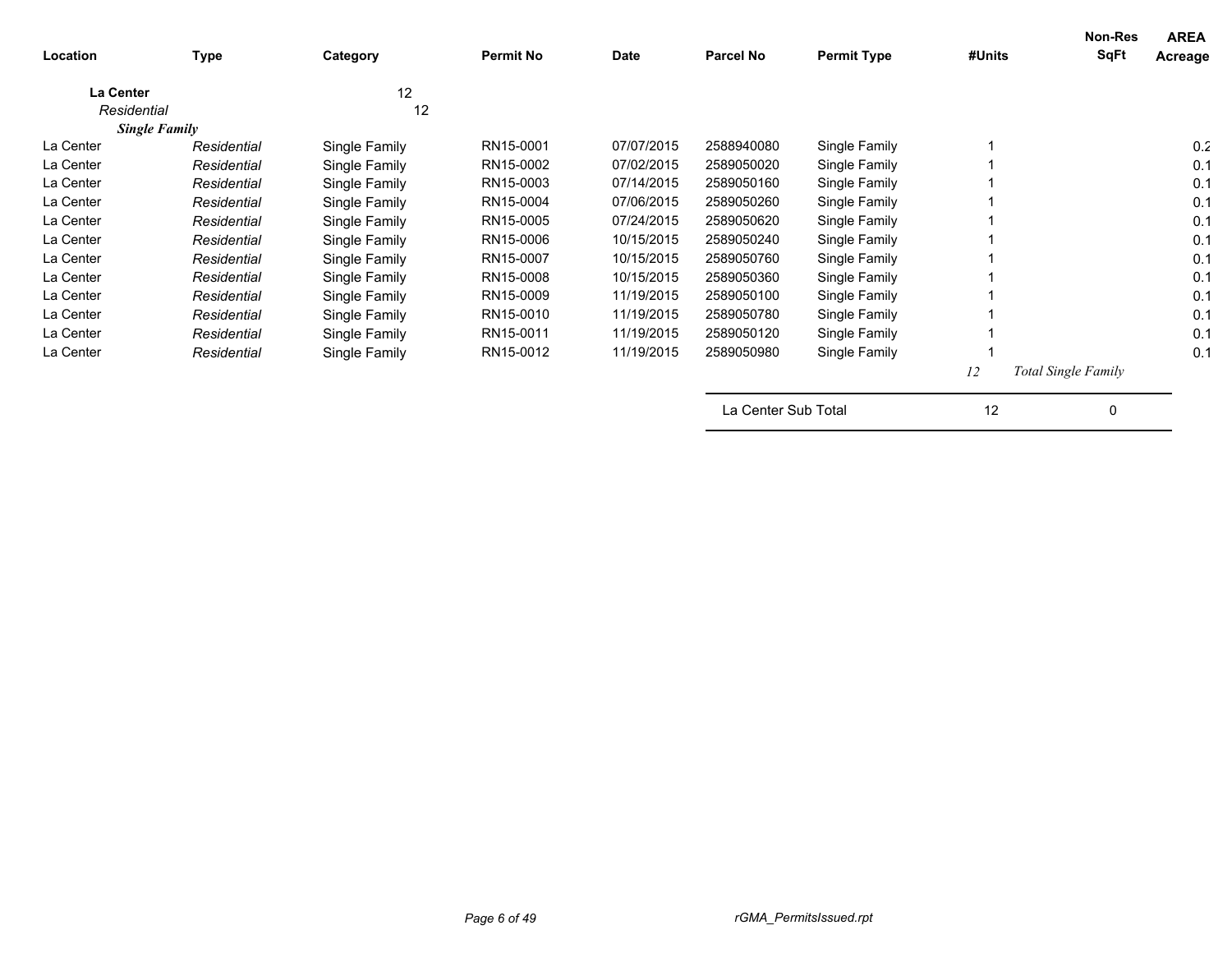| Location | Type | Category | Permit No | Date | Parcel No | Permit Type | #Units | Non-Res SqFt | AREA Acreage |
|---|---|---|---|---|---|---|---|---|---|
| **La Center** | | 12 | | | | | | | |
| *Residential* | | 12 | | | | | | | |
| ***Single Family*** | | | | | | | | | |
| La Center | *Residential* | Single Family | RN15-0001 | 07/07/2015 | 2588940080 | Single Family | 1 | | 0.2 |
| La Center | *Residential* | Single Family | RN15-0002 | 07/02/2015 | 2589050020 | Single Family | 1 | | 0.1 |
| La Center | *Residential* | Single Family | RN15-0003 | 07/14/2015 | 2589050160 | Single Family | 1 | | 0.1 |
| La Center | *Residential* | Single Family | RN15-0004 | 07/06/2015 | 2589050260 | Single Family | 1 | | 0.1 |
| La Center | *Residential* | Single Family | RN15-0005 | 07/24/2015 | 2589050620 | Single Family | 1 | | 0.1 |
| La Center | *Residential* | Single Family | RN15-0006 | 10/15/2015 | 2589050240 | Single Family | 1 | | 0.1 |
| La Center | *Residential* | Single Family | RN15-0007 | 10/15/2015 | 2589050760 | Single Family | 1 | | 0.1 |
| La Center | *Residential* | Single Family | RN15-0008 | 10/15/2015 | 2589050360 | Single Family | 1 | | 0.1 |
| La Center | *Residential* | Single Family | RN15-0009 | 11/19/2015 | 2589050100 | Single Family | 1 | | 0.1 |
| La Center | *Residential* | Single Family | RN15-0010 | 11/19/2015 | 2589050780 | Single Family | 1 | | 0.1 |
| La Center | *Residential* | Single Family | RN15-0011 | 11/19/2015 | 2589050120 | Single Family | 1 | | 0.1 |
| La Center | *Residential* | Single Family | RN15-0012 | 11/19/2015 | 2589050980 | Single Family | 1 | | 0.1 |
| | | | | | | | *12* | *Total Single Family* | |
| | | | | | La Center Sub Total | | 12 | 0 | |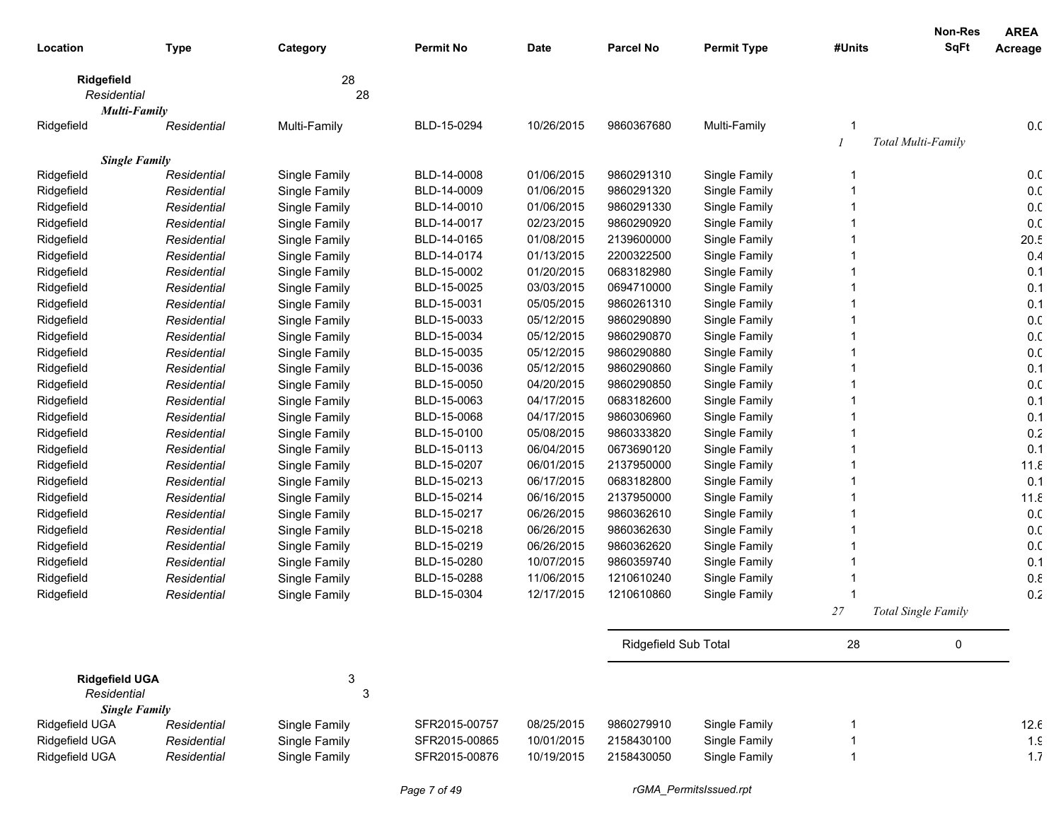| Location | Type | Category | Permit No | Date | Parcel No | Permit Type | #Units | Non-Res SqFt | AREA Acreage |
|---|---|---|---|---|---|---|---|---|---|
| **Ridgefield** | | 28 | | | | | | | |
| *Residential* | | 28 | | | | | | | |
| ***Multi-Family*** | | | | | | | | | |
| Ridgefield | *Residential* | Multi-Family | BLD-15-0294 | 10/26/2015 | 9860367680 | Multi-Family | 1 | | 0.0 |
| | | | | | | | *1* | *Total Multi-Family* | |
| ***Single Family*** | | | | | | | | | |
| Ridgefield | *Residential* | Single Family | BLD-14-0008 | 01/06/2015 | 9860291310 | Single Family | 1 | | 0.0 |
| Ridgefield | *Residential* | Single Family | BLD-14-0009 | 01/06/2015 | 9860291320 | Single Family | 1 | | 0.0 |
| Ridgefield | *Residential* | Single Family | BLD-14-0010 | 01/06/2015 | 9860291330 | Single Family | 1 | | 0.0 |
| Ridgefield | *Residential* | Single Family | BLD-14-0017 | 02/23/2015 | 9860290920 | Single Family | 1 | | 0.0 |
| Ridgefield | *Residential* | Single Family | BLD-14-0165 | 01/08/2015 | 2139600000 | Single Family | 1 | | 20.5 |
| Ridgefield | *Residential* | Single Family | BLD-14-0174 | 01/13/2015 | 2200322500 | Single Family | 1 | | 0.4 |
| Ridgefield | *Residential* | Single Family | BLD-15-0002 | 01/20/2015 | 0683182980 | Single Family | 1 | | 0.1 |
| Ridgefield | *Residential* | Single Family | BLD-15-0025 | 03/03/2015 | 0694710000 | Single Family | 1 | | 0.1 |
| Ridgefield | *Residential* | Single Family | BLD-15-0031 | 05/05/2015 | 9860261310 | Single Family | 1 | | 0.1 |
| Ridgefield | *Residential* | Single Family | BLD-15-0033 | 05/12/2015 | 9860290890 | Single Family | 1 | | 0.0 |
| Ridgefield | *Residential* | Single Family | BLD-15-0034 | 05/12/2015 | 9860290870 | Single Family | 1 | | 0.0 |
| Ridgefield | *Residential* | Single Family | BLD-15-0035 | 05/12/2015 | 9860290880 | Single Family | 1 | | 0.0 |
| Ridgefield | *Residential* | Single Family | BLD-15-0036 | 05/12/2015 | 9860290860 | Single Family | 1 | | 0.1 |
| Ridgefield | *Residential* | Single Family | BLD-15-0050 | 04/20/2015 | 9860290850 | Single Family | 1 | | 0.0 |
| Ridgefield | *Residential* | Single Family | BLD-15-0063 | 04/17/2015 | 0683182600 | Single Family | 1 | | 0.1 |
| Ridgefield | *Residential* | Single Family | BLD-15-0068 | 04/17/2015 | 9860306960 | Single Family | 1 | | 0.1 |
| Ridgefield | *Residential* | Single Family | BLD-15-0100 | 05/08/2015 | 9860333820 | Single Family | 1 | | 0.2 |
| Ridgefield | *Residential* | Single Family | BLD-15-0113 | 06/04/2015 | 0673690120 | Single Family | 1 | | 0.1 |
| Ridgefield | *Residential* | Single Family | BLD-15-0207 | 06/01/2015 | 2137950000 | Single Family | 1 | | 11.8 |
| Ridgefield | *Residential* | Single Family | BLD-15-0213 | 06/17/2015 | 0683182800 | Single Family | 1 | | 0.1 |
| Ridgefield | *Residential* | Single Family | BLD-15-0214 | 06/16/2015 | 2137950000 | Single Family | 1 | | 11.8 |
| Ridgefield | *Residential* | Single Family | BLD-15-0217 | 06/26/2015 | 9860362610 | Single Family | 1 | | 0.0 |
| Ridgefield | *Residential* | Single Family | BLD-15-0218 | 06/26/2015 | 9860362630 | Single Family | 1 | | 0.0 |
| Ridgefield | *Residential* | Single Family | BLD-15-0219 | 06/26/2015 | 9860362620 | Single Family | 1 | | 0.0 |
| Ridgefield | *Residential* | Single Family | BLD-15-0280 | 10/07/2015 | 9860359740 | Single Family | 1 | | 0.1 |
| Ridgefield | *Residential* | Single Family | BLD-15-0288 | 11/06/2015 | 1210610240 | Single Family | 1 | | 0.8 |
| Ridgefield | *Residential* | Single Family | BLD-15-0304 | 12/17/2015 | 1210610860 | Single Family | 1 | | 0.2 |
| | | | | | | | *27* | *Total Single Family* | |
| | | | | | Ridgefield Sub Total | | 28 | 0 | |
| **Ridgefield UGA** | | 3 | | | | | | | |
| *Residential* | | 3 | | | | | | | |
| ***Single Family*** | | | | | | | | | |
| Ridgefield UGA | *Residential* | Single Family | SFR2015-00757 | 08/25/2015 | 9860279910 | Single Family | 1 | | 12.6 |
| Ridgefield UGA | *Residential* | Single Family | SFR2015-00865 | 10/01/2015 | 2158430100 | Single Family | 1 | | 1.9 |
| Ridgefield UGA | *Residential* | Single Family | SFR2015-00876 | 10/19/2015 | 2158430050 | Single Family | 1 | | 1.7 |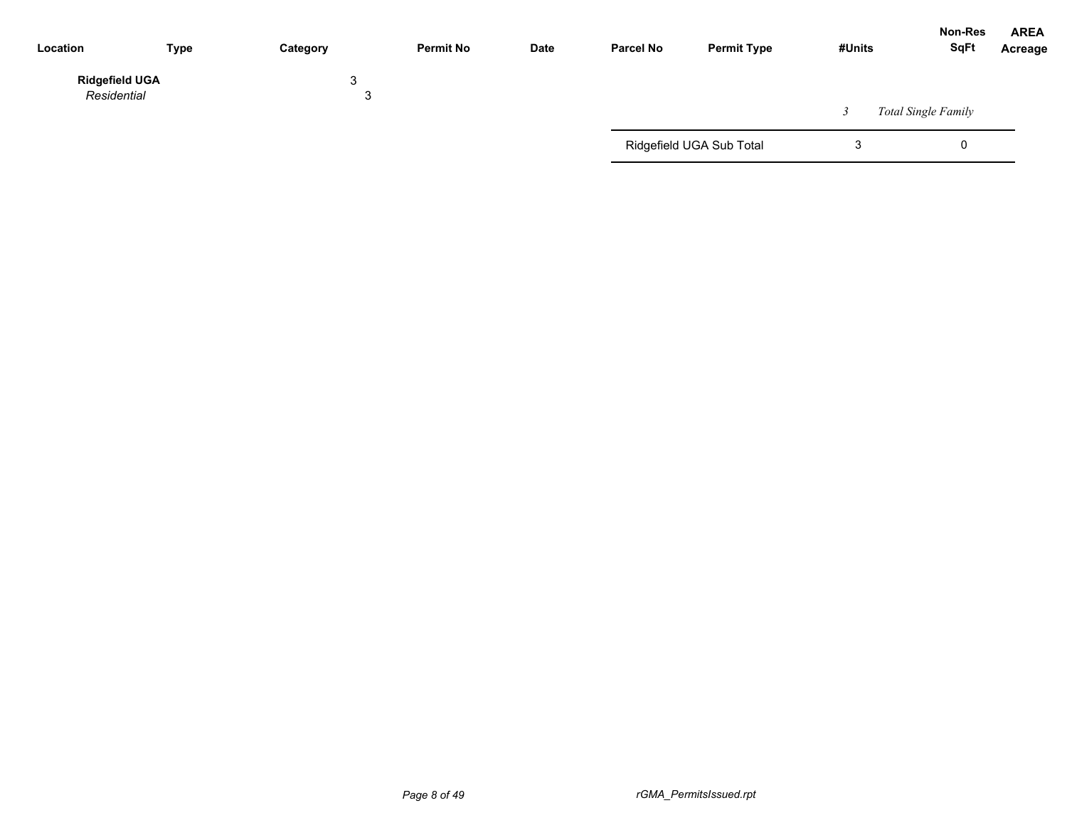| Location | Type | Category | Permit No | Date | Parcel No | Permit Type | #Units | Non-Res SqFt | AREA Acreage |
|---|---|---|---|---|---|---|---|---|---|
| **Ridgefield UGA** | | 3 | | | | | | | |
| *Residential* | | 3 | | | | | | | |
| | | | | | | | *3* | *Total Single Family* | |
| | | | | | Ridgefield UGA Sub Total | | 3 | 0 | |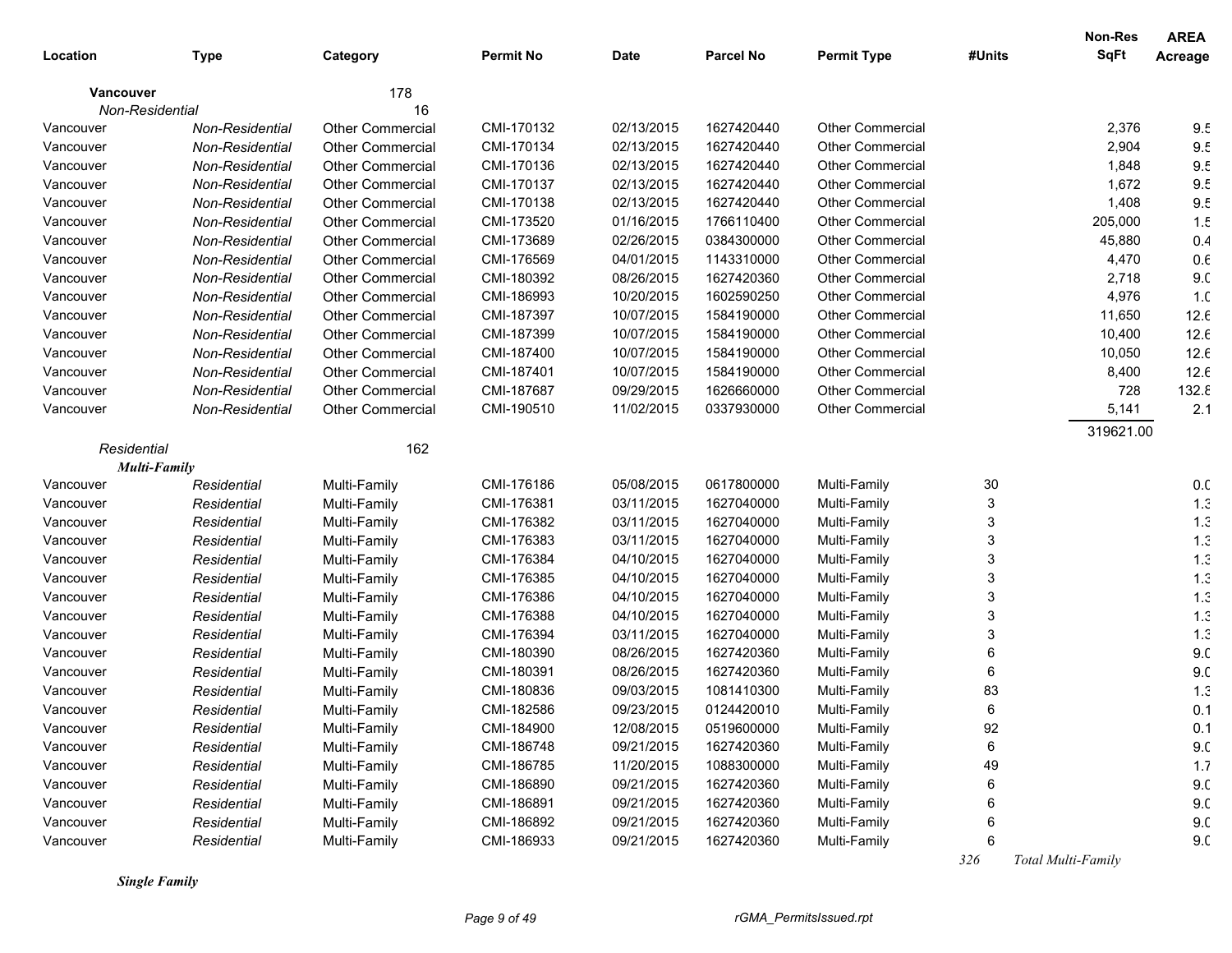| Location | Type | Category | Permit No | Date | Parcel No | Permit Type | #Units | Non-Res SqFt | AREA Acreage |
|---|---|---|---|---|---|---|---|---|---|
| **Vancouver** | | 178 | | | | | | | |
| *Non-Residential* | | 16 | | | | | | | |
| Vancouver | *Non-Residential* | Other Commercial | CMI-170132 | 02/13/2015 | 1627420440 | Other Commercial | | 2,376 | 9.5 |
| Vancouver | *Non-Residential* | Other Commercial | CMI-170134 | 02/13/2015 | 1627420440 | Other Commercial | | 2,904 | 9.5 |
| Vancouver | *Non-Residential* | Other Commercial | CMI-170136 | 02/13/2015 | 1627420440 | Other Commercial | | 1,848 | 9.5 |
| Vancouver | *Non-Residential* | Other Commercial | CMI-170137 | 02/13/2015 | 1627420440 | Other Commercial | | 1,672 | 9.5 |
| Vancouver | *Non-Residential* | Other Commercial | CMI-170138 | 02/13/2015 | 1627420440 | Other Commercial | | 1,408 | 9.5 |
| Vancouver | *Non-Residential* | Other Commercial | CMI-173520 | 01/16/2015 | 1766110400 | Other Commercial | | 205,000 | 1.5 |
| Vancouver | *Non-Residential* | Other Commercial | CMI-173689 | 02/26/2015 | 0384300000 | Other Commercial | | 45,880 | 0.4 |
| Vancouver | *Non-Residential* | Other Commercial | CMI-176569 | 04/01/2015 | 1143310000 | Other Commercial | | 4,470 | 0.6 |
| Vancouver | *Non-Residential* | Other Commercial | CMI-180392 | 08/26/2015 | 1627420360 | Other Commercial | | 2,718 | 9.0 |
| Vancouver | *Non-Residential* | Other Commercial | CMI-186993 | 10/20/2015 | 1602590250 | Other Commercial | | 4,976 | 1.0 |
| Vancouver | *Non-Residential* | Other Commercial | CMI-187397 | 10/07/2015 | 1584190000 | Other Commercial | | 11,650 | 12.6 |
| Vancouver | *Non-Residential* | Other Commercial | CMI-187399 | 10/07/2015 | 1584190000 | Other Commercial | | 10,400 | 12.6 |
| Vancouver | *Non-Residential* | Other Commercial | CMI-187400 | 10/07/2015 | 1584190000 | Other Commercial | | 10,050 | 12.6 |
| Vancouver | *Non-Residential* | Other Commercial | CMI-187401 | 10/07/2015 | 1584190000 | Other Commercial | | 8,400 | 12.6 |
| Vancouver | *Non-Residential* | Other Commercial | CMI-187687 | 09/29/2015 | 1626660000 | Other Commercial | | 728 | 132.8 |
| Vancouver | *Non-Residential* | Other Commercial | CMI-190510 | 11/02/2015 | 0337930000 | Other Commercial | | 5,141 | 2.1 |
| | | | | | | | | 319621.00 | |
| *Residential* | | 162 | | | | | | | |
| ***Multi-Family*** | | | | | | | | | |
| Vancouver | *Residential* | Multi-Family | CMI-176186 | 05/08/2015 | 0617800000 | Multi-Family | 30 | | 0.0 |
| Vancouver | *Residential* | Multi-Family | CMI-176381 | 03/11/2015 | 1627040000 | Multi-Family | 3 | | 1.3 |
| Vancouver | *Residential* | Multi-Family | CMI-176382 | 03/11/2015 | 1627040000 | Multi-Family | 3 | | 1.3 |
| Vancouver | *Residential* | Multi-Family | CMI-176383 | 03/11/2015 | 1627040000 | Multi-Family | 3 | | 1.3 |
| Vancouver | *Residential* | Multi-Family | CMI-176384 | 04/10/2015 | 1627040000 | Multi-Family | 3 | | 1.3 |
| Vancouver | *Residential* | Multi-Family | CMI-176385 | 04/10/2015 | 1627040000 | Multi-Family | 3 | | 1.3 |
| Vancouver | *Residential* | Multi-Family | CMI-176386 | 04/10/2015 | 1627040000 | Multi-Family | 3 | | 1.3 |
| Vancouver | *Residential* | Multi-Family | CMI-176388 | 04/10/2015 | 1627040000 | Multi-Family | 3 | | 1.3 |
| Vancouver | *Residential* | Multi-Family | CMI-176394 | 03/11/2015 | 1627040000 | Multi-Family | 3 | | 1.3 |
| Vancouver | *Residential* | Multi-Family | CMI-180390 | 08/26/2015 | 1627420360 | Multi-Family | 6 | | 9.0 |
| Vancouver | *Residential* | Multi-Family | CMI-180391 | 08/26/2015 | 1627420360 | Multi-Family | 6 | | 9.0 |
| Vancouver | *Residential* | Multi-Family | CMI-180836 | 09/03/2015 | 1081410300 | Multi-Family | 83 | | 1.3 |
| Vancouver | *Residential* | Multi-Family | CMI-182586 | 09/23/2015 | 0124420010 | Multi-Family | 6 | | 0.1 |
| Vancouver | *Residential* | Multi-Family | CMI-184900 | 12/08/2015 | 0519600000 | Multi-Family | 92 | | 0.1 |
| Vancouver | *Residential* | Multi-Family | CMI-186748 | 09/21/2015 | 1627420360 | Multi-Family | 6 | | 9.0 |
| Vancouver | *Residential* | Multi-Family | CMI-186785 | 11/20/2015 | 1088300000 | Multi-Family | 49 | | 1.7 |
| Vancouver | *Residential* | Multi-Family | CMI-186890 | 09/21/2015 | 1627420360 | Multi-Family | 6 | | 9.0 |
| Vancouver | *Residential* | Multi-Family | CMI-186891 | 09/21/2015 | 1627420360 | Multi-Family | 6 | | 9.0 |
| Vancouver | *Residential* | Multi-Family | CMI-186892 | 09/21/2015 | 1627420360 | Multi-Family | 6 | | 9.0 |
| Vancouver | *Residential* | Multi-Family | CMI-186933 | 09/21/2015 | 1627420360 | Multi-Family | 6 | | 9.0 |
| | | | | | | | *326* | *Total Multi-Family* | |
| ***Single Family*** | | | | | | | | | |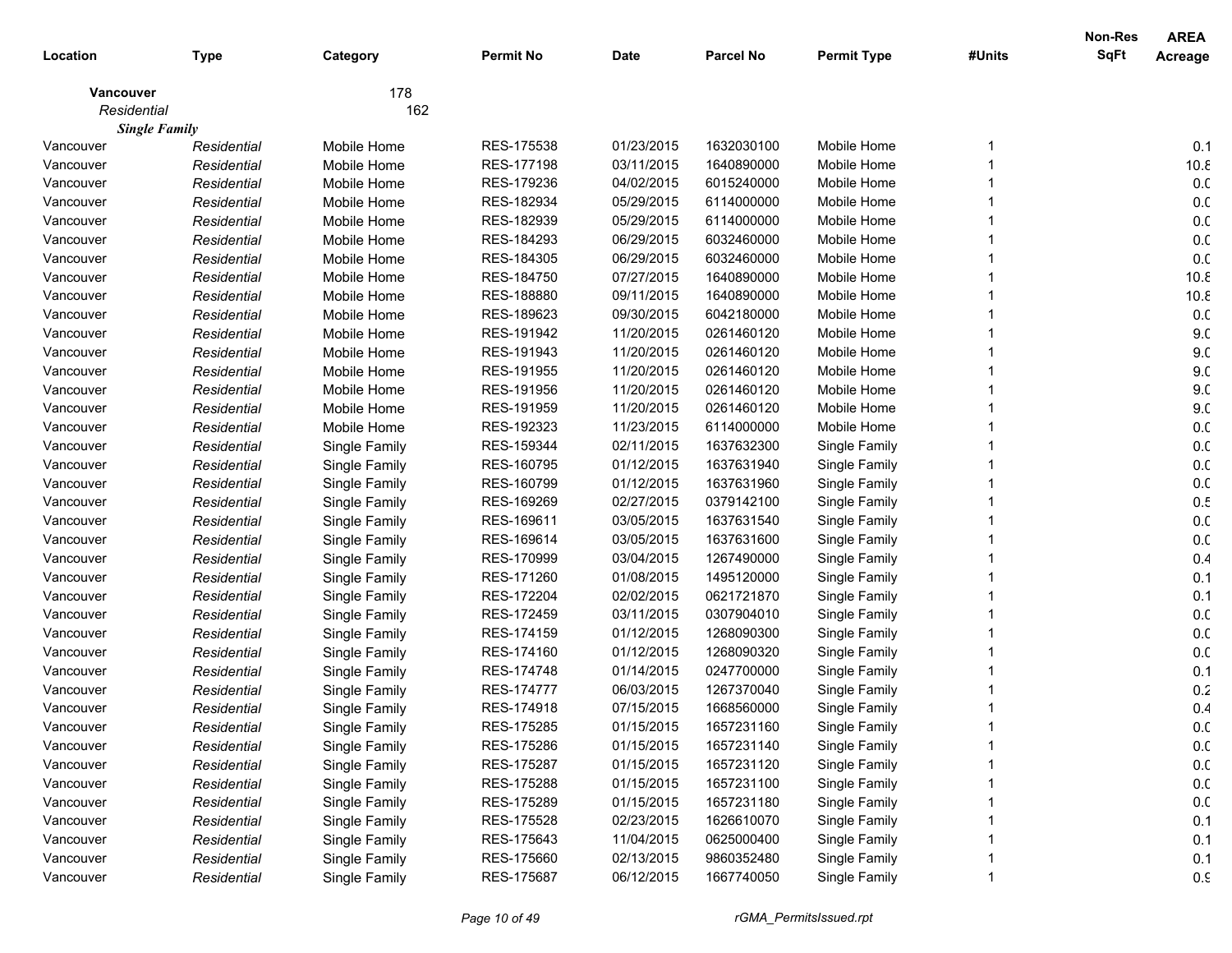| Location | Type | Category | Permit No | Date | Parcel No | Permit Type | #Units | Non-Res SqFt | AREA Acreage |
|---|---|---|---|---|---|---|---|---|---|
| **Vancouver** | | 178 | | | | | | | |
| *Residential* | | 162 | | | | | | | |
| ***Single Family*** | | | | | | | | | |
| Vancouver | *Residential* | Mobile Home | RES-175538 | 01/23/2015 | 1632030100 | Mobile Home | 1 | | 0.1 |
| Vancouver | *Residential* | Mobile Home | RES-177198 | 03/11/2015 | 1640890000 | Mobile Home | 1 | | 10.8 |
| Vancouver | *Residential* | Mobile Home | RES-179236 | 04/02/2015 | 6015240000 | Mobile Home | 1 | | 0.0 |
| Vancouver | *Residential* | Mobile Home | RES-182934 | 05/29/2015 | 6114000000 | Mobile Home | 1 | | 0.0 |
| Vancouver | *Residential* | Mobile Home | RES-182939 | 05/29/2015 | 6114000000 | Mobile Home | 1 | | 0.0 |
| Vancouver | *Residential* | Mobile Home | RES-184293 | 06/29/2015 | 6032460000 | Mobile Home | 1 | | 0.0 |
| Vancouver | *Residential* | Mobile Home | RES-184305 | 06/29/2015 | 6032460000 | Mobile Home | 1 | | 0.0 |
| Vancouver | *Residential* | Mobile Home | RES-184750 | 07/27/2015 | 1640890000 | Mobile Home | 1 | | 10.8 |
| Vancouver | *Residential* | Mobile Home | RES-188880 | 09/11/2015 | 1640890000 | Mobile Home | 1 | | 10.8 |
| Vancouver | *Residential* | Mobile Home | RES-189623 | 09/30/2015 | 6042180000 | Mobile Home | 1 | | 0.0 |
| Vancouver | *Residential* | Mobile Home | RES-191942 | 11/20/2015 | 0261460120 | Mobile Home | 1 | | 9.0 |
| Vancouver | *Residential* | Mobile Home | RES-191943 | 11/20/2015 | 0261460120 | Mobile Home | 1 | | 9.0 |
| Vancouver | *Residential* | Mobile Home | RES-191955 | 11/20/2015 | 0261460120 | Mobile Home | 1 | | 9.0 |
| Vancouver | *Residential* | Mobile Home | RES-191956 | 11/20/2015 | 0261460120 | Mobile Home | 1 | | 9.0 |
| Vancouver | *Residential* | Mobile Home | RES-191959 | 11/20/2015 | 0261460120 | Mobile Home | 1 | | 9.0 |
| Vancouver | *Residential* | Mobile Home | RES-192323 | 11/23/2015 | 6114000000 | Mobile Home | 1 | | 0.0 |
| Vancouver | *Residential* | Single Family | RES-159344 | 02/11/2015 | 1637632300 | Single Family | 1 | | 0.0 |
| Vancouver | *Residential* | Single Family | RES-160795 | 01/12/2015 | 1637631940 | Single Family | 1 | | 0.0 |
| Vancouver | *Residential* | Single Family | RES-160799 | 01/12/2015 | 1637631960 | Single Family | 1 | | 0.0 |
| Vancouver | *Residential* | Single Family | RES-169269 | 02/27/2015 | 0379142100 | Single Family | 1 | | 0.5 |
| Vancouver | *Residential* | Single Family | RES-169611 | 03/05/2015 | 1637631540 | Single Family | 1 | | 0.0 |
| Vancouver | *Residential* | Single Family | RES-169614 | 03/05/2015 | 1637631600 | Single Family | 1 | | 0.0 |
| Vancouver | *Residential* | Single Family | RES-170999 | 03/04/2015 | 1267490000 | Single Family | 1 | | 0.4 |
| Vancouver | *Residential* | Single Family | RES-171260 | 01/08/2015 | 1495120000 | Single Family | 1 | | 0.1 |
| Vancouver | *Residential* | Single Family | RES-172204 | 02/02/2015 | 0621721870 | Single Family | 1 | | 0.1 |
| Vancouver | *Residential* | Single Family | RES-172459 | 03/11/2015 | 0307904010 | Single Family | 1 | | 0.0 |
| Vancouver | *Residential* | Single Family | RES-174159 | 01/12/2015 | 1268090300 | Single Family | 1 | | 0.0 |
| Vancouver | *Residential* | Single Family | RES-174160 | 01/12/2015 | 1268090320 | Single Family | 1 | | 0.0 |
| Vancouver | *Residential* | Single Family | RES-174748 | 01/14/2015 | 0247700000 | Single Family | 1 | | 0.1 |
| Vancouver | *Residential* | Single Family | RES-174777 | 06/03/2015 | 1267370040 | Single Family | 1 | | 0.2 |
| Vancouver | *Residential* | Single Family | RES-174918 | 07/15/2015 | 1668560000 | Single Family | 1 | | 0.4 |
| Vancouver | *Residential* | Single Family | RES-175285 | 01/15/2015 | 1657231160 | Single Family | 1 | | 0.0 |
| Vancouver | *Residential* | Single Family | RES-175286 | 01/15/2015 | 1657231140 | Single Family | 1 | | 0.0 |
| Vancouver | *Residential* | Single Family | RES-175287 | 01/15/2015 | 1657231120 | Single Family | 1 | | 0.0 |
| Vancouver | *Residential* | Single Family | RES-175288 | 01/15/2015 | 1657231100 | Single Family | 1 | | 0.0 |
| Vancouver | *Residential* | Single Family | RES-175289 | 01/15/2015 | 1657231180 | Single Family | 1 | | 0.0 |
| Vancouver | *Residential* | Single Family | RES-175528 | 02/23/2015 | 1626610070 | Single Family | 1 | | 0.1 |
| Vancouver | *Residential* | Single Family | RES-175643 | 11/04/2015 | 0625000400 | Single Family | 1 | | 0.1 |
| Vancouver | *Residential* | Single Family | RES-175660 | 02/13/2015 | 9860352480 | Single Family | 1 | | 0.1 |
| Vancouver | *Residential* | Single Family | RES-175687 | 06/12/2015 | 1667740050 | Single Family | 1 | | 0.9 |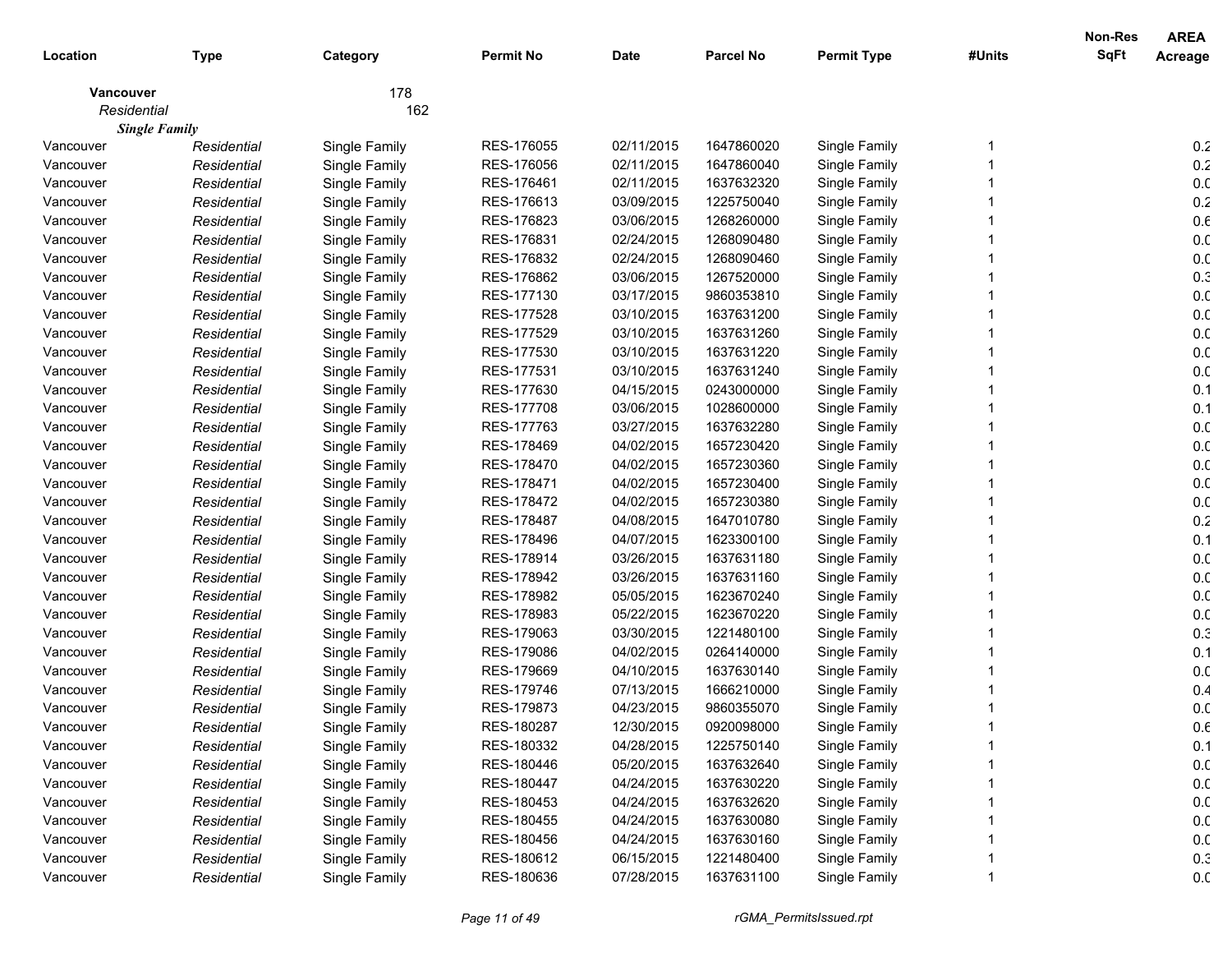| Location | Type | Category | Permit No | Date | Parcel No | Permit Type | #Units | Non-Res SqFt | AREA Acreage |
|---|---|---|---|---|---|---|---|---|---|
| **Vancouver** | | 178 | | | | | | | |
| *Residential* | | 162 | | | | | | | |
| ***Single Family*** | | | | | | | | | |
| Vancouver | *Residential* | Single Family | RES-176055 | 02/11/2015 | 1647860020 | Single Family | 1 | | 0.2 |
| Vancouver | *Residential* | Single Family | RES-176056 | 02/11/2015 | 1647860040 | Single Family | 1 | | 0.2 |
| Vancouver | *Residential* | Single Family | RES-176461 | 02/11/2015 | 1637632320 | Single Family | 1 | | 0.0 |
| Vancouver | *Residential* | Single Family | RES-176613 | 03/09/2015 | 1225750040 | Single Family | 1 | | 0.2 |
| Vancouver | *Residential* | Single Family | RES-176823 | 03/06/2015 | 1268260000 | Single Family | 1 | | 0.6 |
| Vancouver | *Residential* | Single Family | RES-176831 | 02/24/2015 | 1268090480 | Single Family | 1 | | 0.0 |
| Vancouver | *Residential* | Single Family | RES-176832 | 02/24/2015 | 1268090460 | Single Family | 1 | | 0.0 |
| Vancouver | *Residential* | Single Family | RES-176862 | 03/06/2015 | 1267520000 | Single Family | 1 | | 0.3 |
| Vancouver | *Residential* | Single Family | RES-177130 | 03/17/2015 | 9860353810 | Single Family | 1 | | 0.0 |
| Vancouver | *Residential* | Single Family | RES-177528 | 03/10/2015 | 1637631200 | Single Family | 1 | | 0.0 |
| Vancouver | *Residential* | Single Family | RES-177529 | 03/10/2015 | 1637631260 | Single Family | 1 | | 0.0 |
| Vancouver | *Residential* | Single Family | RES-177530 | 03/10/2015 | 1637631220 | Single Family | 1 | | 0.0 |
| Vancouver | *Residential* | Single Family | RES-177531 | 03/10/2015 | 1637631240 | Single Family | 1 | | 0.0 |
| Vancouver | *Residential* | Single Family | RES-177630 | 04/15/2015 | 0243000000 | Single Family | 1 | | 0.1 |
| Vancouver | *Residential* | Single Family | RES-177708 | 03/06/2015 | 1028600000 | Single Family | 1 | | 0.1 |
| Vancouver | *Residential* | Single Family | RES-177763 | 03/27/2015 | 1637632280 | Single Family | 1 | | 0.0 |
| Vancouver | *Residential* | Single Family | RES-178469 | 04/02/2015 | 1657230420 | Single Family | 1 | | 0.0 |
| Vancouver | *Residential* | Single Family | RES-178470 | 04/02/2015 | 1657230360 | Single Family | 1 | | 0.0 |
| Vancouver | *Residential* | Single Family | RES-178471 | 04/02/2015 | 1657230400 | Single Family | 1 | | 0.0 |
| Vancouver | *Residential* | Single Family | RES-178472 | 04/02/2015 | 1657230380 | Single Family | 1 | | 0.0 |
| Vancouver | *Residential* | Single Family | RES-178487 | 04/08/2015 | 1647010780 | Single Family | 1 | | 0.2 |
| Vancouver | *Residential* | Single Family | RES-178496 | 04/07/2015 | 1623300100 | Single Family | 1 | | 0.1 |
| Vancouver | *Residential* | Single Family | RES-178914 | 03/26/2015 | 1637631180 | Single Family | 1 | | 0.0 |
| Vancouver | *Residential* | Single Family | RES-178942 | 03/26/2015 | 1637631160 | Single Family | 1 | | 0.0 |
| Vancouver | *Residential* | Single Family | RES-178982 | 05/05/2015 | 1623670240 | Single Family | 1 | | 0.0 |
| Vancouver | *Residential* | Single Family | RES-178983 | 05/22/2015 | 1623670220 | Single Family | 1 | | 0.0 |
| Vancouver | *Residential* | Single Family | RES-179063 | 03/30/2015 | 1221480100 | Single Family | 1 | | 0.3 |
| Vancouver | *Residential* | Single Family | RES-179086 | 04/02/2015 | 0264140000 | Single Family | 1 | | 0.1 |
| Vancouver | *Residential* | Single Family | RES-179669 | 04/10/2015 | 1637630140 | Single Family | 1 | | 0.0 |
| Vancouver | *Residential* | Single Family | RES-179746 | 07/13/2015 | 1666210000 | Single Family | 1 | | 0.4 |
| Vancouver | *Residential* | Single Family | RES-179873 | 04/23/2015 | 9860355070 | Single Family | 1 | | 0.0 |
| Vancouver | *Residential* | Single Family | RES-180287 | 12/30/2015 | 0920098000 | Single Family | 1 | | 0.6 |
| Vancouver | *Residential* | Single Family | RES-180332 | 04/28/2015 | 1225750140 | Single Family | 1 | | 0.1 |
| Vancouver | *Residential* | Single Family | RES-180446 | 05/20/2015 | 1637632640 | Single Family | 1 | | 0.0 |
| Vancouver | *Residential* | Single Family | RES-180447 | 04/24/2015 | 1637630220 | Single Family | 1 | | 0.0 |
| Vancouver | *Residential* | Single Family | RES-180453 | 04/24/2015 | 1637632620 | Single Family | 1 | | 0.0 |
| Vancouver | *Residential* | Single Family | RES-180455 | 04/24/2015 | 1637630080 | Single Family | 1 | | 0.0 |
| Vancouver | *Residential* | Single Family | RES-180456 | 04/24/2015 | 1637630160 | Single Family | 1 | | 0.0 |
| Vancouver | *Residential* | Single Family | RES-180612 | 06/15/2015 | 1221480400 | Single Family | 1 | | 0.3 |
| Vancouver | *Residential* | Single Family | RES-180636 | 07/28/2015 | 1637631100 | Single Family | 1 | | 0.0 |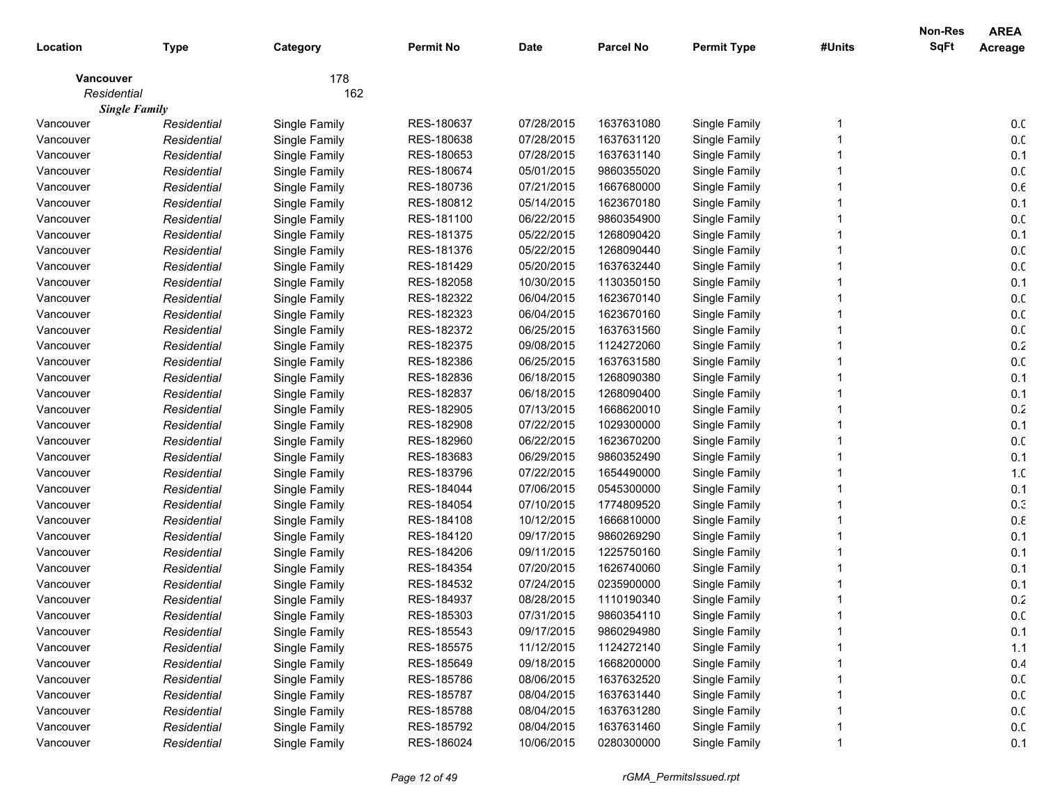| Location | Type | Category | Permit No | Date | Parcel No | Permit Type | #Units | Non-Res SqFt | AREA Acreage |
|---|---|---|---|---|---|---|---|---|---|
| **Vancouver** | | 178 | | | | | | | |
| *Residential* | | 162 | | | | | | | |
| ***Single Family*** | | | | | | | | | |
| Vancouver | *Residential* | Single Family | RES-180637 | 07/28/2015 | 1637631080 | Single Family | 1 | | 0.0 |
| Vancouver | *Residential* | Single Family | RES-180638 | 07/28/2015 | 1637631120 | Single Family | 1 | | 0.0 |
| Vancouver | *Residential* | Single Family | RES-180653 | 07/28/2015 | 1637631140 | Single Family | 1 | | 0.1 |
| Vancouver | *Residential* | Single Family | RES-180674 | 05/01/2015 | 9860355020 | Single Family | 1 | | 0.0 |
| Vancouver | *Residential* | Single Family | RES-180736 | 07/21/2015 | 1667680000 | Single Family | 1 | | 0.6 |
| Vancouver | *Residential* | Single Family | RES-180812 | 05/14/2015 | 1623670180 | Single Family | 1 | | 0.1 |
| Vancouver | *Residential* | Single Family | RES-181100 | 06/22/2015 | 9860354900 | Single Family | 1 | | 0.0 |
| Vancouver | *Residential* | Single Family | RES-181375 | 05/22/2015 | 1268090420 | Single Family | 1 | | 0.1 |
| Vancouver | *Residential* | Single Family | RES-181376 | 05/22/2015 | 1268090440 | Single Family | 1 | | 0.0 |
| Vancouver | *Residential* | Single Family | RES-181429 | 05/20/2015 | 1637632440 | Single Family | 1 | | 0.0 |
| Vancouver | *Residential* | Single Family | RES-182058 | 10/30/2015 | 1130350150 | Single Family | 1 | | 0.1 |
| Vancouver | *Residential* | Single Family | RES-182322 | 06/04/2015 | 1623670140 | Single Family | 1 | | 0.0 |
| Vancouver | *Residential* | Single Family | RES-182323 | 06/04/2015 | 1623670160 | Single Family | 1 | | 0.0 |
| Vancouver | *Residential* | Single Family | RES-182372 | 06/25/2015 | 1637631560 | Single Family | 1 | | 0.0 |
| Vancouver | *Residential* | Single Family | RES-182375 | 09/08/2015 | 1124272060 | Single Family | 1 | | 0.2 |
| Vancouver | *Residential* | Single Family | RES-182386 | 06/25/2015 | 1637631580 | Single Family | 1 | | 0.0 |
| Vancouver | *Residential* | Single Family | RES-182836 | 06/18/2015 | 1268090380 | Single Family | 1 | | 0.1 |
| Vancouver | *Residential* | Single Family | RES-182837 | 06/18/2015 | 1268090400 | Single Family | 1 | | 0.1 |
| Vancouver | *Residential* | Single Family | RES-182905 | 07/13/2015 | 1668620010 | Single Family | 1 | | 0.2 |
| Vancouver | *Residential* | Single Family | RES-182908 | 07/22/2015 | 1029300000 | Single Family | 1 | | 0.1 |
| Vancouver | *Residential* | Single Family | RES-182960 | 06/22/2015 | 1623670200 | Single Family | 1 | | 0.0 |
| Vancouver | *Residential* | Single Family | RES-183683 | 06/29/2015 | 9860352490 | Single Family | 1 | | 0.1 |
| Vancouver | *Residential* | Single Family | RES-183796 | 07/22/2015 | 1654490000 | Single Family | 1 | | 1.0 |
| Vancouver | *Residential* | Single Family | RES-184044 | 07/06/2015 | 0545300000 | Single Family | 1 | | 0.1 |
| Vancouver | *Residential* | Single Family | RES-184054 | 07/10/2015 | 1774809520 | Single Family | 1 | | 0.3 |
| Vancouver | *Residential* | Single Family | RES-184108 | 10/12/2015 | 1666810000 | Single Family | 1 | | 0.8 |
| Vancouver | *Residential* | Single Family | RES-184120 | 09/17/2015 | 9860269290 | Single Family | 1 | | 0.1 |
| Vancouver | *Residential* | Single Family | RES-184206 | 09/11/2015 | 1225750160 | Single Family | 1 | | 0.1 |
| Vancouver | *Residential* | Single Family | RES-184354 | 07/20/2015 | 1626740060 | Single Family | 1 | | 0.1 |
| Vancouver | *Residential* | Single Family | RES-184532 | 07/24/2015 | 0235900000 | Single Family | 1 | | 0.1 |
| Vancouver | *Residential* | Single Family | RES-184937 | 08/28/2015 | 1110190340 | Single Family | 1 | | 0.2 |
| Vancouver | *Residential* | Single Family | RES-185303 | 07/31/2015 | 9860354110 | Single Family | 1 | | 0.0 |
| Vancouver | *Residential* | Single Family | RES-185543 | 09/17/2015 | 9860294980 | Single Family | 1 | | 0.1 |
| Vancouver | *Residential* | Single Family | RES-185575 | 11/12/2015 | 1124272140 | Single Family | 1 | | 1.1 |
| Vancouver | *Residential* | Single Family | RES-185649 | 09/18/2015 | 1668200000 | Single Family | 1 | | 0.4 |
| Vancouver | *Residential* | Single Family | RES-185786 | 08/06/2015 | 1637632520 | Single Family | 1 | | 0.0 |
| Vancouver | *Residential* | Single Family | RES-185787 | 08/04/2015 | 1637631440 | Single Family | 1 | | 0.0 |
| Vancouver | *Residential* | Single Family | RES-185788 | 08/04/2015 | 1637631280 | Single Family | 1 | | 0.0 |
| Vancouver | *Residential* | Single Family | RES-185792 | 08/04/2015 | 1637631460 | Single Family | 1 | | 0.0 |
| Vancouver | *Residential* | Single Family | RES-186024 | 10/06/2015 | 0280300000 | Single Family | 1 | | 0.1 |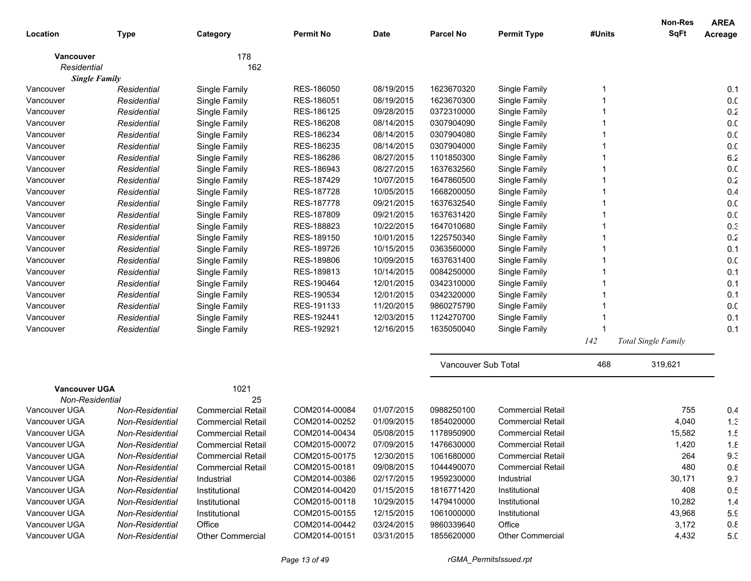| Location | Type | Category | Permit No | Date | Parcel No | Permit Type | #Units | Non-Res SqFt | AREA Acreage |
|---|---|---|---|---|---|---|---|---|---|
| **Vancouver** | | 178 | | | | | | | |
| *Residential* | | 162 | | | | | | | |
| ***Single Family*** | | | | | | | | | |
| Vancouver | *Residential* | Single Family | RES-186050 | 08/19/2015 | 1623670320 | Single Family | 1 | | 0.1 |
| Vancouver | *Residential* | Single Family | RES-186051 | 08/19/2015 | 1623670300 | Single Family | 1 | | 0.0 |
| Vancouver | *Residential* | Single Family | RES-186125 | 09/28/2015 | 0372310000 | Single Family | 1 | | 0.2 |
| Vancouver | *Residential* | Single Family | RES-186208 | 08/14/2015 | 0307904090 | Single Family | 1 | | 0.0 |
| Vancouver | *Residential* | Single Family | RES-186234 | 08/14/2015 | 0307904080 | Single Family | 1 | | 0.0 |
| Vancouver | *Residential* | Single Family | RES-186235 | 08/14/2015 | 0307904000 | Single Family | 1 | | 0.0 |
| Vancouver | *Residential* | Single Family | RES-186286 | 08/27/2015 | 1101850300 | Single Family | 1 | | 6.2 |
| Vancouver | *Residential* | Single Family | RES-186943 | 08/27/2015 | 1637632560 | Single Family | 1 | | 0.0 |
| Vancouver | *Residential* | Single Family | RES-187429 | 10/07/2015 | 1647860500 | Single Family | 1 | | 0.2 |
| Vancouver | *Residential* | Single Family | RES-187728 | 10/05/2015 | 1668200050 | Single Family | 1 | | 0.4 |
| Vancouver | *Residential* | Single Family | RES-187778 | 09/21/2015 | 1637632540 | Single Family | 1 | | 0.0 |
| Vancouver | *Residential* | Single Family | RES-187809 | 09/21/2015 | 1637631420 | Single Family | 1 | | 0.0 |
| Vancouver | *Residential* | Single Family | RES-188823 | 10/22/2015 | 1647010680 | Single Family | 1 | | 0.3 |
| Vancouver | *Residential* | Single Family | RES-189150 | 10/01/2015 | 1225750340 | Single Family | 1 | | 0.2 |
| Vancouver | *Residential* | Single Family | RES-189726 | 10/15/2015 | 0363560000 | Single Family | 1 | | 0.1 |
| Vancouver | *Residential* | Single Family | RES-189806 | 10/09/2015 | 1637631400 | Single Family | 1 | | 0.0 |
| Vancouver | *Residential* | Single Family | RES-189813 | 10/14/2015 | 0084250000 | Single Family | 1 | | 0.1 |
| Vancouver | *Residential* | Single Family | RES-190464 | 12/01/2015 | 0342310000 | Single Family | 1 | | 0.1 |
| Vancouver | *Residential* | Single Family | RES-190534 | 12/01/2015 | 0342320000 | Single Family | 1 | | 0.1 |
| Vancouver | *Residential* | Single Family | RES-191133 | 11/20/2015 | 9860275790 | Single Family | 1 | | 0.0 |
| Vancouver | *Residential* | Single Family | RES-192441 | 12/03/2015 | 1124270700 | Single Family | 1 | | 0.1 |
| Vancouver | *Residential* | Single Family | RES-192921 | 12/16/2015 | 1635050040 | Single Family | 1 | | 0.1 |
| | | | | | | | *142* | *Total Single Family* | |
| | | | | | Vancouver Sub Total | | 468 | 319,621 | |
| **Vancouver UGA** | | 1021 | | | | | | | |
| *Non-Residential* | | 25 | | | | | | | |
| Vancouver UGA | *Non-Residential* | Commercial Retail | COM2014-00084 | 01/07/2015 | 0988250100 | Commercial Retail | | 755 | 0.4 |
| Vancouver UGA | *Non-Residential* | Commercial Retail | COM2014-00252 | 01/09/2015 | 1854020000 | Commercial Retail | | 4,040 | 1.3 |
| Vancouver UGA | *Non-Residential* | Commercial Retail | COM2014-00434 | 05/08/2015 | 1178950900 | Commercial Retail | | 15,582 | 1.5 |
| Vancouver UGA | *Non-Residential* | Commercial Retail | COM2015-00072 | 07/09/2015 | 1476630000 | Commercial Retail | | 1,420 | 1.8 |
| Vancouver UGA | *Non-Residential* | Commercial Retail | COM2015-00175 | 12/30/2015 | 1061680000 | Commercial Retail | | 264 | 9.3 |
| Vancouver UGA | *Non-Residential* | Commercial Retail | COM2015-00181 | 09/08/2015 | 1044490070 | Commercial Retail | | 480 | 0.8 |
| Vancouver UGA | *Non-Residential* | Industrial | COM2014-00386 | 02/17/2015 | 1959230000 | Industrial | | 30,171 | 9.7 |
| Vancouver UGA | *Non-Residential* | Institutional | COM2014-00420 | 01/15/2015 | 1816771420 | Institutional | | 408 | 0.5 |
| Vancouver UGA | *Non-Residential* | Institutional | COM2015-00118 | 10/29/2015 | 1479410000 | Institutional | | 10,282 | 1.4 |
| Vancouver UGA | *Non-Residential* | Institutional | COM2015-00155 | 12/15/2015 | 1061000000 | Institutional | | 43,968 | 5.9 |
| Vancouver UGA | *Non-Residential* | Office | COM2014-00442 | 03/24/2015 | 9860339640 | Office | | 3,172 | 0.8 |
| Vancouver UGA | *Non-Residential* | Other Commercial | COM2014-00151 | 03/31/2015 | 1855620000 | Other Commercial | | 4,432 | 5.0 |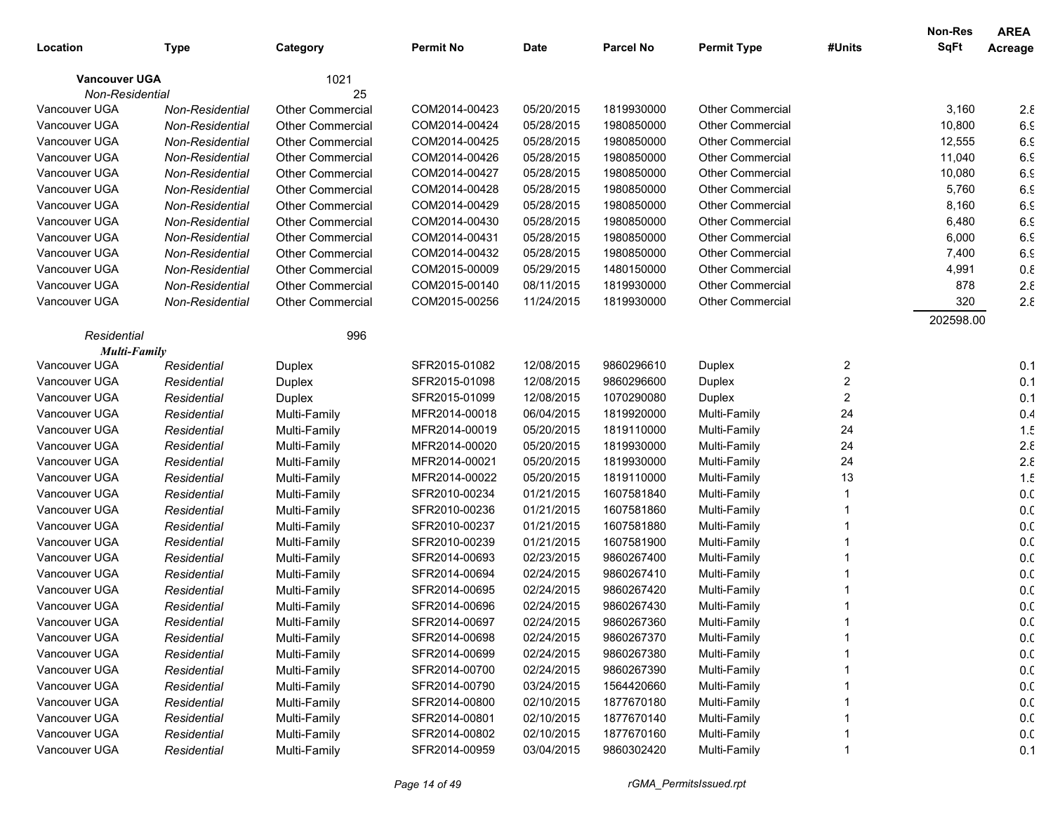| Location | Type | Category | Permit No | Date | Parcel No | Permit Type | #Units | Non-Res SqFt | AREA Acreage |
|---|---|---|---|---|---|---|---|---|---|
| **Vancouver UGA** | | 1021 | | | | | | | |
| *Non-Residential* | | 25 | | | | | | | |
| Vancouver UGA | *Non-Residential* | Other Commercial | COM2014-00423 | 05/20/2015 | 1819930000 | Other Commercial | | 3,160 | 2.8 |
| Vancouver UGA | *Non-Residential* | Other Commercial | COM2014-00424 | 05/28/2015 | 1980850000 | Other Commercial | | 10,800 | 6.9 |
| Vancouver UGA | *Non-Residential* | Other Commercial | COM2014-00425 | 05/28/2015 | 1980850000 | Other Commercial | | 12,555 | 6.9 |
| Vancouver UGA | *Non-Residential* | Other Commercial | COM2014-00426 | 05/28/2015 | 1980850000 | Other Commercial | | 11,040 | 6.9 |
| Vancouver UGA | *Non-Residential* | Other Commercial | COM2014-00427 | 05/28/2015 | 1980850000 | Other Commercial | | 10,080 | 6.9 |
| Vancouver UGA | *Non-Residential* | Other Commercial | COM2014-00428 | 05/28/2015 | 1980850000 | Other Commercial | | 5,760 | 6.9 |
| Vancouver UGA | *Non-Residential* | Other Commercial | COM2014-00429 | 05/28/2015 | 1980850000 | Other Commercial | | 8,160 | 6.9 |
| Vancouver UGA | *Non-Residential* | Other Commercial | COM2014-00430 | 05/28/2015 | 1980850000 | Other Commercial | | 6,480 | 6.9 |
| Vancouver UGA | *Non-Residential* | Other Commercial | COM2014-00431 | 05/28/2015 | 1980850000 | Other Commercial | | 6,000 | 6.9 |
| Vancouver UGA | *Non-Residential* | Other Commercial | COM2014-00432 | 05/28/2015 | 1980850000 | Other Commercial | | 7,400 | 6.9 |
| Vancouver UGA | *Non-Residential* | Other Commercial | COM2015-00009 | 05/29/2015 | 1480150000 | Other Commercial | | 4,991 | 0.8 |
| Vancouver UGA | *Non-Residential* | Other Commercial | COM2015-00140 | 08/11/2015 | 1819930000 | Other Commercial | | 878 | 2.8 |
| Vancouver UGA | *Non-Residential* | Other Commercial | COM2015-00256 | 11/24/2015 | 1819930000 | Other Commercial | | 320 | 2.8 |
| | | | | | | | | 202598.00 | |
| *Residential* | | 996 | | | | | | | |
| ***Multi-Family*** | | | | | | | | | |
| Vancouver UGA | *Residential* | Duplex | SFR2015-01082 | 12/08/2015 | 9860296610 | Duplex | 2 | | 0.1 |
| Vancouver UGA | *Residential* | Duplex | SFR2015-01098 | 12/08/2015 | 9860296600 | Duplex | 2 | | 0.1 |
| Vancouver UGA | *Residential* | Duplex | SFR2015-01099 | 12/08/2015 | 1070290080 | Duplex | 2 | | 0.1 |
| Vancouver UGA | *Residential* | Multi-Family | MFR2014-00018 | 06/04/2015 | 1819920000 | Multi-Family | 24 | | 0.4 |
| Vancouver UGA | *Residential* | Multi-Family | MFR2014-00019 | 05/20/2015 | 1819110000 | Multi-Family | 24 | | 1.5 |
| Vancouver UGA | *Residential* | Multi-Family | MFR2014-00020 | 05/20/2015 | 1819930000 | Multi-Family | 24 | | 2.8 |
| Vancouver UGA | *Residential* | Multi-Family | MFR2014-00021 | 05/20/2015 | 1819930000 | Multi-Family | 24 | | 2.8 |
| Vancouver UGA | *Residential* | Multi-Family | MFR2014-00022 | 05/20/2015 | 1819110000 | Multi-Family | 13 | | 1.5 |
| Vancouver UGA | *Residential* | Multi-Family | SFR2010-00234 | 01/21/2015 | 1607581840 | Multi-Family | 1 | | 0.0 |
| Vancouver UGA | *Residential* | Multi-Family | SFR2010-00236 | 01/21/2015 | 1607581860 | Multi-Family | 1 | | 0.0 |
| Vancouver UGA | *Residential* | Multi-Family | SFR2010-00237 | 01/21/2015 | 1607581880 | Multi-Family | 1 | | 0.0 |
| Vancouver UGA | *Residential* | Multi-Family | SFR2010-00239 | 01/21/2015 | 1607581900 | Multi-Family | 1 | | 0.0 |
| Vancouver UGA | *Residential* | Multi-Family | SFR2014-00693 | 02/23/2015 | 9860267400 | Multi-Family | 1 | | 0.0 |
| Vancouver UGA | *Residential* | Multi-Family | SFR2014-00694 | 02/24/2015 | 9860267410 | Multi-Family | 1 | | 0.0 |
| Vancouver UGA | *Residential* | Multi-Family | SFR2014-00695 | 02/24/2015 | 9860267420 | Multi-Family | 1 | | 0.0 |
| Vancouver UGA | *Residential* | Multi-Family | SFR2014-00696 | 02/24/2015 | 9860267430 | Multi-Family | 1 | | 0.0 |
| Vancouver UGA | *Residential* | Multi-Family | SFR2014-00697 | 02/24/2015 | 9860267360 | Multi-Family | 1 | | 0.0 |
| Vancouver UGA | *Residential* | Multi-Family | SFR2014-00698 | 02/24/2015 | 9860267370 | Multi-Family | 1 | | 0.0 |
| Vancouver UGA | *Residential* | Multi-Family | SFR2014-00699 | 02/24/2015 | 9860267380 | Multi-Family | 1 | | 0.0 |
| Vancouver UGA | *Residential* | Multi-Family | SFR2014-00700 | 02/24/2015 | 9860267390 | Multi-Family | 1 | | 0.0 |
| Vancouver UGA | *Residential* | Multi-Family | SFR2014-00790 | 03/24/2015 | 1564420660 | Multi-Family | 1 | | 0.0 |
| Vancouver UGA | *Residential* | Multi-Family | SFR2014-00800 | 02/10/2015 | 1877670180 | Multi-Family | 1 | | 0.0 |
| Vancouver UGA | *Residential* | Multi-Family | SFR2014-00801 | 02/10/2015 | 1877670140 | Multi-Family | 1 | | 0.0 |
| Vancouver UGA | *Residential* | Multi-Family | SFR2014-00802 | 02/10/2015 | 1877670160 | Multi-Family | 1 | | 0.0 |
| Vancouver UGA | *Residential* | Multi-Family | SFR2014-00959 | 03/04/2015 | 9860302420 | Multi-Family | 1 | | 0.1 |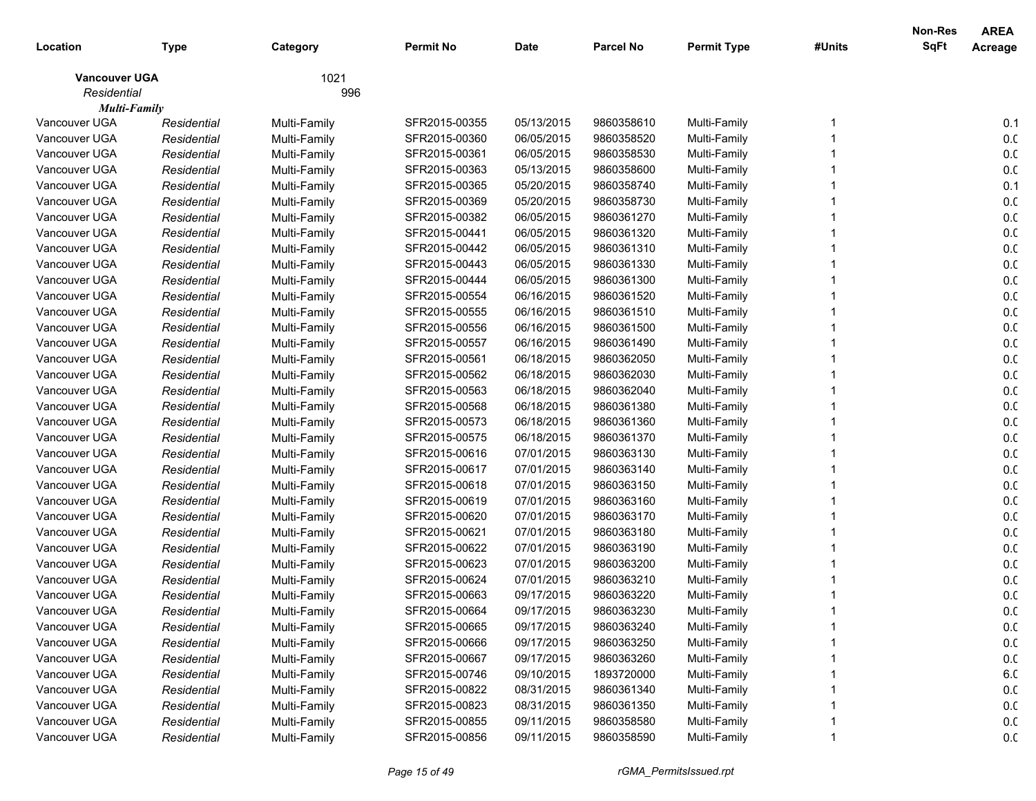| Location | Type | Category | Permit No | Date | Parcel No | Permit Type | #Units | Non-Res SqFt | AREA Acreage |
|---|---|---|---|---|---|---|---|---|---|
| **Vancouver UGA** | | 1021 | | | | | | | |
| *Residential* | | 996 | | | | | | | |
| ***Multi-Family*** | | | | | | | | | |
| Vancouver UGA | *Residential* | Multi-Family | SFR2015-00355 | 05/13/2015 | 9860358610 | Multi-Family | 1 | | 0.1 |
| Vancouver UGA | *Residential* | Multi-Family | SFR2015-00360 | 06/05/2015 | 9860358520 | Multi-Family | 1 | | 0.0 |
| Vancouver UGA | *Residential* | Multi-Family | SFR2015-00361 | 06/05/2015 | 9860358530 | Multi-Family | 1 | | 0.0 |
| Vancouver UGA | *Residential* | Multi-Family | SFR2015-00363 | 05/13/2015 | 9860358600 | Multi-Family | 1 | | 0.0 |
| Vancouver UGA | *Residential* | Multi-Family | SFR2015-00365 | 05/20/2015 | 9860358740 | Multi-Family | 1 | | 0.1 |
| Vancouver UGA | *Residential* | Multi-Family | SFR2015-00369 | 05/20/2015 | 9860358730 | Multi-Family | 1 | | 0.0 |
| Vancouver UGA | *Residential* | Multi-Family | SFR2015-00382 | 06/05/2015 | 9860361270 | Multi-Family | 1 | | 0.0 |
| Vancouver UGA | *Residential* | Multi-Family | SFR2015-00441 | 06/05/2015 | 9860361320 | Multi-Family | 1 | | 0.0 |
| Vancouver UGA | *Residential* | Multi-Family | SFR2015-00442 | 06/05/2015 | 9860361310 | Multi-Family | 1 | | 0.0 |
| Vancouver UGA | *Residential* | Multi-Family | SFR2015-00443 | 06/05/2015 | 9860361330 | Multi-Family | 1 | | 0.0 |
| Vancouver UGA | *Residential* | Multi-Family | SFR2015-00444 | 06/05/2015 | 9860361300 | Multi-Family | 1 | | 0.0 |
| Vancouver UGA | *Residential* | Multi-Family | SFR2015-00554 | 06/16/2015 | 9860361520 | Multi-Family | 1 | | 0.0 |
| Vancouver UGA | *Residential* | Multi-Family | SFR2015-00555 | 06/16/2015 | 9860361510 | Multi-Family | 1 | | 0.0 |
| Vancouver UGA | *Residential* | Multi-Family | SFR2015-00556 | 06/16/2015 | 9860361500 | Multi-Family | 1 | | 0.0 |
| Vancouver UGA | *Residential* | Multi-Family | SFR2015-00557 | 06/16/2015 | 9860361490 | Multi-Family | 1 | | 0.0 |
| Vancouver UGA | *Residential* | Multi-Family | SFR2015-00561 | 06/18/2015 | 9860362050 | Multi-Family | 1 | | 0.0 |
| Vancouver UGA | *Residential* | Multi-Family | SFR2015-00562 | 06/18/2015 | 9860362030 | Multi-Family | 1 | | 0.0 |
| Vancouver UGA | *Residential* | Multi-Family | SFR2015-00563 | 06/18/2015 | 9860362040 | Multi-Family | 1 | | 0.0 |
| Vancouver UGA | *Residential* | Multi-Family | SFR2015-00568 | 06/18/2015 | 9860361380 | Multi-Family | 1 | | 0.0 |
| Vancouver UGA | *Residential* | Multi-Family | SFR2015-00573 | 06/18/2015 | 9860361360 | Multi-Family | 1 | | 0.0 |
| Vancouver UGA | *Residential* | Multi-Family | SFR2015-00575 | 06/18/2015 | 9860361370 | Multi-Family | 1 | | 0.0 |
| Vancouver UGA | *Residential* | Multi-Family | SFR2015-00616 | 07/01/2015 | 9860363130 | Multi-Family | 1 | | 0.0 |
| Vancouver UGA | *Residential* | Multi-Family | SFR2015-00617 | 07/01/2015 | 9860363140 | Multi-Family | 1 | | 0.0 |
| Vancouver UGA | *Residential* | Multi-Family | SFR2015-00618 | 07/01/2015 | 9860363150 | Multi-Family | 1 | | 0.0 |
| Vancouver UGA | *Residential* | Multi-Family | SFR2015-00619 | 07/01/2015 | 9860363160 | Multi-Family | 1 | | 0.0 |
| Vancouver UGA | *Residential* | Multi-Family | SFR2015-00620 | 07/01/2015 | 9860363170 | Multi-Family | 1 | | 0.0 |
| Vancouver UGA | *Residential* | Multi-Family | SFR2015-00621 | 07/01/2015 | 9860363180 | Multi-Family | 1 | | 0.0 |
| Vancouver UGA | *Residential* | Multi-Family | SFR2015-00622 | 07/01/2015 | 9860363190 | Multi-Family | 1 | | 0.0 |
| Vancouver UGA | *Residential* | Multi-Family | SFR2015-00623 | 07/01/2015 | 9860363200 | Multi-Family | 1 | | 0.0 |
| Vancouver UGA | *Residential* | Multi-Family | SFR2015-00624 | 07/01/2015 | 9860363210 | Multi-Family | 1 | | 0.0 |
| Vancouver UGA | *Residential* | Multi-Family | SFR2015-00663 | 09/17/2015 | 9860363220 | Multi-Family | 1 | | 0.0 |
| Vancouver UGA | *Residential* | Multi-Family | SFR2015-00664 | 09/17/2015 | 9860363230 | Multi-Family | 1 | | 0.0 |
| Vancouver UGA | *Residential* | Multi-Family | SFR2015-00665 | 09/17/2015 | 9860363240 | Multi-Family | 1 | | 0.0 |
| Vancouver UGA | *Residential* | Multi-Family | SFR2015-00666 | 09/17/2015 | 9860363250 | Multi-Family | 1 | | 0.0 |
| Vancouver UGA | *Residential* | Multi-Family | SFR2015-00667 | 09/17/2015 | 9860363260 | Multi-Family | 1 | | 0.0 |
| Vancouver UGA | *Residential* | Multi-Family | SFR2015-00746 | 09/10/2015 | 1893720000 | Multi-Family | 1 | | 6.0 |
| Vancouver UGA | *Residential* | Multi-Family | SFR2015-00822 | 08/31/2015 | 9860361340 | Multi-Family | 1 | | 0.0 |
| Vancouver UGA | *Residential* | Multi-Family | SFR2015-00823 | 08/31/2015 | 9860361350 | Multi-Family | 1 | | 0.0 |
| Vancouver UGA | *Residential* | Multi-Family | SFR2015-00855 | 09/11/2015 | 9860358580 | Multi-Family | 1 | | 0.0 |
| Vancouver UGA | *Residential* | Multi-Family | SFR2015-00856 | 09/11/2015 | 9860358590 | Multi-Family | 1 | | 0.0 |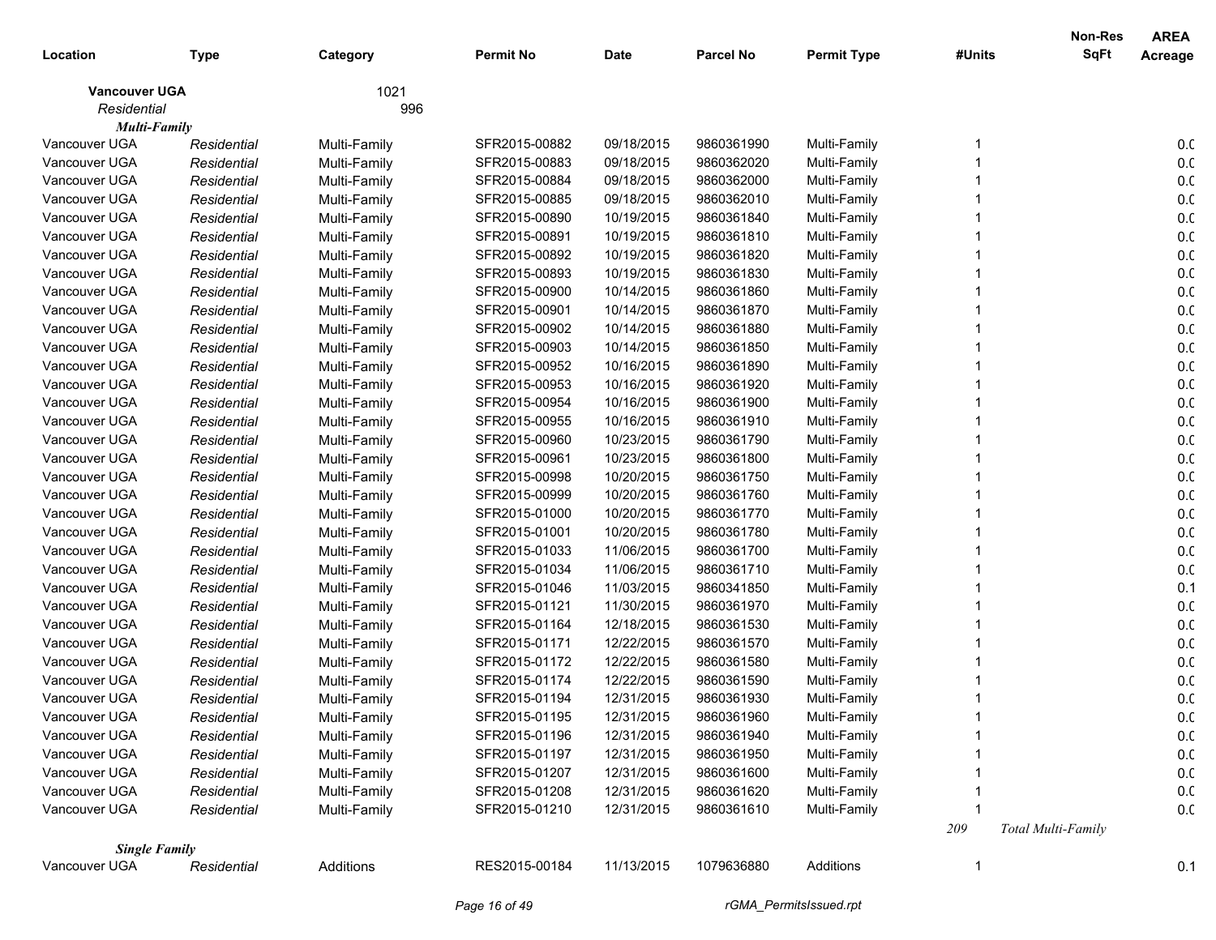| Location | Type | Category | Permit No | Date | Parcel No | Permit Type | #Units | Non-Res SqFt | AREA Acreage |
|---|---|---|---|---|---|---|---|---|---|
| **Vancouver UGA** | | 1021 | | | | | | | |
| *Residential* | | 996 | | | | | | | |
| ***Multi-Family*** | | | | | | | | | |
| Vancouver UGA | *Residential* | Multi-Family | SFR2015-00882 | 09/18/2015 | 9860361990 | Multi-Family | 1 | | 0.0 |
| Vancouver UGA | *Residential* | Multi-Family | SFR2015-00883 | 09/18/2015 | 9860362020 | Multi-Family | 1 | | 0.0 |
| Vancouver UGA | *Residential* | Multi-Family | SFR2015-00884 | 09/18/2015 | 9860362000 | Multi-Family | 1 | | 0.0 |
| Vancouver UGA | *Residential* | Multi-Family | SFR2015-00885 | 09/18/2015 | 9860362010 | Multi-Family | 1 | | 0.0 |
| Vancouver UGA | *Residential* | Multi-Family | SFR2015-00890 | 10/19/2015 | 9860361840 | Multi-Family | 1 | | 0.0 |
| Vancouver UGA | *Residential* | Multi-Family | SFR2015-00891 | 10/19/2015 | 9860361810 | Multi-Family | 1 | | 0.0 |
| Vancouver UGA | *Residential* | Multi-Family | SFR2015-00892 | 10/19/2015 | 9860361820 | Multi-Family | 1 | | 0.0 |
| Vancouver UGA | *Residential* | Multi-Family | SFR2015-00893 | 10/19/2015 | 9860361830 | Multi-Family | 1 | | 0.0 |
| Vancouver UGA | *Residential* | Multi-Family | SFR2015-00900 | 10/14/2015 | 9860361860 | Multi-Family | 1 | | 0.0 |
| Vancouver UGA | *Residential* | Multi-Family | SFR2015-00901 | 10/14/2015 | 9860361870 | Multi-Family | 1 | | 0.0 |
| Vancouver UGA | *Residential* | Multi-Family | SFR2015-00902 | 10/14/2015 | 9860361880 | Multi-Family | 1 | | 0.0 |
| Vancouver UGA | *Residential* | Multi-Family | SFR2015-00903 | 10/14/2015 | 9860361850 | Multi-Family | 1 | | 0.0 |
| Vancouver UGA | *Residential* | Multi-Family | SFR2015-00952 | 10/16/2015 | 9860361890 | Multi-Family | 1 | | 0.0 |
| Vancouver UGA | *Residential* | Multi-Family | SFR2015-00953 | 10/16/2015 | 9860361920 | Multi-Family | 1 | | 0.0 |
| Vancouver UGA | *Residential* | Multi-Family | SFR2015-00954 | 10/16/2015 | 9860361900 | Multi-Family | 1 | | 0.0 |
| Vancouver UGA | *Residential* | Multi-Family | SFR2015-00955 | 10/16/2015 | 9860361910 | Multi-Family | 1 | | 0.0 |
| Vancouver UGA | *Residential* | Multi-Family | SFR2015-00960 | 10/23/2015 | 9860361790 | Multi-Family | 1 | | 0.0 |
| Vancouver UGA | *Residential* | Multi-Family | SFR2015-00961 | 10/23/2015 | 9860361800 | Multi-Family | 1 | | 0.0 |
| Vancouver UGA | *Residential* | Multi-Family | SFR2015-00998 | 10/20/2015 | 9860361750 | Multi-Family | 1 | | 0.0 |
| Vancouver UGA | *Residential* | Multi-Family | SFR2015-00999 | 10/20/2015 | 9860361760 | Multi-Family | 1 | | 0.0 |
| Vancouver UGA | *Residential* | Multi-Family | SFR2015-01000 | 10/20/2015 | 9860361770 | Multi-Family | 1 | | 0.0 |
| Vancouver UGA | *Residential* | Multi-Family | SFR2015-01001 | 10/20/2015 | 9860361780 | Multi-Family | 1 | | 0.0 |
| Vancouver UGA | *Residential* | Multi-Family | SFR2015-01033 | 11/06/2015 | 9860361700 | Multi-Family | 1 | | 0.0 |
| Vancouver UGA | *Residential* | Multi-Family | SFR2015-01034 | 11/06/2015 | 9860361710 | Multi-Family | 1 | | 0.0 |
| Vancouver UGA | *Residential* | Multi-Family | SFR2015-01046 | 11/03/2015 | 9860341850 | Multi-Family | 1 | | 0.1 |
| Vancouver UGA | *Residential* | Multi-Family | SFR2015-01121 | 11/30/2015 | 9860361970 | Multi-Family | 1 | | 0.0 |
| Vancouver UGA | *Residential* | Multi-Family | SFR2015-01164 | 12/18/2015 | 9860361530 | Multi-Family | 1 | | 0.0 |
| Vancouver UGA | *Residential* | Multi-Family | SFR2015-01171 | 12/22/2015 | 9860361570 | Multi-Family | 1 | | 0.0 |
| Vancouver UGA | *Residential* | Multi-Family | SFR2015-01172 | 12/22/2015 | 9860361580 | Multi-Family | 1 | | 0.0 |
| Vancouver UGA | *Residential* | Multi-Family | SFR2015-01174 | 12/22/2015 | 9860361590 | Multi-Family | 1 | | 0.0 |
| Vancouver UGA | *Residential* | Multi-Family | SFR2015-01194 | 12/31/2015 | 9860361930 | Multi-Family | 1 | | 0.0 |
| Vancouver UGA | *Residential* | Multi-Family | SFR2015-01195 | 12/31/2015 | 9860361960 | Multi-Family | 1 | | 0.0 |
| Vancouver UGA | *Residential* | Multi-Family | SFR2015-01196 | 12/31/2015 | 9860361940 | Multi-Family | 1 | | 0.0 |
| Vancouver UGA | *Residential* | Multi-Family | SFR2015-01197 | 12/31/2015 | 9860361950 | Multi-Family | 1 | | 0.0 |
| Vancouver UGA | *Residential* | Multi-Family | SFR2015-01207 | 12/31/2015 | 9860361600 | Multi-Family | 1 | | 0.0 |
| Vancouver UGA | *Residential* | Multi-Family | SFR2015-01208 | 12/31/2015 | 9860361620 | Multi-Family | 1 | | 0.0 |
| Vancouver UGA | *Residential* | Multi-Family | SFR2015-01210 | 12/31/2015 | 9860361610 | Multi-Family | 1 | | 0.0 |
| | | | | | | | *209* | *Total Multi-Family* | |
| ***Single Family*** | | | | | | | | | |
| Vancouver UGA | *Residential* | Additions | RES2015-00184 | 11/13/2015 | 1079636880 | Additions | 1 | | 0.1 |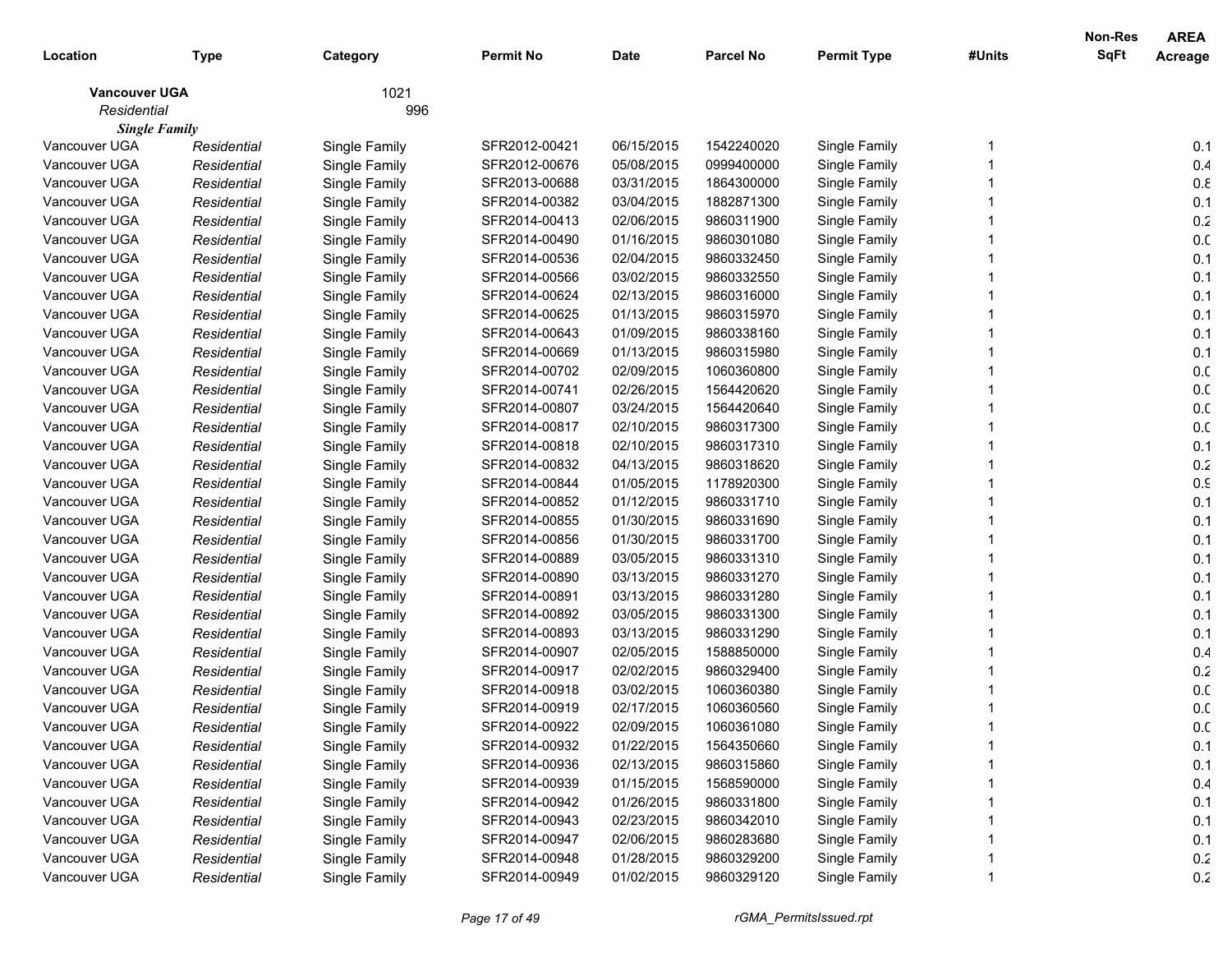| Location | Type | Category | Permit No | Date | Parcel No | Permit Type | #Units | Non-Res SqFt | AREA Acreage |
|---|---|---|---|---|---|---|---|---|---|
| **Vancouver UGA** | | 1021 | | | | | | | |
| *Residential* | | 996 | | | | | | | |
| ***Single Family*** | | | | | | | | | |
| Vancouver UGA | *Residential* | Single Family | SFR2012-00421 | 06/15/2015 | 1542240020 | Single Family | 1 | | 0.1 |
| Vancouver UGA | *Residential* | Single Family | SFR2012-00676 | 05/08/2015 | 0999400000 | Single Family | 1 | | 0.4 |
| Vancouver UGA | *Residential* | Single Family | SFR2013-00688 | 03/31/2015 | 1864300000 | Single Family | 1 | | 0.8 |
| Vancouver UGA | *Residential* | Single Family | SFR2014-00382 | 03/04/2015 | 1882871300 | Single Family | 1 | | 0.1 |
| Vancouver UGA | *Residential* | Single Family | SFR2014-00413 | 02/06/2015 | 9860311900 | Single Family | 1 | | 0.2 |
| Vancouver UGA | *Residential* | Single Family | SFR2014-00490 | 01/16/2015 | 9860301080 | Single Family | 1 | | 0.0 |
| Vancouver UGA | *Residential* | Single Family | SFR2014-00536 | 02/04/2015 | 9860332450 | Single Family | 1 | | 0.1 |
| Vancouver UGA | *Residential* | Single Family | SFR2014-00566 | 03/02/2015 | 9860332550 | Single Family | 1 | | 0.1 |
| Vancouver UGA | *Residential* | Single Family | SFR2014-00624 | 02/13/2015 | 9860316000 | Single Family | 1 | | 0.1 |
| Vancouver UGA | *Residential* | Single Family | SFR2014-00625 | 01/13/2015 | 9860315970 | Single Family | 1 | | 0.1 |
| Vancouver UGA | *Residential* | Single Family | SFR2014-00643 | 01/09/2015 | 9860338160 | Single Family | 1 | | 0.1 |
| Vancouver UGA | *Residential* | Single Family | SFR2014-00669 | 01/13/2015 | 9860315980 | Single Family | 1 | | 0.1 |
| Vancouver UGA | *Residential* | Single Family | SFR2014-00702 | 02/09/2015 | 1060360800 | Single Family | 1 | | 0.0 |
| Vancouver UGA | *Residential* | Single Family | SFR2014-00741 | 02/26/2015 | 1564420620 | Single Family | 1 | | 0.0 |
| Vancouver UGA | *Residential* | Single Family | SFR2014-00807 | 03/24/2015 | 1564420640 | Single Family | 1 | | 0.0 |
| Vancouver UGA | *Residential* | Single Family | SFR2014-00817 | 02/10/2015 | 9860317300 | Single Family | 1 | | 0.0 |
| Vancouver UGA | *Residential* | Single Family | SFR2014-00818 | 02/10/2015 | 9860317310 | Single Family | 1 | | 0.1 |
| Vancouver UGA | *Residential* | Single Family | SFR2014-00832 | 04/13/2015 | 9860318620 | Single Family | 1 | | 0.2 |
| Vancouver UGA | *Residential* | Single Family | SFR2014-00844 | 01/05/2015 | 1178920300 | Single Family | 1 | | 0.9 |
| Vancouver UGA | *Residential* | Single Family | SFR2014-00852 | 01/12/2015 | 9860331710 | Single Family | 1 | | 0.1 |
| Vancouver UGA | *Residential* | Single Family | SFR2014-00855 | 01/30/2015 | 9860331690 | Single Family | 1 | | 0.1 |
| Vancouver UGA | *Residential* | Single Family | SFR2014-00856 | 01/30/2015 | 9860331700 | Single Family | 1 | | 0.1 |
| Vancouver UGA | *Residential* | Single Family | SFR2014-00889 | 03/05/2015 | 9860331310 | Single Family | 1 | | 0.1 |
| Vancouver UGA | *Residential* | Single Family | SFR2014-00890 | 03/13/2015 | 9860331270 | Single Family | 1 | | 0.1 |
| Vancouver UGA | *Residential* | Single Family | SFR2014-00891 | 03/13/2015 | 9860331280 | Single Family | 1 | | 0.1 |
| Vancouver UGA | *Residential* | Single Family | SFR2014-00892 | 03/05/2015 | 9860331300 | Single Family | 1 | | 0.1 |
| Vancouver UGA | *Residential* | Single Family | SFR2014-00893 | 03/13/2015 | 9860331290 | Single Family | 1 | | 0.1 |
| Vancouver UGA | *Residential* | Single Family | SFR2014-00907 | 02/05/2015 | 1588850000 | Single Family | 1 | | 0.4 |
| Vancouver UGA | *Residential* | Single Family | SFR2014-00917 | 02/02/2015 | 9860329400 | Single Family | 1 | | 0.2 |
| Vancouver UGA | *Residential* | Single Family | SFR2014-00918 | 03/02/2015 | 1060360380 | Single Family | 1 | | 0.0 |
| Vancouver UGA | *Residential* | Single Family | SFR2014-00919 | 02/17/2015 | 1060360560 | Single Family | 1 | | 0.0 |
| Vancouver UGA | *Residential* | Single Family | SFR2014-00922 | 02/09/2015 | 1060361080 | Single Family | 1 | | 0.0 |
| Vancouver UGA | *Residential* | Single Family | SFR2014-00932 | 01/22/2015 | 1564350660 | Single Family | 1 | | 0.1 |
| Vancouver UGA | *Residential* | Single Family | SFR2014-00936 | 02/13/2015 | 9860315860 | Single Family | 1 | | 0.1 |
| Vancouver UGA | *Residential* | Single Family | SFR2014-00939 | 01/15/2015 | 1568590000 | Single Family | 1 | | 0.4 |
| Vancouver UGA | *Residential* | Single Family | SFR2014-00942 | 01/26/2015 | 9860331800 | Single Family | 1 | | 0.1 |
| Vancouver UGA | *Residential* | Single Family | SFR2014-00943 | 02/23/2015 | 9860342010 | Single Family | 1 | | 0.1 |
| Vancouver UGA | *Residential* | Single Family | SFR2014-00947 | 02/06/2015 | 9860283680 | Single Family | 1 | | 0.1 |
| Vancouver UGA | *Residential* | Single Family | SFR2014-00948 | 01/28/2015 | 9860329200 | Single Family | 1 | | 0.2 |
| Vancouver UGA | *Residential* | Single Family | SFR2014-00949 | 01/02/2015 | 9860329120 | Single Family | 1 | | 0.2 |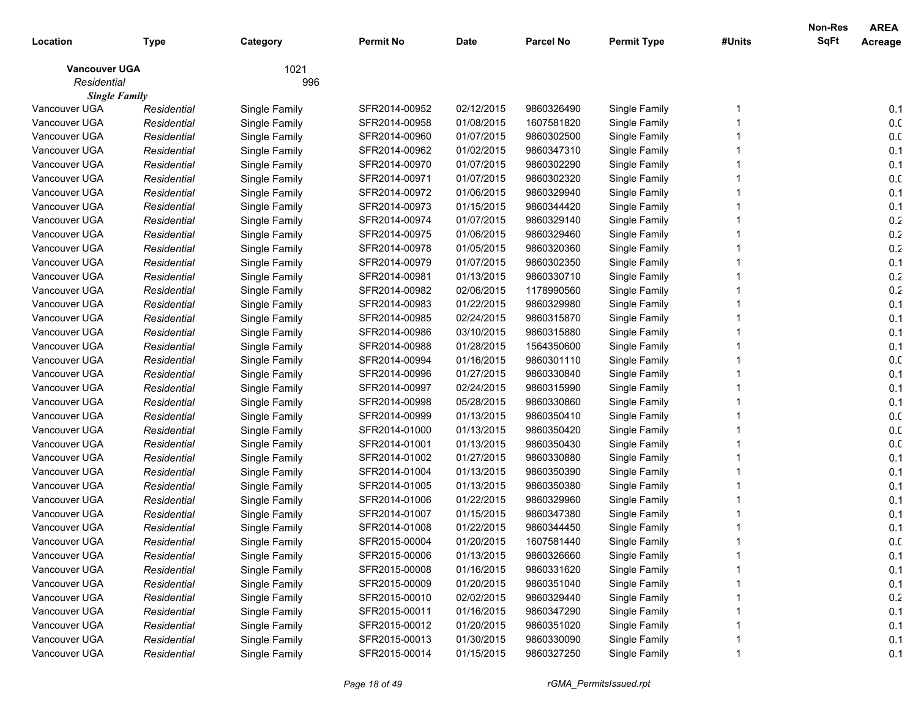| Location | Type | Category | Permit No | Date | Parcel No | Permit Type | #Units | Non-Res SqFt | AREA Acreage |
|---|---|---|---|---|---|---|---|---|---|
| **Vancouver UGA** | | 1021 | | | | | | | |
| *Residential* | | 996 | | | | | | | |
| ***Single Family*** | | | | | | | | | |
| Vancouver UGA | *Residential* | Single Family | SFR2014-00952 | 02/12/2015 | 9860326490 | Single Family | 1 | | 0.1 |
| Vancouver UGA | *Residential* | Single Family | SFR2014-00958 | 01/08/2015 | 1607581820 | Single Family | 1 | | 0.0 |
| Vancouver UGA | *Residential* | Single Family | SFR2014-00960 | 01/07/2015 | 9860302500 | Single Family | 1 | | 0.0 |
| Vancouver UGA | *Residential* | Single Family | SFR2014-00962 | 01/02/2015 | 9860347310 | Single Family | 1 | | 0.1 |
| Vancouver UGA | *Residential* | Single Family | SFR2014-00970 | 01/07/2015 | 9860302290 | Single Family | 1 | | 0.1 |
| Vancouver UGA | *Residential* | Single Family | SFR2014-00971 | 01/07/2015 | 9860302320 | Single Family | 1 | | 0.0 |
| Vancouver UGA | *Residential* | Single Family | SFR2014-00972 | 01/06/2015 | 9860329940 | Single Family | 1 | | 0.1 |
| Vancouver UGA | *Residential* | Single Family | SFR2014-00973 | 01/15/2015 | 9860344420 | Single Family | 1 | | 0.1 |
| Vancouver UGA | *Residential* | Single Family | SFR2014-00974 | 01/07/2015 | 9860329140 | Single Family | 1 | | 0.2 |
| Vancouver UGA | *Residential* | Single Family | SFR2014-00975 | 01/06/2015 | 9860329460 | Single Family | 1 | | 0.2 |
| Vancouver UGA | *Residential* | Single Family | SFR2014-00978 | 01/05/2015 | 9860320360 | Single Family | 1 | | 0.2 |
| Vancouver UGA | *Residential* | Single Family | SFR2014-00979 | 01/07/2015 | 9860302350 | Single Family | 1 | | 0.1 |
| Vancouver UGA | *Residential* | Single Family | SFR2014-00981 | 01/13/2015 | 9860330710 | Single Family | 1 | | 0.2 |
| Vancouver UGA | *Residential* | Single Family | SFR2014-00982 | 02/06/2015 | 1178990560 | Single Family | 1 | | 0.2 |
| Vancouver UGA | *Residential* | Single Family | SFR2014-00983 | 01/22/2015 | 9860329980 | Single Family | 1 | | 0.1 |
| Vancouver UGA | *Residential* | Single Family | SFR2014-00985 | 02/24/2015 | 9860315870 | Single Family | 1 | | 0.1 |
| Vancouver UGA | *Residential* | Single Family | SFR2014-00986 | 03/10/2015 | 9860315880 | Single Family | 1 | | 0.1 |
| Vancouver UGA | *Residential* | Single Family | SFR2014-00988 | 01/28/2015 | 1564350600 | Single Family | 1 | | 0.1 |
| Vancouver UGA | *Residential* | Single Family | SFR2014-00994 | 01/16/2015 | 9860301110 | Single Family | 1 | | 0.0 |
| Vancouver UGA | *Residential* | Single Family | SFR2014-00996 | 01/27/2015 | 9860330840 | Single Family | 1 | | 0.1 |
| Vancouver UGA | *Residential* | Single Family | SFR2014-00997 | 02/24/2015 | 9860315990 | Single Family | 1 | | 0.1 |
| Vancouver UGA | *Residential* | Single Family | SFR2014-00998 | 05/28/2015 | 9860330860 | Single Family | 1 | | 0.1 |
| Vancouver UGA | *Residential* | Single Family | SFR2014-00999 | 01/13/2015 | 9860350410 | Single Family | 1 | | 0.0 |
| Vancouver UGA | *Residential* | Single Family | SFR2014-01000 | 01/13/2015 | 9860350420 | Single Family | 1 | | 0.0 |
| Vancouver UGA | *Residential* | Single Family | SFR2014-01001 | 01/13/2015 | 9860350430 | Single Family | 1 | | 0.0 |
| Vancouver UGA | *Residential* | Single Family | SFR2014-01002 | 01/27/2015 | 9860330880 | Single Family | 1 | | 0.1 |
| Vancouver UGA | *Residential* | Single Family | SFR2014-01004 | 01/13/2015 | 9860350390 | Single Family | 1 | | 0.1 |
| Vancouver UGA | *Residential* | Single Family | SFR2014-01005 | 01/13/2015 | 9860350380 | Single Family | 1 | | 0.1 |
| Vancouver UGA | *Residential* | Single Family | SFR2014-01006 | 01/22/2015 | 9860329960 | Single Family | 1 | | 0.1 |
| Vancouver UGA | *Residential* | Single Family | SFR2014-01007 | 01/15/2015 | 9860347380 | Single Family | 1 | | 0.1 |
| Vancouver UGA | *Residential* | Single Family | SFR2014-01008 | 01/22/2015 | 9860344450 | Single Family | 1 | | 0.1 |
| Vancouver UGA | *Residential* | Single Family | SFR2015-00004 | 01/20/2015 | 1607581440 | Single Family | 1 | | 0.0 |
| Vancouver UGA | *Residential* | Single Family | SFR2015-00006 | 01/13/2015 | 9860326660 | Single Family | 1 | | 0.1 |
| Vancouver UGA | *Residential* | Single Family | SFR2015-00008 | 01/16/2015 | 9860331620 | Single Family | 1 | | 0.1 |
| Vancouver UGA | *Residential* | Single Family | SFR2015-00009 | 01/20/2015 | 9860351040 | Single Family | 1 | | 0.1 |
| Vancouver UGA | *Residential* | Single Family | SFR2015-00010 | 02/02/2015 | 9860329440 | Single Family | 1 | | 0.2 |
| Vancouver UGA | *Residential* | Single Family | SFR2015-00011 | 01/16/2015 | 9860347290 | Single Family | 1 | | 0.1 |
| Vancouver UGA | *Residential* | Single Family | SFR2015-00012 | 01/20/2015 | 9860351020 | Single Family | 1 | | 0.1 |
| Vancouver UGA | *Residential* | Single Family | SFR2015-00013 | 01/30/2015 | 9860330090 | Single Family | 1 | | 0.1 |
| Vancouver UGA | *Residential* | Single Family | SFR2015-00014 | 01/15/2015 | 9860327250 | Single Family | 1 | | 0.1 |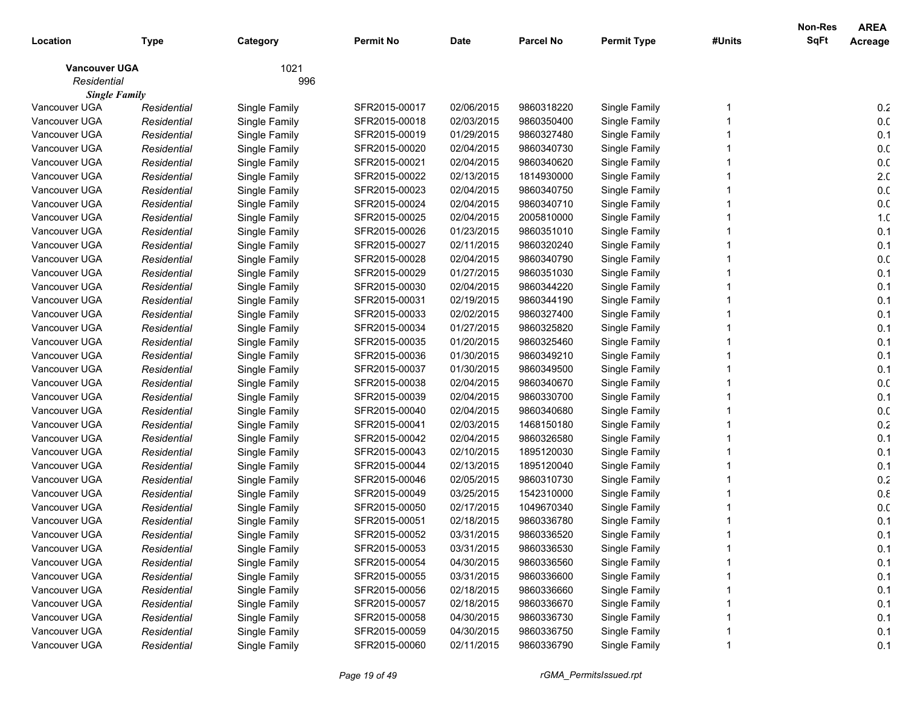| Location | Type | Category | Permit No | Date | Parcel No | Permit Type | #Units | Non-Res SqFt | AREA Acreage |
|---|---|---|---|---|---|---|---|---|---|
| **Vancouver UGA** | | 1021 | | | | | | | |
| *Residential* | | 996 | | | | | | | |
| ***Single Family*** | | | | | | | | | |
| Vancouver UGA | *Residential* | Single Family | SFR2015-00017 | 02/06/2015 | 9860318220 | Single Family | 1 | | 0.2 |
| Vancouver UGA | *Residential* | Single Family | SFR2015-00018 | 02/03/2015 | 9860350400 | Single Family | 1 | | 0.0 |
| Vancouver UGA | *Residential* | Single Family | SFR2015-00019 | 01/29/2015 | 9860327480 | Single Family | 1 | | 0.1 |
| Vancouver UGA | *Residential* | Single Family | SFR2015-00020 | 02/04/2015 | 9860340730 | Single Family | 1 | | 0.0 |
| Vancouver UGA | *Residential* | Single Family | SFR2015-00021 | 02/04/2015 | 9860340620 | Single Family | 1 | | 0.0 |
| Vancouver UGA | *Residential* | Single Family | SFR2015-00022 | 02/13/2015 | 1814930000 | Single Family | 1 | | 2.0 |
| Vancouver UGA | *Residential* | Single Family | SFR2015-00023 | 02/04/2015 | 9860340750 | Single Family | 1 | | 0.0 |
| Vancouver UGA | *Residential* | Single Family | SFR2015-00024 | 02/04/2015 | 9860340710 | Single Family | 1 | | 0.0 |
| Vancouver UGA | *Residential* | Single Family | SFR2015-00025 | 02/04/2015 | 2005810000 | Single Family | 1 | | 1.0 |
| Vancouver UGA | *Residential* | Single Family | SFR2015-00026 | 01/23/2015 | 9860351010 | Single Family | 1 | | 0.1 |
| Vancouver UGA | *Residential* | Single Family | SFR2015-00027 | 02/11/2015 | 9860320240 | Single Family | 1 | | 0.1 |
| Vancouver UGA | *Residential* | Single Family | SFR2015-00028 | 02/04/2015 | 9860340790 | Single Family | 1 | | 0.0 |
| Vancouver UGA | *Residential* | Single Family | SFR2015-00029 | 01/27/2015 | 9860351030 | Single Family | 1 | | 0.1 |
| Vancouver UGA | *Residential* | Single Family | SFR2015-00030 | 02/04/2015 | 9860344220 | Single Family | 1 | | 0.1 |
| Vancouver UGA | *Residential* | Single Family | SFR2015-00031 | 02/19/2015 | 9860344190 | Single Family | 1 | | 0.1 |
| Vancouver UGA | *Residential* | Single Family | SFR2015-00033 | 02/02/2015 | 9860327400 | Single Family | 1 | | 0.1 |
| Vancouver UGA | *Residential* | Single Family | SFR2015-00034 | 01/27/2015 | 9860325820 | Single Family | 1 | | 0.1 |
| Vancouver UGA | *Residential* | Single Family | SFR2015-00035 | 01/20/2015 | 9860325460 | Single Family | 1 | | 0.1 |
| Vancouver UGA | *Residential* | Single Family | SFR2015-00036 | 01/30/2015 | 9860349210 | Single Family | 1 | | 0.1 |
| Vancouver UGA | *Residential* | Single Family | SFR2015-00037 | 01/30/2015 | 9860349500 | Single Family | 1 | | 0.1 |
| Vancouver UGA | *Residential* | Single Family | SFR2015-00038 | 02/04/2015 | 9860340670 | Single Family | 1 | | 0.0 |
| Vancouver UGA | *Residential* | Single Family | SFR2015-00039 | 02/04/2015 | 9860330700 | Single Family | 1 | | 0.1 |
| Vancouver UGA | *Residential* | Single Family | SFR2015-00040 | 02/04/2015 | 9860340680 | Single Family | 1 | | 0.0 |
| Vancouver UGA | *Residential* | Single Family | SFR2015-00041 | 02/03/2015 | 1468150180 | Single Family | 1 | | 0.2 |
| Vancouver UGA | *Residential* | Single Family | SFR2015-00042 | 02/04/2015 | 9860326580 | Single Family | 1 | | 0.1 |
| Vancouver UGA | *Residential* | Single Family | SFR2015-00043 | 02/10/2015 | 1895120030 | Single Family | 1 | | 0.1 |
| Vancouver UGA | *Residential* | Single Family | SFR2015-00044 | 02/13/2015 | 1895120040 | Single Family | 1 | | 0.1 |
| Vancouver UGA | *Residential* | Single Family | SFR2015-00046 | 02/05/2015 | 9860310730 | Single Family | 1 | | 0.2 |
| Vancouver UGA | *Residential* | Single Family | SFR2015-00049 | 03/25/2015 | 1542310000 | Single Family | 1 | | 0.8 |
| Vancouver UGA | *Residential* | Single Family | SFR2015-00050 | 02/17/2015 | 1049670340 | Single Family | 1 | | 0.0 |
| Vancouver UGA | *Residential* | Single Family | SFR2015-00051 | 02/18/2015 | 9860336780 | Single Family | 1 | | 0.1 |
| Vancouver UGA | *Residential* | Single Family | SFR2015-00052 | 03/31/2015 | 9860336520 | Single Family | 1 | | 0.1 |
| Vancouver UGA | *Residential* | Single Family | SFR2015-00053 | 03/31/2015 | 9860336530 | Single Family | 1 | | 0.1 |
| Vancouver UGA | *Residential* | Single Family | SFR2015-00054 | 04/30/2015 | 9860336560 | Single Family | 1 | | 0.1 |
| Vancouver UGA | *Residential* | Single Family | SFR2015-00055 | 03/31/2015 | 9860336600 | Single Family | 1 | | 0.1 |
| Vancouver UGA | *Residential* | Single Family | SFR2015-00056 | 02/18/2015 | 9860336660 | Single Family | 1 | | 0.1 |
| Vancouver UGA | *Residential* | Single Family | SFR2015-00057 | 02/18/2015 | 9860336670 | Single Family | 1 | | 0.1 |
| Vancouver UGA | *Residential* | Single Family | SFR2015-00058 | 04/30/2015 | 9860336730 | Single Family | 1 | | 0.1 |
| Vancouver UGA | *Residential* | Single Family | SFR2015-00059 | 04/30/2015 | 9860336750 | Single Family | 1 | | 0.1 |
| Vancouver UGA | *Residential* | Single Family | SFR2015-00060 | 02/11/2015 | 9860336790 | Single Family | 1 | | 0.1 |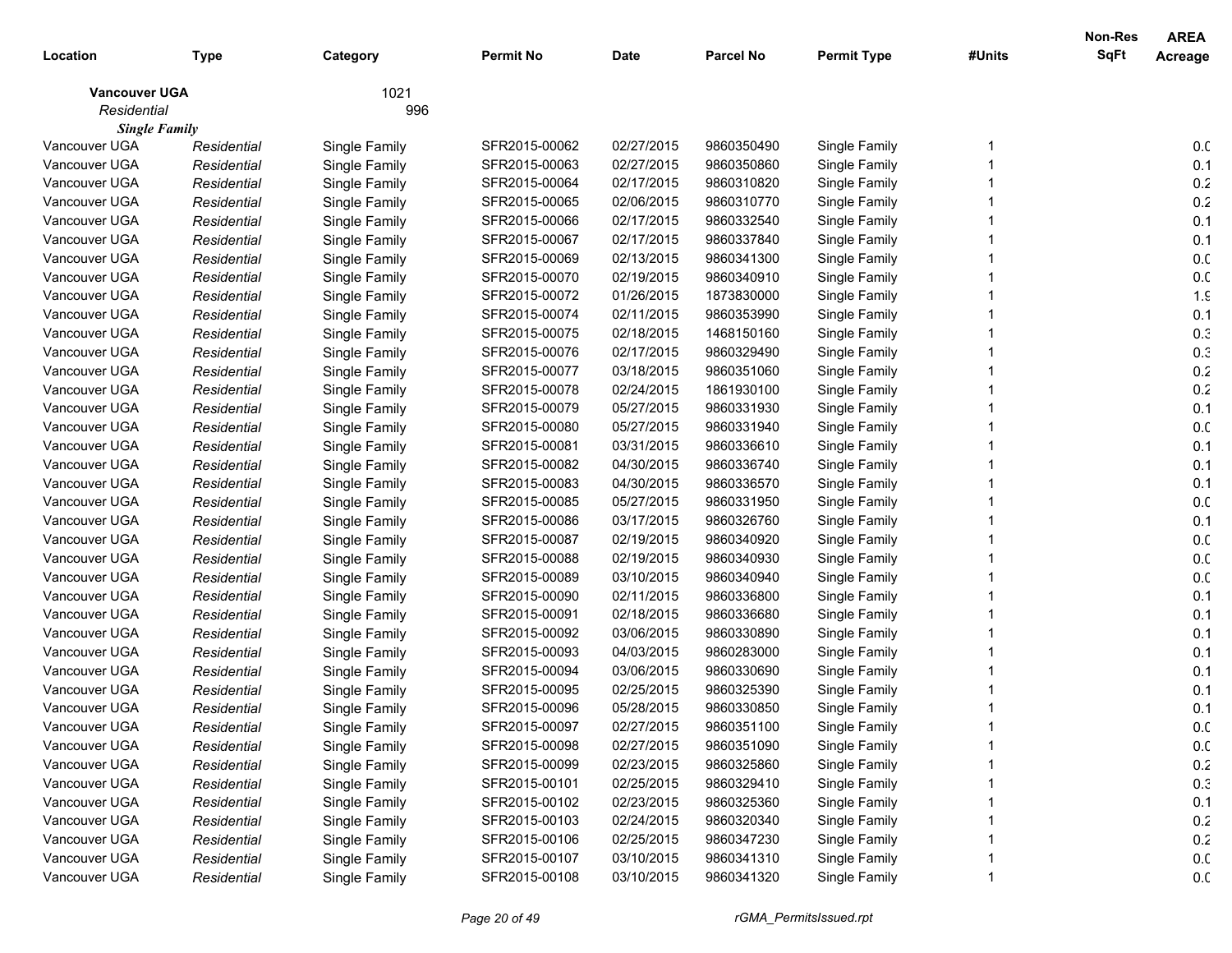| Location | Type | Category | Permit No | Date | Parcel No | Permit Type | #Units | Non-Res SqFt | AREA Acreage |
|---|---|---|---|---|---|---|---|---|---|
| **Vancouver UGA** | | 1021 | | | | | | | |
| *Residential* | | 996 | | | | | | | |
| ***Single Family*** | | | | | | | | | |
| Vancouver UGA | *Residential* | Single Family | SFR2015-00062 | 02/27/2015 | 9860350490 | Single Family | 1 | | 0.0 |
| Vancouver UGA | *Residential* | Single Family | SFR2015-00063 | 02/27/2015 | 9860350860 | Single Family | 1 | | 0.1 |
| Vancouver UGA | *Residential* | Single Family | SFR2015-00064 | 02/17/2015 | 9860310820 | Single Family | 1 | | 0.2 |
| Vancouver UGA | *Residential* | Single Family | SFR2015-00065 | 02/06/2015 | 9860310770 | Single Family | 1 | | 0.2 |
| Vancouver UGA | *Residential* | Single Family | SFR2015-00066 | 02/17/2015 | 9860332540 | Single Family | 1 | | 0.1 |
| Vancouver UGA | *Residential* | Single Family | SFR2015-00067 | 02/17/2015 | 9860337840 | Single Family | 1 | | 0.1 |
| Vancouver UGA | *Residential* | Single Family | SFR2015-00069 | 02/13/2015 | 9860341300 | Single Family | 1 | | 0.0 |
| Vancouver UGA | *Residential* | Single Family | SFR2015-00070 | 02/19/2015 | 9860340910 | Single Family | 1 | | 0.0 |
| Vancouver UGA | *Residential* | Single Family | SFR2015-00072 | 01/26/2015 | 1873830000 | Single Family | 1 | | 1.9 |
| Vancouver UGA | *Residential* | Single Family | SFR2015-00074 | 02/11/2015 | 9860353990 | Single Family | 1 | | 0.1 |
| Vancouver UGA | *Residential* | Single Family | SFR2015-00075 | 02/18/2015 | 1468150160 | Single Family | 1 | | 0.3 |
| Vancouver UGA | *Residential* | Single Family | SFR2015-00076 | 02/17/2015 | 9860329490 | Single Family | 1 | | 0.3 |
| Vancouver UGA | *Residential* | Single Family | SFR2015-00077 | 03/18/2015 | 9860351060 | Single Family | 1 | | 0.2 |
| Vancouver UGA | *Residential* | Single Family | SFR2015-00078 | 02/24/2015 | 1861930100 | Single Family | 1 | | 0.2 |
| Vancouver UGA | *Residential* | Single Family | SFR2015-00079 | 05/27/2015 | 9860331930 | Single Family | 1 | | 0.1 |
| Vancouver UGA | *Residential* | Single Family | SFR2015-00080 | 05/27/2015 | 9860331940 | Single Family | 1 | | 0.0 |
| Vancouver UGA | *Residential* | Single Family | SFR2015-00081 | 03/31/2015 | 9860336610 | Single Family | 1 | | 0.1 |
| Vancouver UGA | *Residential* | Single Family | SFR2015-00082 | 04/30/2015 | 9860336740 | Single Family | 1 | | 0.1 |
| Vancouver UGA | *Residential* | Single Family | SFR2015-00083 | 04/30/2015 | 9860336570 | Single Family | 1 | | 0.1 |
| Vancouver UGA | *Residential* | Single Family | SFR2015-00085 | 05/27/2015 | 9860331950 | Single Family | 1 | | 0.0 |
| Vancouver UGA | *Residential* | Single Family | SFR2015-00086 | 03/17/2015 | 9860326760 | Single Family | 1 | | 0.1 |
| Vancouver UGA | *Residential* | Single Family | SFR2015-00087 | 02/19/2015 | 9860340920 | Single Family | 1 | | 0.0 |
| Vancouver UGA | *Residential* | Single Family | SFR2015-00088 | 02/19/2015 | 9860340930 | Single Family | 1 | | 0.0 |
| Vancouver UGA | *Residential* | Single Family | SFR2015-00089 | 03/10/2015 | 9860340940 | Single Family | 1 | | 0.0 |
| Vancouver UGA | *Residential* | Single Family | SFR2015-00090 | 02/11/2015 | 9860336800 | Single Family | 1 | | 0.1 |
| Vancouver UGA | *Residential* | Single Family | SFR2015-00091 | 02/18/2015 | 9860336680 | Single Family | 1 | | 0.1 |
| Vancouver UGA | *Residential* | Single Family | SFR2015-00092 | 03/06/2015 | 9860330890 | Single Family | 1 | | 0.1 |
| Vancouver UGA | *Residential* | Single Family | SFR2015-00093 | 04/03/2015 | 9860283000 | Single Family | 1 | | 0.1 |
| Vancouver UGA | *Residential* | Single Family | SFR2015-00094 | 03/06/2015 | 9860330690 | Single Family | 1 | | 0.1 |
| Vancouver UGA | *Residential* | Single Family | SFR2015-00095 | 02/25/2015 | 9860325390 | Single Family | 1 | | 0.1 |
| Vancouver UGA | *Residential* | Single Family | SFR2015-00096 | 05/28/2015 | 9860330850 | Single Family | 1 | | 0.1 |
| Vancouver UGA | *Residential* | Single Family | SFR2015-00097 | 02/27/2015 | 9860351100 | Single Family | 1 | | 0.0 |
| Vancouver UGA | *Residential* | Single Family | SFR2015-00098 | 02/27/2015 | 9860351090 | Single Family | 1 | | 0.0 |
| Vancouver UGA | *Residential* | Single Family | SFR2015-00099 | 02/23/2015 | 9860325860 | Single Family | 1 | | 0.2 |
| Vancouver UGA | *Residential* | Single Family | SFR2015-00101 | 02/25/2015 | 9860329410 | Single Family | 1 | | 0.3 |
| Vancouver UGA | *Residential* | Single Family | SFR2015-00102 | 02/23/2015 | 9860325360 | Single Family | 1 | | 0.1 |
| Vancouver UGA | *Residential* | Single Family | SFR2015-00103 | 02/24/2015 | 9860320340 | Single Family | 1 | | 0.2 |
| Vancouver UGA | *Residential* | Single Family | SFR2015-00106 | 02/25/2015 | 9860347230 | Single Family | 1 | | 0.2 |
| Vancouver UGA | *Residential* | Single Family | SFR2015-00107 | 03/10/2015 | 9860341310 | Single Family | 1 | | 0.0 |
| Vancouver UGA | *Residential* | Single Family | SFR2015-00108 | 03/10/2015 | 9860341320 | Single Family | 1 | | 0.0 |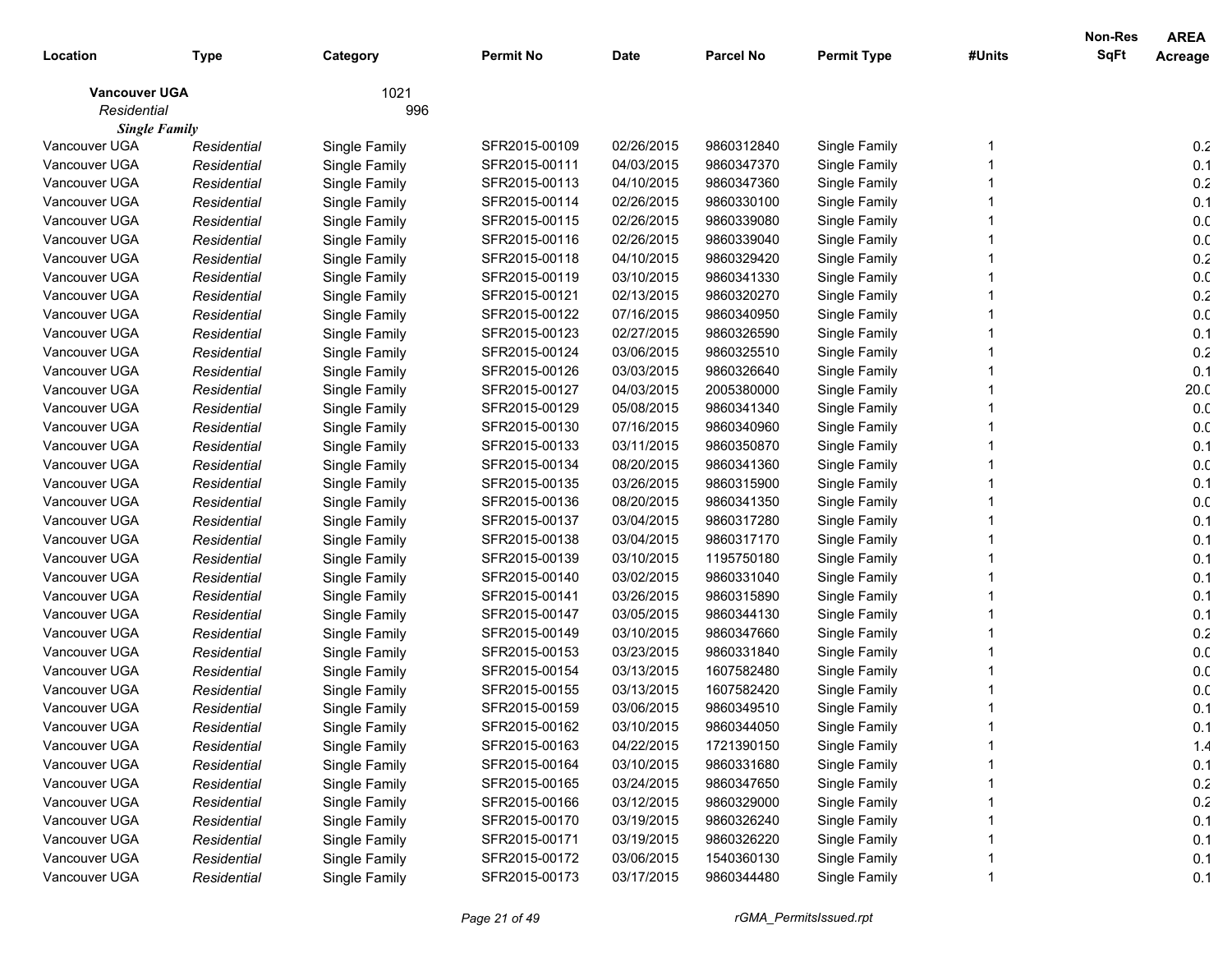| Location | Type | Category | Permit No | Date | Parcel No | Permit Type | #Units | Non-Res SqFt | AREA Acreage |
|---|---|---|---|---|---|---|---|---|---|
| **Vancouver UGA** | | 1021 | | | | | | | |
| *Residential* | | 996 | | | | | | | |
| ***Single Family*** | | | | | | | | | |
| Vancouver UGA | *Residential* | Single Family | SFR2015-00109 | 02/26/2015 | 9860312840 | Single Family | 1 | | 0.2 |
| Vancouver UGA | *Residential* | Single Family | SFR2015-00111 | 04/03/2015 | 9860347370 | Single Family | 1 | | 0.1 |
| Vancouver UGA | *Residential* | Single Family | SFR2015-00113 | 04/10/2015 | 9860347360 | Single Family | 1 | | 0.2 |
| Vancouver UGA | *Residential* | Single Family | SFR2015-00114 | 02/26/2015 | 9860330100 | Single Family | 1 | | 0.1 |
| Vancouver UGA | *Residential* | Single Family | SFR2015-00115 | 02/26/2015 | 9860339080 | Single Family | 1 | | 0.0 |
| Vancouver UGA | *Residential* | Single Family | SFR2015-00116 | 02/26/2015 | 9860339040 | Single Family | 1 | | 0.0 |
| Vancouver UGA | *Residential* | Single Family | SFR2015-00118 | 04/10/2015 | 9860329420 | Single Family | 1 | | 0.2 |
| Vancouver UGA | *Residential* | Single Family | SFR2015-00119 | 03/10/2015 | 9860341330 | Single Family | 1 | | 0.0 |
| Vancouver UGA | *Residential* | Single Family | SFR2015-00121 | 02/13/2015 | 9860320270 | Single Family | 1 | | 0.2 |
| Vancouver UGA | *Residential* | Single Family | SFR2015-00122 | 07/16/2015 | 9860340950 | Single Family | 1 | | 0.0 |
| Vancouver UGA | *Residential* | Single Family | SFR2015-00123 | 02/27/2015 | 9860326590 | Single Family | 1 | | 0.1 |
| Vancouver UGA | *Residential* | Single Family | SFR2015-00124 | 03/06/2015 | 9860325510 | Single Family | 1 | | 0.2 |
| Vancouver UGA | *Residential* | Single Family | SFR2015-00126 | 03/03/2015 | 9860326640 | Single Family | 1 | | 0.1 |
| Vancouver UGA | *Residential* | Single Family | SFR2015-00127 | 04/03/2015 | 2005380000 | Single Family | 1 | | 20.0 |
| Vancouver UGA | *Residential* | Single Family | SFR2015-00129 | 05/08/2015 | 9860341340 | Single Family | 1 | | 0.0 |
| Vancouver UGA | *Residential* | Single Family | SFR2015-00130 | 07/16/2015 | 9860340960 | Single Family | 1 | | 0.0 |
| Vancouver UGA | *Residential* | Single Family | SFR2015-00133 | 03/11/2015 | 9860350870 | Single Family | 1 | | 0.1 |
| Vancouver UGA | *Residential* | Single Family | SFR2015-00134 | 08/20/2015 | 9860341360 | Single Family | 1 | | 0.0 |
| Vancouver UGA | *Residential* | Single Family | SFR2015-00135 | 03/26/2015 | 9860315900 | Single Family | 1 | | 0.1 |
| Vancouver UGA | *Residential* | Single Family | SFR2015-00136 | 08/20/2015 | 9860341350 | Single Family | 1 | | 0.0 |
| Vancouver UGA | *Residential* | Single Family | SFR2015-00137 | 03/04/2015 | 9860317280 | Single Family | 1 | | 0.1 |
| Vancouver UGA | *Residential* | Single Family | SFR2015-00138 | 03/04/2015 | 9860317170 | Single Family | 1 | | 0.1 |
| Vancouver UGA | *Residential* | Single Family | SFR2015-00139 | 03/10/2015 | 1195750180 | Single Family | 1 | | 0.1 |
| Vancouver UGA | *Residential* | Single Family | SFR2015-00140 | 03/02/2015 | 9860331040 | Single Family | 1 | | 0.1 |
| Vancouver UGA | *Residential* | Single Family | SFR2015-00141 | 03/26/2015 | 9860315890 | Single Family | 1 | | 0.1 |
| Vancouver UGA | *Residential* | Single Family | SFR2015-00147 | 03/05/2015 | 9860344130 | Single Family | 1 | | 0.1 |
| Vancouver UGA | *Residential* | Single Family | SFR2015-00149 | 03/10/2015 | 9860347660 | Single Family | 1 | | 0.2 |
| Vancouver UGA | *Residential* | Single Family | SFR2015-00153 | 03/23/2015 | 9860331840 | Single Family | 1 | | 0.0 |
| Vancouver UGA | *Residential* | Single Family | SFR2015-00154 | 03/13/2015 | 1607582480 | Single Family | 1 | | 0.0 |
| Vancouver UGA | *Residential* | Single Family | SFR2015-00155 | 03/13/2015 | 1607582420 | Single Family | 1 | | 0.0 |
| Vancouver UGA | *Residential* | Single Family | SFR2015-00159 | 03/06/2015 | 9860349510 | Single Family | 1 | | 0.1 |
| Vancouver UGA | *Residential* | Single Family | SFR2015-00162 | 03/10/2015 | 9860344050 | Single Family | 1 | | 0.1 |
| Vancouver UGA | *Residential* | Single Family | SFR2015-00163 | 04/22/2015 | 1721390150 | Single Family | 1 | | 1.4 |
| Vancouver UGA | *Residential* | Single Family | SFR2015-00164 | 03/10/2015 | 9860331680 | Single Family | 1 | | 0.1 |
| Vancouver UGA | *Residential* | Single Family | SFR2015-00165 | 03/24/2015 | 9860347650 | Single Family | 1 | | 0.2 |
| Vancouver UGA | *Residential* | Single Family | SFR2015-00166 | 03/12/2015 | 9860329000 | Single Family | 1 | | 0.2 |
| Vancouver UGA | *Residential* | Single Family | SFR2015-00170 | 03/19/2015 | 9860326240 | Single Family | 1 | | 0.1 |
| Vancouver UGA | *Residential* | Single Family | SFR2015-00171 | 03/19/2015 | 9860326220 | Single Family | 1 | | 0.1 |
| Vancouver UGA | *Residential* | Single Family | SFR2015-00172 | 03/06/2015 | 1540360130 | Single Family | 1 | | 0.1 |
| Vancouver UGA | *Residential* | Single Family | SFR2015-00173 | 03/17/2015 | 9860344480 | Single Family | 1 | | 0.1 |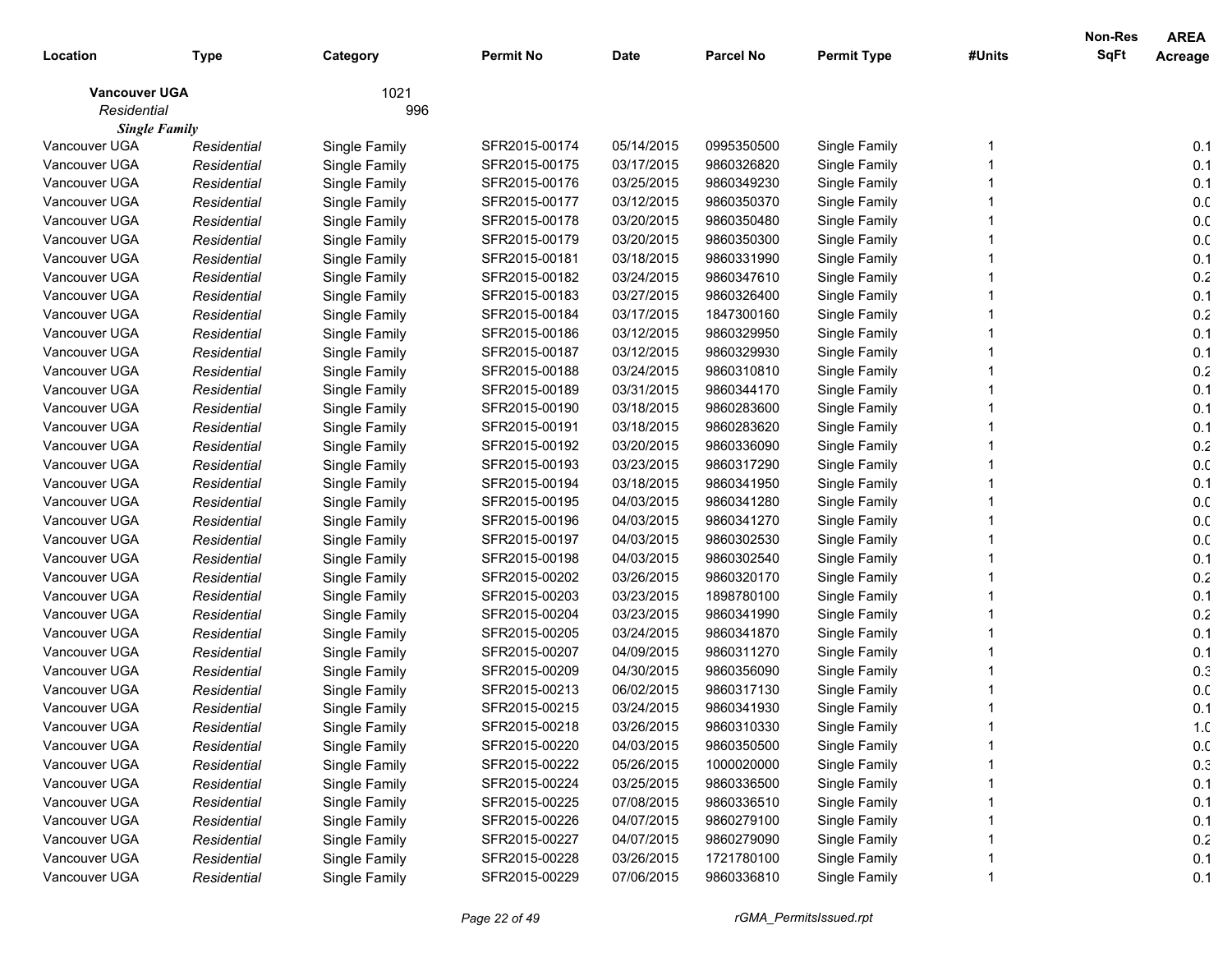| Location | Type | Category | Permit No | Date | Parcel No | Permit Type | #Units | Non-Res SqFt | AREA Acreage |
|---|---|---|---|---|---|---|---|---|---|
| **Vancouver UGA** | | 1021 | | | | | | | |
| *Residential* | | 996 | | | | | | | |
| ***Single Family*** | | | | | | | | | |
| Vancouver UGA | *Residential* | Single Family | SFR2015-00174 | 05/14/2015 | 0995350500 | Single Family | 1 | | 0.1 |
| Vancouver UGA | *Residential* | Single Family | SFR2015-00175 | 03/17/2015 | 9860326820 | Single Family | 1 | | 0.1 |
| Vancouver UGA | *Residential* | Single Family | SFR2015-00176 | 03/25/2015 | 9860349230 | Single Family | 1 | | 0.1 |
| Vancouver UGA | *Residential* | Single Family | SFR2015-00177 | 03/12/2015 | 9860350370 | Single Family | 1 | | 0.0 |
| Vancouver UGA | *Residential* | Single Family | SFR2015-00178 | 03/20/2015 | 9860350480 | Single Family | 1 | | 0.0 |
| Vancouver UGA | *Residential* | Single Family | SFR2015-00179 | 03/20/2015 | 9860350300 | Single Family | 1 | | 0.0 |
| Vancouver UGA | *Residential* | Single Family | SFR2015-00181 | 03/18/2015 | 9860331990 | Single Family | 1 | | 0.1 |
| Vancouver UGA | *Residential* | Single Family | SFR2015-00182 | 03/24/2015 | 9860347610 | Single Family | 1 | | 0.2 |
| Vancouver UGA | *Residential* | Single Family | SFR2015-00183 | 03/27/2015 | 9860326400 | Single Family | 1 | | 0.1 |
| Vancouver UGA | *Residential* | Single Family | SFR2015-00184 | 03/17/2015 | 1847300160 | Single Family | 1 | | 0.2 |
| Vancouver UGA | *Residential* | Single Family | SFR2015-00186 | 03/12/2015 | 9860329950 | Single Family | 1 | | 0.1 |
| Vancouver UGA | *Residential* | Single Family | SFR2015-00187 | 03/12/2015 | 9860329930 | Single Family | 1 | | 0.1 |
| Vancouver UGA | *Residential* | Single Family | SFR2015-00188 | 03/24/2015 | 9860310810 | Single Family | 1 | | 0.2 |
| Vancouver UGA | *Residential* | Single Family | SFR2015-00189 | 03/31/2015 | 9860344170 | Single Family | 1 | | 0.1 |
| Vancouver UGA | *Residential* | Single Family | SFR2015-00190 | 03/18/2015 | 9860283600 | Single Family | 1 | | 0.1 |
| Vancouver UGA | *Residential* | Single Family | SFR2015-00191 | 03/18/2015 | 9860283620 | Single Family | 1 | | 0.1 |
| Vancouver UGA | *Residential* | Single Family | SFR2015-00192 | 03/20/2015 | 9860336090 | Single Family | 1 | | 0.2 |
| Vancouver UGA | *Residential* | Single Family | SFR2015-00193 | 03/23/2015 | 9860317290 | Single Family | 1 | | 0.0 |
| Vancouver UGA | *Residential* | Single Family | SFR2015-00194 | 03/18/2015 | 9860341950 | Single Family | 1 | | 0.1 |
| Vancouver UGA | *Residential* | Single Family | SFR2015-00195 | 04/03/2015 | 9860341280 | Single Family | 1 | | 0.0 |
| Vancouver UGA | *Residential* | Single Family | SFR2015-00196 | 04/03/2015 | 9860341270 | Single Family | 1 | | 0.0 |
| Vancouver UGA | *Residential* | Single Family | SFR2015-00197 | 04/03/2015 | 9860302530 | Single Family | 1 | | 0.0 |
| Vancouver UGA | *Residential* | Single Family | SFR2015-00198 | 04/03/2015 | 9860302540 | Single Family | 1 | | 0.1 |
| Vancouver UGA | *Residential* | Single Family | SFR2015-00202 | 03/26/2015 | 9860320170 | Single Family | 1 | | 0.2 |
| Vancouver UGA | *Residential* | Single Family | SFR2015-00203 | 03/23/2015 | 1898780100 | Single Family | 1 | | 0.1 |
| Vancouver UGA | *Residential* | Single Family | SFR2015-00204 | 03/23/2015 | 9860341990 | Single Family | 1 | | 0.2 |
| Vancouver UGA | *Residential* | Single Family | SFR2015-00205 | 03/24/2015 | 9860341870 | Single Family | 1 | | 0.1 |
| Vancouver UGA | *Residential* | Single Family | SFR2015-00207 | 04/09/2015 | 9860311270 | Single Family | 1 | | 0.1 |
| Vancouver UGA | *Residential* | Single Family | SFR2015-00209 | 04/30/2015 | 9860356090 | Single Family | 1 | | 0.3 |
| Vancouver UGA | *Residential* | Single Family | SFR2015-00213 | 06/02/2015 | 9860317130 | Single Family | 1 | | 0.0 |
| Vancouver UGA | *Residential* | Single Family | SFR2015-00215 | 03/24/2015 | 9860341930 | Single Family | 1 | | 0.1 |
| Vancouver UGA | *Residential* | Single Family | SFR2015-00218 | 03/26/2015 | 9860310330 | Single Family | 1 | | 1.0 |
| Vancouver UGA | *Residential* | Single Family | SFR2015-00220 | 04/03/2015 | 9860350500 | Single Family | 1 | | 0.0 |
| Vancouver UGA | *Residential* | Single Family | SFR2015-00222 | 05/26/2015 | 1000020000 | Single Family | 1 | | 0.3 |
| Vancouver UGA | *Residential* | Single Family | SFR2015-00224 | 03/25/2015 | 9860336500 | Single Family | 1 | | 0.1 |
| Vancouver UGA | *Residential* | Single Family | SFR2015-00225 | 07/08/2015 | 9860336510 | Single Family | 1 | | 0.1 |
| Vancouver UGA | *Residential* | Single Family | SFR2015-00226 | 04/07/2015 | 9860279100 | Single Family | 1 | | 0.1 |
| Vancouver UGA | *Residential* | Single Family | SFR2015-00227 | 04/07/2015 | 9860279090 | Single Family | 1 | | 0.2 |
| Vancouver UGA | *Residential* | Single Family | SFR2015-00228 | 03/26/2015 | 1721780100 | Single Family | 1 | | 0.1 |
| Vancouver UGA | *Residential* | Single Family | SFR2015-00229 | 07/06/2015 | 9860336810 | Single Family | 1 | | 0.1 |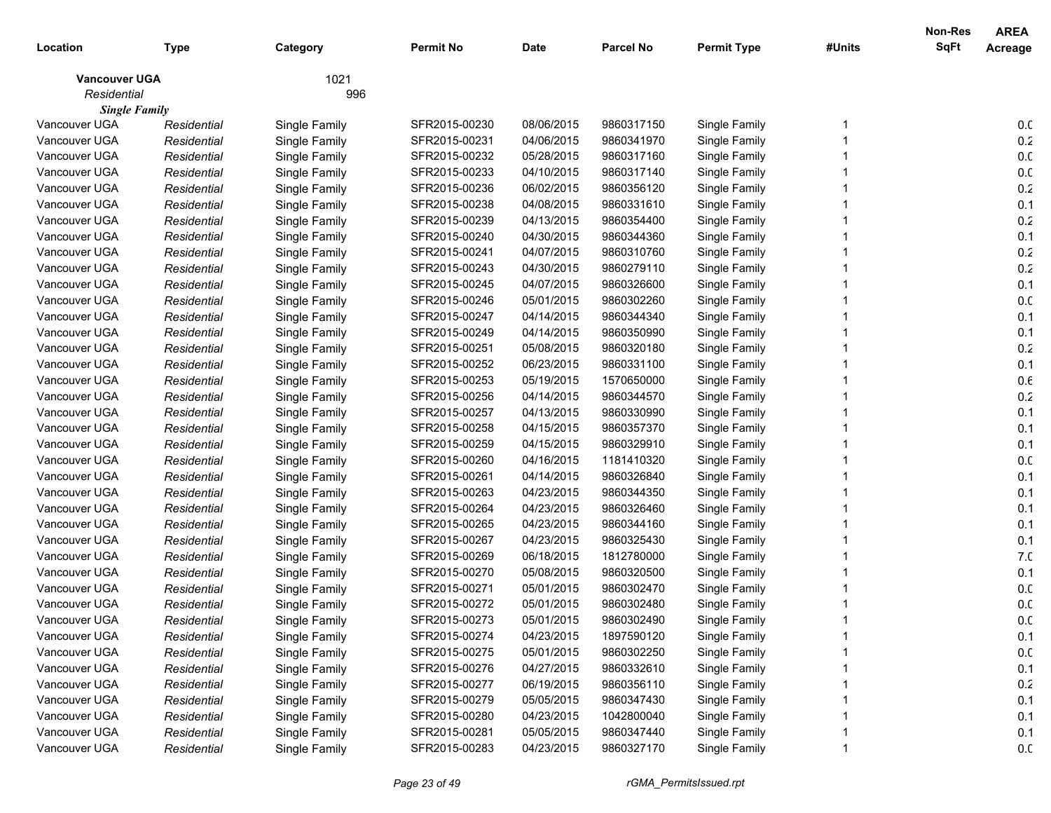| Location | Type | Category | Permit No | Date | Parcel No | Permit Type | #Units | Non-Res SqFt | AREA Acreage |
|---|---|---|---|---|---|---|---|---|---|
| **Vancouver UGA** | | 1021 | | | | | | | |
| *Residential* | | 996 | | | | | | | |
| ***Single Family*** | | | | | | | | | |
| Vancouver UGA | *Residential* | Single Family | SFR2015-00230 | 08/06/2015 | 9860317150 | Single Family | 1 | | 0.0 |
| Vancouver UGA | *Residential* | Single Family | SFR2015-00231 | 04/06/2015 | 9860341970 | Single Family | 1 | | 0.2 |
| Vancouver UGA | *Residential* | Single Family | SFR2015-00232 | 05/28/2015 | 9860317160 | Single Family | 1 | | 0.0 |
| Vancouver UGA | *Residential* | Single Family | SFR2015-00233 | 04/10/2015 | 9860317140 | Single Family | 1 | | 0.0 |
| Vancouver UGA | *Residential* | Single Family | SFR2015-00236 | 06/02/2015 | 9860356120 | Single Family | 1 | | 0.2 |
| Vancouver UGA | *Residential* | Single Family | SFR2015-00238 | 04/08/2015 | 9860331610 | Single Family | 1 | | 0.1 |
| Vancouver UGA | *Residential* | Single Family | SFR2015-00239 | 04/13/2015 | 9860354400 | Single Family | 1 | | 0.2 |
| Vancouver UGA | *Residential* | Single Family | SFR2015-00240 | 04/30/2015 | 9860344360 | Single Family | 1 | | 0.1 |
| Vancouver UGA | *Residential* | Single Family | SFR2015-00241 | 04/07/2015 | 9860310760 | Single Family | 1 | | 0.2 |
| Vancouver UGA | *Residential* | Single Family | SFR2015-00243 | 04/30/2015 | 9860279110 | Single Family | 1 | | 0.2 |
| Vancouver UGA | *Residential* | Single Family | SFR2015-00245 | 04/07/2015 | 9860326600 | Single Family | 1 | | 0.1 |
| Vancouver UGA | *Residential* | Single Family | SFR2015-00246 | 05/01/2015 | 9860302260 | Single Family | 1 | | 0.0 |
| Vancouver UGA | *Residential* | Single Family | SFR2015-00247 | 04/14/2015 | 9860344340 | Single Family | 1 | | 0.1 |
| Vancouver UGA | *Residential* | Single Family | SFR2015-00249 | 04/14/2015 | 9860350990 | Single Family | 1 | | 0.1 |
| Vancouver UGA | *Residential* | Single Family | SFR2015-00251 | 05/08/2015 | 9860320180 | Single Family | 1 | | 0.2 |
| Vancouver UGA | *Residential* | Single Family | SFR2015-00252 | 06/23/2015 | 9860331100 | Single Family | 1 | | 0.1 |
| Vancouver UGA | *Residential* | Single Family | SFR2015-00253 | 05/19/2015 | 1570650000 | Single Family | 1 | | 0.6 |
| Vancouver UGA | *Residential* | Single Family | SFR2015-00256 | 04/14/2015 | 9860344570 | Single Family | 1 | | 0.2 |
| Vancouver UGA | *Residential* | Single Family | SFR2015-00257 | 04/13/2015 | 9860330990 | Single Family | 1 | | 0.1 |
| Vancouver UGA | *Residential* | Single Family | SFR2015-00258 | 04/15/2015 | 9860357370 | Single Family | 1 | | 0.1 |
| Vancouver UGA | *Residential* | Single Family | SFR2015-00259 | 04/15/2015 | 9860329910 | Single Family | 1 | | 0.1 |
| Vancouver UGA | *Residential* | Single Family | SFR2015-00260 | 04/16/2015 | 1181410320 | Single Family | 1 | | 0.0 |
| Vancouver UGA | *Residential* | Single Family | SFR2015-00261 | 04/14/2015 | 9860326840 | Single Family | 1 | | 0.1 |
| Vancouver UGA | *Residential* | Single Family | SFR2015-00263 | 04/23/2015 | 9860344350 | Single Family | 1 | | 0.1 |
| Vancouver UGA | *Residential* | Single Family | SFR2015-00264 | 04/23/2015 | 9860326460 | Single Family | 1 | | 0.1 |
| Vancouver UGA | *Residential* | Single Family | SFR2015-00265 | 04/23/2015 | 9860344160 | Single Family | 1 | | 0.1 |
| Vancouver UGA | *Residential* | Single Family | SFR2015-00267 | 04/23/2015 | 9860325430 | Single Family | 1 | | 0.1 |
| Vancouver UGA | *Residential* | Single Family | SFR2015-00269 | 06/18/2015 | 1812780000 | Single Family | 1 | | 7.0 |
| Vancouver UGA | *Residential* | Single Family | SFR2015-00270 | 05/08/2015 | 9860320500 | Single Family | 1 | | 0.1 |
| Vancouver UGA | *Residential* | Single Family | SFR2015-00271 | 05/01/2015 | 9860302470 | Single Family | 1 | | 0.0 |
| Vancouver UGA | *Residential* | Single Family | SFR2015-00272 | 05/01/2015 | 9860302480 | Single Family | 1 | | 0.0 |
| Vancouver UGA | *Residential* | Single Family | SFR2015-00273 | 05/01/2015 | 9860302490 | Single Family | 1 | | 0.0 |
| Vancouver UGA | *Residential* | Single Family | SFR2015-00274 | 04/23/2015 | 1897590120 | Single Family | 1 | | 0.1 |
| Vancouver UGA | *Residential* | Single Family | SFR2015-00275 | 05/01/2015 | 9860302250 | Single Family | 1 | | 0.0 |
| Vancouver UGA | *Residential* | Single Family | SFR2015-00276 | 04/27/2015 | 9860332610 | Single Family | 1 | | 0.1 |
| Vancouver UGA | *Residential* | Single Family | SFR2015-00277 | 06/19/2015 | 9860356110 | Single Family | 1 | | 0.2 |
| Vancouver UGA | *Residential* | Single Family | SFR2015-00279 | 05/05/2015 | 9860347430 | Single Family | 1 | | 0.1 |
| Vancouver UGA | *Residential* | Single Family | SFR2015-00280 | 04/23/2015 | 1042800040 | Single Family | 1 | | 0.1 |
| Vancouver UGA | *Residential* | Single Family | SFR2015-00281 | 05/05/2015 | 9860347440 | Single Family | 1 | | 0.1 |
| Vancouver UGA | *Residential* | Single Family | SFR2015-00283 | 04/23/2015 | 9860327170 | Single Family | 1 | | 0.0 |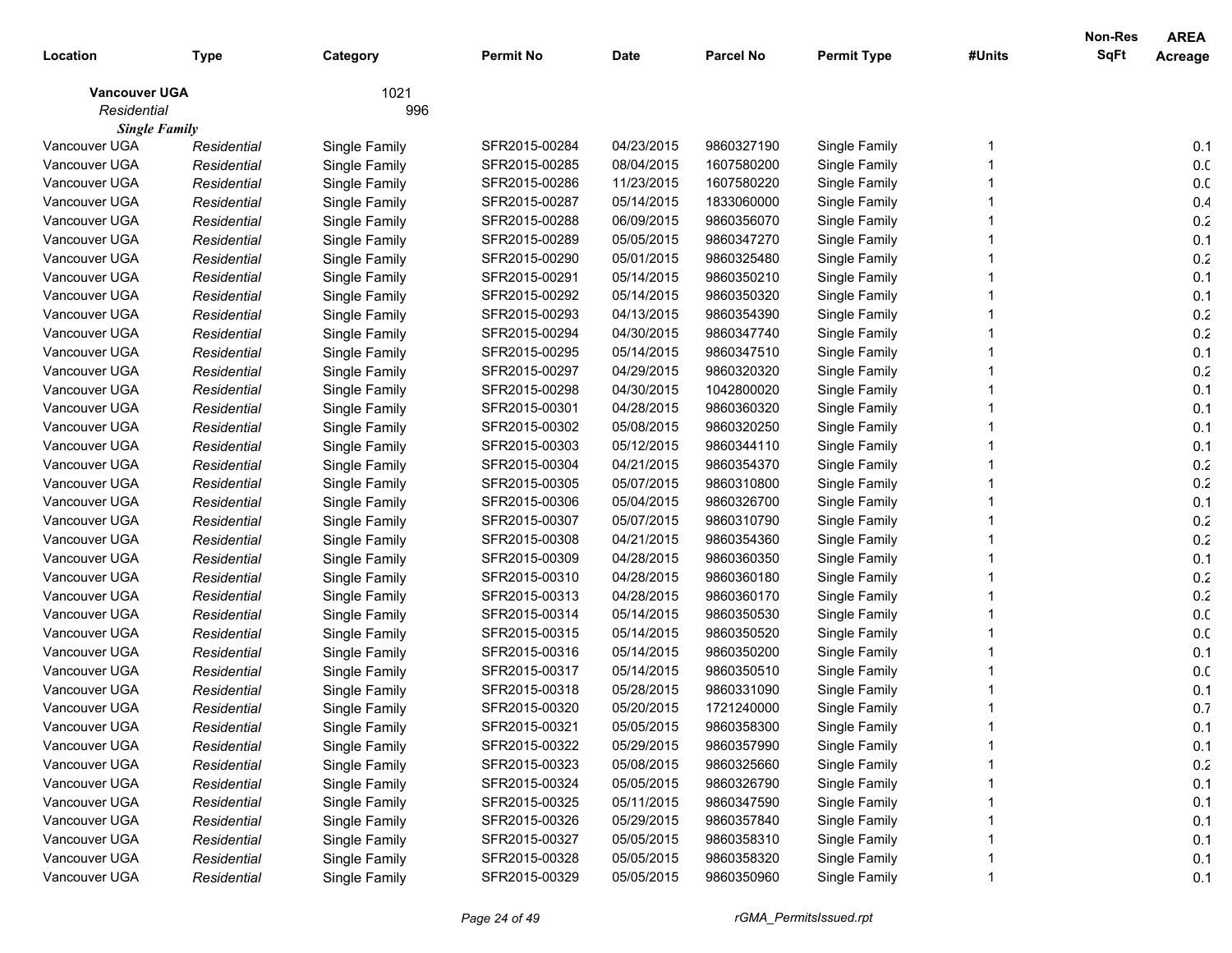| Location | Type | Category | Permit No | Date | Parcel No | Permit Type | #Units | Non-Res SqFt | AREA Acreage |
|---|---|---|---|---|---|---|---|---|---|
| **Vancouver UGA** | | 1021 | | | | | | | |
| *Residential* | | 996 | | | | | | | |
| ***Single Family*** | | | | | | | | | |
| Vancouver UGA | *Residential* | Single Family | SFR2015-00284 | 04/23/2015 | 9860327190 | Single Family | 1 | | 0.1 |
| Vancouver UGA | *Residential* | Single Family | SFR2015-00285 | 08/04/2015 | 1607580200 | Single Family | 1 | | 0.0 |
| Vancouver UGA | *Residential* | Single Family | SFR2015-00286 | 11/23/2015 | 1607580220 | Single Family | 1 | | 0.0 |
| Vancouver UGA | *Residential* | Single Family | SFR2015-00287 | 05/14/2015 | 1833060000 | Single Family | 1 | | 0.4 |
| Vancouver UGA | *Residential* | Single Family | SFR2015-00288 | 06/09/2015 | 9860356070 | Single Family | 1 | | 0.2 |
| Vancouver UGA | *Residential* | Single Family | SFR2015-00289 | 05/05/2015 | 9860347270 | Single Family | 1 | | 0.1 |
| Vancouver UGA | *Residential* | Single Family | SFR2015-00290 | 05/01/2015 | 9860325480 | Single Family | 1 | | 0.2 |
| Vancouver UGA | *Residential* | Single Family | SFR2015-00291 | 05/14/2015 | 9860350210 | Single Family | 1 | | 0.1 |
| Vancouver UGA | *Residential* | Single Family | SFR2015-00292 | 05/14/2015 | 9860350320 | Single Family | 1 | | 0.1 |
| Vancouver UGA | *Residential* | Single Family | SFR2015-00293 | 04/13/2015 | 9860354390 | Single Family | 1 | | 0.2 |
| Vancouver UGA | *Residential* | Single Family | SFR2015-00294 | 04/30/2015 | 9860347740 | Single Family | 1 | | 0.2 |
| Vancouver UGA | *Residential* | Single Family | SFR2015-00295 | 05/14/2015 | 9860347510 | Single Family | 1 | | 0.1 |
| Vancouver UGA | *Residential* | Single Family | SFR2015-00297 | 04/29/2015 | 9860320320 | Single Family | 1 | | 0.2 |
| Vancouver UGA | *Residential* | Single Family | SFR2015-00298 | 04/30/2015 | 1042800020 | Single Family | 1 | | 0.1 |
| Vancouver UGA | *Residential* | Single Family | SFR2015-00301 | 04/28/2015 | 9860360320 | Single Family | 1 | | 0.1 |
| Vancouver UGA | *Residential* | Single Family | SFR2015-00302 | 05/08/2015 | 9860320250 | Single Family | 1 | | 0.1 |
| Vancouver UGA | *Residential* | Single Family | SFR2015-00303 | 05/12/2015 | 9860344110 | Single Family | 1 | | 0.1 |
| Vancouver UGA | *Residential* | Single Family | SFR2015-00304 | 04/21/2015 | 9860354370 | Single Family | 1 | | 0.2 |
| Vancouver UGA | *Residential* | Single Family | SFR2015-00305 | 05/07/2015 | 9860310800 | Single Family | 1 | | 0.2 |
| Vancouver UGA | *Residential* | Single Family | SFR2015-00306 | 05/04/2015 | 9860326700 | Single Family | 1 | | 0.1 |
| Vancouver UGA | *Residential* | Single Family | SFR2015-00307 | 05/07/2015 | 9860310790 | Single Family | 1 | | 0.2 |
| Vancouver UGA | *Residential* | Single Family | SFR2015-00308 | 04/21/2015 | 9860354360 | Single Family | 1 | | 0.2 |
| Vancouver UGA | *Residential* | Single Family | SFR2015-00309 | 04/28/2015 | 9860360350 | Single Family | 1 | | 0.1 |
| Vancouver UGA | *Residential* | Single Family | SFR2015-00310 | 04/28/2015 | 9860360180 | Single Family | 1 | | 0.2 |
| Vancouver UGA | *Residential* | Single Family | SFR2015-00313 | 04/28/2015 | 9860360170 | Single Family | 1 | | 0.2 |
| Vancouver UGA | *Residential* | Single Family | SFR2015-00314 | 05/14/2015 | 9860350530 | Single Family | 1 | | 0.0 |
| Vancouver UGA | *Residential* | Single Family | SFR2015-00315 | 05/14/2015 | 9860350520 | Single Family | 1 | | 0.0 |
| Vancouver UGA | *Residential* | Single Family | SFR2015-00316 | 05/14/2015 | 9860350200 | Single Family | 1 | | 0.1 |
| Vancouver UGA | *Residential* | Single Family | SFR2015-00317 | 05/14/2015 | 9860350510 | Single Family | 1 | | 0.0 |
| Vancouver UGA | *Residential* | Single Family | SFR2015-00318 | 05/28/2015 | 9860331090 | Single Family | 1 | | 0.1 |
| Vancouver UGA | *Residential* | Single Family | SFR2015-00320 | 05/20/2015 | 1721240000 | Single Family | 1 | | 0.7 |
| Vancouver UGA | *Residential* | Single Family | SFR2015-00321 | 05/05/2015 | 9860358300 | Single Family | 1 | | 0.1 |
| Vancouver UGA | *Residential* | Single Family | SFR2015-00322 | 05/29/2015 | 9860357990 | Single Family | 1 | | 0.1 |
| Vancouver UGA | *Residential* | Single Family | SFR2015-00323 | 05/08/2015 | 9860325660 | Single Family | 1 | | 0.2 |
| Vancouver UGA | *Residential* | Single Family | SFR2015-00324 | 05/05/2015 | 9860326790 | Single Family | 1 | | 0.1 |
| Vancouver UGA | *Residential* | Single Family | SFR2015-00325 | 05/11/2015 | 9860347590 | Single Family | 1 | | 0.1 |
| Vancouver UGA | *Residential* | Single Family | SFR2015-00326 | 05/29/2015 | 9860357840 | Single Family | 1 | | 0.1 |
| Vancouver UGA | *Residential* | Single Family | SFR2015-00327 | 05/05/2015 | 9860358310 | Single Family | 1 | | 0.1 |
| Vancouver UGA | *Residential* | Single Family | SFR2015-00328 | 05/05/2015 | 9860358320 | Single Family | 1 | | 0.1 |
| Vancouver UGA | *Residential* | Single Family | SFR2015-00329 | 05/05/2015 | 9860350960 | Single Family | 1 | | 0.1 |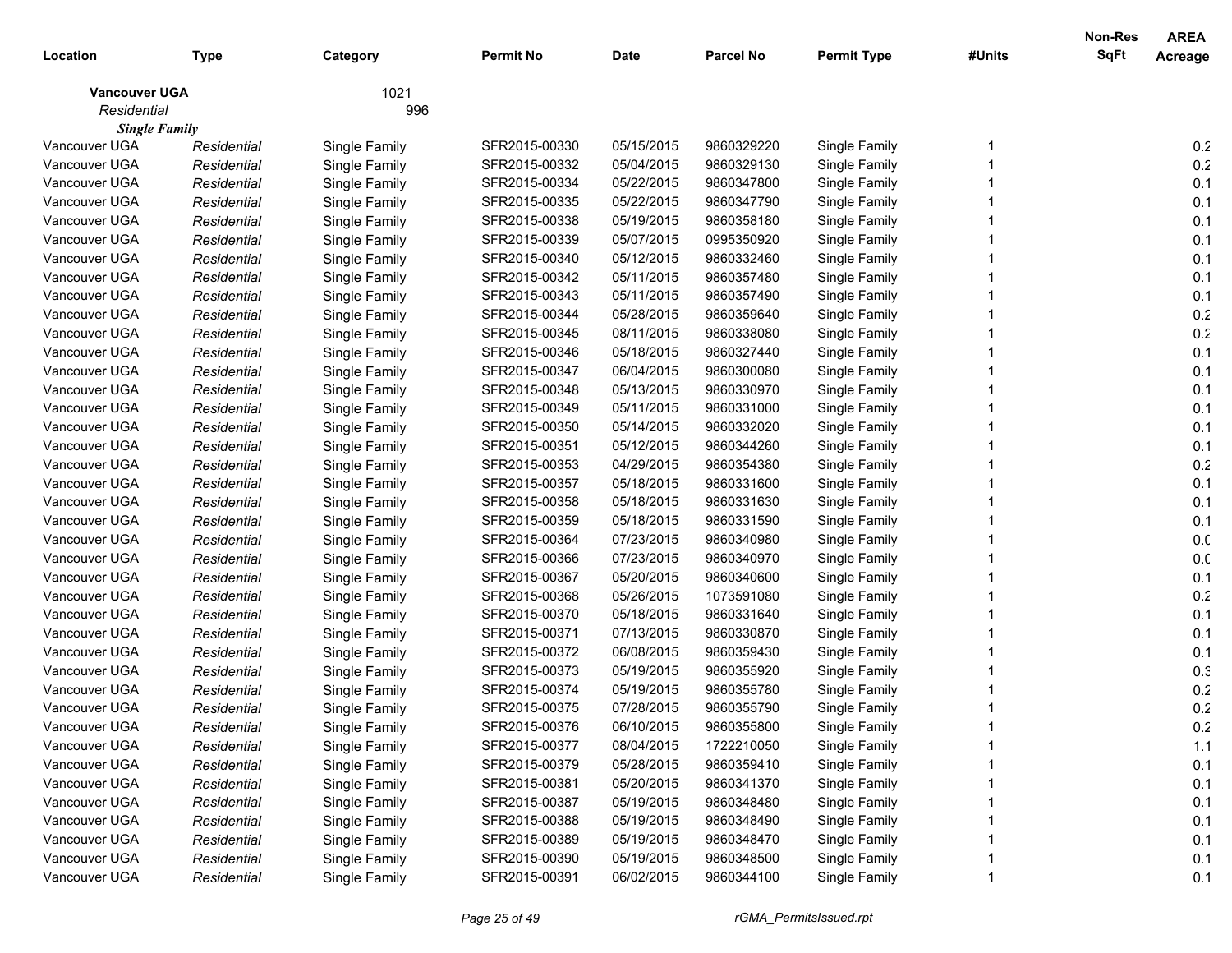| Location | Type | Category | Permit No | Date | Parcel No | Permit Type | #Units | Non-Res SqFt | AREA Acreage |
|---|---|---|---|---|---|---|---|---|---|
| **Vancouver UGA** | | 1021 | | | | | | | |
| *Residential* | | 996 | | | | | | | |
| ***Single Family*** | | | | | | | | | |
| Vancouver UGA | *Residential* | Single Family | SFR2015-00330 | 05/15/2015 | 9860329220 | Single Family | 1 | | 0.2 |
| Vancouver UGA | *Residential* | Single Family | SFR2015-00332 | 05/04/2015 | 9860329130 | Single Family | 1 | | 0.2 |
| Vancouver UGA | *Residential* | Single Family | SFR2015-00334 | 05/22/2015 | 9860347800 | Single Family | 1 | | 0.1 |
| Vancouver UGA | *Residential* | Single Family | SFR2015-00335 | 05/22/2015 | 9860347790 | Single Family | 1 | | 0.1 |
| Vancouver UGA | *Residential* | Single Family | SFR2015-00338 | 05/19/2015 | 9860358180 | Single Family | 1 | | 0.1 |
| Vancouver UGA | *Residential* | Single Family | SFR2015-00339 | 05/07/2015 | 0995350920 | Single Family | 1 | | 0.1 |
| Vancouver UGA | *Residential* | Single Family | SFR2015-00340 | 05/12/2015 | 9860332460 | Single Family | 1 | | 0.1 |
| Vancouver UGA | *Residential* | Single Family | SFR2015-00342 | 05/11/2015 | 9860357480 | Single Family | 1 | | 0.1 |
| Vancouver UGA | *Residential* | Single Family | SFR2015-00343 | 05/11/2015 | 9860357490 | Single Family | 1 | | 0.1 |
| Vancouver UGA | *Residential* | Single Family | SFR2015-00344 | 05/28/2015 | 9860359640 | Single Family | 1 | | 0.2 |
| Vancouver UGA | *Residential* | Single Family | SFR2015-00345 | 08/11/2015 | 9860338080 | Single Family | 1 | | 0.2 |
| Vancouver UGA | *Residential* | Single Family | SFR2015-00346 | 05/18/2015 | 9860327440 | Single Family | 1 | | 0.1 |
| Vancouver UGA | *Residential* | Single Family | SFR2015-00347 | 06/04/2015 | 9860300080 | Single Family | 1 | | 0.1 |
| Vancouver UGA | *Residential* | Single Family | SFR2015-00348 | 05/13/2015 | 9860330970 | Single Family | 1 | | 0.1 |
| Vancouver UGA | *Residential* | Single Family | SFR2015-00349 | 05/11/2015 | 9860331000 | Single Family | 1 | | 0.1 |
| Vancouver UGA | *Residential* | Single Family | SFR2015-00350 | 05/14/2015 | 9860332020 | Single Family | 1 | | 0.1 |
| Vancouver UGA | *Residential* | Single Family | SFR2015-00351 | 05/12/2015 | 9860344260 | Single Family | 1 | | 0.1 |
| Vancouver UGA | *Residential* | Single Family | SFR2015-00353 | 04/29/2015 | 9860354380 | Single Family | 1 | | 0.2 |
| Vancouver UGA | *Residential* | Single Family | SFR2015-00357 | 05/18/2015 | 9860331600 | Single Family | 1 | | 0.1 |
| Vancouver UGA | *Residential* | Single Family | SFR2015-00358 | 05/18/2015 | 9860331630 | Single Family | 1 | | 0.1 |
| Vancouver UGA | *Residential* | Single Family | SFR2015-00359 | 05/18/2015 | 9860331590 | Single Family | 1 | | 0.1 |
| Vancouver UGA | *Residential* | Single Family | SFR2015-00364 | 07/23/2015 | 9860340980 | Single Family | 1 | | 0.0 |
| Vancouver UGA | *Residential* | Single Family | SFR2015-00366 | 07/23/2015 | 9860340970 | Single Family | 1 | | 0.0 |
| Vancouver UGA | *Residential* | Single Family | SFR2015-00367 | 05/20/2015 | 9860340600 | Single Family | 1 | | 0.1 |
| Vancouver UGA | *Residential* | Single Family | SFR2015-00368 | 05/26/2015 | 1073591080 | Single Family | 1 | | 0.2 |
| Vancouver UGA | *Residential* | Single Family | SFR2015-00370 | 05/18/2015 | 9860331640 | Single Family | 1 | | 0.1 |
| Vancouver UGA | *Residential* | Single Family | SFR2015-00371 | 07/13/2015 | 9860330870 | Single Family | 1 | | 0.1 |
| Vancouver UGA | *Residential* | Single Family | SFR2015-00372 | 06/08/2015 | 9860359430 | Single Family | 1 | | 0.1 |
| Vancouver UGA | *Residential* | Single Family | SFR2015-00373 | 05/19/2015 | 9860355920 | Single Family | 1 | | 0.3 |
| Vancouver UGA | *Residential* | Single Family | SFR2015-00374 | 05/19/2015 | 9860355780 | Single Family | 1 | | 0.2 |
| Vancouver UGA | *Residential* | Single Family | SFR2015-00375 | 07/28/2015 | 9860355790 | Single Family | 1 | | 0.2 |
| Vancouver UGA | *Residential* | Single Family | SFR2015-00376 | 06/10/2015 | 9860355800 | Single Family | 1 | | 0.2 |
| Vancouver UGA | *Residential* | Single Family | SFR2015-00377 | 08/04/2015 | 1722210050 | Single Family | 1 | | 1.1 |
| Vancouver UGA | *Residential* | Single Family | SFR2015-00379 | 05/28/2015 | 9860359410 | Single Family | 1 | | 0.1 |
| Vancouver UGA | *Residential* | Single Family | SFR2015-00381 | 05/20/2015 | 9860341370 | Single Family | 1 | | 0.1 |
| Vancouver UGA | *Residential* | Single Family | SFR2015-00387 | 05/19/2015 | 9860348480 | Single Family | 1 | | 0.1 |
| Vancouver UGA | *Residential* | Single Family | SFR2015-00388 | 05/19/2015 | 9860348490 | Single Family | 1 | | 0.1 |
| Vancouver UGA | *Residential* | Single Family | SFR2015-00389 | 05/19/2015 | 9860348470 | Single Family | 1 | | 0.1 |
| Vancouver UGA | *Residential* | Single Family | SFR2015-00390 | 05/19/2015 | 9860348500 | Single Family | 1 | | 0.1 |
| Vancouver UGA | *Residential* | Single Family | SFR2015-00391 | 06/02/2015 | 9860344100 | Single Family | 1 | | 0.1 |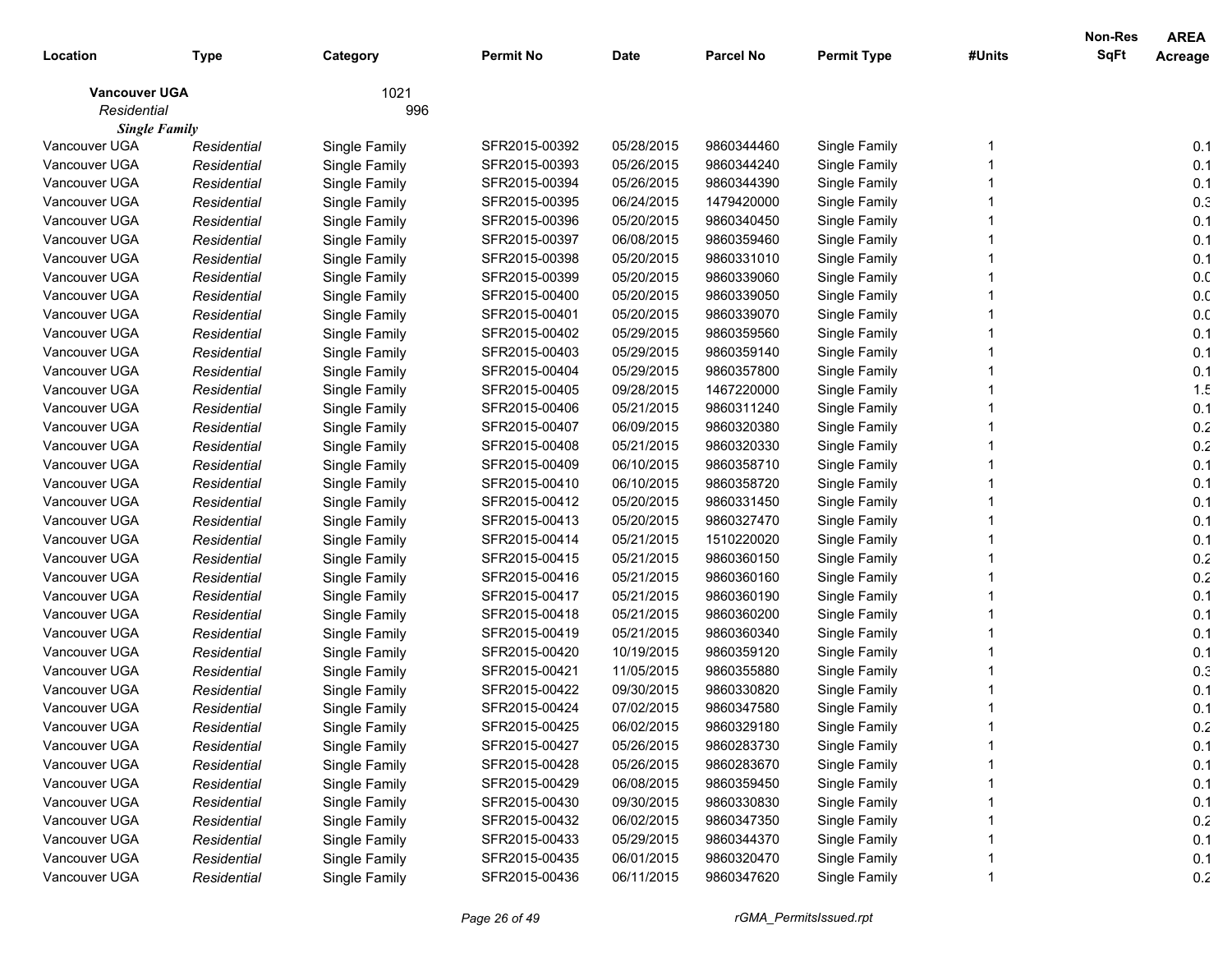| Location | Type | Category | Permit No | Date | Parcel No | Permit Type | #Units | Non-Res SqFt | AREA Acreage |
|---|---|---|---|---|---|---|---|---|---|
| **Vancouver UGA** | | 1021 | | | | | | | |
| *Residential* | | 996 | | | | | | | |
| ***Single Family*** | | | | | | | | | |
| Vancouver UGA | *Residential* | Single Family | SFR2015-00392 | 05/28/2015 | 9860344460 | Single Family | 1 | | 0.1 |
| Vancouver UGA | *Residential* | Single Family | SFR2015-00393 | 05/26/2015 | 9860344240 | Single Family | 1 | | 0.1 |
| Vancouver UGA | *Residential* | Single Family | SFR2015-00394 | 05/26/2015 | 9860344390 | Single Family | 1 | | 0.1 |
| Vancouver UGA | *Residential* | Single Family | SFR2015-00395 | 06/24/2015 | 1479420000 | Single Family | 1 | | 0.3 |
| Vancouver UGA | *Residential* | Single Family | SFR2015-00396 | 05/20/2015 | 9860340450 | Single Family | 1 | | 0.1 |
| Vancouver UGA | *Residential* | Single Family | SFR2015-00397 | 06/08/2015 | 9860359460 | Single Family | 1 | | 0.1 |
| Vancouver UGA | *Residential* | Single Family | SFR2015-00398 | 05/20/2015 | 9860331010 | Single Family | 1 | | 0.1 |
| Vancouver UGA | *Residential* | Single Family | SFR2015-00399 | 05/20/2015 | 9860339060 | Single Family | 1 | | 0.0 |
| Vancouver UGA | *Residential* | Single Family | SFR2015-00400 | 05/20/2015 | 9860339050 | Single Family | 1 | | 0.0 |
| Vancouver UGA | *Residential* | Single Family | SFR2015-00401 | 05/20/2015 | 9860339070 | Single Family | 1 | | 0.0 |
| Vancouver UGA | *Residential* | Single Family | SFR2015-00402 | 05/29/2015 | 9860359560 | Single Family | 1 | | 0.1 |
| Vancouver UGA | *Residential* | Single Family | SFR2015-00403 | 05/29/2015 | 9860359140 | Single Family | 1 | | 0.1 |
| Vancouver UGA | *Residential* | Single Family | SFR2015-00404 | 05/29/2015 | 9860357800 | Single Family | 1 | | 0.1 |
| Vancouver UGA | *Residential* | Single Family | SFR2015-00405 | 09/28/2015 | 1467220000 | Single Family | 1 | | 1.5 |
| Vancouver UGA | *Residential* | Single Family | SFR2015-00406 | 05/21/2015 | 9860311240 | Single Family | 1 | | 0.1 |
| Vancouver UGA | *Residential* | Single Family | SFR2015-00407 | 06/09/2015 | 9860320380 | Single Family | 1 | | 0.2 |
| Vancouver UGA | *Residential* | Single Family | SFR2015-00408 | 05/21/2015 | 9860320330 | Single Family | 1 | | 0.2 |
| Vancouver UGA | *Residential* | Single Family | SFR2015-00409 | 06/10/2015 | 9860358710 | Single Family | 1 | | 0.1 |
| Vancouver UGA | *Residential* | Single Family | SFR2015-00410 | 06/10/2015 | 9860358720 | Single Family | 1 | | 0.1 |
| Vancouver UGA | *Residential* | Single Family | SFR2015-00412 | 05/20/2015 | 9860331450 | Single Family | 1 | | 0.1 |
| Vancouver UGA | *Residential* | Single Family | SFR2015-00413 | 05/20/2015 | 9860327470 | Single Family | 1 | | 0.1 |
| Vancouver UGA | *Residential* | Single Family | SFR2015-00414 | 05/21/2015 | 1510220020 | Single Family | 1 | | 0.1 |
| Vancouver UGA | *Residential* | Single Family | SFR2015-00415 | 05/21/2015 | 9860360150 | Single Family | 1 | | 0.2 |
| Vancouver UGA | *Residential* | Single Family | SFR2015-00416 | 05/21/2015 | 9860360160 | Single Family | 1 | | 0.2 |
| Vancouver UGA | *Residential* | Single Family | SFR2015-00417 | 05/21/2015 | 9860360190 | Single Family | 1 | | 0.1 |
| Vancouver UGA | *Residential* | Single Family | SFR2015-00418 | 05/21/2015 | 9860360200 | Single Family | 1 | | 0.1 |
| Vancouver UGA | *Residential* | Single Family | SFR2015-00419 | 05/21/2015 | 9860360340 | Single Family | 1 | | 0.1 |
| Vancouver UGA | *Residential* | Single Family | SFR2015-00420 | 10/19/2015 | 9860359120 | Single Family | 1 | | 0.1 |
| Vancouver UGA | *Residential* | Single Family | SFR2015-00421 | 11/05/2015 | 9860355880 | Single Family | 1 | | 0.3 |
| Vancouver UGA | *Residential* | Single Family | SFR2015-00422 | 09/30/2015 | 9860330820 | Single Family | 1 | | 0.1 |
| Vancouver UGA | *Residential* | Single Family | SFR2015-00424 | 07/02/2015 | 9860347580 | Single Family | 1 | | 0.1 |
| Vancouver UGA | *Residential* | Single Family | SFR2015-00425 | 06/02/2015 | 9860329180 | Single Family | 1 | | 0.2 |
| Vancouver UGA | *Residential* | Single Family | SFR2015-00427 | 05/26/2015 | 9860283730 | Single Family | 1 | | 0.1 |
| Vancouver UGA | *Residential* | Single Family | SFR2015-00428 | 05/26/2015 | 9860283670 | Single Family | 1 | | 0.1 |
| Vancouver UGA | *Residential* | Single Family | SFR2015-00429 | 06/08/2015 | 9860359450 | Single Family | 1 | | 0.1 |
| Vancouver UGA | *Residential* | Single Family | SFR2015-00430 | 09/30/2015 | 9860330830 | Single Family | 1 | | 0.1 |
| Vancouver UGA | *Residential* | Single Family | SFR2015-00432 | 06/02/2015 | 9860347350 | Single Family | 1 | | 0.2 |
| Vancouver UGA | *Residential* | Single Family | SFR2015-00433 | 05/29/2015 | 9860344370 | Single Family | 1 | | 0.1 |
| Vancouver UGA | *Residential* | Single Family | SFR2015-00435 | 06/01/2015 | 9860320470 | Single Family | 1 | | 0.1 |
| Vancouver UGA | *Residential* | Single Family | SFR2015-00436 | 06/11/2015 | 9860347620 | Single Family | 1 | | 0.2 |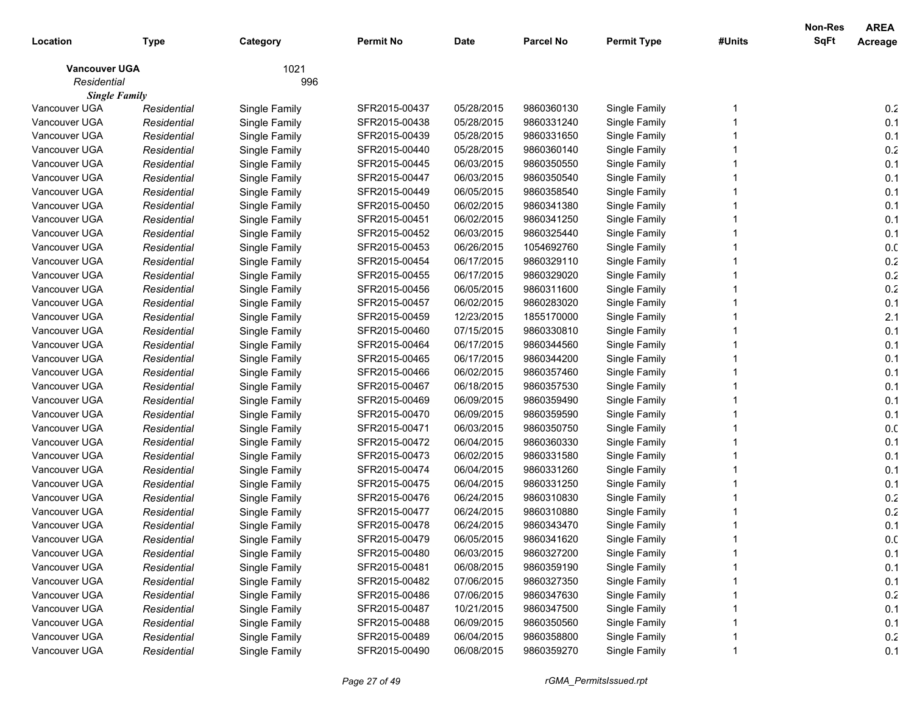| Location | Type | Category | Permit No | Date | Parcel No | Permit Type | #Units | Non-Res SqFt | AREA Acreage |
|---|---|---|---|---|---|---|---|---|---|
| **Vancouver UGA** | | 1021 | | | | | | | |
| *Residential* | | 996 | | | | | | | |
| ***Single Family*** | | | | | | | | | |
| Vancouver UGA | *Residential* | Single Family | SFR2015-00437 | 05/28/2015 | 9860360130 | Single Family | 1 | | 0.2 |
| Vancouver UGA | *Residential* | Single Family | SFR2015-00438 | 05/28/2015 | 9860331240 | Single Family | 1 | | 0.1 |
| Vancouver UGA | *Residential* | Single Family | SFR2015-00439 | 05/28/2015 | 9860331650 | Single Family | 1 | | 0.1 |
| Vancouver UGA | *Residential* | Single Family | SFR2015-00440 | 05/28/2015 | 9860360140 | Single Family | 1 | | 0.2 |
| Vancouver UGA | *Residential* | Single Family | SFR2015-00445 | 06/03/2015 | 9860350550 | Single Family | 1 | | 0.1 |
| Vancouver UGA | *Residential* | Single Family | SFR2015-00447 | 06/03/2015 | 9860350540 | Single Family | 1 | | 0.1 |
| Vancouver UGA | *Residential* | Single Family | SFR2015-00449 | 06/05/2015 | 9860358540 | Single Family | 1 | | 0.1 |
| Vancouver UGA | *Residential* | Single Family | SFR2015-00450 | 06/02/2015 | 9860341380 | Single Family | 1 | | 0.1 |
| Vancouver UGA | *Residential* | Single Family | SFR2015-00451 | 06/02/2015 | 9860341250 | Single Family | 1 | | 0.1 |
| Vancouver UGA | *Residential* | Single Family | SFR2015-00452 | 06/03/2015 | 9860325440 | Single Family | 1 | | 0.1 |
| Vancouver UGA | *Residential* | Single Family | SFR2015-00453 | 06/26/2015 | 1054692760 | Single Family | 1 | | 0.0 |
| Vancouver UGA | *Residential* | Single Family | SFR2015-00454 | 06/17/2015 | 9860329110 | Single Family | 1 | | 0.2 |
| Vancouver UGA | *Residential* | Single Family | SFR2015-00455 | 06/17/2015 | 9860329020 | Single Family | 1 | | 0.2 |
| Vancouver UGA | *Residential* | Single Family | SFR2015-00456 | 06/05/2015 | 9860311600 | Single Family | 1 | | 0.2 |
| Vancouver UGA | *Residential* | Single Family | SFR2015-00457 | 06/02/2015 | 9860283020 | Single Family | 1 | | 0.1 |
| Vancouver UGA | *Residential* | Single Family | SFR2015-00459 | 12/23/2015 | 1855170000 | Single Family | 1 | | 2.1 |
| Vancouver UGA | *Residential* | Single Family | SFR2015-00460 | 07/15/2015 | 9860330810 | Single Family | 1 | | 0.1 |
| Vancouver UGA | *Residential* | Single Family | SFR2015-00464 | 06/17/2015 | 9860344560 | Single Family | 1 | | 0.1 |
| Vancouver UGA | *Residential* | Single Family | SFR2015-00465 | 06/17/2015 | 9860344200 | Single Family | 1 | | 0.1 |
| Vancouver UGA | *Residential* | Single Family | SFR2015-00466 | 06/02/2015 | 9860357460 | Single Family | 1 | | 0.1 |
| Vancouver UGA | *Residential* | Single Family | SFR2015-00467 | 06/18/2015 | 9860357530 | Single Family | 1 | | 0.1 |
| Vancouver UGA | *Residential* | Single Family | SFR2015-00469 | 06/09/2015 | 9860359490 | Single Family | 1 | | 0.1 |
| Vancouver UGA | *Residential* | Single Family | SFR2015-00470 | 06/09/2015 | 9860359590 | Single Family | 1 | | 0.1 |
| Vancouver UGA | *Residential* | Single Family | SFR2015-00471 | 06/03/2015 | 9860350750 | Single Family | 1 | | 0.0 |
| Vancouver UGA | *Residential* | Single Family | SFR2015-00472 | 06/04/2015 | 9860360330 | Single Family | 1 | | 0.1 |
| Vancouver UGA | *Residential* | Single Family | SFR2015-00473 | 06/02/2015 | 9860331580 | Single Family | 1 | | 0.1 |
| Vancouver UGA | *Residential* | Single Family | SFR2015-00474 | 06/04/2015 | 9860331260 | Single Family | 1 | | 0.1 |
| Vancouver UGA | *Residential* | Single Family | SFR2015-00475 | 06/04/2015 | 9860331250 | Single Family | 1 | | 0.1 |
| Vancouver UGA | *Residential* | Single Family | SFR2015-00476 | 06/24/2015 | 9860310830 | Single Family | 1 | | 0.2 |
| Vancouver UGA | *Residential* | Single Family | SFR2015-00477 | 06/24/2015 | 9860310880 | Single Family | 1 | | 0.2 |
| Vancouver UGA | *Residential* | Single Family | SFR2015-00478 | 06/24/2015 | 9860343470 | Single Family | 1 | | 0.1 |
| Vancouver UGA | *Residential* | Single Family | SFR2015-00479 | 06/05/2015 | 9860341620 | Single Family | 1 | | 0.0 |
| Vancouver UGA | *Residential* | Single Family | SFR2015-00480 | 06/03/2015 | 9860327200 | Single Family | 1 | | 0.1 |
| Vancouver UGA | *Residential* | Single Family | SFR2015-00481 | 06/08/2015 | 9860359190 | Single Family | 1 | | 0.1 |
| Vancouver UGA | *Residential* | Single Family | SFR2015-00482 | 07/06/2015 | 9860327350 | Single Family | 1 | | 0.1 |
| Vancouver UGA | *Residential* | Single Family | SFR2015-00486 | 07/06/2015 | 9860347630 | Single Family | 1 | | 0.2 |
| Vancouver UGA | *Residential* | Single Family | SFR2015-00487 | 10/21/2015 | 9860347500 | Single Family | 1 | | 0.1 |
| Vancouver UGA | *Residential* | Single Family | SFR2015-00488 | 06/09/2015 | 9860350560 | Single Family | 1 | | 0.1 |
| Vancouver UGA | *Residential* | Single Family | SFR2015-00489 | 06/04/2015 | 9860358800 | Single Family | 1 | | 0.2 |
| Vancouver UGA | *Residential* | Single Family | SFR2015-00490 | 06/08/2015 | 9860359270 | Single Family | 1 | | 0.1 |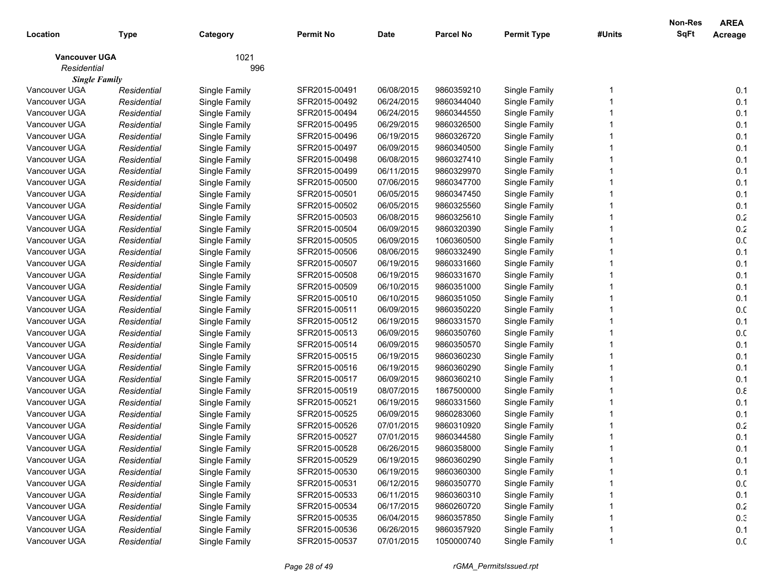| Location | Type | Category | Permit No | Date | Parcel No | Permit Type | #Units | Non-Res SqFt | AREA Acreage |
|---|---|---|---|---|---|---|---|---|---|
| **Vancouver UGA** | | 1021 | | | | | | | |
| *Residential* | | 996 | | | | | | | |
| ***Single Family*** | | | | | | | | | |
| Vancouver UGA | *Residential* | Single Family | SFR2015-00491 | 06/08/2015 | 9860359210 | Single Family | 1 | | 0.1 |
| Vancouver UGA | *Residential* | Single Family | SFR2015-00492 | 06/24/2015 | 9860344040 | Single Family | 1 | | 0.1 |
| Vancouver UGA | *Residential* | Single Family | SFR2015-00494 | 06/24/2015 | 9860344550 | Single Family | 1 | | 0.1 |
| Vancouver UGA | *Residential* | Single Family | SFR2015-00495 | 06/29/2015 | 9860326500 | Single Family | 1 | | 0.1 |
| Vancouver UGA | *Residential* | Single Family | SFR2015-00496 | 06/19/2015 | 9860326720 | Single Family | 1 | | 0.1 |
| Vancouver UGA | *Residential* | Single Family | SFR2015-00497 | 06/09/2015 | 9860340500 | Single Family | 1 | | 0.1 |
| Vancouver UGA | *Residential* | Single Family | SFR2015-00498 | 06/08/2015 | 9860327410 | Single Family | 1 | | 0.1 |
| Vancouver UGA | *Residential* | Single Family | SFR2015-00499 | 06/11/2015 | 9860329970 | Single Family | 1 | | 0.1 |
| Vancouver UGA | *Residential* | Single Family | SFR2015-00500 | 07/06/2015 | 9860347700 | Single Family | 1 | | 0.1 |
| Vancouver UGA | *Residential* | Single Family | SFR2015-00501 | 06/05/2015 | 9860347450 | Single Family | 1 | | 0.1 |
| Vancouver UGA | *Residential* | Single Family | SFR2015-00502 | 06/05/2015 | 9860325560 | Single Family | 1 | | 0.1 |
| Vancouver UGA | *Residential* | Single Family | SFR2015-00503 | 06/08/2015 | 9860325610 | Single Family | 1 | | 0.2 |
| Vancouver UGA | *Residential* | Single Family | SFR2015-00504 | 06/09/2015 | 9860320390 | Single Family | 1 | | 0.2 |
| Vancouver UGA | *Residential* | Single Family | SFR2015-00505 | 06/09/2015 | 1060360500 | Single Family | 1 | | 0.0 |
| Vancouver UGA | *Residential* | Single Family | SFR2015-00506 | 08/06/2015 | 9860332490 | Single Family | 1 | | 0.1 |
| Vancouver UGA | *Residential* | Single Family | SFR2015-00507 | 06/19/2015 | 9860331660 | Single Family | 1 | | 0.1 |
| Vancouver UGA | *Residential* | Single Family | SFR2015-00508 | 06/19/2015 | 9860331670 | Single Family | 1 | | 0.1 |
| Vancouver UGA | *Residential* | Single Family | SFR2015-00509 | 06/10/2015 | 9860351000 | Single Family | 1 | | 0.1 |
| Vancouver UGA | *Residential* | Single Family | SFR2015-00510 | 06/10/2015 | 9860351050 | Single Family | 1 | | 0.1 |
| Vancouver UGA | *Residential* | Single Family | SFR2015-00511 | 06/09/2015 | 9860350220 | Single Family | 1 | | 0.0 |
| Vancouver UGA | *Residential* | Single Family | SFR2015-00512 | 06/19/2015 | 9860331570 | Single Family | 1 | | 0.1 |
| Vancouver UGA | *Residential* | Single Family | SFR2015-00513 | 06/09/2015 | 9860350760 | Single Family | 1 | | 0.0 |
| Vancouver UGA | *Residential* | Single Family | SFR2015-00514 | 06/09/2015 | 9860350570 | Single Family | 1 | | 0.1 |
| Vancouver UGA | *Residential* | Single Family | SFR2015-00515 | 06/19/2015 | 9860360230 | Single Family | 1 | | 0.1 |
| Vancouver UGA | *Residential* | Single Family | SFR2015-00516 | 06/19/2015 | 9860360290 | Single Family | 1 | | 0.1 |
| Vancouver UGA | *Residential* | Single Family | SFR2015-00517 | 06/09/2015 | 9860360210 | Single Family | 1 | | 0.1 |
| Vancouver UGA | *Residential* | Single Family | SFR2015-00519 | 08/07/2015 | 1867500000 | Single Family | 1 | | 0.8 |
| Vancouver UGA | *Residential* | Single Family | SFR2015-00521 | 06/19/2015 | 9860331560 | Single Family | 1 | | 0.1 |
| Vancouver UGA | *Residential* | Single Family | SFR2015-00525 | 06/09/2015 | 9860283060 | Single Family | 1 | | 0.1 |
| Vancouver UGA | *Residential* | Single Family | SFR2015-00526 | 07/01/2015 | 9860310920 | Single Family | 1 | | 0.2 |
| Vancouver UGA | *Residential* | Single Family | SFR2015-00527 | 07/01/2015 | 9860344580 | Single Family | 1 | | 0.1 |
| Vancouver UGA | *Residential* | Single Family | SFR2015-00528 | 06/26/2015 | 9860358000 | Single Family | 1 | | 0.1 |
| Vancouver UGA | *Residential* | Single Family | SFR2015-00529 | 06/19/2015 | 9860360290 | Single Family | 1 | | 0.1 |
| Vancouver UGA | *Residential* | Single Family | SFR2015-00530 | 06/19/2015 | 9860360300 | Single Family | 1 | | 0.1 |
| Vancouver UGA | *Residential* | Single Family | SFR2015-00531 | 06/12/2015 | 9860350770 | Single Family | 1 | | 0.0 |
| Vancouver UGA | *Residential* | Single Family | SFR2015-00533 | 06/11/2015 | 9860360310 | Single Family | 1 | | 0.1 |
| Vancouver UGA | *Residential* | Single Family | SFR2015-00534 | 06/17/2015 | 9860260720 | Single Family | 1 | | 0.2 |
| Vancouver UGA | *Residential* | Single Family | SFR2015-00535 | 06/04/2015 | 9860357850 | Single Family | 1 | | 0.3 |
| Vancouver UGA | *Residential* | Single Family | SFR2015-00536 | 06/26/2015 | 9860357920 | Single Family | 1 | | 0.1 |
| Vancouver UGA | *Residential* | Single Family | SFR2015-00537 | 07/01/2015 | 1050000740 | Single Family | 1 | | 0.0 |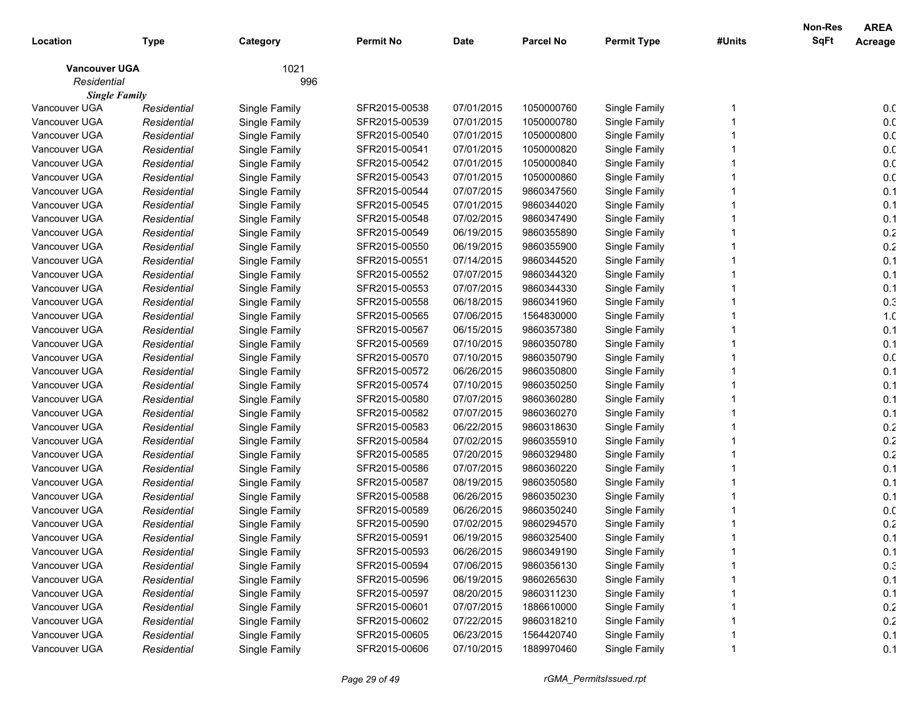| Location | Type | Category | Permit No | Date | Parcel No | Permit Type | #Units | Non-Res SqFt | AREA Acreage |
|---|---|---|---|---|---|---|---|---|---|
| **Vancouver UGA** | | 1021 | | | | | | | |
| *Residential* | | 996 | | | | | | | |
| ***Single Family*** | | | | | | | | | |
| Vancouver UGA | *Residential* | Single Family | SFR2015-00538 | 07/01/2015 | 1050000760 | Single Family | 1 | | 0.0 |
| Vancouver UGA | *Residential* | Single Family | SFR2015-00539 | 07/01/2015 | 1050000780 | Single Family | 1 | | 0.0 |
| Vancouver UGA | *Residential* | Single Family | SFR2015-00540 | 07/01/2015 | 1050000800 | Single Family | 1 | | 0.0 |
| Vancouver UGA | *Residential* | Single Family | SFR2015-00541 | 07/01/2015 | 1050000820 | Single Family | 1 | | 0.0 |
| Vancouver UGA | *Residential* | Single Family | SFR2015-00542 | 07/01/2015 | 1050000840 | Single Family | 1 | | 0.0 |
| Vancouver UGA | *Residential* | Single Family | SFR2015-00543 | 07/01/2015 | 1050000860 | Single Family | 1 | | 0.0 |
| Vancouver UGA | *Residential* | Single Family | SFR2015-00544 | 07/07/2015 | 9860347560 | Single Family | 1 | | 0.1 |
| Vancouver UGA | *Residential* | Single Family | SFR2015-00545 | 07/01/2015 | 9860344020 | Single Family | 1 | | 0.1 |
| Vancouver UGA | *Residential* | Single Family | SFR2015-00548 | 07/02/2015 | 9860347490 | Single Family | 1 | | 0.1 |
| Vancouver UGA | *Residential* | Single Family | SFR2015-00549 | 06/19/2015 | 9860355890 | Single Family | 1 | | 0.2 |
| Vancouver UGA | *Residential* | Single Family | SFR2015-00550 | 06/19/2015 | 9860355900 | Single Family | 1 | | 0.2 |
| Vancouver UGA | *Residential* | Single Family | SFR2015-00551 | 07/14/2015 | 9860344520 | Single Family | 1 | | 0.1 |
| Vancouver UGA | *Residential* | Single Family | SFR2015-00552 | 07/07/2015 | 9860344320 | Single Family | 1 | | 0.1 |
| Vancouver UGA | *Residential* | Single Family | SFR2015-00553 | 07/07/2015 | 9860344330 | Single Family | 1 | | 0.1 |
| Vancouver UGA | *Residential* | Single Family | SFR2015-00558 | 06/18/2015 | 9860341960 | Single Family | 1 | | 0.3 |
| Vancouver UGA | *Residential* | Single Family | SFR2015-00565 | 07/06/2015 | 1564830000 | Single Family | 1 | | 1.0 |
| Vancouver UGA | *Residential* | Single Family | SFR2015-00567 | 06/15/2015 | 9860357380 | Single Family | 1 | | 0.1 |
| Vancouver UGA | *Residential* | Single Family | SFR2015-00569 | 07/10/2015 | 9860350780 | Single Family | 1 | | 0.1 |
| Vancouver UGA | *Residential* | Single Family | SFR2015-00570 | 07/10/2015 | 9860350790 | Single Family | 1 | | 0.0 |
| Vancouver UGA | *Residential* | Single Family | SFR2015-00572 | 06/26/2015 | 9860350800 | Single Family | 1 | | 0.1 |
| Vancouver UGA | *Residential* | Single Family | SFR2015-00574 | 07/10/2015 | 9860350250 | Single Family | 1 | | 0.1 |
| Vancouver UGA | *Residential* | Single Family | SFR2015-00580 | 07/07/2015 | 9860360280 | Single Family | 1 | | 0.1 |
| Vancouver UGA | *Residential* | Single Family | SFR2015-00582 | 07/07/2015 | 9860360270 | Single Family | 1 | | 0.1 |
| Vancouver UGA | *Residential* | Single Family | SFR2015-00583 | 06/22/2015 | 9860318630 | Single Family | 1 | | 0.2 |
| Vancouver UGA | *Residential* | Single Family | SFR2015-00584 | 07/02/2015 | 9860355910 | Single Family | 1 | | 0.2 |
| Vancouver UGA | *Residential* | Single Family | SFR2015-00585 | 07/20/2015 | 9860329480 | Single Family | 1 | | 0.2 |
| Vancouver UGA | *Residential* | Single Family | SFR2015-00586 | 07/07/2015 | 9860360220 | Single Family | 1 | | 0.1 |
| Vancouver UGA | *Residential* | Single Family | SFR2015-00587 | 08/19/2015 | 9860350580 | Single Family | 1 | | 0.1 |
| Vancouver UGA | *Residential* | Single Family | SFR2015-00588 | 06/26/2015 | 9860350230 | Single Family | 1 | | 0.1 |
| Vancouver UGA | *Residential* | Single Family | SFR2015-00589 | 06/26/2015 | 9860350240 | Single Family | 1 | | 0.0 |
| Vancouver UGA | *Residential* | Single Family | SFR2015-00590 | 07/02/2015 | 9860294570 | Single Family | 1 | | 0.2 |
| Vancouver UGA | *Residential* | Single Family | SFR2015-00591 | 06/19/2015 | 9860325400 | Single Family | 1 | | 0.1 |
| Vancouver UGA | *Residential* | Single Family | SFR2015-00593 | 06/26/2015 | 9860349190 | Single Family | 1 | | 0.1 |
| Vancouver UGA | *Residential* | Single Family | SFR2015-00594 | 07/06/2015 | 9860356130 | Single Family | 1 | | 0.3 |
| Vancouver UGA | *Residential* | Single Family | SFR2015-00596 | 06/19/2015 | 9860265630 | Single Family | 1 | | 0.1 |
| Vancouver UGA | *Residential* | Single Family | SFR2015-00597 | 08/20/2015 | 9860311230 | Single Family | 1 | | 0.1 |
| Vancouver UGA | *Residential* | Single Family | SFR2015-00601 | 07/07/2015 | 1886610000 | Single Family | 1 | | 0.2 |
| Vancouver UGA | *Residential* | Single Family | SFR2015-00602 | 07/22/2015 | 9860318210 | Single Family | 1 | | 0.2 |
| Vancouver UGA | *Residential* | Single Family | SFR2015-00605 | 06/23/2015 | 1564420740 | Single Family | 1 | | 0.1 |
| Vancouver UGA | *Residential* | Single Family | SFR2015-00606 | 07/10/2015 | 1889970460 | Single Family | 1 | | 0.1 |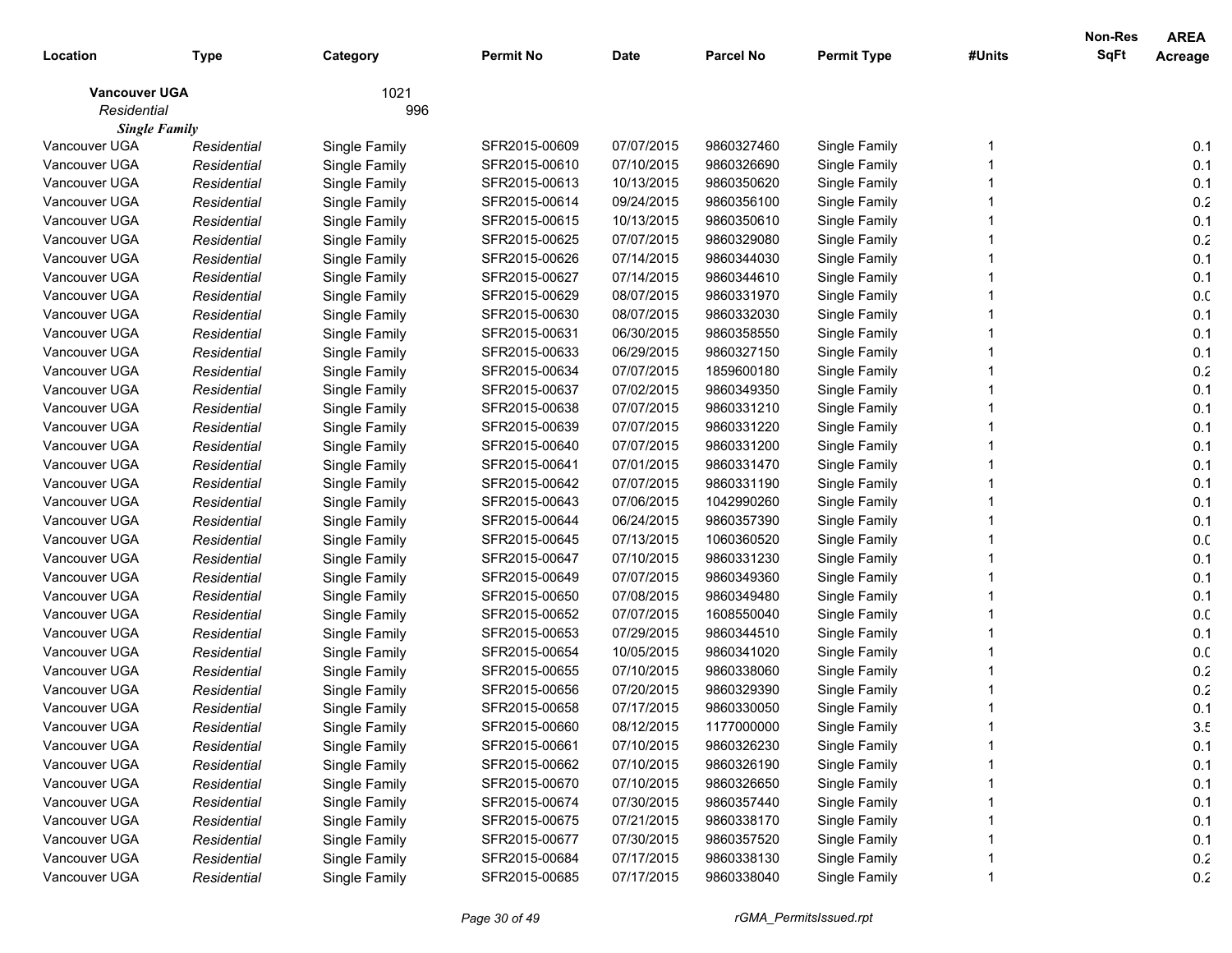| Location | Type | Category | Permit No | Date | Parcel No | Permit Type | #Units | Non-Res SqFt | AREA Acreage |
|---|---|---|---|---|---|---|---|---|---|
| **Vancouver UGA** | | 1021 | | | | | | | |
| *Residential* | | 996 | | | | | | | |
| ***Single Family*** | | | | | | | | | |
| Vancouver UGA | *Residential* | Single Family | SFR2015-00609 | 07/07/2015 | 9860327460 | Single Family | 1 | | 0.1 |
| Vancouver UGA | *Residential* | Single Family | SFR2015-00610 | 07/10/2015 | 9860326690 | Single Family | 1 | | 0.1 |
| Vancouver UGA | *Residential* | Single Family | SFR2015-00613 | 10/13/2015 | 9860350620 | Single Family | 1 | | 0.1 |
| Vancouver UGA | *Residential* | Single Family | SFR2015-00614 | 09/24/2015 | 9860356100 | Single Family | 1 | | 0.2 |
| Vancouver UGA | *Residential* | Single Family | SFR2015-00615 | 10/13/2015 | 9860350610 | Single Family | 1 | | 0.1 |
| Vancouver UGA | *Residential* | Single Family | SFR2015-00625 | 07/07/2015 | 9860329080 | Single Family | 1 | | 0.2 |
| Vancouver UGA | *Residential* | Single Family | SFR2015-00626 | 07/14/2015 | 9860344030 | Single Family | 1 | | 0.1 |
| Vancouver UGA | *Residential* | Single Family | SFR2015-00627 | 07/14/2015 | 9860344610 | Single Family | 1 | | 0.1 |
| Vancouver UGA | *Residential* | Single Family | SFR2015-00629 | 08/07/2015 | 9860331970 | Single Family | 1 | | 0.0 |
| Vancouver UGA | *Residential* | Single Family | SFR2015-00630 | 08/07/2015 | 9860332030 | Single Family | 1 | | 0.1 |
| Vancouver UGA | *Residential* | Single Family | SFR2015-00631 | 06/30/2015 | 9860358550 | Single Family | 1 | | 0.1 |
| Vancouver UGA | *Residential* | Single Family | SFR2015-00633 | 06/29/2015 | 9860327150 | Single Family | 1 | | 0.1 |
| Vancouver UGA | *Residential* | Single Family | SFR2015-00634 | 07/07/2015 | 1859600180 | Single Family | 1 | | 0.2 |
| Vancouver UGA | *Residential* | Single Family | SFR2015-00637 | 07/02/2015 | 9860349350 | Single Family | 1 | | 0.1 |
| Vancouver UGA | *Residential* | Single Family | SFR2015-00638 | 07/07/2015 | 9860331210 | Single Family | 1 | | 0.1 |
| Vancouver UGA | *Residential* | Single Family | SFR2015-00639 | 07/07/2015 | 9860331220 | Single Family | 1 | | 0.1 |
| Vancouver UGA | *Residential* | Single Family | SFR2015-00640 | 07/07/2015 | 9860331200 | Single Family | 1 | | 0.1 |
| Vancouver UGA | *Residential* | Single Family | SFR2015-00641 | 07/01/2015 | 9860331470 | Single Family | 1 | | 0.1 |
| Vancouver UGA | *Residential* | Single Family | SFR2015-00642 | 07/07/2015 | 9860331190 | Single Family | 1 | | 0.1 |
| Vancouver UGA | *Residential* | Single Family | SFR2015-00643 | 07/06/2015 | 1042990260 | Single Family | 1 | | 0.1 |
| Vancouver UGA | *Residential* | Single Family | SFR2015-00644 | 06/24/2015 | 9860357390 | Single Family | 1 | | 0.1 |
| Vancouver UGA | *Residential* | Single Family | SFR2015-00645 | 07/13/2015 | 1060360520 | Single Family | 1 | | 0.0 |
| Vancouver UGA | *Residential* | Single Family | SFR2015-00647 | 07/10/2015 | 9860331230 | Single Family | 1 | | 0.1 |
| Vancouver UGA | *Residential* | Single Family | SFR2015-00649 | 07/07/2015 | 9860349360 | Single Family | 1 | | 0.1 |
| Vancouver UGA | *Residential* | Single Family | SFR2015-00650 | 07/08/2015 | 9860349480 | Single Family | 1 | | 0.1 |
| Vancouver UGA | *Residential* | Single Family | SFR2015-00652 | 07/07/2015 | 1608550040 | Single Family | 1 | | 0.0 |
| Vancouver UGA | *Residential* | Single Family | SFR2015-00653 | 07/29/2015 | 9860344510 | Single Family | 1 | | 0.1 |
| Vancouver UGA | *Residential* | Single Family | SFR2015-00654 | 10/05/2015 | 9860341020 | Single Family | 1 | | 0.0 |
| Vancouver UGA | *Residential* | Single Family | SFR2015-00655 | 07/10/2015 | 9860338060 | Single Family | 1 | | 0.2 |
| Vancouver UGA | *Residential* | Single Family | SFR2015-00656 | 07/20/2015 | 9860329390 | Single Family | 1 | | 0.2 |
| Vancouver UGA | *Residential* | Single Family | SFR2015-00658 | 07/17/2015 | 9860330050 | Single Family | 1 | | 0.1 |
| Vancouver UGA | *Residential* | Single Family | SFR2015-00660 | 08/12/2015 | 1177000000 | Single Family | 1 | | 3.5 |
| Vancouver UGA | *Residential* | Single Family | SFR2015-00661 | 07/10/2015 | 9860326230 | Single Family | 1 | | 0.1 |
| Vancouver UGA | *Residential* | Single Family | SFR2015-00662 | 07/10/2015 | 9860326190 | Single Family | 1 | | 0.1 |
| Vancouver UGA | *Residential* | Single Family | SFR2015-00670 | 07/10/2015 | 9860326650 | Single Family | 1 | | 0.1 |
| Vancouver UGA | *Residential* | Single Family | SFR2015-00674 | 07/30/2015 | 9860357440 | Single Family | 1 | | 0.1 |
| Vancouver UGA | *Residential* | Single Family | SFR2015-00675 | 07/21/2015 | 9860338170 | Single Family | 1 | | 0.1 |
| Vancouver UGA | *Residential* | Single Family | SFR2015-00677 | 07/30/2015 | 9860357520 | Single Family | 1 | | 0.1 |
| Vancouver UGA | *Residential* | Single Family | SFR2015-00684 | 07/17/2015 | 9860338130 | Single Family | 1 | | 0.2 |
| Vancouver UGA | *Residential* | Single Family | SFR2015-00685 | 07/17/2015 | 9860338040 | Single Family | 1 | | 0.2 |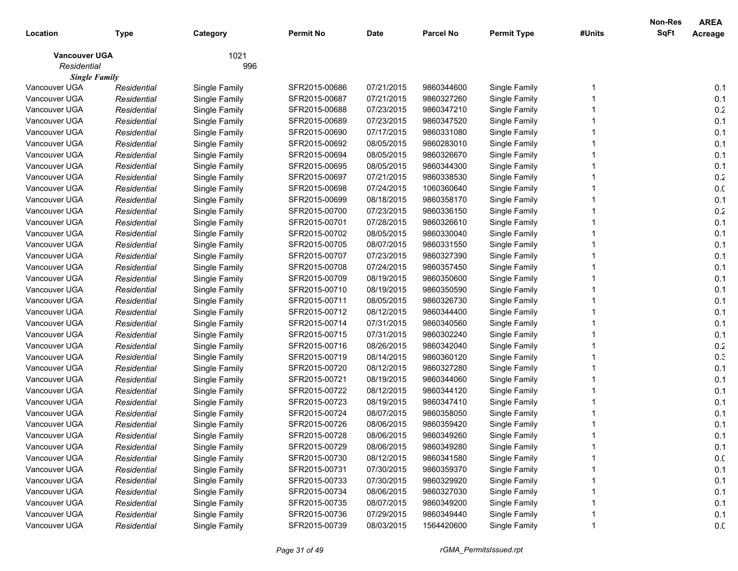| Location | Type | Category | Permit No | Date | Parcel No | Permit Type | #Units | Non-Res SqFt | AREA Acreage |
|---|---|---|---|---|---|---|---|---|---|
| **Vancouver UGA** | | 1021 | | | | | | | |
| *Residential* | | 996 | | | | | | | |
| ***Single Family*** | | | | | | | | | |
| Vancouver UGA | *Residential* | Single Family | SFR2015-00686 | 07/21/2015 | 9860344600 | Single Family | 1 | | 0.1 |
| Vancouver UGA | *Residential* | Single Family | SFR2015-00687 | 07/21/2015 | 9860327260 | Single Family | 1 | | 0.1 |
| Vancouver UGA | *Residential* | Single Family | SFR2015-00688 | 07/23/2015 | 9860347210 | Single Family | 1 | | 0.2 |
| Vancouver UGA | *Residential* | Single Family | SFR2015-00689 | 07/23/2015 | 9860347520 | Single Family | 1 | | 0.1 |
| Vancouver UGA | *Residential* | Single Family | SFR2015-00690 | 07/17/2015 | 9860331080 | Single Family | 1 | | 0.1 |
| Vancouver UGA | *Residential* | Single Family | SFR2015-00692 | 08/05/2015 | 9860283010 | Single Family | 1 | | 0.1 |
| Vancouver UGA | *Residential* | Single Family | SFR2015-00694 | 08/05/2015 | 9860326670 | Single Family | 1 | | 0.1 |
| Vancouver UGA | *Residential* | Single Family | SFR2015-00695 | 08/05/2015 | 9860344300 | Single Family | 1 | | 0.1 |
| Vancouver UGA | *Residential* | Single Family | SFR2015-00697 | 07/21/2015 | 9860338530 | Single Family | 1 | | 0.2 |
| Vancouver UGA | *Residential* | Single Family | SFR2015-00698 | 07/24/2015 | 1060360640 | Single Family | 1 | | 0.0 |
| Vancouver UGA | *Residential* | Single Family | SFR2015-00699 | 08/18/2015 | 9860358170 | Single Family | 1 | | 0.1 |
| Vancouver UGA | *Residential* | Single Family | SFR2015-00700 | 07/23/2015 | 9860336150 | Single Family | 1 | | 0.2 |
| Vancouver UGA | *Residential* | Single Family | SFR2015-00701 | 07/28/2015 | 9860326610 | Single Family | 1 | | 0.1 |
| Vancouver UGA | *Residential* | Single Family | SFR2015-00702 | 08/05/2015 | 9860330040 | Single Family | 1 | | 0.1 |
| Vancouver UGA | *Residential* | Single Family | SFR2015-00705 | 08/07/2015 | 9860331550 | Single Family | 1 | | 0.1 |
| Vancouver UGA | *Residential* | Single Family | SFR2015-00707 | 07/23/2015 | 9860327390 | Single Family | 1 | | 0.1 |
| Vancouver UGA | *Residential* | Single Family | SFR2015-00708 | 07/24/2015 | 9860357450 | Single Family | 1 | | 0.1 |
| Vancouver UGA | *Residential* | Single Family | SFR2015-00709 | 08/19/2015 | 9860350600 | Single Family | 1 | | 0.1 |
| Vancouver UGA | *Residential* | Single Family | SFR2015-00710 | 08/19/2015 | 9860350590 | Single Family | 1 | | 0.1 |
| Vancouver UGA | *Residential* | Single Family | SFR2015-00711 | 08/05/2015 | 9860326730 | Single Family | 1 | | 0.1 |
| Vancouver UGA | *Residential* | Single Family | SFR2015-00712 | 08/12/2015 | 9860344400 | Single Family | 1 | | 0.1 |
| Vancouver UGA | *Residential* | Single Family | SFR2015-00714 | 07/31/2015 | 9860340560 | Single Family | 1 | | 0.1 |
| Vancouver UGA | *Residential* | Single Family | SFR2015-00715 | 07/31/2015 | 9860302240 | Single Family | 1 | | 0.1 |
| Vancouver UGA | *Residential* | Single Family | SFR2015-00716 | 08/26/2015 | 9860342040 | Single Family | 1 | | 0.2 |
| Vancouver UGA | *Residential* | Single Family | SFR2015-00719 | 08/14/2015 | 9860360120 | Single Family | 1 | | 0.3 |
| Vancouver UGA | *Residential* | Single Family | SFR2015-00720 | 08/12/2015 | 9860327280 | Single Family | 1 | | 0.1 |
| Vancouver UGA | *Residential* | Single Family | SFR2015-00721 | 08/19/2015 | 9860344060 | Single Family | 1 | | 0.1 |
| Vancouver UGA | *Residential* | Single Family | SFR2015-00722 | 08/12/2015 | 9860344120 | Single Family | 1 | | 0.1 |
| Vancouver UGA | *Residential* | Single Family | SFR2015-00723 | 08/19/2015 | 9860347410 | Single Family | 1 | | 0.1 |
| Vancouver UGA | *Residential* | Single Family | SFR2015-00724 | 08/07/2015 | 9860358050 | Single Family | 1 | | 0.1 |
| Vancouver UGA | *Residential* | Single Family | SFR2015-00726 | 08/06/2015 | 9860359420 | Single Family | 1 | | 0.1 |
| Vancouver UGA | *Residential* | Single Family | SFR2015-00728 | 08/06/2015 | 9860349260 | Single Family | 1 | | 0.1 |
| Vancouver UGA | *Residential* | Single Family | SFR2015-00729 | 08/06/2015 | 9860349280 | Single Family | 1 | | 0.1 |
| Vancouver UGA | *Residential* | Single Family | SFR2015-00730 | 08/12/2015 | 9860341580 | Single Family | 1 | | 0.0 |
| Vancouver UGA | *Residential* | Single Family | SFR2015-00731 | 07/30/2015 | 9860359370 | Single Family | 1 | | 0.1 |
| Vancouver UGA | *Residential* | Single Family | SFR2015-00733 | 07/30/2015 | 9860329920 | Single Family | 1 | | 0.1 |
| Vancouver UGA | *Residential* | Single Family | SFR2015-00734 | 08/06/2015 | 9860327030 | Single Family | 1 | | 0.1 |
| Vancouver UGA | *Residential* | Single Family | SFR2015-00735 | 08/07/2015 | 9860349200 | Single Family | 1 | | 0.1 |
| Vancouver UGA | *Residential* | Single Family | SFR2015-00736 | 07/29/2015 | 9860349440 | Single Family | 1 | | 0.1 |
| Vancouver UGA | *Residential* | Single Family | SFR2015-00739 | 08/03/2015 | 1564420600 | Single Family | 1 | | 0.0 |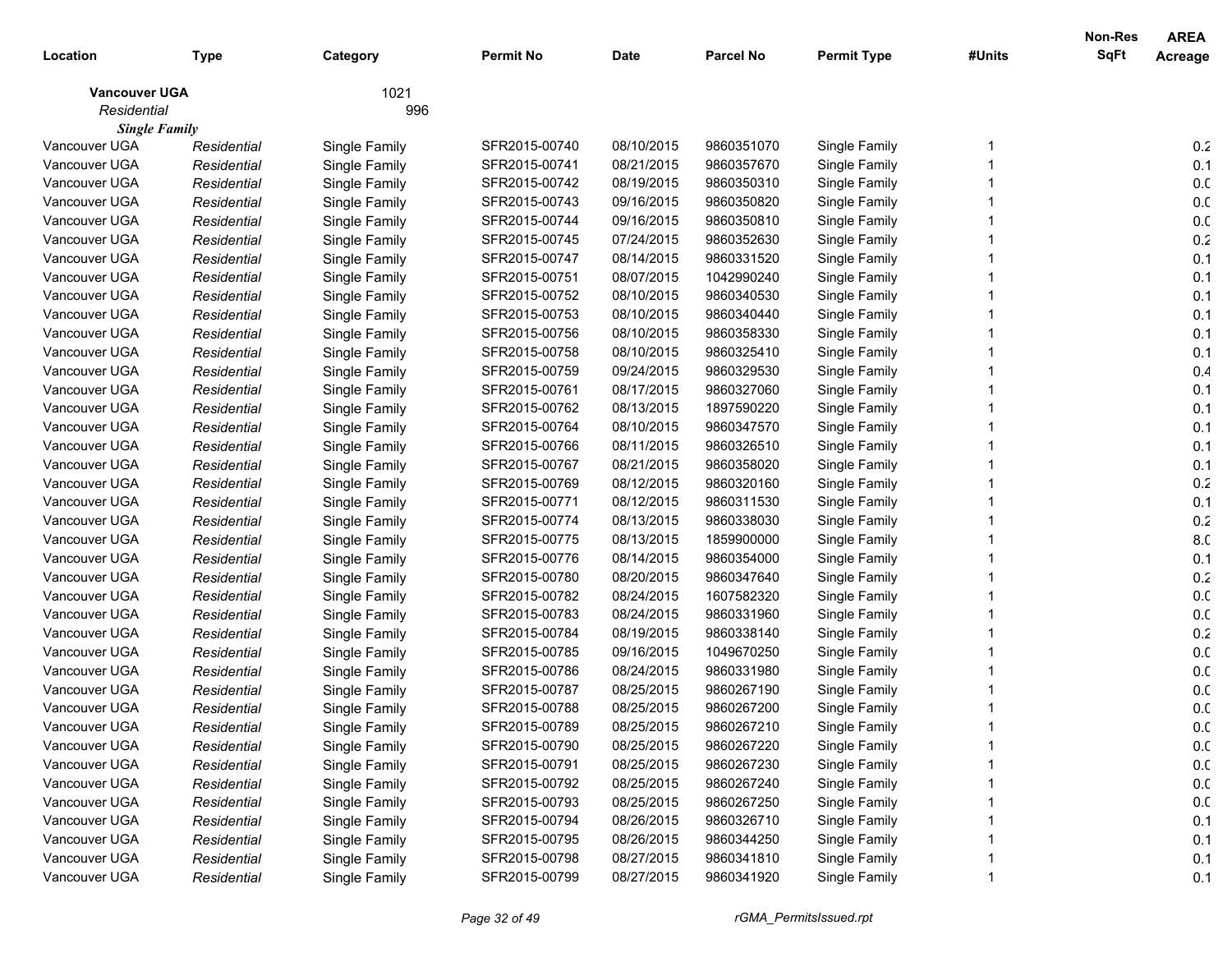| Location | Type | Category | Permit No | Date | Parcel No | Permit Type | #Units | Non-Res SqFt | AREA Acreage |
|---|---|---|---|---|---|---|---|---|---|
| **Vancouver UGA** | | 1021 | | | | | | | |
| *Residential* | | 996 | | | | | | | |
| ***Single Family*** | | | | | | | | | |
| Vancouver UGA | *Residential* | Single Family | SFR2015-00740 | 08/10/2015 | 9860351070 | Single Family | 1 | | 0.2 |
| Vancouver UGA | *Residential* | Single Family | SFR2015-00741 | 08/21/2015 | 9860357670 | Single Family | 1 | | 0.1 |
| Vancouver UGA | *Residential* | Single Family | SFR2015-00742 | 08/19/2015 | 9860350310 | Single Family | 1 | | 0.0 |
| Vancouver UGA | *Residential* | Single Family | SFR2015-00743 | 09/16/2015 | 9860350820 | Single Family | 1 | | 0.0 |
| Vancouver UGA | *Residential* | Single Family | SFR2015-00744 | 09/16/2015 | 9860350810 | Single Family | 1 | | 0.0 |
| Vancouver UGA | *Residential* | Single Family | SFR2015-00745 | 07/24/2015 | 9860352630 | Single Family | 1 | | 0.2 |
| Vancouver UGA | *Residential* | Single Family | SFR2015-00747 | 08/14/2015 | 9860331520 | Single Family | 1 | | 0.1 |
| Vancouver UGA | *Residential* | Single Family | SFR2015-00751 | 08/07/2015 | 1042990240 | Single Family | 1 | | 0.1 |
| Vancouver UGA | *Residential* | Single Family | SFR2015-00752 | 08/10/2015 | 9860340530 | Single Family | 1 | | 0.1 |
| Vancouver UGA | *Residential* | Single Family | SFR2015-00753 | 08/10/2015 | 9860340440 | Single Family | 1 | | 0.1 |
| Vancouver UGA | *Residential* | Single Family | SFR2015-00756 | 08/10/2015 | 9860358330 | Single Family | 1 | | 0.1 |
| Vancouver UGA | *Residential* | Single Family | SFR2015-00758 | 08/10/2015 | 9860325410 | Single Family | 1 | | 0.1 |
| Vancouver UGA | *Residential* | Single Family | SFR2015-00759 | 09/24/2015 | 9860329530 | Single Family | 1 | | 0.4 |
| Vancouver UGA | *Residential* | Single Family | SFR2015-00761 | 08/17/2015 | 9860327060 | Single Family | 1 | | 0.1 |
| Vancouver UGA | *Residential* | Single Family | SFR2015-00762 | 08/13/2015 | 1897590220 | Single Family | 1 | | 0.1 |
| Vancouver UGA | *Residential* | Single Family | SFR2015-00764 | 08/10/2015 | 9860347570 | Single Family | 1 | | 0.1 |
| Vancouver UGA | *Residential* | Single Family | SFR2015-00766 | 08/11/2015 | 9860326510 | Single Family | 1 | | 0.1 |
| Vancouver UGA | *Residential* | Single Family | SFR2015-00767 | 08/21/2015 | 9860358020 | Single Family | 1 | | 0.1 |
| Vancouver UGA | *Residential* | Single Family | SFR2015-00769 | 08/12/2015 | 9860320160 | Single Family | 1 | | 0.2 |
| Vancouver UGA | *Residential* | Single Family | SFR2015-00771 | 08/12/2015 | 9860311530 | Single Family | 1 | | 0.1 |
| Vancouver UGA | *Residential* | Single Family | SFR2015-00774 | 08/13/2015 | 9860338030 | Single Family | 1 | | 0.2 |
| Vancouver UGA | *Residential* | Single Family | SFR2015-00775 | 08/13/2015 | 1859900000 | Single Family | 1 | | 8.0 |
| Vancouver UGA | *Residential* | Single Family | SFR2015-00776 | 08/14/2015 | 9860354000 | Single Family | 1 | | 0.1 |
| Vancouver UGA | *Residential* | Single Family | SFR2015-00780 | 08/20/2015 | 9860347640 | Single Family | 1 | | 0.2 |
| Vancouver UGA | *Residential* | Single Family | SFR2015-00782 | 08/24/2015 | 1607582320 | Single Family | 1 | | 0.0 |
| Vancouver UGA | *Residential* | Single Family | SFR2015-00783 | 08/24/2015 | 9860331960 | Single Family | 1 | | 0.0 |
| Vancouver UGA | *Residential* | Single Family | SFR2015-00784 | 08/19/2015 | 9860338140 | Single Family | 1 | | 0.2 |
| Vancouver UGA | *Residential* | Single Family | SFR2015-00785 | 09/16/2015 | 1049670250 | Single Family | 1 | | 0.0 |
| Vancouver UGA | *Residential* | Single Family | SFR2015-00786 | 08/24/2015 | 9860331980 | Single Family | 1 | | 0.0 |
| Vancouver UGA | *Residential* | Single Family | SFR2015-00787 | 08/25/2015 | 9860267190 | Single Family | 1 | | 0.0 |
| Vancouver UGA | *Residential* | Single Family | SFR2015-00788 | 08/25/2015 | 9860267200 | Single Family | 1 | | 0.0 |
| Vancouver UGA | *Residential* | Single Family | SFR2015-00789 | 08/25/2015 | 9860267210 | Single Family | 1 | | 0.0 |
| Vancouver UGA | *Residential* | Single Family | SFR2015-00790 | 08/25/2015 | 9860267220 | Single Family | 1 | | 0.0 |
| Vancouver UGA | *Residential* | Single Family | SFR2015-00791 | 08/25/2015 | 9860267230 | Single Family | 1 | | 0.0 |
| Vancouver UGA | *Residential* | Single Family | SFR2015-00792 | 08/25/2015 | 9860267240 | Single Family | 1 | | 0.0 |
| Vancouver UGA | *Residential* | Single Family | SFR2015-00793 | 08/25/2015 | 9860267250 | Single Family | 1 | | 0.0 |
| Vancouver UGA | *Residential* | Single Family | SFR2015-00794 | 08/26/2015 | 9860326710 | Single Family | 1 | | 0.1 |
| Vancouver UGA | *Residential* | Single Family | SFR2015-00795 | 08/26/2015 | 9860344250 | Single Family | 1 | | 0.1 |
| Vancouver UGA | *Residential* | Single Family | SFR2015-00798 | 08/27/2015 | 9860341810 | Single Family | 1 | | 0.1 |
| Vancouver UGA | *Residential* | Single Family | SFR2015-00799 | 08/27/2015 | 9860341920 | Single Family | 1 | | 0.1 |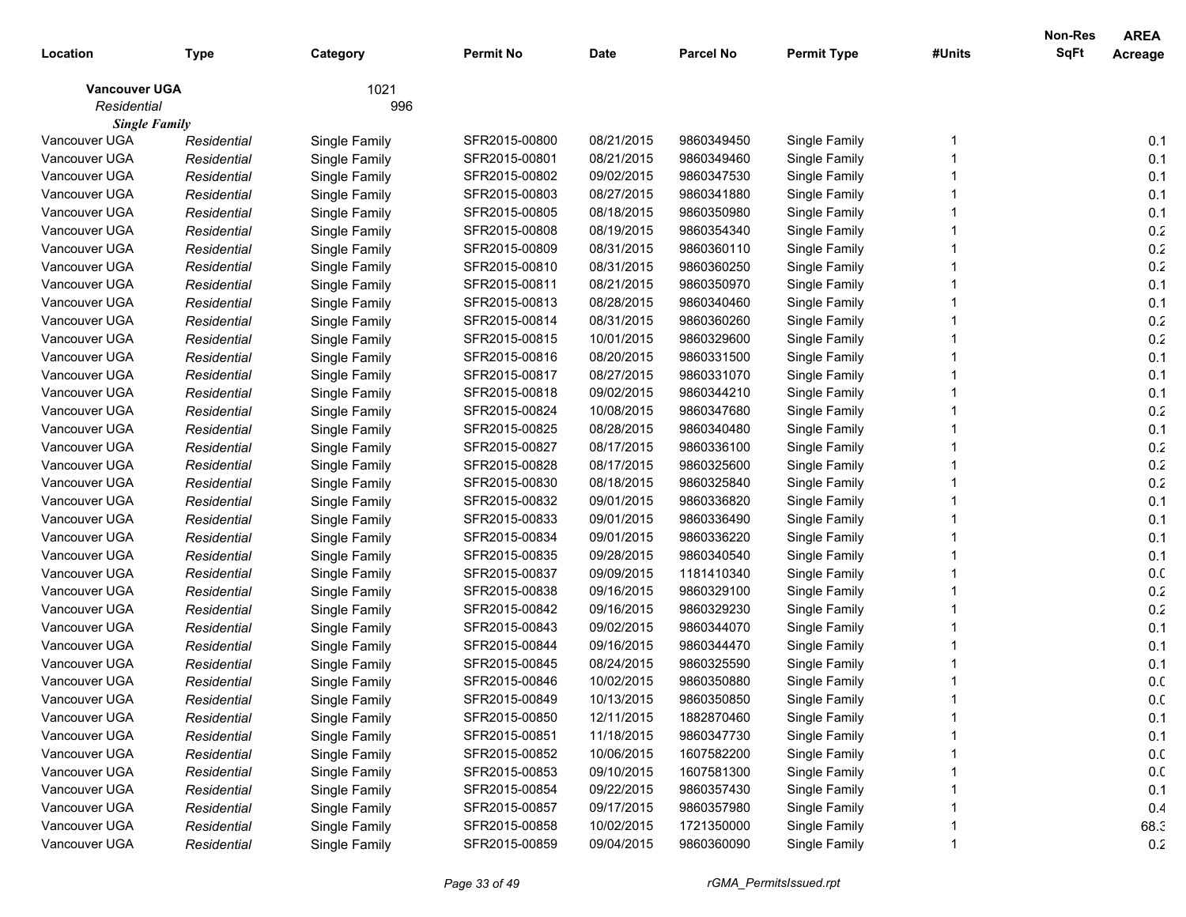| Location | Type | Category | Permit No | Date | Parcel No | Permit Type | #Units | Non-Res SqFt | AREA Acreage |
|---|---|---|---|---|---|---|---|---|---|
| **Vancouver UGA** | | 1021 | | | | | | | |
| *Residential* | | 996 | | | | | | | |
| ***Single Family*** | | | | | | | | | |
| Vancouver UGA | *Residential* | Single Family | SFR2015-00800 | 08/21/2015 | 9860349450 | Single Family | 1 | | 0.1 |
| Vancouver UGA | *Residential* | Single Family | SFR2015-00801 | 08/21/2015 | 9860349460 | Single Family | 1 | | 0.1 |
| Vancouver UGA | *Residential* | Single Family | SFR2015-00802 | 09/02/2015 | 9860347530 | Single Family | 1 | | 0.1 |
| Vancouver UGA | *Residential* | Single Family | SFR2015-00803 | 08/27/2015 | 9860341880 | Single Family | 1 | | 0.1 |
| Vancouver UGA | *Residential* | Single Family | SFR2015-00805 | 08/18/2015 | 9860350980 | Single Family | 1 | | 0.1 |
| Vancouver UGA | *Residential* | Single Family | SFR2015-00808 | 08/19/2015 | 9860354340 | Single Family | 1 | | 0.2 |
| Vancouver UGA | *Residential* | Single Family | SFR2015-00809 | 08/31/2015 | 9860360110 | Single Family | 1 | | 0.2 |
| Vancouver UGA | *Residential* | Single Family | SFR2015-00810 | 08/31/2015 | 9860360250 | Single Family | 1 | | 0.2 |
| Vancouver UGA | *Residential* | Single Family | SFR2015-00811 | 08/21/2015 | 9860350970 | Single Family | 1 | | 0.1 |
| Vancouver UGA | *Residential* | Single Family | SFR2015-00813 | 08/28/2015 | 9860340460 | Single Family | 1 | | 0.1 |
| Vancouver UGA | *Residential* | Single Family | SFR2015-00814 | 08/31/2015 | 9860360260 | Single Family | 1 | | 0.2 |
| Vancouver UGA | *Residential* | Single Family | SFR2015-00815 | 10/01/2015 | 9860329600 | Single Family | 1 | | 0.2 |
| Vancouver UGA | *Residential* | Single Family | SFR2015-00816 | 08/20/2015 | 9860331500 | Single Family | 1 | | 0.1 |
| Vancouver UGA | *Residential* | Single Family | SFR2015-00817 | 08/27/2015 | 9860331070 | Single Family | 1 | | 0.1 |
| Vancouver UGA | *Residential* | Single Family | SFR2015-00818 | 09/02/2015 | 9860344210 | Single Family | 1 | | 0.1 |
| Vancouver UGA | *Residential* | Single Family | SFR2015-00824 | 10/08/2015 | 9860347680 | Single Family | 1 | | 0.2 |
| Vancouver UGA | *Residential* | Single Family | SFR2015-00825 | 08/28/2015 | 9860340480 | Single Family | 1 | | 0.1 |
| Vancouver UGA | *Residential* | Single Family | SFR2015-00827 | 08/17/2015 | 9860336100 | Single Family | 1 | | 0.2 |
| Vancouver UGA | *Residential* | Single Family | SFR2015-00828 | 08/17/2015 | 9860325600 | Single Family | 1 | | 0.2 |
| Vancouver UGA | *Residential* | Single Family | SFR2015-00830 | 08/18/2015 | 9860325840 | Single Family | 1 | | 0.2 |
| Vancouver UGA | *Residential* | Single Family | SFR2015-00832 | 09/01/2015 | 9860336820 | Single Family | 1 | | 0.1 |
| Vancouver UGA | *Residential* | Single Family | SFR2015-00833 | 09/01/2015 | 9860336490 | Single Family | 1 | | 0.1 |
| Vancouver UGA | *Residential* | Single Family | SFR2015-00834 | 09/01/2015 | 9860336220 | Single Family | 1 | | 0.1 |
| Vancouver UGA | *Residential* | Single Family | SFR2015-00835 | 09/28/2015 | 9860340540 | Single Family | 1 | | 0.1 |
| Vancouver UGA | *Residential* | Single Family | SFR2015-00837 | 09/09/2015 | 1181410340 | Single Family | 1 | | 0.0 |
| Vancouver UGA | *Residential* | Single Family | SFR2015-00838 | 09/16/2015 | 9860329100 | Single Family | 1 | | 0.2 |
| Vancouver UGA | *Residential* | Single Family | SFR2015-00842 | 09/16/2015 | 9860329230 | Single Family | 1 | | 0.2 |
| Vancouver UGA | *Residential* | Single Family | SFR2015-00843 | 09/02/2015 | 9860344070 | Single Family | 1 | | 0.1 |
| Vancouver UGA | *Residential* | Single Family | SFR2015-00844 | 09/16/2015 | 9860344470 | Single Family | 1 | | 0.1 |
| Vancouver UGA | *Residential* | Single Family | SFR2015-00845 | 08/24/2015 | 9860325590 | Single Family | 1 | | 0.1 |
| Vancouver UGA | *Residential* | Single Family | SFR2015-00846 | 10/02/2015 | 9860350880 | Single Family | 1 | | 0.0 |
| Vancouver UGA | *Residential* | Single Family | SFR2015-00849 | 10/13/2015 | 9860350850 | Single Family | 1 | | 0.0 |
| Vancouver UGA | *Residential* | Single Family | SFR2015-00850 | 12/11/2015 | 1882870460 | Single Family | 1 | | 0.1 |
| Vancouver UGA | *Residential* | Single Family | SFR2015-00851 | 11/18/2015 | 9860347730 | Single Family | 1 | | 0.1 |
| Vancouver UGA | *Residential* | Single Family | SFR2015-00852 | 10/06/2015 | 1607582200 | Single Family | 1 | | 0.0 |
| Vancouver UGA | *Residential* | Single Family | SFR2015-00853 | 09/10/2015 | 1607581300 | Single Family | 1 | | 0.0 |
| Vancouver UGA | *Residential* | Single Family | SFR2015-00854 | 09/22/2015 | 9860357430 | Single Family | 1 | | 0.1 |
| Vancouver UGA | *Residential* | Single Family | SFR2015-00857 | 09/17/2015 | 9860357980 | Single Family | 1 | | 0.4 |
| Vancouver UGA | *Residential* | Single Family | SFR2015-00858 | 10/02/2015 | 1721350000 | Single Family | 1 | | 68.3 |
| Vancouver UGA | *Residential* | Single Family | SFR2015-00859 | 09/04/2015 | 9860360090 | Single Family | 1 | | 0.2 |

rGMA_PermitsIssued.rpt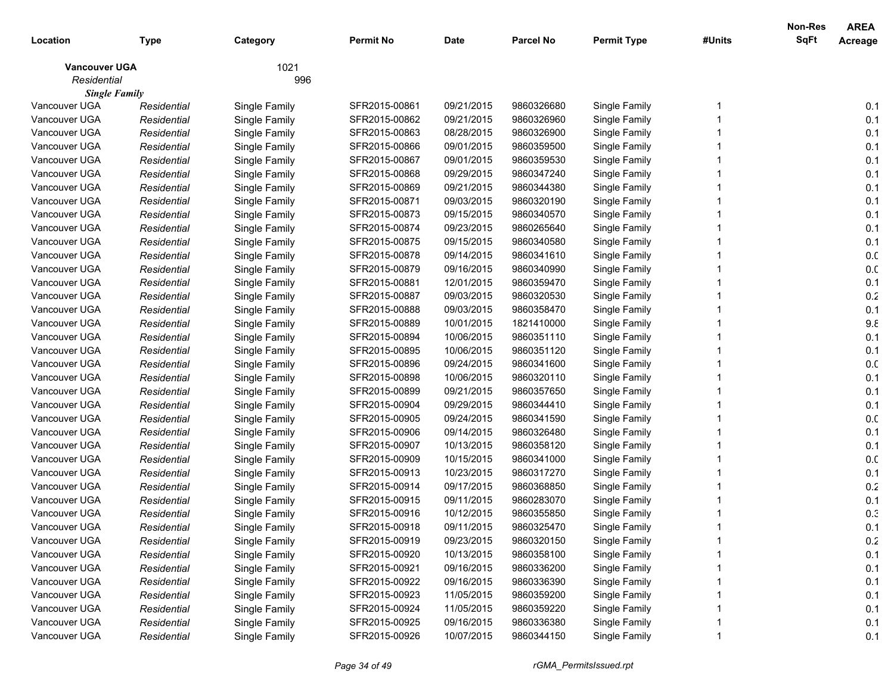| Location | Type | Category | Permit No | Date | Parcel No | Permit Type | #Units | Non-Res SqFt | AREA Acreage |
|---|---|---|---|---|---|---|---|---|---|
| **Vancouver UGA** | | 1021 | | | | | | | |
| *Residential* | | 996 | | | | | | | |
| ***Single Family*** | | | | | | | | | |
| Vancouver UGA | *Residential* | Single Family | SFR2015-00861 | 09/21/2015 | 9860326680 | Single Family | 1 | | 0.1 |
| Vancouver UGA | *Residential* | Single Family | SFR2015-00862 | 09/21/2015 | 9860326960 | Single Family | 1 | | 0.1 |
| Vancouver UGA | *Residential* | Single Family | SFR2015-00863 | 08/28/2015 | 9860326900 | Single Family | 1 | | 0.1 |
| Vancouver UGA | *Residential* | Single Family | SFR2015-00866 | 09/01/2015 | 9860359500 | Single Family | 1 | | 0.1 |
| Vancouver UGA | *Residential* | Single Family | SFR2015-00867 | 09/01/2015 | 9860359530 | Single Family | 1 | | 0.1 |
| Vancouver UGA | *Residential* | Single Family | SFR2015-00868 | 09/29/2015 | 9860347240 | Single Family | 1 | | 0.1 |
| Vancouver UGA | *Residential* | Single Family | SFR2015-00869 | 09/21/2015 | 9860344380 | Single Family | 1 | | 0.1 |
| Vancouver UGA | *Residential* | Single Family | SFR2015-00871 | 09/03/2015 | 9860320190 | Single Family | 1 | | 0.1 |
| Vancouver UGA | *Residential* | Single Family | SFR2015-00873 | 09/15/2015 | 9860340570 | Single Family | 1 | | 0.1 |
| Vancouver UGA | *Residential* | Single Family | SFR2015-00874 | 09/23/2015 | 9860265640 | Single Family | 1 | | 0.1 |
| Vancouver UGA | *Residential* | Single Family | SFR2015-00875 | 09/15/2015 | 9860340580 | Single Family | 1 | | 0.1 |
| Vancouver UGA | *Residential* | Single Family | SFR2015-00878 | 09/14/2015 | 9860341610 | Single Family | 1 | | 0.0 |
| Vancouver UGA | *Residential* | Single Family | SFR2015-00879 | 09/16/2015 | 9860340990 | Single Family | 1 | | 0.0 |
| Vancouver UGA | *Residential* | Single Family | SFR2015-00881 | 12/01/2015 | 9860359470 | Single Family | 1 | | 0.1 |
| Vancouver UGA | *Residential* | Single Family | SFR2015-00887 | 09/03/2015 | 9860320530 | Single Family | 1 | | 0.2 |
| Vancouver UGA | *Residential* | Single Family | SFR2015-00888 | 09/03/2015 | 9860358470 | Single Family | 1 | | 0.1 |
| Vancouver UGA | *Residential* | Single Family | SFR2015-00889 | 10/01/2015 | 1821410000 | Single Family | 1 | | 9.8 |
| Vancouver UGA | *Residential* | Single Family | SFR2015-00894 | 10/06/2015 | 9860351110 | Single Family | 1 | | 0.1 |
| Vancouver UGA | *Residential* | Single Family | SFR2015-00895 | 10/06/2015 | 9860351120 | Single Family | 1 | | 0.1 |
| Vancouver UGA | *Residential* | Single Family | SFR2015-00896 | 09/24/2015 | 9860341600 | Single Family | 1 | | 0.0 |
| Vancouver UGA | *Residential* | Single Family | SFR2015-00898 | 10/06/2015 | 9860320110 | Single Family | 1 | | 0.1 |
| Vancouver UGA | *Residential* | Single Family | SFR2015-00899 | 09/21/2015 | 9860357650 | Single Family | 1 | | 0.1 |
| Vancouver UGA | *Residential* | Single Family | SFR2015-00904 | 09/29/2015 | 9860344410 | Single Family | 1 | | 0.1 |
| Vancouver UGA | *Residential* | Single Family | SFR2015-00905 | 09/24/2015 | 9860341590 | Single Family | 1 | | 0.0 |
| Vancouver UGA | *Residential* | Single Family | SFR2015-00906 | 09/14/2015 | 9860326480 | Single Family | 1 | | 0.1 |
| Vancouver UGA | *Residential* | Single Family | SFR2015-00907 | 10/13/2015 | 9860358120 | Single Family | 1 | | 0.1 |
| Vancouver UGA | *Residential* | Single Family | SFR2015-00909 | 10/15/2015 | 9860341000 | Single Family | 1 | | 0.0 |
| Vancouver UGA | *Residential* | Single Family | SFR2015-00913 | 10/23/2015 | 9860317270 | Single Family | 1 | | 0.1 |
| Vancouver UGA | *Residential* | Single Family | SFR2015-00914 | 09/17/2015 | 9860368850 | Single Family | 1 | | 0.2 |
| Vancouver UGA | *Residential* | Single Family | SFR2015-00915 | 09/11/2015 | 9860283070 | Single Family | 1 | | 0.1 |
| Vancouver UGA | *Residential* | Single Family | SFR2015-00916 | 10/12/2015 | 9860355850 | Single Family | 1 | | 0.3 |
| Vancouver UGA | *Residential* | Single Family | SFR2015-00918 | 09/11/2015 | 9860325470 | Single Family | 1 | | 0.1 |
| Vancouver UGA | *Residential* | Single Family | SFR2015-00919 | 09/23/2015 | 9860320150 | Single Family | 1 | | 0.2 |
| Vancouver UGA | *Residential* | Single Family | SFR2015-00920 | 10/13/2015 | 9860358100 | Single Family | 1 | | 0.1 |
| Vancouver UGA | *Residential* | Single Family | SFR2015-00921 | 09/16/2015 | 9860336200 | Single Family | 1 | | 0.1 |
| Vancouver UGA | *Residential* | Single Family | SFR2015-00922 | 09/16/2015 | 9860336390 | Single Family | 1 | | 0.1 |
| Vancouver UGA | *Residential* | Single Family | SFR2015-00923 | 11/05/2015 | 9860359200 | Single Family | 1 | | 0.1 |
| Vancouver UGA | *Residential* | Single Family | SFR2015-00924 | 11/05/2015 | 9860359220 | Single Family | 1 | | 0.1 |
| Vancouver UGA | *Residential* | Single Family | SFR2015-00925 | 09/16/2015 | 9860336380 | Single Family | 1 | | 0.1 |
| Vancouver UGA | *Residential* | Single Family | SFR2015-00926 | 10/07/2015 | 9860344150 | Single Family | 1 | | 0.1 |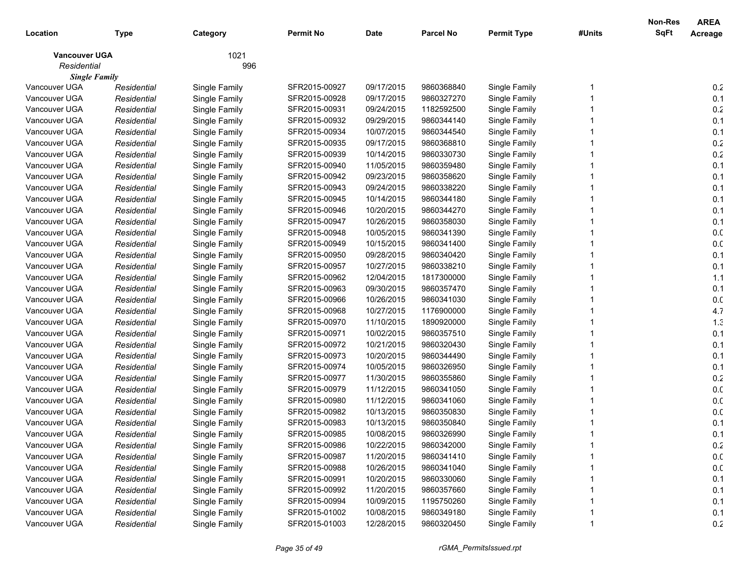| Location | Type | Category | Permit No | Date | Parcel No | Permit Type | #Units | Non-Res SqFt | AREA Acreage |
|---|---|---|---|---|---|---|---|---|---|
| **Vancouver UGA** | | 1021 | | | | | | | |
| *Residential* | | 996 | | | | | | | |
| ***Single Family*** | | | | | | | | | |
| Vancouver UGA | *Residential* | Single Family | SFR2015-00927 | 09/17/2015 | 9860368840 | Single Family | 1 | | 0.2 |
| Vancouver UGA | *Residential* | Single Family | SFR2015-00928 | 09/17/2015 | 9860327270 | Single Family | 1 | | 0.1 |
| Vancouver UGA | *Residential* | Single Family | SFR2015-00931 | 09/24/2015 | 1182592500 | Single Family | 1 | | 0.2 |
| Vancouver UGA | *Residential* | Single Family | SFR2015-00932 | 09/29/2015 | 9860344140 | Single Family | 1 | | 0.1 |
| Vancouver UGA | *Residential* | Single Family | SFR2015-00934 | 10/07/2015 | 9860344540 | Single Family | 1 | | 0.1 |
| Vancouver UGA | *Residential* | Single Family | SFR2015-00935 | 09/17/2015 | 9860368810 | Single Family | 1 | | 0.2 |
| Vancouver UGA | *Residential* | Single Family | SFR2015-00939 | 10/14/2015 | 9860330730 | Single Family | 1 | | 0.2 |
| Vancouver UGA | *Residential* | Single Family | SFR2015-00940 | 11/05/2015 | 9860359480 | Single Family | 1 | | 0.1 |
| Vancouver UGA | *Residential* | Single Family | SFR2015-00942 | 09/23/2015 | 9860358620 | Single Family | 1 | | 0.1 |
| Vancouver UGA | *Residential* | Single Family | SFR2015-00943 | 09/24/2015 | 9860338220 | Single Family | 1 | | 0.1 |
| Vancouver UGA | *Residential* | Single Family | SFR2015-00945 | 10/14/2015 | 9860344180 | Single Family | 1 | | 0.1 |
| Vancouver UGA | *Residential* | Single Family | SFR2015-00946 | 10/20/2015 | 9860344270 | Single Family | 1 | | 0.1 |
| Vancouver UGA | *Residential* | Single Family | SFR2015-00947 | 10/26/2015 | 9860358030 | Single Family | 1 | | 0.1 |
| Vancouver UGA | *Residential* | Single Family | SFR2015-00948 | 10/05/2015 | 9860341390 | Single Family | 1 | | 0.0 |
| Vancouver UGA | *Residential* | Single Family | SFR2015-00949 | 10/15/2015 | 9860341400 | Single Family | 1 | | 0.0 |
| Vancouver UGA | *Residential* | Single Family | SFR2015-00950 | 09/28/2015 | 9860340420 | Single Family | 1 | | 0.1 |
| Vancouver UGA | *Residential* | Single Family | SFR2015-00957 | 10/27/2015 | 9860338210 | Single Family | 1 | | 0.1 |
| Vancouver UGA | *Residential* | Single Family | SFR2015-00962 | 12/04/2015 | 1817300000 | Single Family | 1 | | 1.1 |
| Vancouver UGA | *Residential* | Single Family | SFR2015-00963 | 09/30/2015 | 9860357470 | Single Family | 1 | | 0.1 |
| Vancouver UGA | *Residential* | Single Family | SFR2015-00966 | 10/26/2015 | 9860341030 | Single Family | 1 | | 0.0 |
| Vancouver UGA | *Residential* | Single Family | SFR2015-00968 | 10/27/2015 | 1176900000 | Single Family | 1 | | 4.7 |
| Vancouver UGA | *Residential* | Single Family | SFR2015-00970 | 11/10/2015 | 1890920000 | Single Family | 1 | | 1.3 |
| Vancouver UGA | *Residential* | Single Family | SFR2015-00971 | 10/02/2015 | 9860357510 | Single Family | 1 | | 0.1 |
| Vancouver UGA | *Residential* | Single Family | SFR2015-00972 | 10/21/2015 | 9860320430 | Single Family | 1 | | 0.1 |
| Vancouver UGA | *Residential* | Single Family | SFR2015-00973 | 10/20/2015 | 9860344490 | Single Family | 1 | | 0.1 |
| Vancouver UGA | *Residential* | Single Family | SFR2015-00974 | 10/05/2015 | 9860326950 | Single Family | 1 | | 0.1 |
| Vancouver UGA | *Residential* | Single Family | SFR2015-00977 | 11/30/2015 | 9860355860 | Single Family | 1 | | 0.2 |
| Vancouver UGA | *Residential* | Single Family | SFR2015-00979 | 11/12/2015 | 9860341050 | Single Family | 1 | | 0.0 |
| Vancouver UGA | *Residential* | Single Family | SFR2015-00980 | 11/12/2015 | 9860341060 | Single Family | 1 | | 0.0 |
| Vancouver UGA | *Residential* | Single Family | SFR2015-00982 | 10/13/2015 | 9860350830 | Single Family | 1 | | 0.0 |
| Vancouver UGA | *Residential* | Single Family | SFR2015-00983 | 10/13/2015 | 9860350840 | Single Family | 1 | | 0.1 |
| Vancouver UGA | *Residential* | Single Family | SFR2015-00985 | 10/08/2015 | 9860326990 | Single Family | 1 | | 0.1 |
| Vancouver UGA | *Residential* | Single Family | SFR2015-00986 | 10/22/2015 | 9860342000 | Single Family | 1 | | 0.2 |
| Vancouver UGA | *Residential* | Single Family | SFR2015-00987 | 11/20/2015 | 9860341410 | Single Family | 1 | | 0.0 |
| Vancouver UGA | *Residential* | Single Family | SFR2015-00988 | 10/26/2015 | 9860341040 | Single Family | 1 | | 0.0 |
| Vancouver UGA | *Residential* | Single Family | SFR2015-00991 | 10/20/2015 | 9860330060 | Single Family | 1 | | 0.1 |
| Vancouver UGA | *Residential* | Single Family | SFR2015-00992 | 11/20/2015 | 9860357660 | Single Family | 1 | | 0.1 |
| Vancouver UGA | *Residential* | Single Family | SFR2015-00994 | 10/09/2015 | 1195750260 | Single Family | 1 | | 0.1 |
| Vancouver UGA | *Residential* | Single Family | SFR2015-01002 | 10/08/2015 | 9860349180 | Single Family | 1 | | 0.1 |
| Vancouver UGA | *Residential* | Single Family | SFR2015-01003 | 12/28/2015 | 9860320450 | Single Family | 1 | | 0.2 |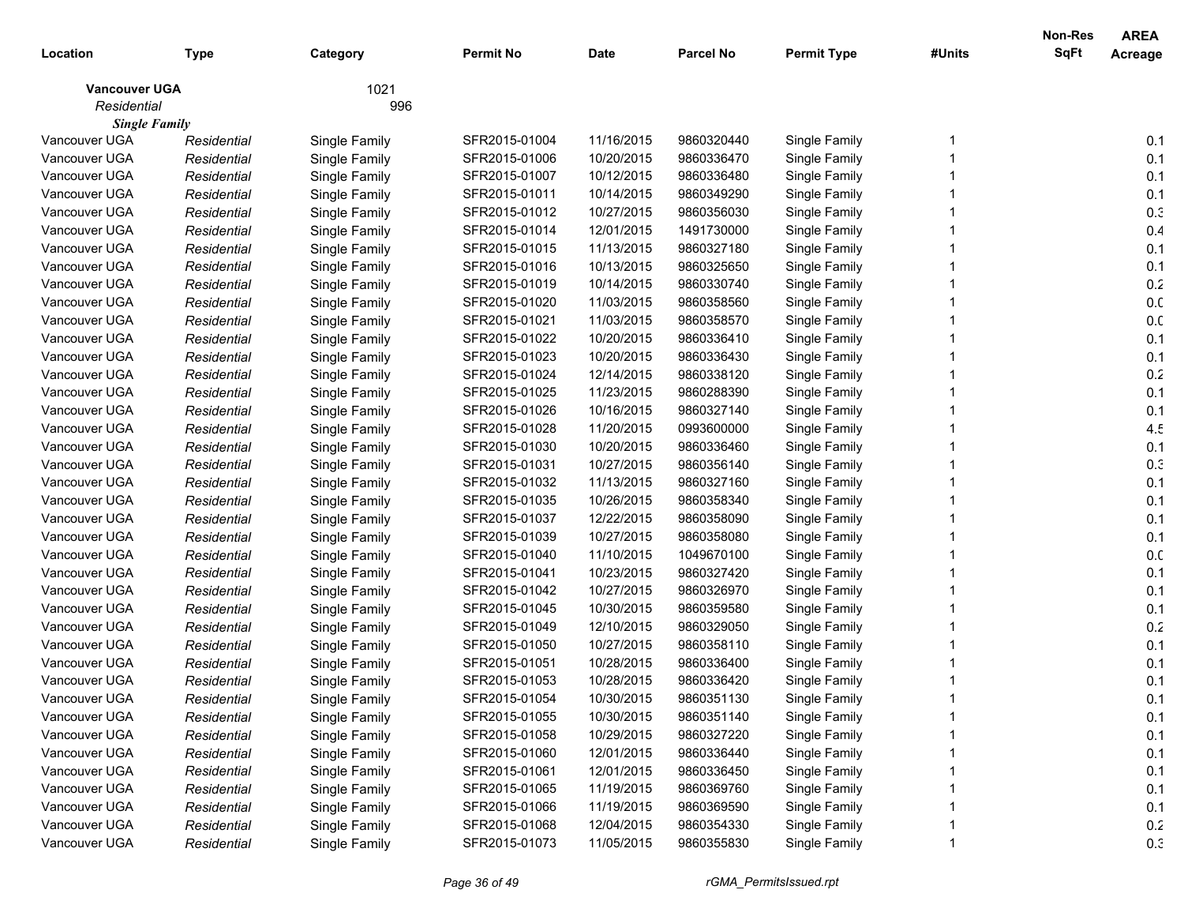| Location | Type | Category | Permit No | Date | Parcel No | Permit Type | #Units | Non-Res SqFt | AREA Acreage |
|---|---|---|---|---|---|---|---|---|---|
| **Vancouver UGA** | | 1021 | | | | | | | |
| *Residential* | | 996 | | | | | | | |
| ***Single Family*** | | | | | | | | | |
| Vancouver UGA | *Residential* | Single Family | SFR2015-01004 | 11/16/2015 | 9860320440 | Single Family | 1 | | 0.1 |
| Vancouver UGA | *Residential* | Single Family | SFR2015-01006 | 10/20/2015 | 9860336470 | Single Family | 1 | | 0.1 |
| Vancouver UGA | *Residential* | Single Family | SFR2015-01007 | 10/12/2015 | 9860336480 | Single Family | 1 | | 0.1 |
| Vancouver UGA | *Residential* | Single Family | SFR2015-01011 | 10/14/2015 | 9860349290 | Single Family | 1 | | 0.1 |
| Vancouver UGA | *Residential* | Single Family | SFR2015-01012 | 10/27/2015 | 9860356030 | Single Family | 1 | | 0.3 |
| Vancouver UGA | *Residential* | Single Family | SFR2015-01014 | 12/01/2015 | 1491730000 | Single Family | 1 | | 0.4 |
| Vancouver UGA | *Residential* | Single Family | SFR2015-01015 | 11/13/2015 | 9860327180 | Single Family | 1 | | 0.1 |
| Vancouver UGA | *Residential* | Single Family | SFR2015-01016 | 10/13/2015 | 9860325650 | Single Family | 1 | | 0.1 |
| Vancouver UGA | *Residential* | Single Family | SFR2015-01019 | 10/14/2015 | 9860330740 | Single Family | 1 | | 0.2 |
| Vancouver UGA | *Residential* | Single Family | SFR2015-01020 | 11/03/2015 | 9860358560 | Single Family | 1 | | 0.0 |
| Vancouver UGA | *Residential* | Single Family | SFR2015-01021 | 11/03/2015 | 9860358570 | Single Family | 1 | | 0.0 |
| Vancouver UGA | *Residential* | Single Family | SFR2015-01022 | 10/20/2015 | 9860336410 | Single Family | 1 | | 0.1 |
| Vancouver UGA | *Residential* | Single Family | SFR2015-01023 | 10/20/2015 | 9860336430 | Single Family | 1 | | 0.1 |
| Vancouver UGA | *Residential* | Single Family | SFR2015-01024 | 12/14/2015 | 9860338120 | Single Family | 1 | | 0.2 |
| Vancouver UGA | *Residential* | Single Family | SFR2015-01025 | 11/23/2015 | 9860288390 | Single Family | 1 | | 0.1 |
| Vancouver UGA | *Residential* | Single Family | SFR2015-01026 | 10/16/2015 | 9860327140 | Single Family | 1 | | 0.1 |
| Vancouver UGA | *Residential* | Single Family | SFR2015-01028 | 11/20/2015 | 0993600000 | Single Family | 1 | | 4.5 |
| Vancouver UGA | *Residential* | Single Family | SFR2015-01030 | 10/20/2015 | 9860336460 | Single Family | 1 | | 0.1 |
| Vancouver UGA | *Residential* | Single Family | SFR2015-01031 | 10/27/2015 | 9860356140 | Single Family | 1 | | 0.3 |
| Vancouver UGA | *Residential* | Single Family | SFR2015-01032 | 11/13/2015 | 9860327160 | Single Family | 1 | | 0.1 |
| Vancouver UGA | *Residential* | Single Family | SFR2015-01035 | 10/26/2015 | 9860358340 | Single Family | 1 | | 0.1 |
| Vancouver UGA | *Residential* | Single Family | SFR2015-01037 | 12/22/2015 | 9860358090 | Single Family | 1 | | 0.1 |
| Vancouver UGA | *Residential* | Single Family | SFR2015-01039 | 10/27/2015 | 9860358080 | Single Family | 1 | | 0.1 |
| Vancouver UGA | *Residential* | Single Family | SFR2015-01040 | 11/10/2015 | 1049670100 | Single Family | 1 | | 0.0 |
| Vancouver UGA | *Residential* | Single Family | SFR2015-01041 | 10/23/2015 | 9860327420 | Single Family | 1 | | 0.1 |
| Vancouver UGA | *Residential* | Single Family | SFR2015-01042 | 10/27/2015 | 9860326970 | Single Family | 1 | | 0.1 |
| Vancouver UGA | *Residential* | Single Family | SFR2015-01045 | 10/30/2015 | 9860359580 | Single Family | 1 | | 0.1 |
| Vancouver UGA | *Residential* | Single Family | SFR2015-01049 | 12/10/2015 | 9860329050 | Single Family | 1 | | 0.2 |
| Vancouver UGA | *Residential* | Single Family | SFR2015-01050 | 10/27/2015 | 9860358110 | Single Family | 1 | | 0.1 |
| Vancouver UGA | *Residential* | Single Family | SFR2015-01051 | 10/28/2015 | 9860336400 | Single Family | 1 | | 0.1 |
| Vancouver UGA | *Residential* | Single Family | SFR2015-01053 | 10/28/2015 | 9860336420 | Single Family | 1 | | 0.1 |
| Vancouver UGA | *Residential* | Single Family | SFR2015-01054 | 10/30/2015 | 9860351130 | Single Family | 1 | | 0.1 |
| Vancouver UGA | *Residential* | Single Family | SFR2015-01055 | 10/30/2015 | 9860351140 | Single Family | 1 | | 0.1 |
| Vancouver UGA | *Residential* | Single Family | SFR2015-01058 | 10/29/2015 | 9860327220 | Single Family | 1 | | 0.1 |
| Vancouver UGA | *Residential* | Single Family | SFR2015-01060 | 12/01/2015 | 9860336440 | Single Family | 1 | | 0.1 |
| Vancouver UGA | *Residential* | Single Family | SFR2015-01061 | 12/01/2015 | 9860336450 | Single Family | 1 | | 0.1 |
| Vancouver UGA | *Residential* | Single Family | SFR2015-01065 | 11/19/2015 | 9860369760 | Single Family | 1 | | 0.1 |
| Vancouver UGA | *Residential* | Single Family | SFR2015-01066 | 11/19/2015 | 9860369590 | Single Family | 1 | | 0.1 |
| Vancouver UGA | *Residential* | Single Family | SFR2015-01068 | 12/04/2015 | 9860354330 | Single Family | 1 | | 0.2 |
| Vancouver UGA | *Residential* | Single Family | SFR2015-01073 | 11/05/2015 | 9860355830 | Single Family | 1 | | 0.3 |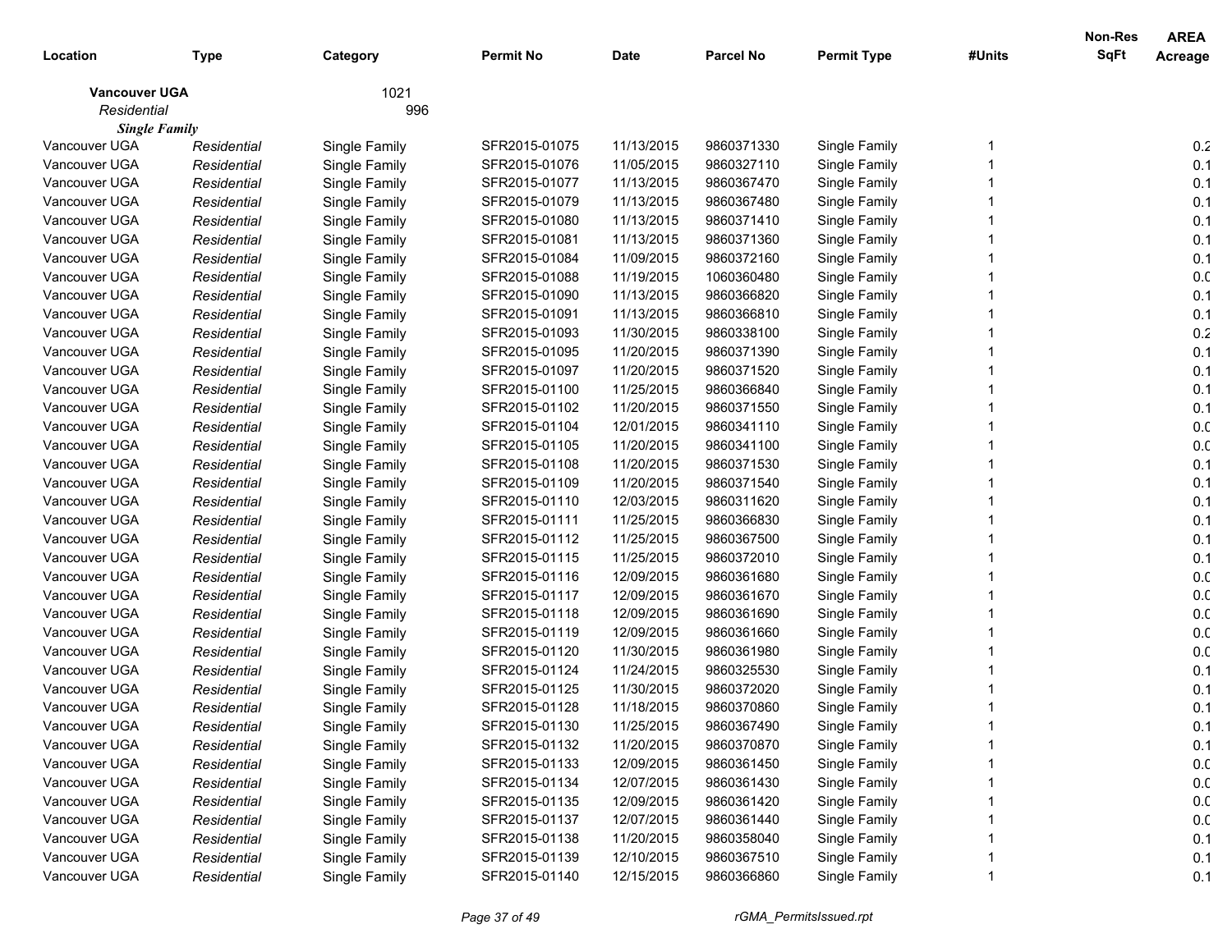| Location | Type | Category | Permit No | Date | Parcel No | Permit Type | #Units | Non-Res SqFt | AREA Acreage |
|---|---|---|---|---|---|---|---|---|---|
| **Vancouver UGA** | | 1021 | | | | | | | |
| *Residential* | | 996 | | | | | | | |
| ***Single Family*** | | | | | | | | | |
| Vancouver UGA | *Residential* | Single Family | SFR2015-01075 | 11/13/2015 | 9860371330 | Single Family | 1 | | 0.2 |
| Vancouver UGA | *Residential* | Single Family | SFR2015-01076 | 11/05/2015 | 9860327110 | Single Family | 1 | | 0.1 |
| Vancouver UGA | *Residential* | Single Family | SFR2015-01077 | 11/13/2015 | 9860367470 | Single Family | 1 | | 0.1 |
| Vancouver UGA | *Residential* | Single Family | SFR2015-01079 | 11/13/2015 | 9860367480 | Single Family | 1 | | 0.1 |
| Vancouver UGA | *Residential* | Single Family | SFR2015-01080 | 11/13/2015 | 9860371410 | Single Family | 1 | | 0.1 |
| Vancouver UGA | *Residential* | Single Family | SFR2015-01081 | 11/13/2015 | 9860371360 | Single Family | 1 | | 0.1 |
| Vancouver UGA | *Residential* | Single Family | SFR2015-01084 | 11/09/2015 | 9860372160 | Single Family | 1 | | 0.1 |
| Vancouver UGA | *Residential* | Single Family | SFR2015-01088 | 11/19/2015 | 1060360480 | Single Family | 1 | | 0.0 |
| Vancouver UGA | *Residential* | Single Family | SFR2015-01090 | 11/13/2015 | 9860366820 | Single Family | 1 | | 0.1 |
| Vancouver UGA | *Residential* | Single Family | SFR2015-01091 | 11/13/2015 | 9860366810 | Single Family | 1 | | 0.1 |
| Vancouver UGA | *Residential* | Single Family | SFR2015-01093 | 11/30/2015 | 9860338100 | Single Family | 1 | | 0.2 |
| Vancouver UGA | *Residential* | Single Family | SFR2015-01095 | 11/20/2015 | 9860371390 | Single Family | 1 | | 0.1 |
| Vancouver UGA | *Residential* | Single Family | SFR2015-01097 | 11/20/2015 | 9860371520 | Single Family | 1 | | 0.1 |
| Vancouver UGA | *Residential* | Single Family | SFR2015-01100 | 11/25/2015 | 9860366840 | Single Family | 1 | | 0.1 |
| Vancouver UGA | *Residential* | Single Family | SFR2015-01102 | 11/20/2015 | 9860371550 | Single Family | 1 | | 0.1 |
| Vancouver UGA | *Residential* | Single Family | SFR2015-01104 | 12/01/2015 | 9860341110 | Single Family | 1 | | 0.0 |
| Vancouver UGA | *Residential* | Single Family | SFR2015-01105 | 11/20/2015 | 9860341100 | Single Family | 1 | | 0.0 |
| Vancouver UGA | *Residential* | Single Family | SFR2015-01108 | 11/20/2015 | 9860371530 | Single Family | 1 | | 0.1 |
| Vancouver UGA | *Residential* | Single Family | SFR2015-01109 | 11/20/2015 | 9860371540 | Single Family | 1 | | 0.1 |
| Vancouver UGA | *Residential* | Single Family | SFR2015-01110 | 12/03/2015 | 9860311620 | Single Family | 1 | | 0.1 |
| Vancouver UGA | *Residential* | Single Family | SFR2015-01111 | 11/25/2015 | 9860366830 | Single Family | 1 | | 0.1 |
| Vancouver UGA | *Residential* | Single Family | SFR2015-01112 | 11/25/2015 | 9860367500 | Single Family | 1 | | 0.1 |
| Vancouver UGA | *Residential* | Single Family | SFR2015-01115 | 11/25/2015 | 9860372010 | Single Family | 1 | | 0.1 |
| Vancouver UGA | *Residential* | Single Family | SFR2015-01116 | 12/09/2015 | 9860361680 | Single Family | 1 | | 0.0 |
| Vancouver UGA | *Residential* | Single Family | SFR2015-01117 | 12/09/2015 | 9860361670 | Single Family | 1 | | 0.0 |
| Vancouver UGA | *Residential* | Single Family | SFR2015-01118 | 12/09/2015 | 9860361690 | Single Family | 1 | | 0.0 |
| Vancouver UGA | *Residential* | Single Family | SFR2015-01119 | 12/09/2015 | 9860361660 | Single Family | 1 | | 0.0 |
| Vancouver UGA | *Residential* | Single Family | SFR2015-01120 | 11/30/2015 | 9860361980 | Single Family | 1 | | 0.0 |
| Vancouver UGA | *Residential* | Single Family | SFR2015-01124 | 11/24/2015 | 9860325530 | Single Family | 1 | | 0.1 |
| Vancouver UGA | *Residential* | Single Family | SFR2015-01125 | 11/30/2015 | 9860372020 | Single Family | 1 | | 0.1 |
| Vancouver UGA | *Residential* | Single Family | SFR2015-01128 | 11/18/2015 | 9860370860 | Single Family | 1 | | 0.1 |
| Vancouver UGA | *Residential* | Single Family | SFR2015-01130 | 11/25/2015 | 9860367490 | Single Family | 1 | | 0.1 |
| Vancouver UGA | *Residential* | Single Family | SFR2015-01132 | 11/20/2015 | 9860370870 | Single Family | 1 | | 0.1 |
| Vancouver UGA | *Residential* | Single Family | SFR2015-01133 | 12/09/2015 | 9860361450 | Single Family | 1 | | 0.0 |
| Vancouver UGA | *Residential* | Single Family | SFR2015-01134 | 12/07/2015 | 9860361430 | Single Family | 1 | | 0.0 |
| Vancouver UGA | *Residential* | Single Family | SFR2015-01135 | 12/09/2015 | 9860361420 | Single Family | 1 | | 0.0 |
| Vancouver UGA | *Residential* | Single Family | SFR2015-01137 | 12/07/2015 | 9860361440 | Single Family | 1 | | 0.0 |
| Vancouver UGA | *Residential* | Single Family | SFR2015-01138 | 11/20/2015 | 9860358040 | Single Family | 1 | | 0.1 |
| Vancouver UGA | *Residential* | Single Family | SFR2015-01139 | 12/10/2015 | 9860367510 | Single Family | 1 | | 0.1 |
| Vancouver UGA | *Residential* | Single Family | SFR2015-01140 | 12/15/2015 | 9860366860 | Single Family | 1 | | 0.1 |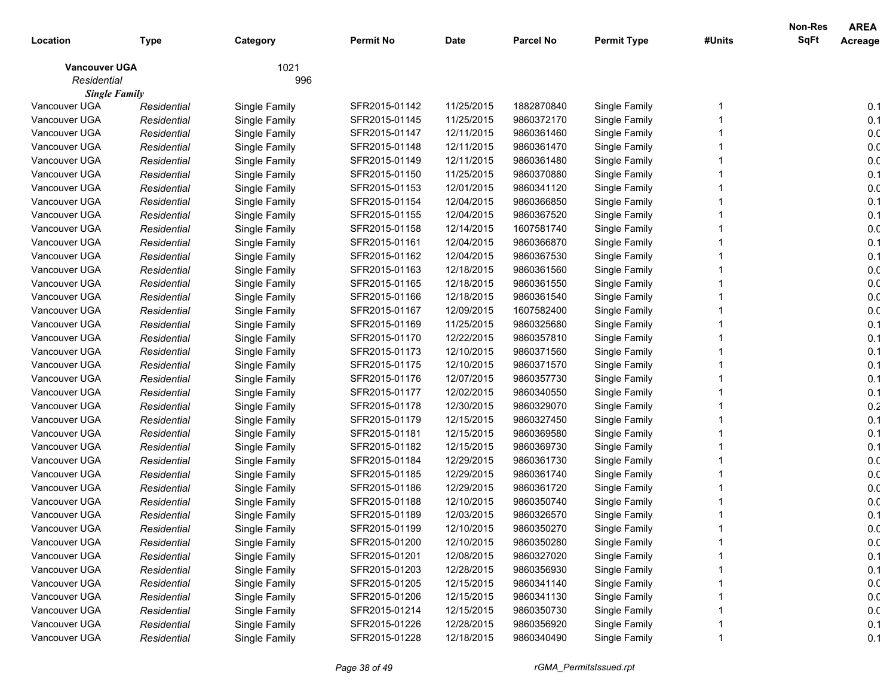| Location | Type | Category | Permit No | Date | Parcel No | Permit Type | #Units | Non-Res SqFt | AREA Acreage |
|---|---|---|---|---|---|---|---|---|---|
| **Vancouver UGA** | | 1021 | | | | | | | |
| *Residential* | | 996 | | | | | | | |
| ***Single Family*** | | | | | | | | | |
| Vancouver UGA | *Residential* | Single Family | SFR2015-01142 | 11/25/2015 | 1882870840 | Single Family | 1 | | 0.1 |
| Vancouver UGA | *Residential* | Single Family | SFR2015-01145 | 11/25/2015 | 9860372170 | Single Family | 1 | | 0.1 |
| Vancouver UGA | *Residential* | Single Family | SFR2015-01147 | 12/11/2015 | 9860361460 | Single Family | 1 | | 0.0 |
| Vancouver UGA | *Residential* | Single Family | SFR2015-01148 | 12/11/2015 | 9860361470 | Single Family | 1 | | 0.0 |
| Vancouver UGA | *Residential* | Single Family | SFR2015-01149 | 12/11/2015 | 9860361480 | Single Family | 1 | | 0.0 |
| Vancouver UGA | *Residential* | Single Family | SFR2015-01150 | 11/25/2015 | 9860370880 | Single Family | 1 | | 0.1 |
| Vancouver UGA | *Residential* | Single Family | SFR2015-01153 | 12/01/2015 | 9860341120 | Single Family | 1 | | 0.0 |
| Vancouver UGA | *Residential* | Single Family | SFR2015-01154 | 12/04/2015 | 9860366850 | Single Family | 1 | | 0.1 |
| Vancouver UGA | *Residential* | Single Family | SFR2015-01155 | 12/04/2015 | 9860367520 | Single Family | 1 | | 0.1 |
| Vancouver UGA | *Residential* | Single Family | SFR2015-01158 | 12/14/2015 | 1607581740 | Single Family | 1 | | 0.0 |
| Vancouver UGA | *Residential* | Single Family | SFR2015-01161 | 12/04/2015 | 9860366870 | Single Family | 1 | | 0.1 |
| Vancouver UGA | *Residential* | Single Family | SFR2015-01162 | 12/04/2015 | 9860367530 | Single Family | 1 | | 0.1 |
| Vancouver UGA | *Residential* | Single Family | SFR2015-01163 | 12/18/2015 | 9860361560 | Single Family | 1 | | 0.0 |
| Vancouver UGA | *Residential* | Single Family | SFR2015-01165 | 12/18/2015 | 9860361550 | Single Family | 1 | | 0.0 |
| Vancouver UGA | *Residential* | Single Family | SFR2015-01166 | 12/18/2015 | 9860361540 | Single Family | 1 | | 0.0 |
| Vancouver UGA | *Residential* | Single Family | SFR2015-01167 | 12/09/2015 | 1607582400 | Single Family | 1 | | 0.0 |
| Vancouver UGA | *Residential* | Single Family | SFR2015-01169 | 11/25/2015 | 9860325680 | Single Family | 1 | | 0.1 |
| Vancouver UGA | *Residential* | Single Family | SFR2015-01170 | 12/22/2015 | 9860357810 | Single Family | 1 | | 0.1 |
| Vancouver UGA | *Residential* | Single Family | SFR2015-01173 | 12/10/2015 | 9860371560 | Single Family | 1 | | 0.1 |
| Vancouver UGA | *Residential* | Single Family | SFR2015-01175 | 12/10/2015 | 9860371570 | Single Family | 1 | | 0.1 |
| Vancouver UGA | *Residential* | Single Family | SFR2015-01176 | 12/07/2015 | 9860357730 | Single Family | 1 | | 0.1 |
| Vancouver UGA | *Residential* | Single Family | SFR2015-01177 | 12/02/2015 | 9860340550 | Single Family | 1 | | 0.1 |
| Vancouver UGA | *Residential* | Single Family | SFR2015-01178 | 12/30/2015 | 9860329070 | Single Family | 1 | | 0.2 |
| Vancouver UGA | *Residential* | Single Family | SFR2015-01179 | 12/15/2015 | 9860327450 | Single Family | 1 | | 0.1 |
| Vancouver UGA | *Residential* | Single Family | SFR2015-01181 | 12/15/2015 | 9860369580 | Single Family | 1 | | 0.1 |
| Vancouver UGA | *Residential* | Single Family | SFR2015-01182 | 12/15/2015 | 9860369730 | Single Family | 1 | | 0.1 |
| Vancouver UGA | *Residential* | Single Family | SFR2015-01184 | 12/29/2015 | 9860361730 | Single Family | 1 | | 0.0 |
| Vancouver UGA | *Residential* | Single Family | SFR2015-01185 | 12/29/2015 | 9860361740 | Single Family | 1 | | 0.0 |
| Vancouver UGA | *Residential* | Single Family | SFR2015-01186 | 12/29/2015 | 9860361720 | Single Family | 1 | | 0.0 |
| Vancouver UGA | *Residential* | Single Family | SFR2015-01188 | 12/10/2015 | 9860350740 | Single Family | 1 | | 0.0 |
| Vancouver UGA | *Residential* | Single Family | SFR2015-01189 | 12/03/2015 | 9860326570 | Single Family | 1 | | 0.1 |
| Vancouver UGA | *Residential* | Single Family | SFR2015-01199 | 12/10/2015 | 9860350270 | Single Family | 1 | | 0.0 |
| Vancouver UGA | *Residential* | Single Family | SFR2015-01200 | 12/10/2015 | 9860350280 | Single Family | 1 | | 0.0 |
| Vancouver UGA | *Residential* | Single Family | SFR2015-01201 | 12/08/2015 | 9860327020 | Single Family | 1 | | 0.1 |
| Vancouver UGA | *Residential* | Single Family | SFR2015-01203 | 12/28/2015 | 9860356930 | Single Family | 1 | | 0.1 |
| Vancouver UGA | *Residential* | Single Family | SFR2015-01205 | 12/15/2015 | 9860341140 | Single Family | 1 | | 0.0 |
| Vancouver UGA | *Residential* | Single Family | SFR2015-01206 | 12/15/2015 | 9860341130 | Single Family | 1 | | 0.0 |
| Vancouver UGA | *Residential* | Single Family | SFR2015-01214 | 12/15/2015 | 9860350730 | Single Family | 1 | | 0.0 |
| Vancouver UGA | *Residential* | Single Family | SFR2015-01226 | 12/28/2015 | 9860356920 | Single Family | 1 | | 0.1 |
| Vancouver UGA | *Residential* | Single Family | SFR2015-01228 | 12/18/2015 | 9860340490 | Single Family | 1 | | 0.1 |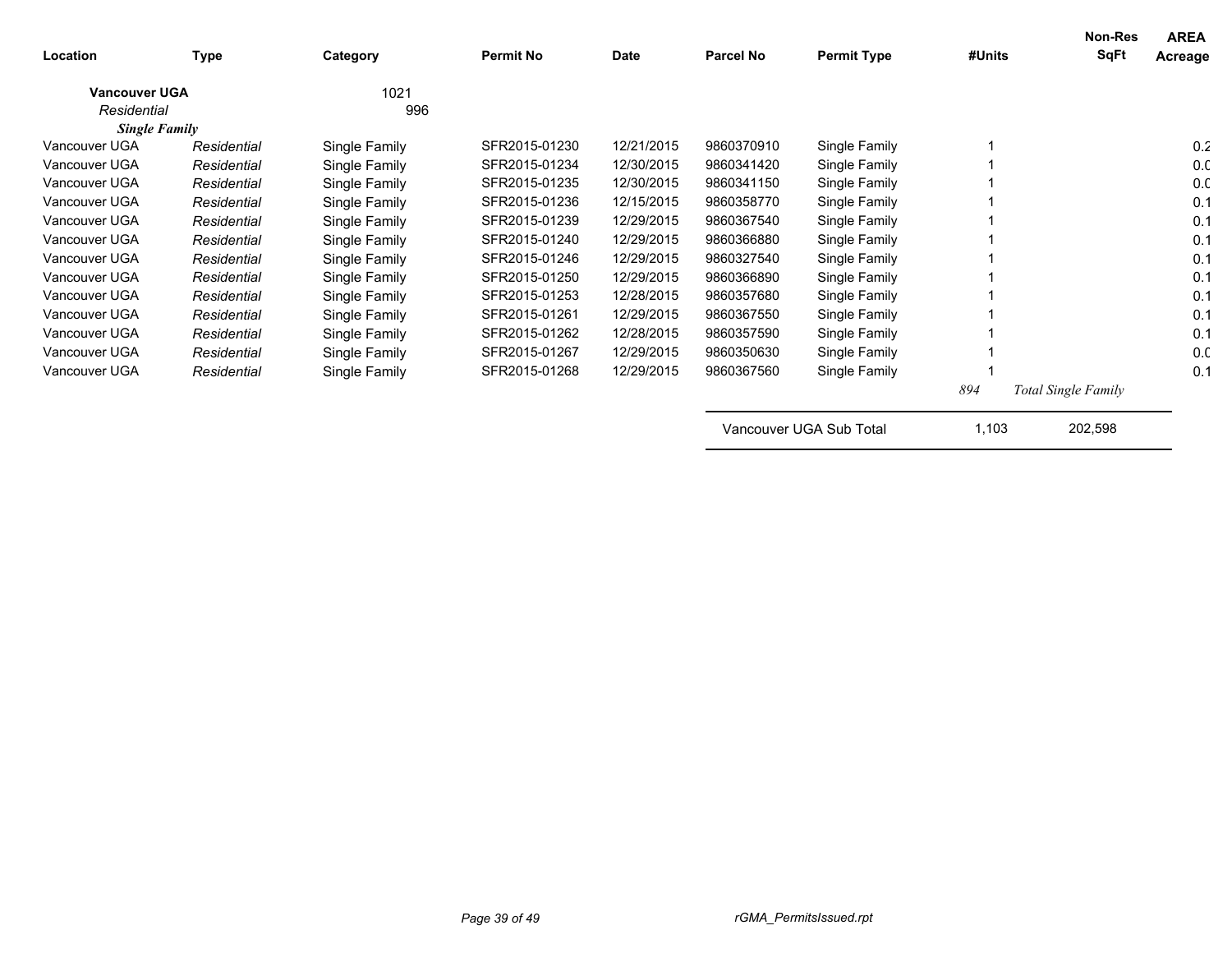| Location | Type | Category | Permit No | Date | Parcel No | Permit Type | #Units | Non-Res SqFt | AREA Acreage |
|---|---|---|---|---|---|---|---|---|---|
| **Vancouver UGA** | | 1021 | | | | | | | |
| *Residential* | | 996 | | | | | | | |
| ***Single Family*** | | | | | | | | | |
| Vancouver UGA | *Residential* | Single Family | SFR2015-01230 | 12/21/2015 | 9860370910 | Single Family | 1 | | 0.2 |
| Vancouver UGA | *Residential* | Single Family | SFR2015-01234 | 12/30/2015 | 9860341420 | Single Family | 1 | | 0.0 |
| Vancouver UGA | *Residential* | Single Family | SFR2015-01235 | 12/30/2015 | 9860341150 | Single Family | 1 | | 0.0 |
| Vancouver UGA | *Residential* | Single Family | SFR2015-01236 | 12/15/2015 | 9860358770 | Single Family | 1 | | 0.1 |
| Vancouver UGA | *Residential* | Single Family | SFR2015-01239 | 12/29/2015 | 9860367540 | Single Family | 1 | | 0.1 |
| Vancouver UGA | *Residential* | Single Family | SFR2015-01240 | 12/29/2015 | 9860366880 | Single Family | 1 | | 0.1 |
| Vancouver UGA | *Residential* | Single Family | SFR2015-01246 | 12/29/2015 | 9860327540 | Single Family | 1 | | 0.1 |
| Vancouver UGA | *Residential* | Single Family | SFR2015-01250 | 12/29/2015 | 9860366890 | Single Family | 1 | | 0.1 |
| Vancouver UGA | *Residential* | Single Family | SFR2015-01253 | 12/28/2015 | 9860357680 | Single Family | 1 | | 0.1 |
| Vancouver UGA | *Residential* | Single Family | SFR2015-01261 | 12/29/2015 | 9860367550 | Single Family | 1 | | 0.1 |
| Vancouver UGA | *Residential* | Single Family | SFR2015-01262 | 12/28/2015 | 9860357590 | Single Family | 1 | | 0.1 |
| Vancouver UGA | *Residential* | Single Family | SFR2015-01267 | 12/29/2015 | 9860350630 | Single Family | 1 | | 0.0 |
| Vancouver UGA | *Residential* | Single Family | SFR2015-01268 | 12/29/2015 | 9860367560 | Single Family | 1 | | 0.1 |
| | | | | | | | *894* | *Total Single Family* | |
| | | | | | Vancouver UGA Sub Total | | 1,103 | 202,598 | |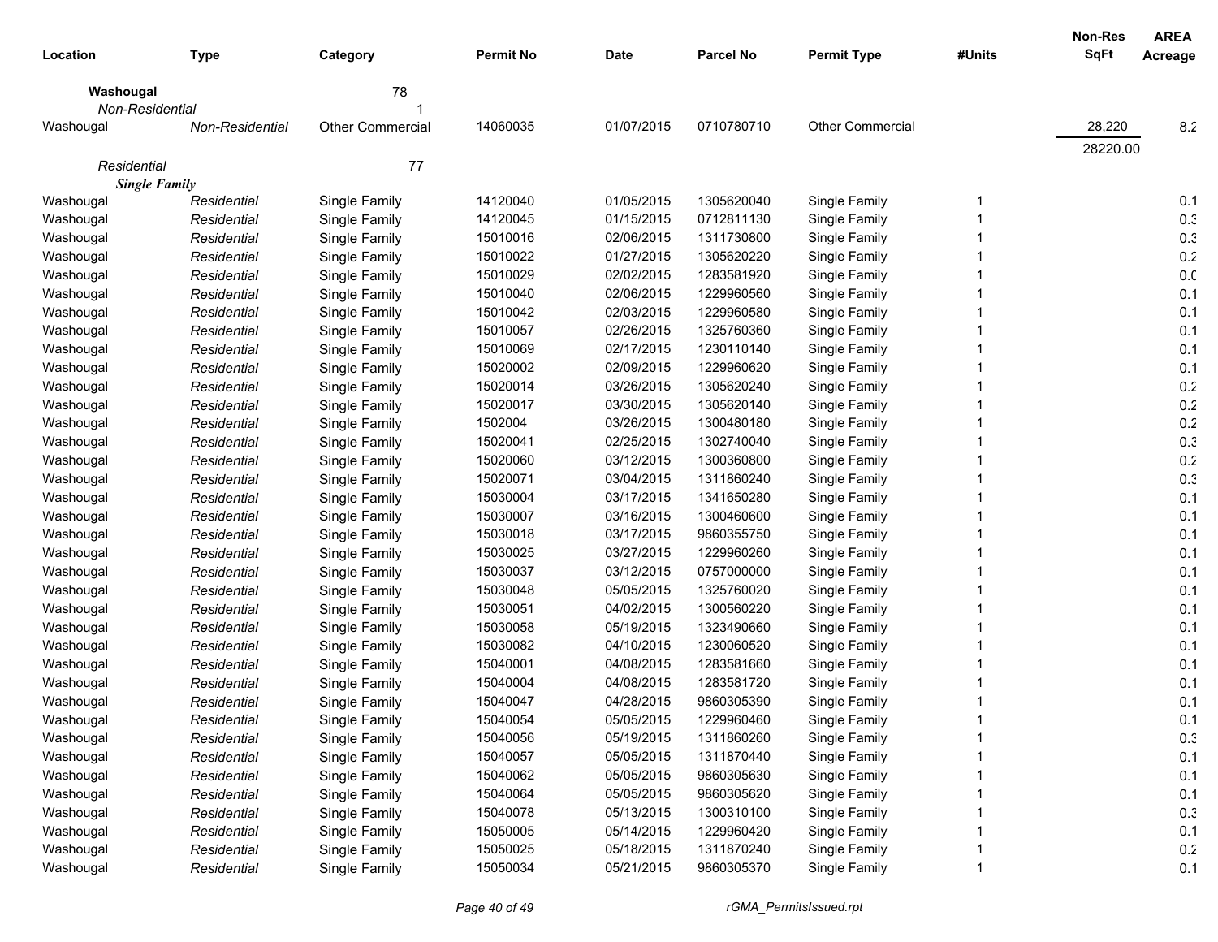| Location | Type | Category | Permit No | Date | Parcel No | Permit Type | #Units | Non-Res SqFt | AREA Acreage |
|---|---|---|---|---|---|---|---|---|---|
| **Washougal** | | 78 | | | | | | | |
| *Non-Residential* | | 1 | | | | | | | |
| Washougal | *Non-Residential* | Other Commercial | 14060035 | 01/07/2015 | 0710780710 | Other Commercial | | 28,220 | 8.2 |
| | | | | | | | | 28220.00 | |
| *Residential* | | 77 | | | | | | | |
| ***Single Family*** | | | | | | | | | |
| Washougal | *Residential* | Single Family | 14120040 | 01/05/2015 | 1305620040 | Single Family | 1 | | 0.1 |
| Washougal | *Residential* | Single Family | 14120045 | 01/15/2015 | 0712811130 | Single Family | 1 | | 0.3 |
| Washougal | *Residential* | Single Family | 15010016 | 02/06/2015 | 1311730800 | Single Family | 1 | | 0.3 |
| Washougal | *Residential* | Single Family | 15010022 | 01/27/2015 | 1305620220 | Single Family | 1 | | 0.2 |
| Washougal | *Residential* | Single Family | 15010029 | 02/02/2015 | 1283581920 | Single Family | 1 | | 0.0 |
| Washougal | *Residential* | Single Family | 15010040 | 02/06/2015 | 1229960560 | Single Family | 1 | | 0.1 |
| Washougal | *Residential* | Single Family | 15010042 | 02/03/2015 | 1229960580 | Single Family | 1 | | 0.1 |
| Washougal | *Residential* | Single Family | 15010057 | 02/26/2015 | 1325760360 | Single Family | 1 | | 0.1 |
| Washougal | *Residential* | Single Family | 15010069 | 02/17/2015 | 1230110140 | Single Family | 1 | | 0.1 |
| Washougal | *Residential* | Single Family | 15020002 | 02/09/2015 | 1229960620 | Single Family | 1 | | 0.1 |
| Washougal | *Residential* | Single Family | 15020014 | 03/26/2015 | 1305620240 | Single Family | 1 | | 0.2 |
| Washougal | *Residential* | Single Family | 15020017 | 03/30/2015 | 1305620140 | Single Family | 1 | | 0.2 |
| Washougal | *Residential* | Single Family | 1502004 | 03/26/2015 | 1300480180 | Single Family | 1 | | 0.2 |
| Washougal | *Residential* | Single Family | 15020041 | 02/25/2015 | 1302740040 | Single Family | 1 | | 0.3 |
| Washougal | *Residential* | Single Family | 15020060 | 03/12/2015 | 1300360800 | Single Family | 1 | | 0.2 |
| Washougal | *Residential* | Single Family | 15020071 | 03/04/2015 | 1311860240 | Single Family | 1 | | 0.3 |
| Washougal | *Residential* | Single Family | 15030004 | 03/17/2015 | 1341650280 | Single Family | 1 | | 0.1 |
| Washougal | *Residential* | Single Family | 15030007 | 03/16/2015 | 1300460600 | Single Family | 1 | | 0.1 |
| Washougal | *Residential* | Single Family | 15030018 | 03/17/2015 | 9860355750 | Single Family | 1 | | 0.1 |
| Washougal | *Residential* | Single Family | 15030025 | 03/27/2015 | 1229960260 | Single Family | 1 | | 0.1 |
| Washougal | *Residential* | Single Family | 15030037 | 03/12/2015 | 0757000000 | Single Family | 1 | | 0.1 |
| Washougal | *Residential* | Single Family | 15030048 | 05/05/2015 | 1325760020 | Single Family | 1 | | 0.1 |
| Washougal | *Residential* | Single Family | 15030051 | 04/02/2015 | 1300560220 | Single Family | 1 | | 0.1 |
| Washougal | *Residential* | Single Family | 15030058 | 05/19/2015 | 1323490660 | Single Family | 1 | | 0.1 |
| Washougal | *Residential* | Single Family | 15030082 | 04/10/2015 | 1230060520 | Single Family | 1 | | 0.1 |
| Washougal | *Residential* | Single Family | 15040001 | 04/08/2015 | 1283581660 | Single Family | 1 | | 0.1 |
| Washougal | *Residential* | Single Family | 15040004 | 04/08/2015 | 1283581720 | Single Family | 1 | | 0.1 |
| Washougal | *Residential* | Single Family | 15040047 | 04/28/2015 | 9860305390 | Single Family | 1 | | 0.1 |
| Washougal | *Residential* | Single Family | 15040054 | 05/05/2015 | 1229960460 | Single Family | 1 | | 0.1 |
| Washougal | *Residential* | Single Family | 15040056 | 05/19/2015 | 1311860260 | Single Family | 1 | | 0.3 |
| Washougal | *Residential* | Single Family | 15040057 | 05/05/2015 | 1311870440 | Single Family | 1 | | 0.1 |
| Washougal | *Residential* | Single Family | 15040062 | 05/05/2015 | 9860305630 | Single Family | 1 | | 0.1 |
| Washougal | *Residential* | Single Family | 15040064 | 05/05/2015 | 9860305620 | Single Family | 1 | | 0.1 |
| Washougal | *Residential* | Single Family | 15040078 | 05/13/2015 | 1300310100 | Single Family | 1 | | 0.3 |
| Washougal | *Residential* | Single Family | 15050005 | 05/14/2015 | 1229960420 | Single Family | 1 | | 0.1 |
| Washougal | *Residential* | Single Family | 15050025 | 05/18/2015 | 1311870240 | Single Family | 1 | | 0.2 |
| Washougal | *Residential* | Single Family | 15050034 | 05/21/2015 | 9860305370 | Single Family | 1 | | 0.1 |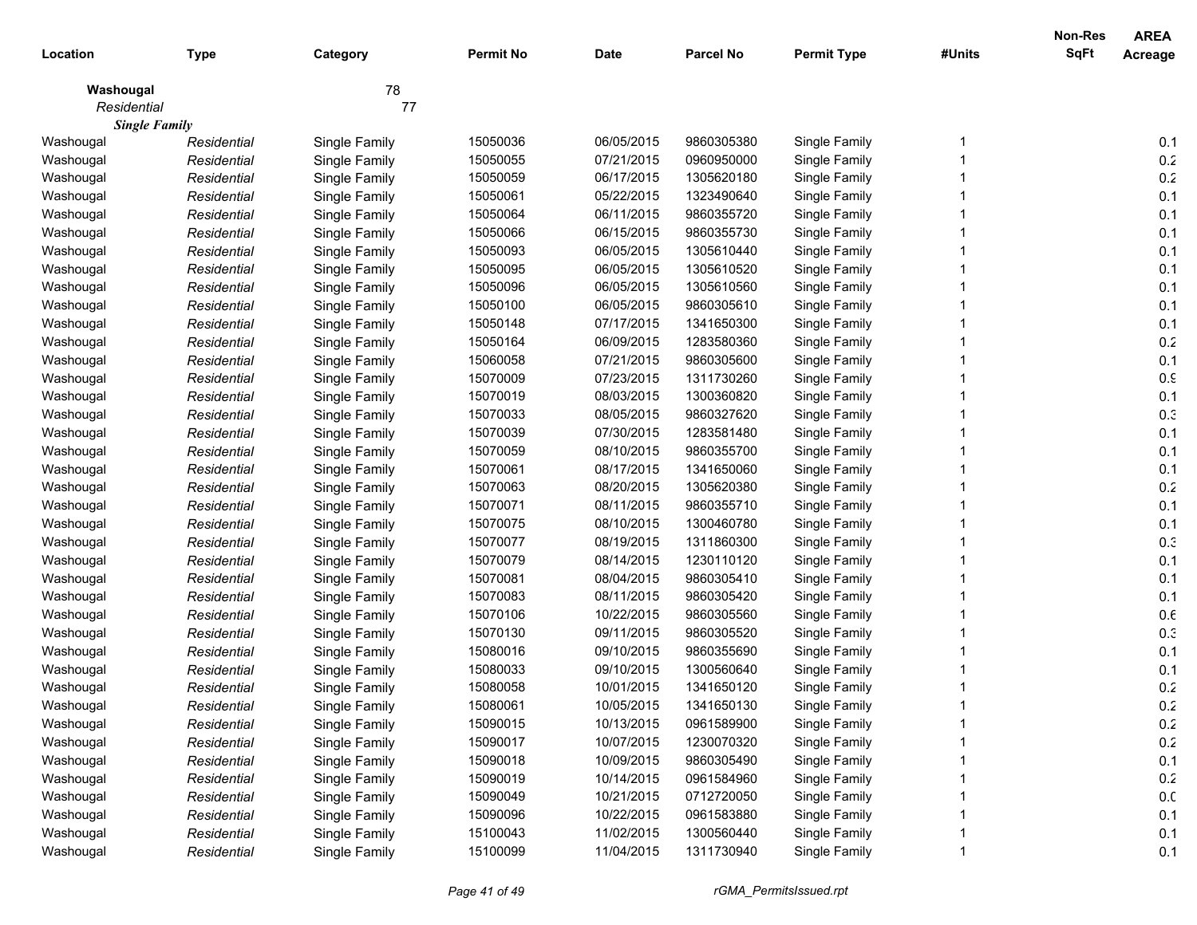| Location | Type | Category | Permit No | Date | Parcel No | Permit Type | #Units | Non-Res SqFt | AREA Acreage |
|---|---|---|---|---|---|---|---|---|---|
| **Washougal** | | 78 | | | | | | | |
| *Residential* | | 77 | | | | | | | |
| ***Single Family*** | | | | | | | | | |
| Washougal | *Residential* | Single Family | 15050036 | 06/05/2015 | 9860305380 | Single Family | 1 | | 0.1 |
| Washougal | *Residential* | Single Family | 15050055 | 07/21/2015 | 0960950000 | Single Family | 1 | | 0.2 |
| Washougal | *Residential* | Single Family | 15050059 | 06/17/2015 | 1305620180 | Single Family | 1 | | 0.2 |
| Washougal | *Residential* | Single Family | 15050061 | 05/22/2015 | 1323490640 | Single Family | 1 | | 0.1 |
| Washougal | *Residential* | Single Family | 15050064 | 06/11/2015 | 9860355720 | Single Family | 1 | | 0.1 |
| Washougal | *Residential* | Single Family | 15050066 | 06/15/2015 | 9860355730 | Single Family | 1 | | 0.1 |
| Washougal | *Residential* | Single Family | 15050093 | 06/05/2015 | 1305610440 | Single Family | 1 | | 0.1 |
| Washougal | *Residential* | Single Family | 15050095 | 06/05/2015 | 1305610520 | Single Family | 1 | | 0.1 |
| Washougal | *Residential* | Single Family | 15050096 | 06/05/2015 | 1305610560 | Single Family | 1 | | 0.1 |
| Washougal | *Residential* | Single Family | 15050100 | 06/05/2015 | 9860305610 | Single Family | 1 | | 0.1 |
| Washougal | *Residential* | Single Family | 15050148 | 07/17/2015 | 1341650300 | Single Family | 1 | | 0.1 |
| Washougal | *Residential* | Single Family | 15050164 | 06/09/2015 | 1283580360 | Single Family | 1 | | 0.2 |
| Washougal | *Residential* | Single Family | 15060058 | 07/21/2015 | 9860305600 | Single Family | 1 | | 0.1 |
| Washougal | *Residential* | Single Family | 15070009 | 07/23/2015 | 1311730260 | Single Family | 1 | | 0.9 |
| Washougal | *Residential* | Single Family | 15070019 | 08/03/2015 | 1300360820 | Single Family | 1 | | 0.1 |
| Washougal | *Residential* | Single Family | 15070033 | 08/05/2015 | 9860327620 | Single Family | 1 | | 0.3 |
| Washougal | *Residential* | Single Family | 15070039 | 07/30/2015 | 1283581480 | Single Family | 1 | | 0.1 |
| Washougal | *Residential* | Single Family | 15070059 | 08/10/2015 | 9860355700 | Single Family | 1 | | 0.1 |
| Washougal | *Residential* | Single Family | 15070061 | 08/17/2015 | 1341650060 | Single Family | 1 | | 0.1 |
| Washougal | *Residential* | Single Family | 15070063 | 08/20/2015 | 1305620380 | Single Family | 1 | | 0.2 |
| Washougal | *Residential* | Single Family | 15070071 | 08/11/2015 | 9860355710 | Single Family | 1 | | 0.1 |
| Washougal | *Residential* | Single Family | 15070075 | 08/10/2015 | 1300460780 | Single Family | 1 | | 0.1 |
| Washougal | *Residential* | Single Family | 15070077 | 08/19/2015 | 1311860300 | Single Family | 1 | | 0.3 |
| Washougal | *Residential* | Single Family | 15070079 | 08/14/2015 | 1230110120 | Single Family | 1 | | 0.1 |
| Washougal | *Residential* | Single Family | 15070081 | 08/04/2015 | 9860305410 | Single Family | 1 | | 0.1 |
| Washougal | *Residential* | Single Family | 15070083 | 08/11/2015 | 9860305420 | Single Family | 1 | | 0.1 |
| Washougal | *Residential* | Single Family | 15070106 | 10/22/2015 | 9860305560 | Single Family | 1 | | 0.6 |
| Washougal | *Residential* | Single Family | 15070130 | 09/11/2015 | 9860305520 | Single Family | 1 | | 0.3 |
| Washougal | *Residential* | Single Family | 15080016 | 09/10/2015 | 9860355690 | Single Family | 1 | | 0.1 |
| Washougal | *Residential* | Single Family | 15080033 | 09/10/2015 | 1300560640 | Single Family | 1 | | 0.1 |
| Washougal | *Residential* | Single Family | 15080058 | 10/01/2015 | 1341650120 | Single Family | 1 | | 0.2 |
| Washougal | *Residential* | Single Family | 15080061 | 10/05/2015 | 1341650130 | Single Family | 1 | | 0.2 |
| Washougal | *Residential* | Single Family | 15090015 | 10/13/2015 | 0961589900 | Single Family | 1 | | 0.2 |
| Washougal | *Residential* | Single Family | 15090017 | 10/07/2015 | 1230070320 | Single Family | 1 | | 0.2 |
| Washougal | *Residential* | Single Family | 15090018 | 10/09/2015 | 9860305490 | Single Family | 1 | | 0.1 |
| Washougal | *Residential* | Single Family | 15090019 | 10/14/2015 | 0961584960 | Single Family | 1 | | 0.2 |
| Washougal | *Residential* | Single Family | 15090049 | 10/21/2015 | 0712720050 | Single Family | 1 | | 0.0 |
| Washougal | *Residential* | Single Family | 15090096 | 10/22/2015 | 0961583880 | Single Family | 1 | | 0.1 |
| Washougal | *Residential* | Single Family | 15100043 | 11/02/2015 | 1300560440 | Single Family | 1 | | 0.1 |
| Washougal | *Residential* | Single Family | 15100099 | 11/04/2015 | 1311730940 | Single Family | 1 | | 0.1 |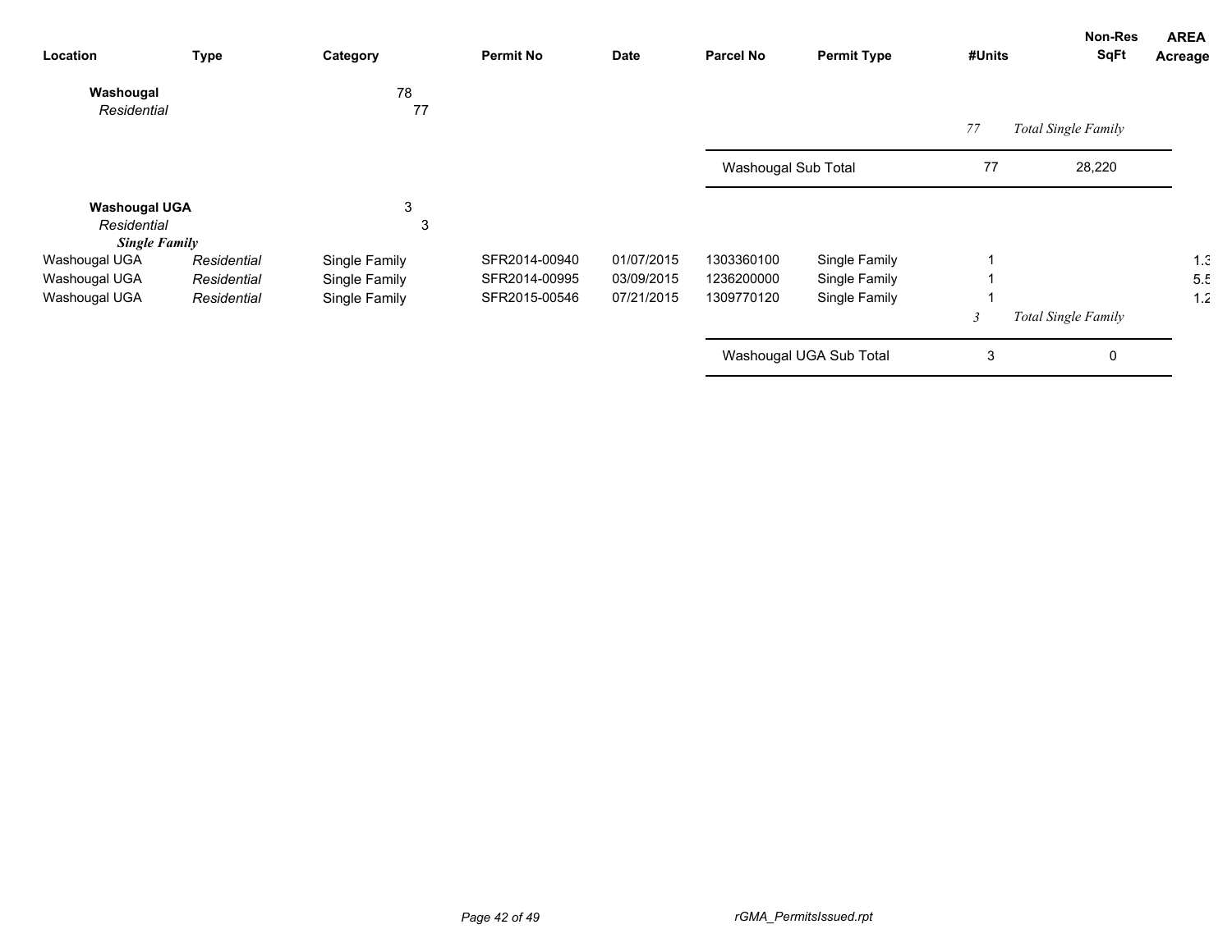| Location | Type | Category | Permit No | Date | Parcel No | Permit Type | #Units | Non-Res SqFt | AREA Acreage |
|---|---|---|---|---|---|---|---|---|---|
| **Washougal** | | 78 | | | | | | | |
| *Residential* | | 77 | | | | | | | |
| | | | | | | | *77* | *Total Single Family* | |
| | | | | | Washougal Sub Total | | 77 | 28,220 | |
| **Washougal UGA** | | 3 | | | | | | | |
| *Residential* | | 3 | | | | | | | |
| ***Single Family*** | | | | | | | | | |
| Washougal UGA | *Residential* | Single Family | SFR2014-00940 | 01/07/2015 | 1303360100 | Single Family | 1 | | 1.3 |
| Washougal UGA | *Residential* | Single Family | SFR2014-00995 | 03/09/2015 | 1236200000 | Single Family | 1 | | 5.5 |
| Washougal UGA | *Residential* | Single Family | SFR2015-00546 | 07/21/2015 | 1309770120 | Single Family | 1 | | 1.2 |
| | | | | | | | *3* | *Total Single Family* | |
| | | | | | Washougal UGA Sub Total | | 3 | 0 | |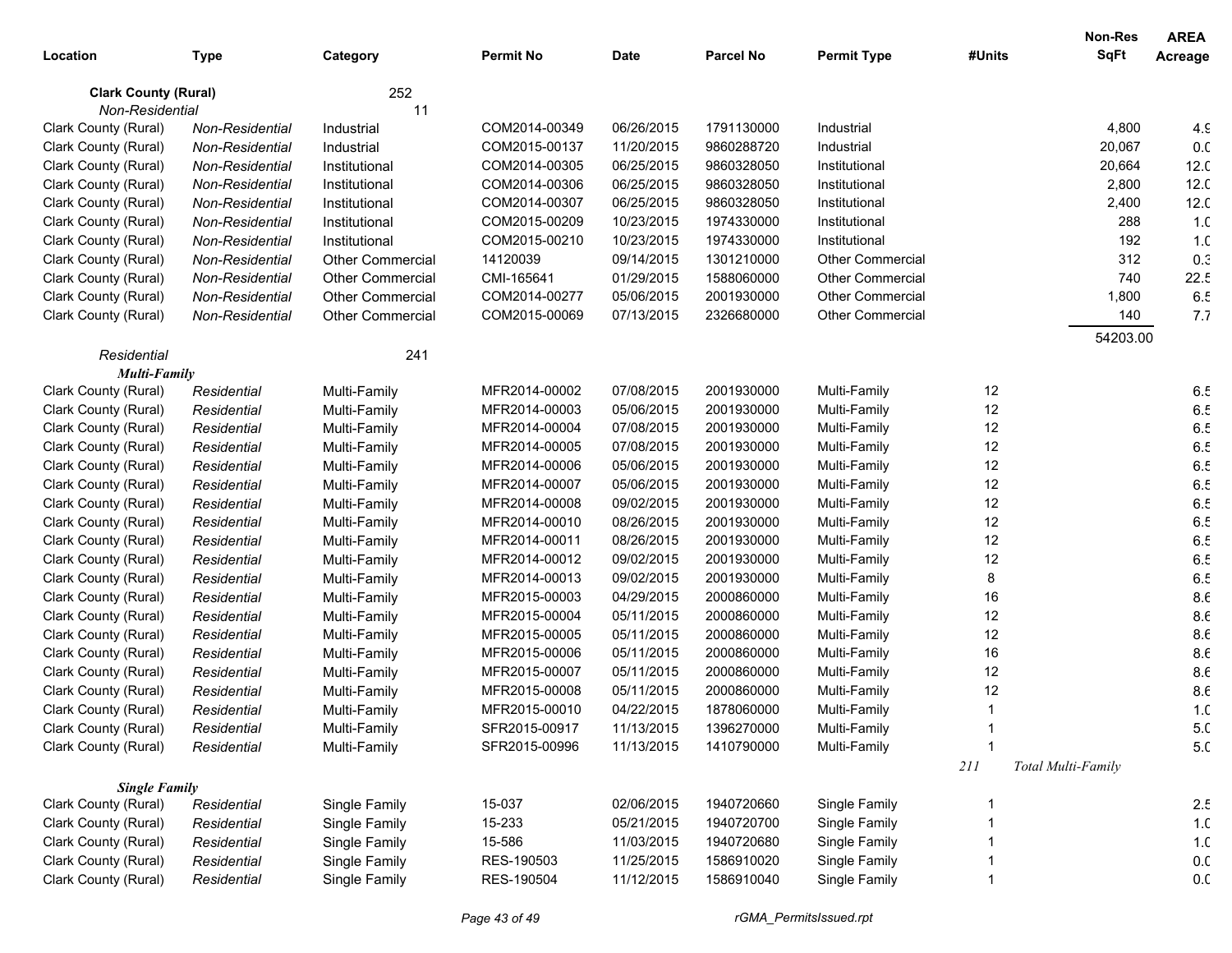| Location | Type | Category | Permit No | Date | Parcel No | Permit Type | #Units | Non-Res SqFt | AREA Acreage |
|---|---|---|---|---|---|---|---|---|---|
| **Clark County (Rural)** | | 252 | | | | | | | |
| *Non-Residential* | | 11 | | | | | | | |
| Clark County (Rural) | *Non-Residential* | Industrial | COM2014-00349 | 06/26/2015 | 1791130000 | Industrial | | 4,800 | 4.9 |
| Clark County (Rural) | *Non-Residential* | Industrial | COM2015-00137 | 11/20/2015 | 9860288720 | Industrial | | 20,067 | 0.0 |
| Clark County (Rural) | *Non-Residential* | Institutional | COM2014-00305 | 06/25/2015 | 9860328050 | Institutional | | 20,664 | 12.0 |
| Clark County (Rural) | *Non-Residential* | Institutional | COM2014-00306 | 06/25/2015 | 9860328050 | Institutional | | 2,800 | 12.0 |
| Clark County (Rural) | *Non-Residential* | Institutional | COM2014-00307 | 06/25/2015 | 9860328050 | Institutional | | 2,400 | 12.0 |
| Clark County (Rural) | *Non-Residential* | Institutional | COM2015-00209 | 10/23/2015 | 1974330000 | Institutional | | 288 | 1.0 |
| Clark County (Rural) | *Non-Residential* | Institutional | COM2015-00210 | 10/23/2015 | 1974330000 | Institutional | | 192 | 1.0 |
| Clark County (Rural) | *Non-Residential* | Other Commercial | 14120039 | 09/14/2015 | 1301210000 | Other Commercial | | 312 | 0.3 |
| Clark County (Rural) | *Non-Residential* | Other Commercial | CMI-165641 | 01/29/2015 | 1588060000 | Other Commercial | | 740 | 22.5 |
| Clark County (Rural) | *Non-Residential* | Other Commercial | COM2014-00277 | 05/06/2015 | 2001930000 | Other Commercial | | 1,800 | 6.5 |
| Clark County (Rural) | *Non-Residential* | Other Commercial | COM2015-00069 | 07/13/2015 | 2326680000 | Other Commercial | | 140 | 7.7 |
| | | | | | | | | 54203.00 | |
| *Residential* | | 241 | | | | | | | |
| ***Multi-Family*** | | | | | | | | | |
| Clark County (Rural) | *Residential* | Multi-Family | MFR2014-00002 | 07/08/2015 | 2001930000 | Multi-Family | 12 | | 6.5 |
| Clark County (Rural) | *Residential* | Multi-Family | MFR2014-00003 | 05/06/2015 | 2001930000 | Multi-Family | 12 | | 6.5 |
| Clark County (Rural) | *Residential* | Multi-Family | MFR2014-00004 | 07/08/2015 | 2001930000 | Multi-Family | 12 | | 6.5 |
| Clark County (Rural) | *Residential* | Multi-Family | MFR2014-00005 | 07/08/2015 | 2001930000 | Multi-Family | 12 | | 6.5 |
| Clark County (Rural) | *Residential* | Multi-Family | MFR2014-00006 | 05/06/2015 | 2001930000 | Multi-Family | 12 | | 6.5 |
| Clark County (Rural) | *Residential* | Multi-Family | MFR2014-00007 | 05/06/2015 | 2001930000 | Multi-Family | 12 | | 6.5 |
| Clark County (Rural) | *Residential* | Multi-Family | MFR2014-00008 | 09/02/2015 | 2001930000 | Multi-Family | 12 | | 6.5 |
| Clark County (Rural) | *Residential* | Multi-Family | MFR2014-00010 | 08/26/2015 | 2001930000 | Multi-Family | 12 | | 6.5 |
| Clark County (Rural) | *Residential* | Multi-Family | MFR2014-00011 | 08/26/2015 | 2001930000 | Multi-Family | 12 | | 6.5 |
| Clark County (Rural) | *Residential* | Multi-Family | MFR2014-00012 | 09/02/2015 | 2001930000 | Multi-Family | 12 | | 6.5 |
| Clark County (Rural) | *Residential* | Multi-Family | MFR2014-00013 | 09/02/2015 | 2001930000 | Multi-Family | 8 | | 6.5 |
| Clark County (Rural) | *Residential* | Multi-Family | MFR2015-00003 | 04/29/2015 | 2000860000 | Multi-Family | 16 | | 8.6 |
| Clark County (Rural) | *Residential* | Multi-Family | MFR2015-00004 | 05/11/2015 | 2000860000 | Multi-Family | 12 | | 8.6 |
| Clark County (Rural) | *Residential* | Multi-Family | MFR2015-00005 | 05/11/2015 | 2000860000 | Multi-Family | 12 | | 8.6 |
| Clark County (Rural) | *Residential* | Multi-Family | MFR2015-00006 | 05/11/2015 | 2000860000 | Multi-Family | 16 | | 8.6 |
| Clark County (Rural) | *Residential* | Multi-Family | MFR2015-00007 | 05/11/2015 | 2000860000 | Multi-Family | 12 | | 8.6 |
| Clark County (Rural) | *Residential* | Multi-Family | MFR2015-00008 | 05/11/2015 | 2000860000 | Multi-Family | 12 | | 8.6 |
| Clark County (Rural) | *Residential* | Multi-Family | MFR2015-00010 | 04/22/2015 | 1878060000 | Multi-Family | 1 | | 1.0 |
| Clark County (Rural) | *Residential* | Multi-Family | SFR2015-00917 | 11/13/2015 | 1396270000 | Multi-Family | 1 | | 5.0 |
| Clark County (Rural) | *Residential* | Multi-Family | SFR2015-00996 | 11/13/2015 | 1410790000 | Multi-Family | 1 | | 5.0 |
| | | | | | | | *211* | *Total Multi-Family* | |
| ***Single Family*** | | | | | | | | | |
| Clark County (Rural) | *Residential* | Single Family | 15-037 | 02/06/2015 | 1940720660 | Single Family | 1 | | 2.5 |
| Clark County (Rural) | *Residential* | Single Family | 15-233 | 05/21/2015 | 1940720700 | Single Family | 1 | | 1.0 |
| Clark County (Rural) | *Residential* | Single Family | 15-586 | 11/03/2015 | 1940720680 | Single Family | 1 | | 1.0 |
| Clark County (Rural) | *Residential* | Single Family | RES-190503 | 11/25/2015 | 1586910020 | Single Family | 1 | | 0.0 |
| Clark County (Rural) | *Residential* | Single Family | RES-190504 | 11/12/2015 | 1586910040 | Single Family | 1 | | 0.0 |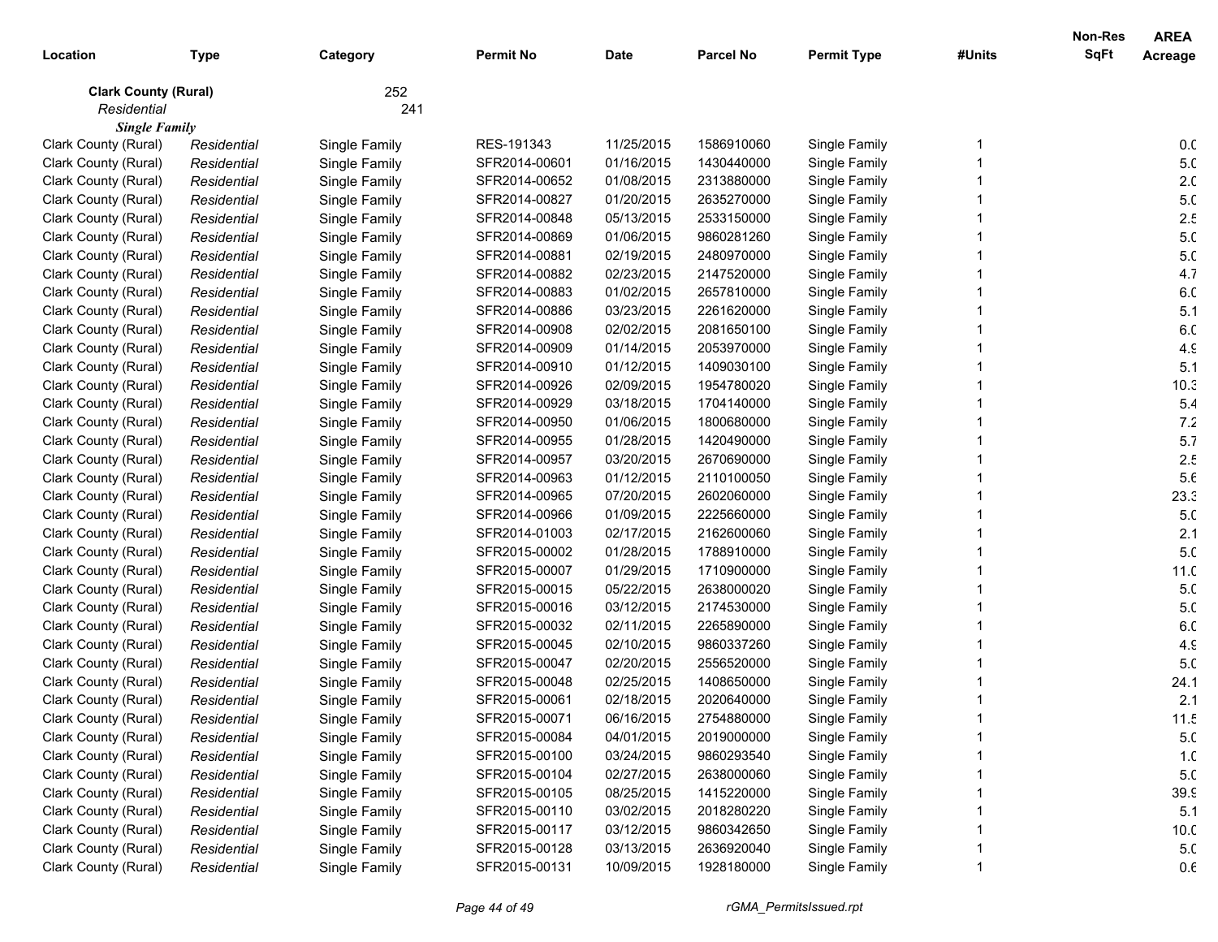| Location | Type | Category | Permit No | Date | Parcel No | Permit Type | #Units | Non-Res SqFt | AREA Acreage |
|---|---|---|---|---|---|---|---|---|---|
| **Clark County (Rural)** | | 252 | | | | | | | |
| *Residential* | | 241 | | | | | | | |
| ***Single Family*** | | | | | | | | | |
| Clark County (Rural) | *Residential* | Single Family | RES-191343 | 11/25/2015 | 1586910060 | Single Family | 1 | | 0.0 |
| Clark County (Rural) | *Residential* | Single Family | SFR2014-00601 | 01/16/2015 | 1430440000 | Single Family | 1 | | 5.0 |
| Clark County (Rural) | *Residential* | Single Family | SFR2014-00652 | 01/08/2015 | 2313880000 | Single Family | 1 | | 2.0 |
| Clark County (Rural) | *Residential* | Single Family | SFR2014-00827 | 01/20/2015 | 2635270000 | Single Family | 1 | | 5.0 |
| Clark County (Rural) | *Residential* | Single Family | SFR2014-00848 | 05/13/2015 | 2533150000 | Single Family | 1 | | 2.5 |
| Clark County (Rural) | *Residential* | Single Family | SFR2014-00869 | 01/06/2015 | 9860281260 | Single Family | 1 | | 5.0 |
| Clark County (Rural) | *Residential* | Single Family | SFR2014-00881 | 02/19/2015 | 2480970000 | Single Family | 1 | | 5.0 |
| Clark County (Rural) | *Residential* | Single Family | SFR2014-00882 | 02/23/2015 | 2147520000 | Single Family | 1 | | 4.7 |
| Clark County (Rural) | *Residential* | Single Family | SFR2014-00883 | 01/02/2015 | 2657810000 | Single Family | 1 | | 6.0 |
| Clark County (Rural) | *Residential* | Single Family | SFR2014-00886 | 03/23/2015 | 2261620000 | Single Family | 1 | | 5.1 |
| Clark County (Rural) | *Residential* | Single Family | SFR2014-00908 | 02/02/2015 | 2081650100 | Single Family | 1 | | 6.0 |
| Clark County (Rural) | *Residential* | Single Family | SFR2014-00909 | 01/14/2015 | 2053970000 | Single Family | 1 | | 4.9 |
| Clark County (Rural) | *Residential* | Single Family | SFR2014-00910 | 01/12/2015 | 1409030100 | Single Family | 1 | | 5.1 |
| Clark County (Rural) | *Residential* | Single Family | SFR2014-00926 | 02/09/2015 | 1954780020 | Single Family | 1 | | 10.3 |
| Clark County (Rural) | *Residential* | Single Family | SFR2014-00929 | 03/18/2015 | 1704140000 | Single Family | 1 | | 5.4 |
| Clark County (Rural) | *Residential* | Single Family | SFR2014-00950 | 01/06/2015 | 1800680000 | Single Family | 1 | | 7.2 |
| Clark County (Rural) | *Residential* | Single Family | SFR2014-00955 | 01/28/2015 | 1420490000 | Single Family | 1 | | 5.7 |
| Clark County (Rural) | *Residential* | Single Family | SFR2014-00957 | 03/20/2015 | 2670690000 | Single Family | 1 | | 2.5 |
| Clark County (Rural) | *Residential* | Single Family | SFR2014-00963 | 01/12/2015 | 2110100050 | Single Family | 1 | | 5.6 |
| Clark County (Rural) | *Residential* | Single Family | SFR2014-00965 | 07/20/2015 | 2602060000 | Single Family | 1 | | 23.3 |
| Clark County (Rural) | *Residential* | Single Family | SFR2014-00966 | 01/09/2015 | 2225660000 | Single Family | 1 | | 5.0 |
| Clark County (Rural) | *Residential* | Single Family | SFR2014-01003 | 02/17/2015 | 2162600060 | Single Family | 1 | | 2.1 |
| Clark County (Rural) | *Residential* | Single Family | SFR2015-00002 | 01/28/2015 | 1788910000 | Single Family | 1 | | 5.0 |
| Clark County (Rural) | *Residential* | Single Family | SFR2015-00007 | 01/29/2015 | 1710900000 | Single Family | 1 | | 11.0 |
| Clark County (Rural) | *Residential* | Single Family | SFR2015-00015 | 05/22/2015 | 2638000020 | Single Family | 1 | | 5.0 |
| Clark County (Rural) | *Residential* | Single Family | SFR2015-00016 | 03/12/2015 | 2174530000 | Single Family | 1 | | 5.0 |
| Clark County (Rural) | *Residential* | Single Family | SFR2015-00032 | 02/11/2015 | 2265890000 | Single Family | 1 | | 6.0 |
| Clark County (Rural) | *Residential* | Single Family | SFR2015-00045 | 02/10/2015 | 9860337260 | Single Family | 1 | | 4.9 |
| Clark County (Rural) | *Residential* | Single Family | SFR2015-00047 | 02/20/2015 | 2556520000 | Single Family | 1 | | 5.0 |
| Clark County (Rural) | *Residential* | Single Family | SFR2015-00048 | 02/25/2015 | 1408650000 | Single Family | 1 | | 24.1 |
| Clark County (Rural) | *Residential* | Single Family | SFR2015-00061 | 02/18/2015 | 2020640000 | Single Family | 1 | | 2.1 |
| Clark County (Rural) | *Residential* | Single Family | SFR2015-00071 | 06/16/2015 | 2754880000 | Single Family | 1 | | 11.5 |
| Clark County (Rural) | *Residential* | Single Family | SFR2015-00084 | 04/01/2015 | 2019000000 | Single Family | 1 | | 5.0 |
| Clark County (Rural) | *Residential* | Single Family | SFR2015-00100 | 03/24/2015 | 9860293540 | Single Family | 1 | | 1.0 |
| Clark County (Rural) | *Residential* | Single Family | SFR2015-00104 | 02/27/2015 | 2638000060 | Single Family | 1 | | 5.0 |
| Clark County (Rural) | *Residential* | Single Family | SFR2015-00105 | 08/25/2015 | 1415220000 | Single Family | 1 | | 39.9 |
| Clark County (Rural) | *Residential* | Single Family | SFR2015-00110 | 03/02/2015 | 2018280220 | Single Family | 1 | | 5.1 |
| Clark County (Rural) | *Residential* | Single Family | SFR2015-00117 | 03/12/2015 | 9860342650 | Single Family | 1 | | 10.0 |
| Clark County (Rural) | *Residential* | Single Family | SFR2015-00128 | 03/13/2015 | 2636920040 | Single Family | 1 | | 5.0 |
| Clark County (Rural) | *Residential* | Single Family | SFR2015-00131 | 10/09/2015 | 1928180000 | Single Family | 1 | | 0.6 |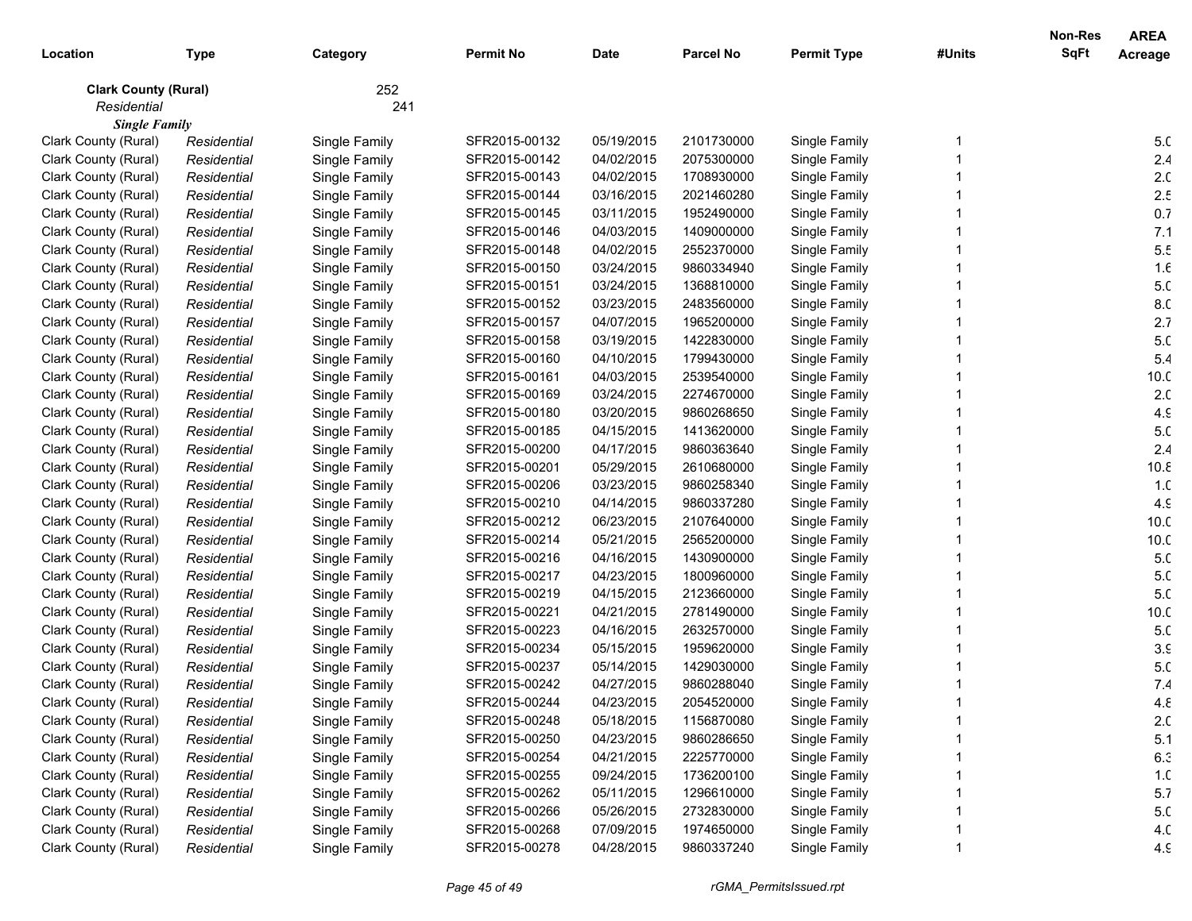| Location | Type | Category | Permit No | Date | Parcel No | Permit Type | #Units | Non-Res SqFt | AREA Acreage |
|---|---|---|---|---|---|---|---|---|---|
| **Clark County (Rural)** | | 252 | | | | | | | |
| *Residential* | | 241 | | | | | | | |
| ***Single Family*** | | | | | | | | | |
| Clark County (Rural) | *Residential* | Single Family | SFR2015-00132 | 05/19/2015 | 2101730000 | Single Family | 1 | | 5.0 |
| Clark County (Rural) | *Residential* | Single Family | SFR2015-00142 | 04/02/2015 | 2075300000 | Single Family | 1 | | 2.4 |
| Clark County (Rural) | *Residential* | Single Family | SFR2015-00143 | 04/02/2015 | 1708930000 | Single Family | 1 | | 2.0 |
| Clark County (Rural) | *Residential* | Single Family | SFR2015-00144 | 03/16/2015 | 2021460280 | Single Family | 1 | | 2.5 |
| Clark County (Rural) | *Residential* | Single Family | SFR2015-00145 | 03/11/2015 | 1952490000 | Single Family | 1 | | 0.7 |
| Clark County (Rural) | *Residential* | Single Family | SFR2015-00146 | 04/03/2015 | 1409000000 | Single Family | 1 | | 7.1 |
| Clark County (Rural) | *Residential* | Single Family | SFR2015-00148 | 04/02/2015 | 2552370000 | Single Family | 1 | | 5.5 |
| Clark County (Rural) | *Residential* | Single Family | SFR2015-00150 | 03/24/2015 | 9860334940 | Single Family | 1 | | 1.6 |
| Clark County (Rural) | *Residential* | Single Family | SFR2015-00151 | 03/24/2015 | 1368810000 | Single Family | 1 | | 5.0 |
| Clark County (Rural) | *Residential* | Single Family | SFR2015-00152 | 03/23/2015 | 2483560000 | Single Family | 1 | | 8.0 |
| Clark County (Rural) | *Residential* | Single Family | SFR2015-00157 | 04/07/2015 | 1965200000 | Single Family | 1 | | 2.7 |
| Clark County (Rural) | *Residential* | Single Family | SFR2015-00158 | 03/19/2015 | 1422830000 | Single Family | 1 | | 5.0 |
| Clark County (Rural) | *Residential* | Single Family | SFR2015-00160 | 04/10/2015 | 1799430000 | Single Family | 1 | | 5.4 |
| Clark County (Rural) | *Residential* | Single Family | SFR2015-00161 | 04/03/2015 | 2539540000 | Single Family | 1 | | 10.0 |
| Clark County (Rural) | *Residential* | Single Family | SFR2015-00169 | 03/24/2015 | 2274670000 | Single Family | 1 | | 2.0 |
| Clark County (Rural) | *Residential* | Single Family | SFR2015-00180 | 03/20/2015 | 9860268650 | Single Family | 1 | | 4.9 |
| Clark County (Rural) | *Residential* | Single Family | SFR2015-00185 | 04/15/2015 | 1413620000 | Single Family | 1 | | 5.0 |
| Clark County (Rural) | *Residential* | Single Family | SFR2015-00200 | 04/17/2015 | 9860363640 | Single Family | 1 | | 2.4 |
| Clark County (Rural) | *Residential* | Single Family | SFR2015-00201 | 05/29/2015 | 2610680000 | Single Family | 1 | | 10.8 |
| Clark County (Rural) | *Residential* | Single Family | SFR2015-00206 | 03/23/2015 | 9860258340 | Single Family | 1 | | 1.0 |
| Clark County (Rural) | *Residential* | Single Family | SFR2015-00210 | 04/14/2015 | 9860337280 | Single Family | 1 | | 4.9 |
| Clark County (Rural) | *Residential* | Single Family | SFR2015-00212 | 06/23/2015 | 2107640000 | Single Family | 1 | | 10.0 |
| Clark County (Rural) | *Residential* | Single Family | SFR2015-00214 | 05/21/2015 | 2565200000 | Single Family | 1 | | 10.0 |
| Clark County (Rural) | *Residential* | Single Family | SFR2015-00216 | 04/16/2015 | 1430900000 | Single Family | 1 | | 5.0 |
| Clark County (Rural) | *Residential* | Single Family | SFR2015-00217 | 04/23/2015 | 1800960000 | Single Family | 1 | | 5.0 |
| Clark County (Rural) | *Residential* | Single Family | SFR2015-00219 | 04/15/2015 | 2123660000 | Single Family | 1 | | 5.0 |
| Clark County (Rural) | *Residential* | Single Family | SFR2015-00221 | 04/21/2015 | 2781490000 | Single Family | 1 | | 10.0 |
| Clark County (Rural) | *Residential* | Single Family | SFR2015-00223 | 04/16/2015 | 2632570000 | Single Family | 1 | | 5.0 |
| Clark County (Rural) | *Residential* | Single Family | SFR2015-00234 | 05/15/2015 | 1959620000 | Single Family | 1 | | 3.9 |
| Clark County (Rural) | *Residential* | Single Family | SFR2015-00237 | 05/14/2015 | 1429030000 | Single Family | 1 | | 5.0 |
| Clark County (Rural) | *Residential* | Single Family | SFR2015-00242 | 04/27/2015 | 9860288040 | Single Family | 1 | | 7.4 |
| Clark County (Rural) | *Residential* | Single Family | SFR2015-00244 | 04/23/2015 | 2054520000 | Single Family | 1 | | 4.8 |
| Clark County (Rural) | *Residential* | Single Family | SFR2015-00248 | 05/18/2015 | 1156870080 | Single Family | 1 | | 2.0 |
| Clark County (Rural) | *Residential* | Single Family | SFR2015-00250 | 04/23/2015 | 9860286650 | Single Family | 1 | | 5.1 |
| Clark County (Rural) | *Residential* | Single Family | SFR2015-00254 | 04/21/2015 | 2225770000 | Single Family | 1 | | 6.3 |
| Clark County (Rural) | *Residential* | Single Family | SFR2015-00255 | 09/24/2015 | 1736200100 | Single Family | 1 | | 1.0 |
| Clark County (Rural) | *Residential* | Single Family | SFR2015-00262 | 05/11/2015 | 1296610000 | Single Family | 1 | | 5.7 |
| Clark County (Rural) | *Residential* | Single Family | SFR2015-00266 | 05/26/2015 | 2732830000 | Single Family | 1 | | 5.0 |
| Clark County (Rural) | *Residential* | Single Family | SFR2015-00268 | 07/09/2015 | 1974650000 | Single Family | 1 | | 4.0 |
| Clark County (Rural) | *Residential* | Single Family | SFR2015-00278 | 04/28/2015 | 9860337240 | Single Family | 1 | | 4.9 |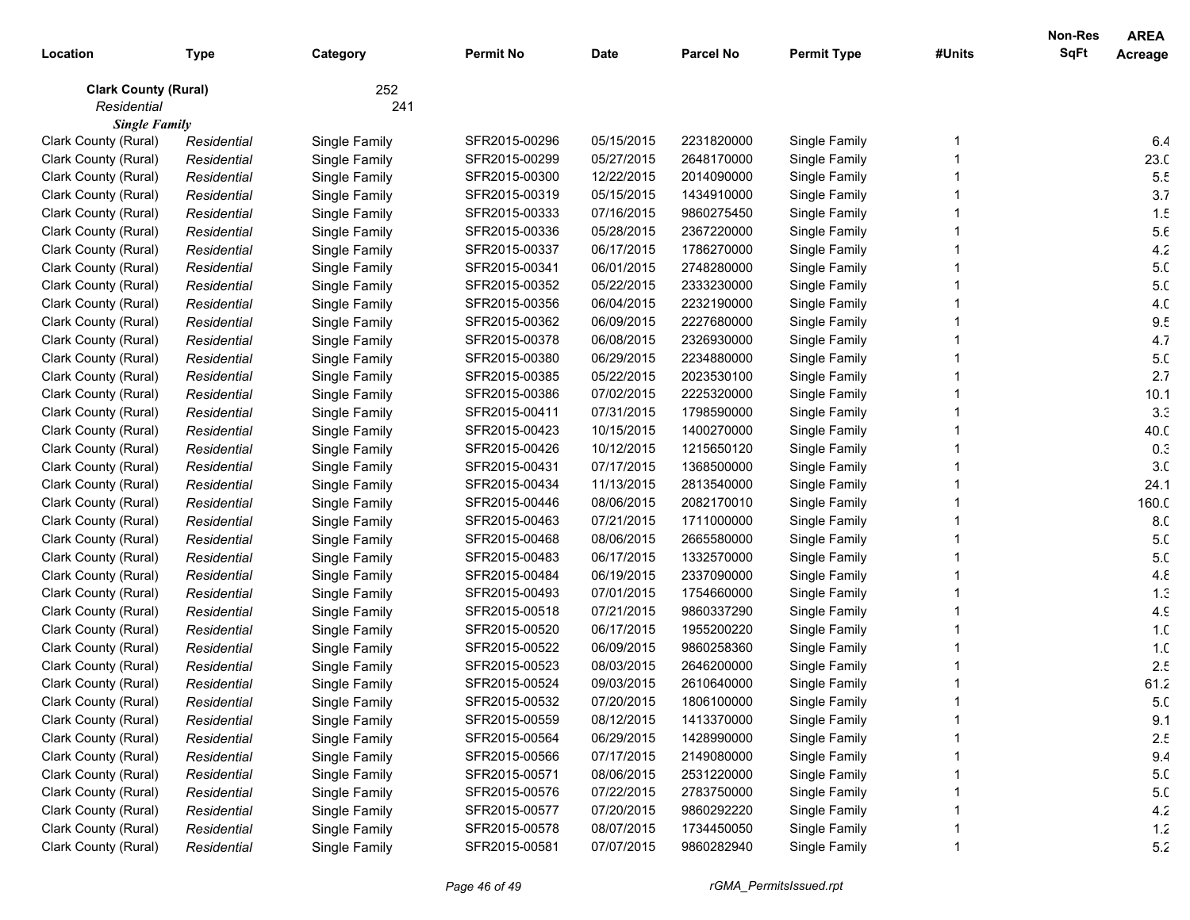| Location | Type | Category | Permit No | Date | Parcel No | Permit Type | #Units | Non-Res SqFt | AREA Acreage |
|---|---|---|---|---|---|---|---|---|---|
| **Clark County (Rural)** | | 252 | | | | | | | |
| *Residential* | | 241 | | | | | | | |
| ***Single Family*** | | | | | | | | | |
| Clark County (Rural) | *Residential* | Single Family | SFR2015-00296 | 05/15/2015 | 2231820000 | Single Family | 1 | | 6.4 |
| Clark County (Rural) | *Residential* | Single Family | SFR2015-00299 | 05/27/2015 | 2648170000 | Single Family | 1 | | 23.0 |
| Clark County (Rural) | *Residential* | Single Family | SFR2015-00300 | 12/22/2015 | 2014090000 | Single Family | 1 | | 5.5 |
| Clark County (Rural) | *Residential* | Single Family | SFR2015-00319 | 05/15/2015 | 1434910000 | Single Family | 1 | | 3.7 |
| Clark County (Rural) | *Residential* | Single Family | SFR2015-00333 | 07/16/2015 | 9860275450 | Single Family | 1 | | 1.5 |
| Clark County (Rural) | *Residential* | Single Family | SFR2015-00336 | 05/28/2015 | 2367220000 | Single Family | 1 | | 5.6 |
| Clark County (Rural) | *Residential* | Single Family | SFR2015-00337 | 06/17/2015 | 1786270000 | Single Family | 1 | | 4.2 |
| Clark County (Rural) | *Residential* | Single Family | SFR2015-00341 | 06/01/2015 | 2748280000 | Single Family | 1 | | 5.0 |
| Clark County (Rural) | *Residential* | Single Family | SFR2015-00352 | 05/22/2015 | 2333230000 | Single Family | 1 | | 5.0 |
| Clark County (Rural) | *Residential* | Single Family | SFR2015-00356 | 06/04/2015 | 2232190000 | Single Family | 1 | | 4.0 |
| Clark County (Rural) | *Residential* | Single Family | SFR2015-00362 | 06/09/2015 | 2227680000 | Single Family | 1 | | 9.5 |
| Clark County (Rural) | *Residential* | Single Family | SFR2015-00378 | 06/08/2015 | 2326930000 | Single Family | 1 | | 4.7 |
| Clark County (Rural) | *Residential* | Single Family | SFR2015-00380 | 06/29/2015 | 2234880000 | Single Family | 1 | | 5.0 |
| Clark County (Rural) | *Residential* | Single Family | SFR2015-00385 | 05/22/2015 | 2023530100 | Single Family | 1 | | 2.7 |
| Clark County (Rural) | *Residential* | Single Family | SFR2015-00386 | 07/02/2015 | 2225320000 | Single Family | 1 | | 10.1 |
| Clark County (Rural) | *Residential* | Single Family | SFR2015-00411 | 07/31/2015 | 1798590000 | Single Family | 1 | | 3.3 |
| Clark County (Rural) | *Residential* | Single Family | SFR2015-00423 | 10/15/2015 | 1400270000 | Single Family | 1 | | 40.0 |
| Clark County (Rural) | *Residential* | Single Family | SFR2015-00426 | 10/12/2015 | 1215650120 | Single Family | 1 | | 0.3 |
| Clark County (Rural) | *Residential* | Single Family | SFR2015-00431 | 07/17/2015 | 1368500000 | Single Family | 1 | | 3.0 |
| Clark County (Rural) | *Residential* | Single Family | SFR2015-00434 | 11/13/2015 | 2813540000 | Single Family | 1 | | 24.1 |
| Clark County (Rural) | *Residential* | Single Family | SFR2015-00446 | 08/06/2015 | 2082170010 | Single Family | 1 | | 160.0 |
| Clark County (Rural) | *Residential* | Single Family | SFR2015-00463 | 07/21/2015 | 1711000000 | Single Family | 1 | | 8.0 |
| Clark County (Rural) | *Residential* | Single Family | SFR2015-00468 | 08/06/2015 | 2665580000 | Single Family | 1 | | 5.0 |
| Clark County (Rural) | *Residential* | Single Family | SFR2015-00483 | 06/17/2015 | 1332570000 | Single Family | 1 | | 5.0 |
| Clark County (Rural) | *Residential* | Single Family | SFR2015-00484 | 06/19/2015 | 2337090000 | Single Family | 1 | | 4.8 |
| Clark County (Rural) | *Residential* | Single Family | SFR2015-00493 | 07/01/2015 | 1754660000 | Single Family | 1 | | 1.3 |
| Clark County (Rural) | *Residential* | Single Family | SFR2015-00518 | 07/21/2015 | 9860337290 | Single Family | 1 | | 4.9 |
| Clark County (Rural) | *Residential* | Single Family | SFR2015-00520 | 06/17/2015 | 1955200220 | Single Family | 1 | | 1.0 |
| Clark County (Rural) | *Residential* | Single Family | SFR2015-00522 | 06/09/2015 | 9860258360 | Single Family | 1 | | 1.0 |
| Clark County (Rural) | *Residential* | Single Family | SFR2015-00523 | 08/03/2015 | 2646200000 | Single Family | 1 | | 2.5 |
| Clark County (Rural) | *Residential* | Single Family | SFR2015-00524 | 09/03/2015 | 2610640000 | Single Family | 1 | | 61.2 |
| Clark County (Rural) | *Residential* | Single Family | SFR2015-00532 | 07/20/2015 | 1806100000 | Single Family | 1 | | 5.0 |
| Clark County (Rural) | *Residential* | Single Family | SFR2015-00559 | 08/12/2015 | 1413370000 | Single Family | 1 | | 9.1 |
| Clark County (Rural) | *Residential* | Single Family | SFR2015-00564 | 06/29/2015 | 1428990000 | Single Family | 1 | | 2.5 |
| Clark County (Rural) | *Residential* | Single Family | SFR2015-00566 | 07/17/2015 | 2149080000 | Single Family | 1 | | 9.4 |
| Clark County (Rural) | *Residential* | Single Family | SFR2015-00571 | 08/06/2015 | 2531220000 | Single Family | 1 | | 5.0 |
| Clark County (Rural) | *Residential* | Single Family | SFR2015-00576 | 07/22/2015 | 2783750000 | Single Family | 1 | | 5.0 |
| Clark County (Rural) | *Residential* | Single Family | SFR2015-00577 | 07/20/2015 | 9860292220 | Single Family | 1 | | 4.2 |
| Clark County (Rural) | *Residential* | Single Family | SFR2015-00578 | 08/07/2015 | 1734450050 | Single Family | 1 | | 1.2 |
| Clark County (Rural) | *Residential* | Single Family | SFR2015-00581 | 07/07/2015 | 9860282940 | Single Family | 1 | | 5.2 |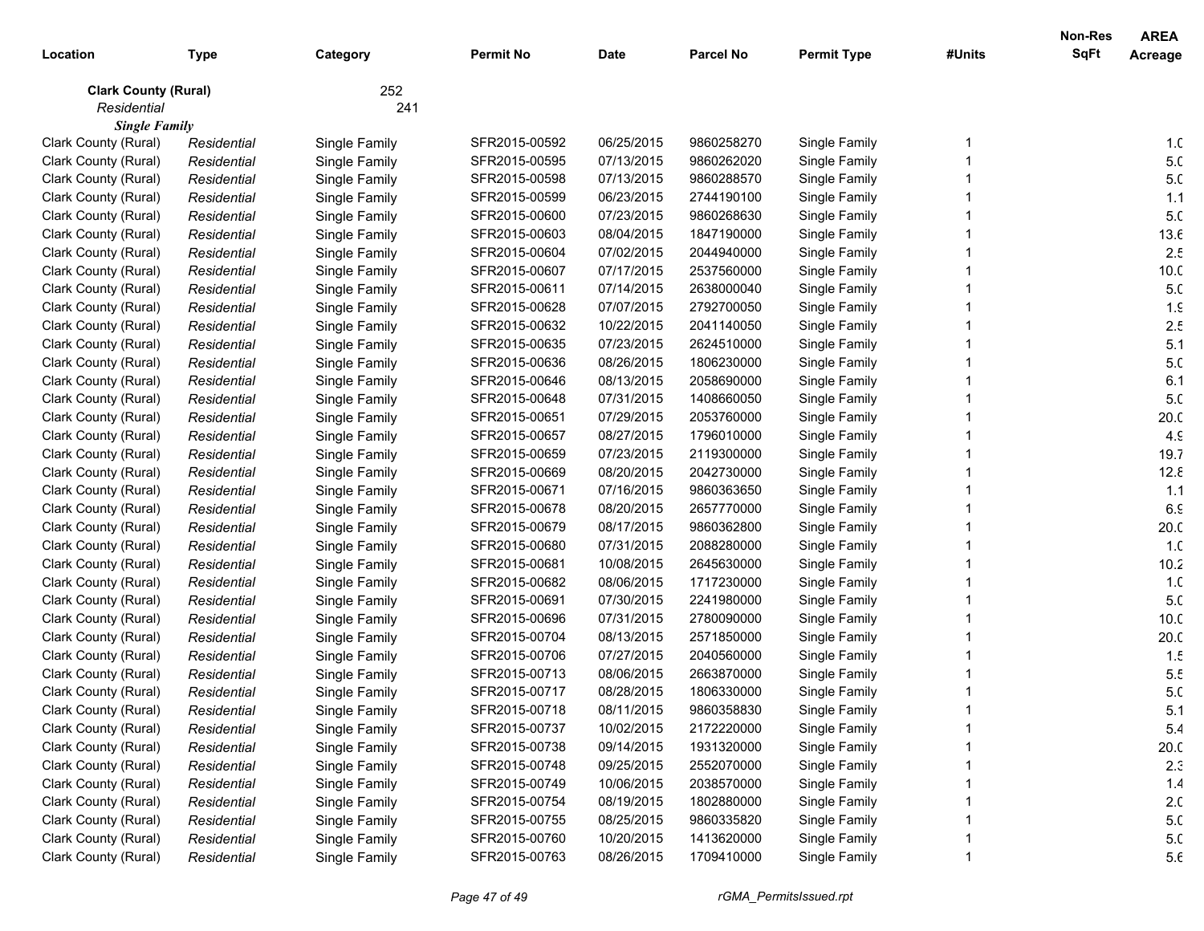| Location | Type | Category | Permit No | Date | Parcel No | Permit Type | #Units | Non-Res SqFt | AREA Acreage |
|---|---|---|---|---|---|---|---|---|---|
| **Clark County (Rural)** | | 252 | | | | | | | |
| *Residential* | | 241 | | | | | | | |
| ***Single Family*** | | | | | | | | | |
| Clark County (Rural) | *Residential* | Single Family | SFR2015-00592 | 06/25/2015 | 9860258270 | Single Family | 1 | | 1.0 |
| Clark County (Rural) | *Residential* | Single Family | SFR2015-00595 | 07/13/2015 | 9860262020 | Single Family | 1 | | 5.0 |
| Clark County (Rural) | *Residential* | Single Family | SFR2015-00598 | 07/13/2015 | 9860288570 | Single Family | 1 | | 5.0 |
| Clark County (Rural) | *Residential* | Single Family | SFR2015-00599 | 06/23/2015 | 2744190100 | Single Family | 1 | | 1.1 |
| Clark County (Rural) | *Residential* | Single Family | SFR2015-00600 | 07/23/2015 | 9860268630 | Single Family | 1 | | 5.0 |
| Clark County (Rural) | *Residential* | Single Family | SFR2015-00603 | 08/04/2015 | 1847190000 | Single Family | 1 | | 13.6 |
| Clark County (Rural) | *Residential* | Single Family | SFR2015-00604 | 07/02/2015 | 2044940000 | Single Family | 1 | | 2.5 |
| Clark County (Rural) | *Residential* | Single Family | SFR2015-00607 | 07/17/2015 | 2537560000 | Single Family | 1 | | 10.0 |
| Clark County (Rural) | *Residential* | Single Family | SFR2015-00611 | 07/14/2015 | 2638000040 | Single Family | 1 | | 5.0 |
| Clark County (Rural) | *Residential* | Single Family | SFR2015-00628 | 07/07/2015 | 2792700050 | Single Family | 1 | | 1.9 |
| Clark County (Rural) | *Residential* | Single Family | SFR2015-00632 | 10/22/2015 | 2041140050 | Single Family | 1 | | 2.5 |
| Clark County (Rural) | *Residential* | Single Family | SFR2015-00635 | 07/23/2015 | 2624510000 | Single Family | 1 | | 5.1 |
| Clark County (Rural) | *Residential* | Single Family | SFR2015-00636 | 08/26/2015 | 1806230000 | Single Family | 1 | | 5.0 |
| Clark County (Rural) | *Residential* | Single Family | SFR2015-00646 | 08/13/2015 | 2058690000 | Single Family | 1 | | 6.1 |
| Clark County (Rural) | *Residential* | Single Family | SFR2015-00648 | 07/31/2015 | 1408660050 | Single Family | 1 | | 5.0 |
| Clark County (Rural) | *Residential* | Single Family | SFR2015-00651 | 07/29/2015 | 2053760000 | Single Family | 1 | | 20.0 |
| Clark County (Rural) | *Residential* | Single Family | SFR2015-00657 | 08/27/2015 | 1796010000 | Single Family | 1 | | 4.9 |
| Clark County (Rural) | *Residential* | Single Family | SFR2015-00659 | 07/23/2015 | 2119300000 | Single Family | 1 | | 19.7 |
| Clark County (Rural) | *Residential* | Single Family | SFR2015-00669 | 08/20/2015 | 2042730000 | Single Family | 1 | | 12.8 |
| Clark County (Rural) | *Residential* | Single Family | SFR2015-00671 | 07/16/2015 | 9860363650 | Single Family | 1 | | 1.1 |
| Clark County (Rural) | *Residential* | Single Family | SFR2015-00678 | 08/20/2015 | 2657770000 | Single Family | 1 | | 6.9 |
| Clark County (Rural) | *Residential* | Single Family | SFR2015-00679 | 08/17/2015 | 9860362800 | Single Family | 1 | | 20.0 |
| Clark County (Rural) | *Residential* | Single Family | SFR2015-00680 | 07/31/2015 | 2088280000 | Single Family | 1 | | 1.0 |
| Clark County (Rural) | *Residential* | Single Family | SFR2015-00681 | 10/08/2015 | 2645630000 | Single Family | 1 | | 10.2 |
| Clark County (Rural) | *Residential* | Single Family | SFR2015-00682 | 08/06/2015 | 1717230000 | Single Family | 1 | | 1.0 |
| Clark County (Rural) | *Residential* | Single Family | SFR2015-00691 | 07/30/2015 | 2241980000 | Single Family | 1 | | 5.0 |
| Clark County (Rural) | *Residential* | Single Family | SFR2015-00696 | 07/31/2015 | 2780090000 | Single Family | 1 | | 10.0 |
| Clark County (Rural) | *Residential* | Single Family | SFR2015-00704 | 08/13/2015 | 2571850000 | Single Family | 1 | | 20.0 |
| Clark County (Rural) | *Residential* | Single Family | SFR2015-00706 | 07/27/2015 | 2040560000 | Single Family | 1 | | 1.5 |
| Clark County (Rural) | *Residential* | Single Family | SFR2015-00713 | 08/06/2015 | 2663870000 | Single Family | 1 | | 5.5 |
| Clark County (Rural) | *Residential* | Single Family | SFR2015-00717 | 08/28/2015 | 1806330000 | Single Family | 1 | | 5.0 |
| Clark County (Rural) | *Residential* | Single Family | SFR2015-00718 | 08/11/2015 | 9860358830 | Single Family | 1 | | 5.1 |
| Clark County (Rural) | *Residential* | Single Family | SFR2015-00737 | 10/02/2015 | 2172220000 | Single Family | 1 | | 5.4 |
| Clark County (Rural) | *Residential* | Single Family | SFR2015-00738 | 09/14/2015 | 1931320000 | Single Family | 1 | | 20.0 |
| Clark County (Rural) | *Residential* | Single Family | SFR2015-00748 | 09/25/2015 | 2552070000 | Single Family | 1 | | 2.3 |
| Clark County (Rural) | *Residential* | Single Family | SFR2015-00749 | 10/06/2015 | 2038570000 | Single Family | 1 | | 1.4 |
| Clark County (Rural) | *Residential* | Single Family | SFR2015-00754 | 08/19/2015 | 1802880000 | Single Family | 1 | | 2.0 |
| Clark County (Rural) | *Residential* | Single Family | SFR2015-00755 | 08/25/2015 | 9860335820 | Single Family | 1 | | 5.0 |
| Clark County (Rural) | *Residential* | Single Family | SFR2015-00760 | 10/20/2015 | 1413620000 | Single Family | 1 | | 5.0 |
| Clark County (Rural) | *Residential* | Single Family | SFR2015-00763 | 08/26/2015 | 1709410000 | Single Family | 1 | | 5.6 |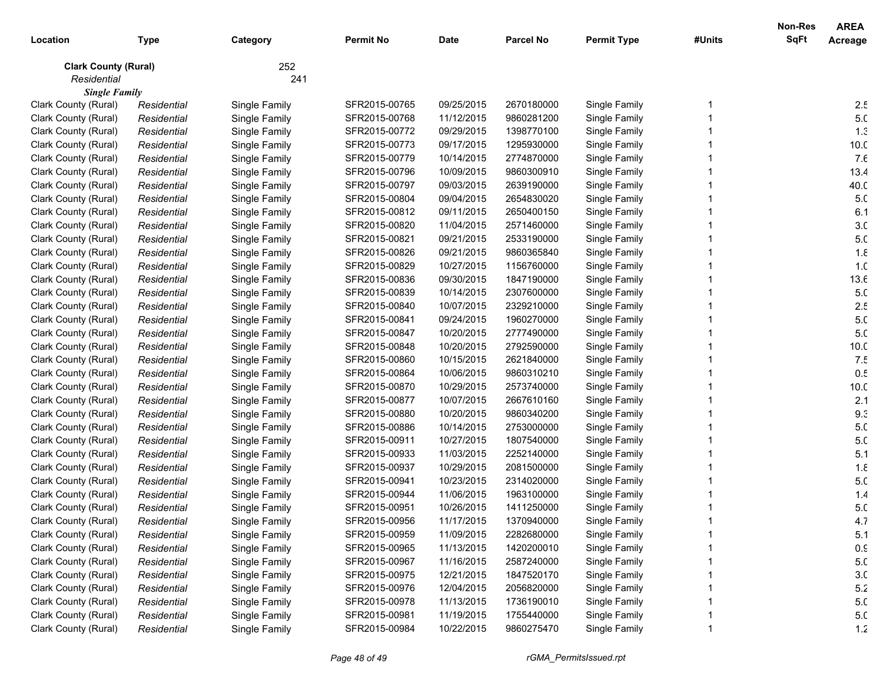| Location | Type | Category | Permit No | Date | Parcel No | Permit Type | #Units | Non-Res SqFt | AREA Acreage |
|---|---|---|---|---|---|---|---|---|---|
| **Clark County (Rural)** | | 252 | | | | | | | |
| *Residential* | | 241 | | | | | | | |
| ***Single Family*** | | | | | | | | | |
| Clark County (Rural) | *Residential* | Single Family | SFR2015-00765 | 09/25/2015 | 2670180000 | Single Family | 1 | | 2.5 |
| Clark County (Rural) | *Residential* | Single Family | SFR2015-00768 | 11/12/2015 | 9860281200 | Single Family | 1 | | 5.0 |
| Clark County (Rural) | *Residential* | Single Family | SFR2015-00772 | 09/29/2015 | 1398770100 | Single Family | 1 | | 1.3 |
| Clark County (Rural) | *Residential* | Single Family | SFR2015-00773 | 09/17/2015 | 1295930000 | Single Family | 1 | | 10.0 |
| Clark County (Rural) | *Residential* | Single Family | SFR2015-00779 | 10/14/2015 | 2774870000 | Single Family | 1 | | 7.6 |
| Clark County (Rural) | *Residential* | Single Family | SFR2015-00796 | 10/09/2015 | 9860300910 | Single Family | 1 | | 13.4 |
| Clark County (Rural) | *Residential* | Single Family | SFR2015-00797 | 09/03/2015 | 2639190000 | Single Family | 1 | | 40.0 |
| Clark County (Rural) | *Residential* | Single Family | SFR2015-00804 | 09/04/2015 | 2654830020 | Single Family | 1 | | 5.0 |
| Clark County (Rural) | *Residential* | Single Family | SFR2015-00812 | 09/11/2015 | 2650400150 | Single Family | 1 | | 6.1 |
| Clark County (Rural) | *Residential* | Single Family | SFR2015-00820 | 11/04/2015 | 2571460000 | Single Family | 1 | | 3.0 |
| Clark County (Rural) | *Residential* | Single Family | SFR2015-00821 | 09/21/2015 | 2533190000 | Single Family | 1 | | 5.0 |
| Clark County (Rural) | *Residential* | Single Family | SFR2015-00826 | 09/21/2015 | 9860365840 | Single Family | 1 | | 1.8 |
| Clark County (Rural) | *Residential* | Single Family | SFR2015-00829 | 10/27/2015 | 1156760000 | Single Family | 1 | | 1.0 |
| Clark County (Rural) | *Residential* | Single Family | SFR2015-00836 | 09/30/2015 | 1847190000 | Single Family | 1 | | 13.6 |
| Clark County (Rural) | *Residential* | Single Family | SFR2015-00839 | 10/14/2015 | 2307600000 | Single Family | 1 | | 5.0 |
| Clark County (Rural) | *Residential* | Single Family | SFR2015-00840 | 10/07/2015 | 2329210000 | Single Family | 1 | | 2.5 |
| Clark County (Rural) | *Residential* | Single Family | SFR2015-00841 | 09/24/2015 | 1960270000 | Single Family | 1 | | 5.0 |
| Clark County (Rural) | *Residential* | Single Family | SFR2015-00847 | 10/20/2015 | 2777490000 | Single Family | 1 | | 5.0 |
| Clark County (Rural) | *Residential* | Single Family | SFR2015-00848 | 10/20/2015 | 2792590000 | Single Family | 1 | | 10.0 |
| Clark County (Rural) | *Residential* | Single Family | SFR2015-00860 | 10/15/2015 | 2621840000 | Single Family | 1 | | 7.5 |
| Clark County (Rural) | *Residential* | Single Family | SFR2015-00864 | 10/06/2015 | 9860310210 | Single Family | 1 | | 0.5 |
| Clark County (Rural) | *Residential* | Single Family | SFR2015-00870 | 10/29/2015 | 2573740000 | Single Family | 1 | | 10.0 |
| Clark County (Rural) | *Residential* | Single Family | SFR2015-00877 | 10/07/2015 | 2667610160 | Single Family | 1 | | 2.1 |
| Clark County (Rural) | *Residential* | Single Family | SFR2015-00880 | 10/20/2015 | 9860340200 | Single Family | 1 | | 9.3 |
| Clark County (Rural) | *Residential* | Single Family | SFR2015-00886 | 10/14/2015 | 2753000000 | Single Family | 1 | | 5.0 |
| Clark County (Rural) | *Residential* | Single Family | SFR2015-00911 | 10/27/2015 | 1807540000 | Single Family | 1 | | 5.0 |
| Clark County (Rural) | *Residential* | Single Family | SFR2015-00933 | 11/03/2015 | 2252140000 | Single Family | 1 | | 5.1 |
| Clark County (Rural) | *Residential* | Single Family | SFR2015-00937 | 10/29/2015 | 2081500000 | Single Family | 1 | | 1.8 |
| Clark County (Rural) | *Residential* | Single Family | SFR2015-00941 | 10/23/2015 | 2314020000 | Single Family | 1 | | 5.0 |
| Clark County (Rural) | *Residential* | Single Family | SFR2015-00944 | 11/06/2015 | 1963100000 | Single Family | 1 | | 1.4 |
| Clark County (Rural) | *Residential* | Single Family | SFR2015-00951 | 10/26/2015 | 1411250000 | Single Family | 1 | | 5.0 |
| Clark County (Rural) | *Residential* | Single Family | SFR2015-00956 | 11/17/2015 | 1370940000 | Single Family | 1 | | 4.7 |
| Clark County (Rural) | *Residential* | Single Family | SFR2015-00959 | 11/09/2015 | 2282680000 | Single Family | 1 | | 5.1 |
| Clark County (Rural) | *Residential* | Single Family | SFR2015-00965 | 11/13/2015 | 1420200010 | Single Family | 1 | | 0.9 |
| Clark County (Rural) | *Residential* | Single Family | SFR2015-00967 | 11/16/2015 | 2587240000 | Single Family | 1 | | 5.0 |
| Clark County (Rural) | *Residential* | Single Family | SFR2015-00975 | 12/21/2015 | 1847520170 | Single Family | 1 | | 3.0 |
| Clark County (Rural) | *Residential* | Single Family | SFR2015-00976 | 12/04/2015 | 2056820000 | Single Family | 1 | | 5.2 |
| Clark County (Rural) | *Residential* | Single Family | SFR2015-00978 | 11/13/2015 | 1736190010 | Single Family | 1 | | 5.0 |
| Clark County (Rural) | *Residential* | Single Family | SFR2015-00981 | 11/19/2015 | 1755440000 | Single Family | 1 | | 5.0 |
| Clark County (Rural) | *Residential* | Single Family | SFR2015-00984 | 10/22/2015 | 9860275470 | Single Family | 1 | | 1.2 |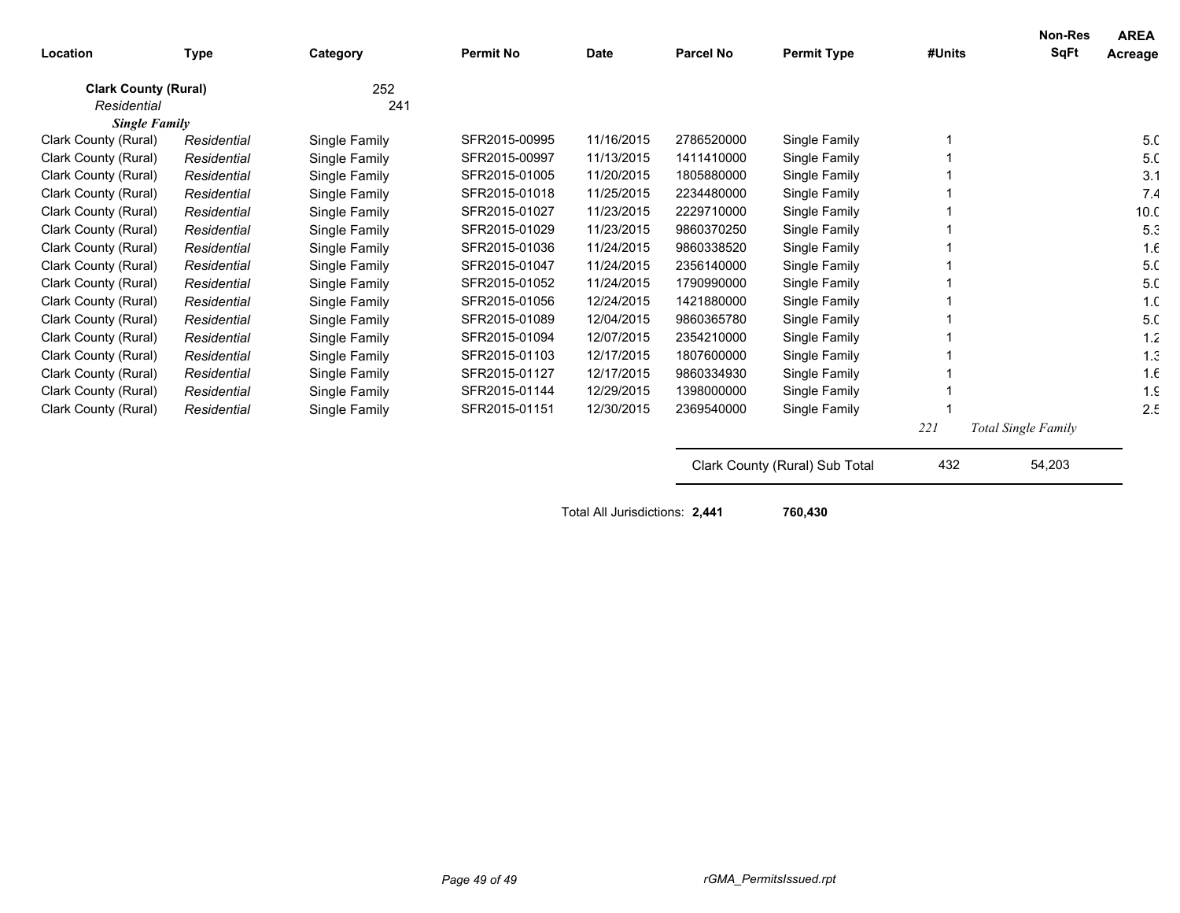| Location | Type | Category | Permit No | Date | Parcel No | Permit Type | #Units | Non-Res SqFt | AREA Acreage |
|---|---|---|---|---|---|---|---|---|---|
| **Clark County (Rural)** | | 252 | | | | | | | |
| *Residential* | | 241 | | | | | | | |
| ***Single Family*** | | | | | | | | | |
| Clark County (Rural) | *Residential* | Single Family | SFR2015-00995 | 11/16/2015 | 2786520000 | Single Family | 1 | | 5.0 |
| Clark County (Rural) | *Residential* | Single Family | SFR2015-00997 | 11/13/2015 | 1411410000 | Single Family | 1 | | 5.0 |
| Clark County (Rural) | *Residential* | Single Family | SFR2015-01005 | 11/20/2015 | 1805880000 | Single Family | 1 | | 3.1 |
| Clark County (Rural) | *Residential* | Single Family | SFR2015-01018 | 11/25/2015 | 2234480000 | Single Family | 1 | | 7.4 |
| Clark County (Rural) | *Residential* | Single Family | SFR2015-01027 | 11/23/2015 | 2229710000 | Single Family | 1 | | 10.0 |
| Clark County (Rural) | *Residential* | Single Family | SFR2015-01029 | 11/23/2015 | 9860370250 | Single Family | 1 | | 5.3 |
| Clark County (Rural) | *Residential* | Single Family | SFR2015-01036 | 11/24/2015 | 9860338520 | Single Family | 1 | | 1.6 |
| Clark County (Rural) | *Residential* | Single Family | SFR2015-01047 | 11/24/2015 | 2356140000 | Single Family | 1 | | 5.0 |
| Clark County (Rural) | *Residential* | Single Family | SFR2015-01052 | 11/24/2015 | 1790990000 | Single Family | 1 | | 5.0 |
| Clark County (Rural) | *Residential* | Single Family | SFR2015-01056 | 12/24/2015 | 1421880000 | Single Family | 1 | | 1.0 |
| Clark County (Rural) | *Residential* | Single Family | SFR2015-01089 | 12/04/2015 | 9860365780 | Single Family | 1 | | 5.0 |
| Clark County (Rural) | *Residential* | Single Family | SFR2015-01094 | 12/07/2015 | 2354210000 | Single Family | 1 | | 1.2 |
| Clark County (Rural) | *Residential* | Single Family | SFR2015-01103 | 12/17/2015 | 1807600000 | Single Family | 1 | | 1.3 |
| Clark County (Rural) | *Residential* | Single Family | SFR2015-01127 | 12/17/2015 | 9860334930 | Single Family | 1 | | 1.6 |
| Clark County (Rural) | *Residential* | Single Family | SFR2015-01144 | 12/29/2015 | 1398000000 | Single Family | 1 | | 1.9 |
| Clark County (Rural) | *Residential* | Single Family | SFR2015-01151 | 12/30/2015 | 2369540000 | Single Family | 1 | | 2.5 |
| | | | | | | | *221* | *Total Single Family* | |
| | | | | | Clark County (Rural) Sub Total | | 432 | 54,203 | |

Total All Jurisdictions: **2,441** **760,430**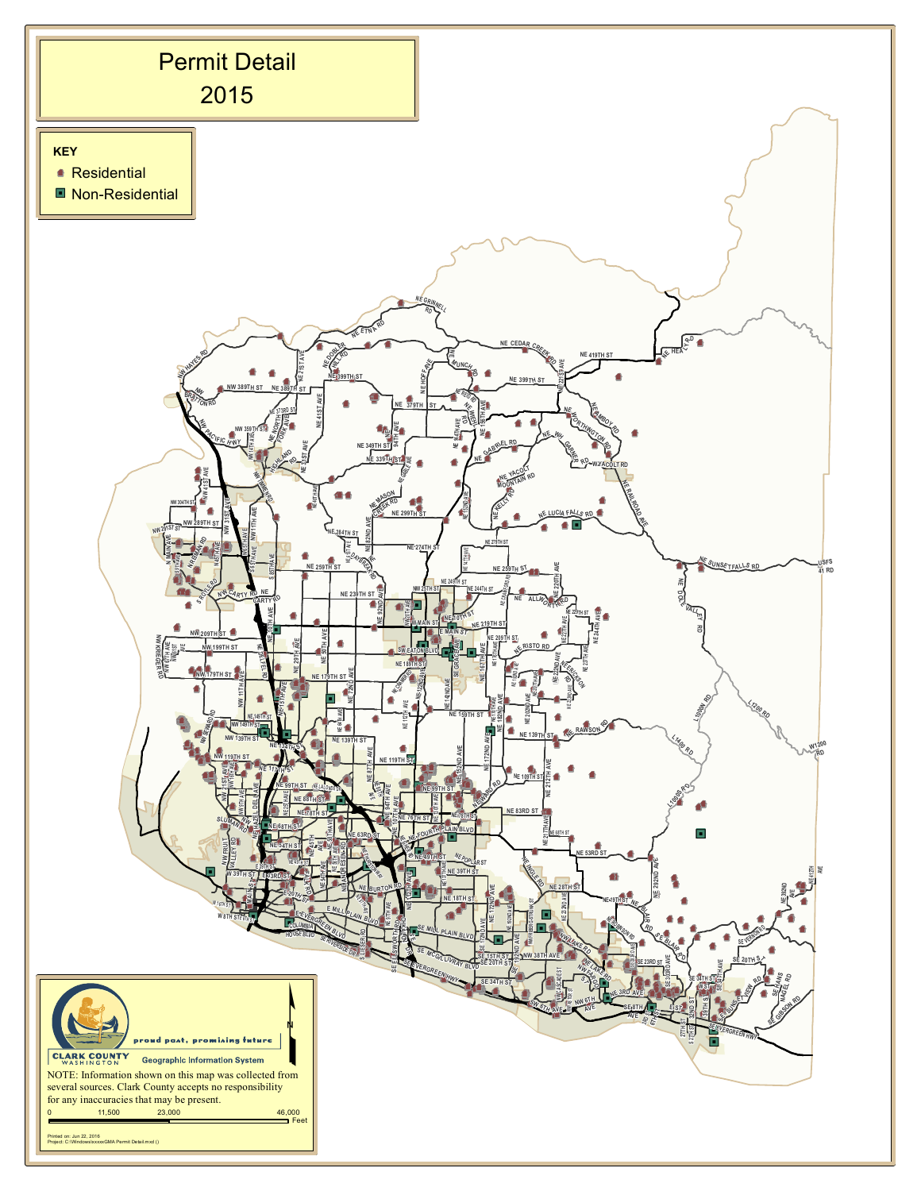# Permit Detail

# 2015

**KEY**

- Residential
- Non-Residential

proud past, promising future

CLARK COUNTY WASHINGTON

Geographic Information System

NOTE: Information shown on this map was collected from several sources. Clark County accepts no responsibility for any inaccuracies that may be present.

0 11,500 23,000 46,000 Feet

Printed on: Jun 22, 2016
Project: C:\Windows\xxxxx\GMA Permit Detail.mxd ()